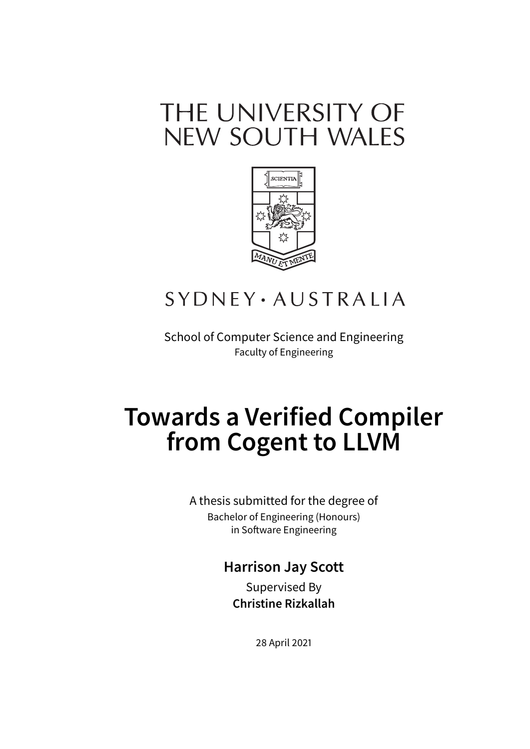THE UNIVERSITY OF NEW SOUTH WALES

SYDNEY · AUSTRALIA

School of Computer Science and Engineering
Faculty of Engineering

# Towards a Verified Compiler from Cogent to LLVM

A thesis submitted for the degree of
Bachelor of Engineering (Honours)
in Software Engineering

**Harrison Jay Scott**

Supervised By
**Christine Rizkallah**

28 April 2021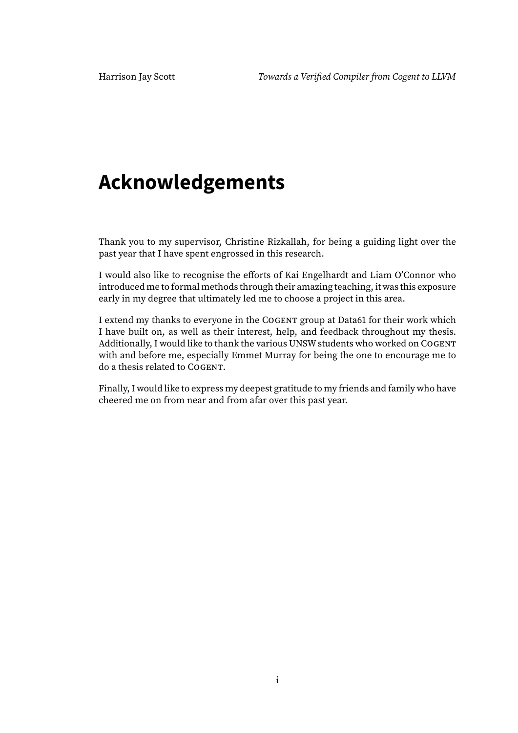# Acknowledgements

Thank you to my supervisor, Christine Rizkallah, for being a guiding light over the past year that I have spent engrossed in this research.

I would also like to recognise the efforts of Kai Engelhardt and Liam O'Connor who introduced me to formal methods through their amazing teaching, it was this exposure early in my degree that ultimately led me to choose a project in this area.

I extend my thanks to everyone in the COGENT group at Data61 for their work which I have built on, as well as their interest, help, and feedback throughout my thesis. Additionally, I would like to thank the various UNSW students who worked on COGENT with and before me, especially Emmet Murray for being the one to encourage me to do a thesis related to COGENT.

Finally, I would like to express my deepest gratitude to my friends and family who have cheered me on from near and from afar over this past year.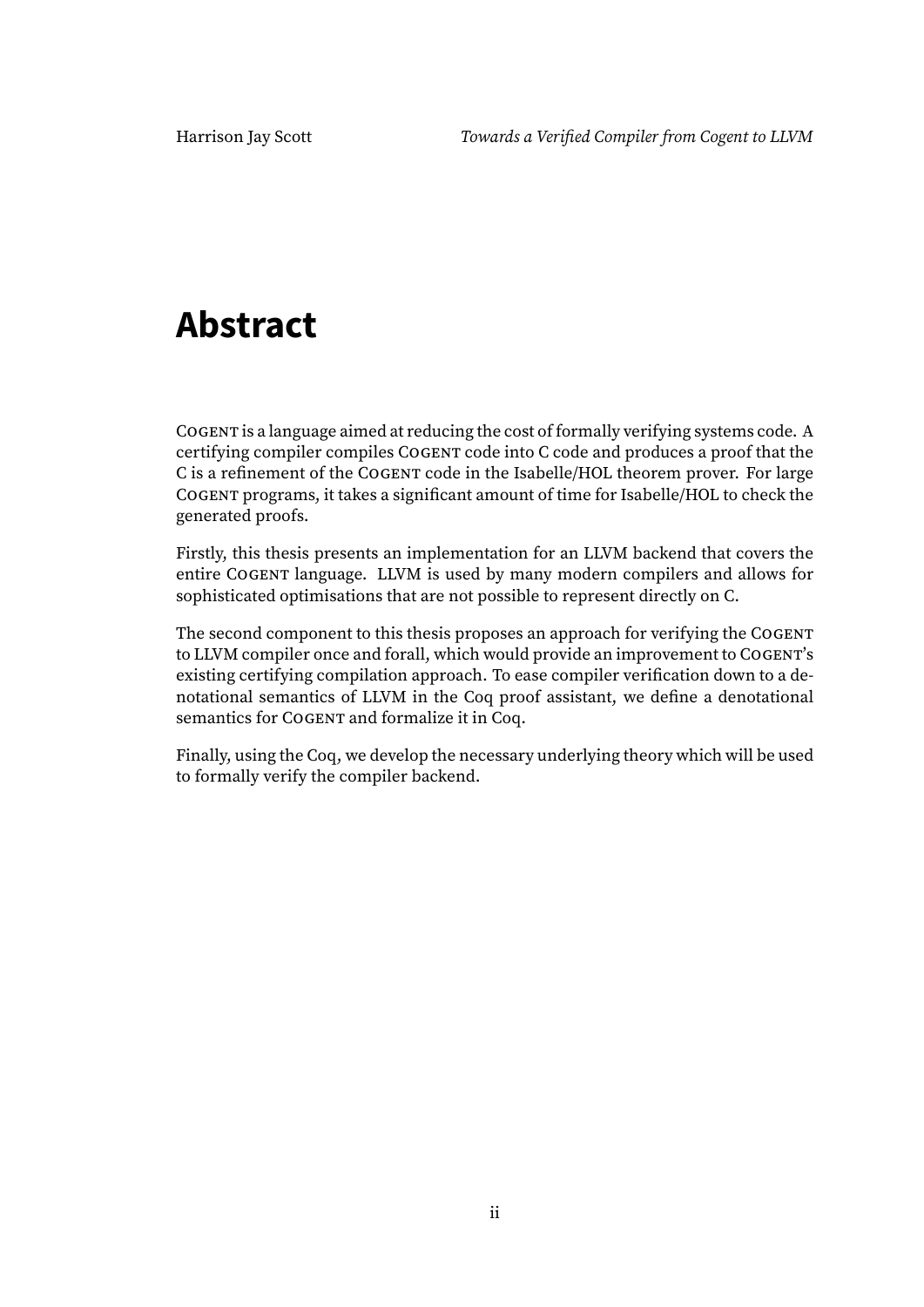# Abstract

COGENT is a language aimed at reducing the cost of formally verifying systems code. A certifying compiler compiles COGENT code into C code and produces a proof that the C is a refinement of the COGENT code in the Isabelle/HOL theorem prover. For large COGENT programs, it takes a significant amount of time for Isabelle/HOL to check the generated proofs.

Firstly, this thesis presents an implementation for an LLVM backend that covers the entire COGENT language. LLVM is used by many modern compilers and allows for sophisticated optimisations that are not possible to represent directly on C.

The second component to this thesis proposes an approach for verifying the COGENT to LLVM compiler once and forall, which would provide an improvement to COGENT's existing certifying compilation approach. To ease compiler verification down to a denotational semantics of LLVM in the Coq proof assistant, we define a denotational semantics for COGENT and formalize it in Coq.

Finally, using the Coq, we develop the necessary underlying theory which will be used to formally verify the compiler backend.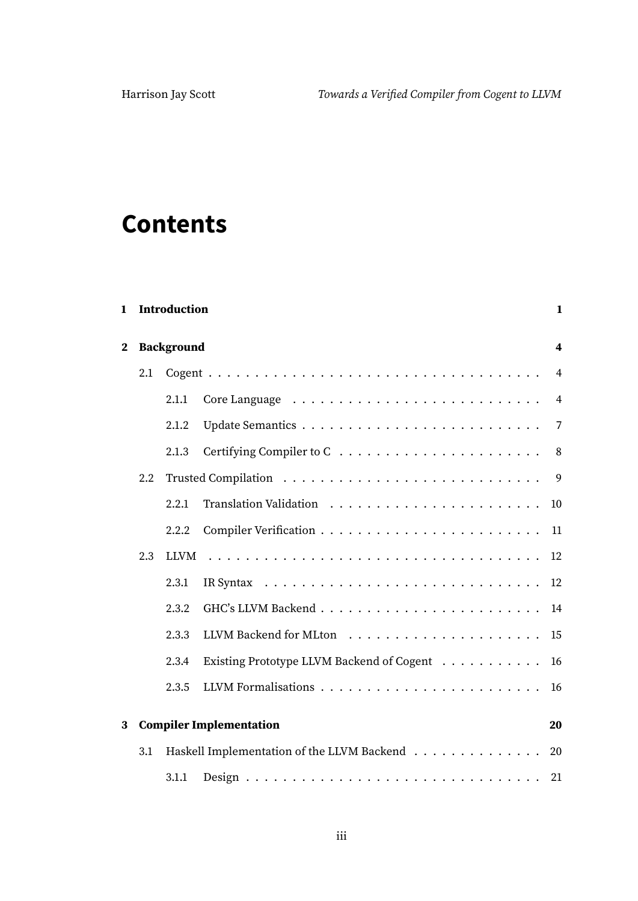# Contents

**1 Introduction** **1**

**2 Background** **4**

- 2.1 Cogent . . . . . . . . . . . . . . . . . . . . . . . . . . . . . . . . . . . . . 4
  - 2.1.1 Core Language . . . . . . . . . . . . . . . . . . . . . . . . . . . . 4
  - 2.1.2 Update Semantics . . . . . . . . . . . . . . . . . . . . . . . . . . 7
  - 2.1.3 Certifying Compiler to C . . . . . . . . . . . . . . . . . . . . . . 8
- 2.2 Trusted Compilation . . . . . . . . . . . . . . . . . . . . . . . . . . . . 9
  - 2.2.1 Translation Validation . . . . . . . . . . . . . . . . . . . . . . . 10
  - 2.2.2 Compiler Verification . . . . . . . . . . . . . . . . . . . . . . . . 11
- 2.3 LLVM . . . . . . . . . . . . . . . . . . . . . . . . . . . . . . . . . . . . 12
  - 2.3.1 IR Syntax . . . . . . . . . . . . . . . . . . . . . . . . . . . . . . 12
  - 2.3.2 GHC's LLVM Backend . . . . . . . . . . . . . . . . . . . . . . . . 14
  - 2.3.3 LLVM Backend for MLton . . . . . . . . . . . . . . . . . . . . . 15
  - 2.3.4 Existing Prototype LLVM Backend of Cogent . . . . . . . . . . . 16
  - 2.3.5 LLVM Formalisations . . . . . . . . . . . . . . . . . . . . . . . . 16

**3 Compiler Implementation** **20**

- 3.1 Haskell Implementation of the LLVM Backend . . . . . . . . . . . . . . 20
  - 3.1.1 Design . . . . . . . . . . . . . . . . . . . . . . . . . . . . . . . . 21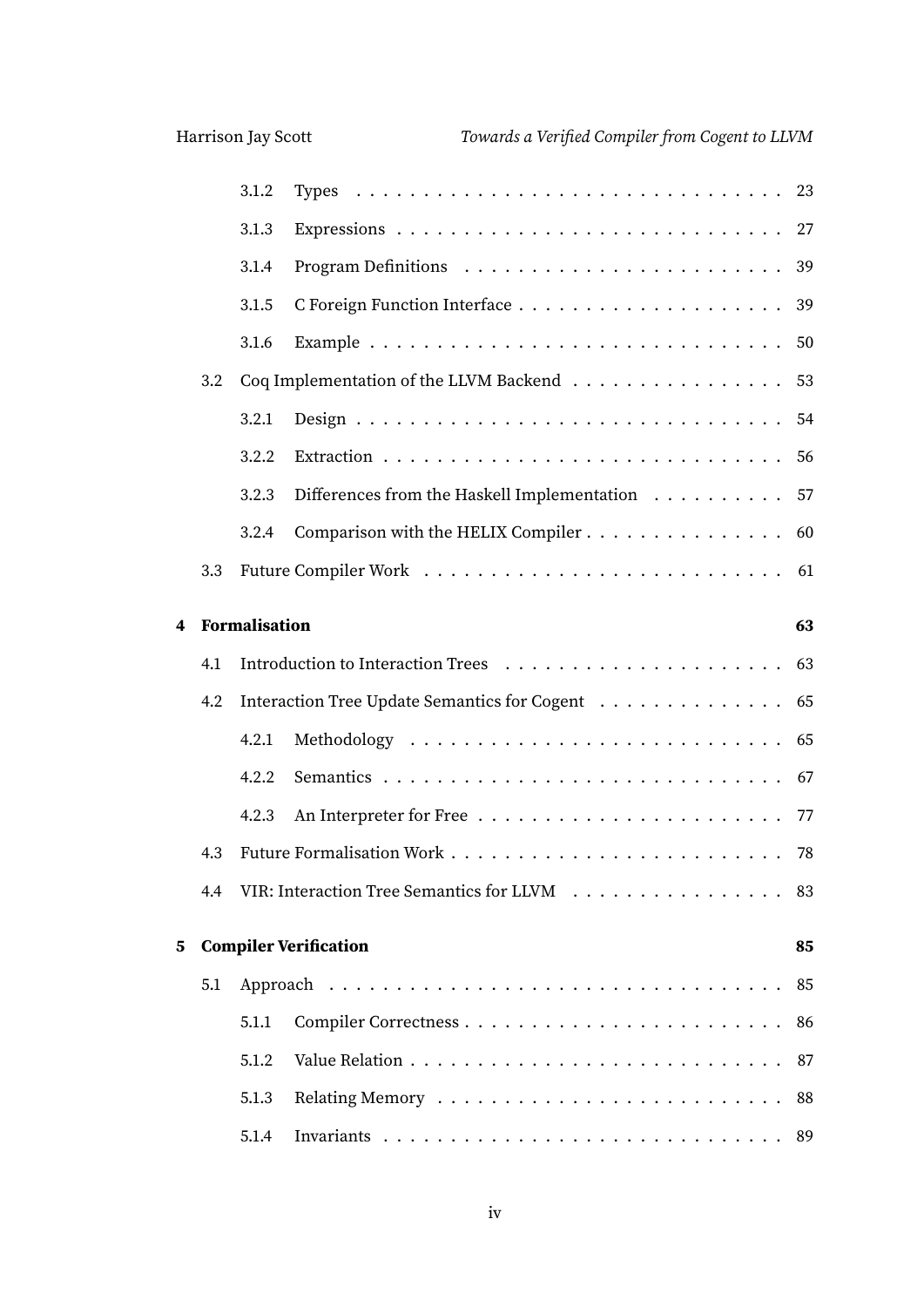- 3.1.2 Types . . . . . . . . . . . . . . . . . . . . . . . . . . . . . . 23
- 3.1.3 Expressions . . . . . . . . . . . . . . . . . . . . . . . . . . . 27
- 3.1.4 Program Definitions . . . . . . . . . . . . . . . . . . . . . . 39
- 3.1.5 C Foreign Function Interface . . . . . . . . . . . . . . . . . . 39
- 3.1.6 Example . . . . . . . . . . . . . . . . . . . . . . . . . . . . . 50

3.2 Coq Implementation of the LLVM Backend . . . . . . . . . . . . . . . 53

- 3.2.1 Design . . . . . . . . . . . . . . . . . . . . . . . . . . . . . . 54
- 3.2.2 Extraction . . . . . . . . . . . . . . . . . . . . . . . . . . . . 56
- 3.2.3 Differences from the Haskell Implementation . . . . . . . . . . 57
- 3.2.4 Comparison with the HELIX Compiler . . . . . . . . . . . . . . 60

3.3 Future Compiler Work . . . . . . . . . . . . . . . . . . . . . . . . . 61

**4 Formalisation** **63**

4.1 Introduction to Interaction Trees . . . . . . . . . . . . . . . . . . . 63

4.2 Interaction Tree Update Semantics for Cogent . . . . . . . . . . . . . 65

- 4.2.1 Methodology . . . . . . . . . . . . . . . . . . . . . . . . . . . 65
- 4.2.2 Semantics . . . . . . . . . . . . . . . . . . . . . . . . . . . . . 67
- 4.2.3 An Interpreter for Free . . . . . . . . . . . . . . . . . . . . . . 77

4.3 Future Formalisation Work . . . . . . . . . . . . . . . . . . . . . . . 78

4.4 VIR: Interaction Tree Semantics for LLVM . . . . . . . . . . . . . . . 83

**5 Compiler Verification** **85**

5.1 Approach . . . . . . . . . . . . . . . . . . . . . . . . . . . . . . . . 85

- 5.1.1 Compiler Correctness . . . . . . . . . . . . . . . . . . . . . . . 86
- 5.1.2 Value Relation . . . . . . . . . . . . . . . . . . . . . . . . . . . 87
- 5.1.3 Relating Memory . . . . . . . . . . . . . . . . . . . . . . . . . 88
- 5.1.4 Invariants . . . . . . . . . . . . . . . . . . . . . . . . . . . . . 89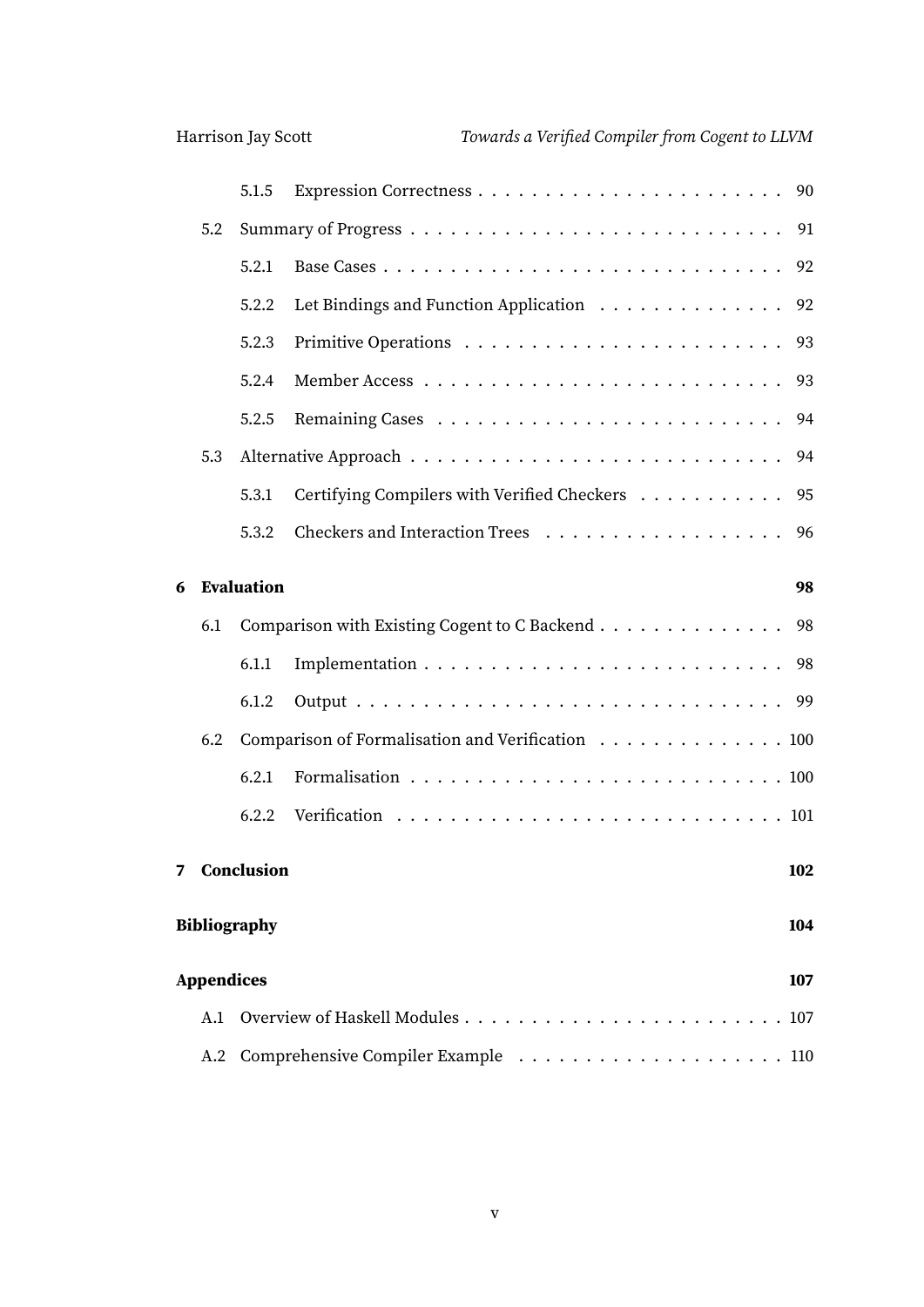- 5.1.5 Expression Correctness . . . . . . . . . . . . . . . . . . . . . . . 90
- 5.2 Summary of Progress . . . . . . . . . . . . . . . . . . . . . . . . . . 91
  - 5.2.1 Base Cases . . . . . . . . . . . . . . . . . . . . . . . . . . . . 92
  - 5.2.2 Let Bindings and Function Application . . . . . . . . . . . . . . 92
  - 5.2.3 Primitive Operations . . . . . . . . . . . . . . . . . . . . . . . 93
  - 5.2.4 Member Access . . . . . . . . . . . . . . . . . . . . . . . . . . 93
  - 5.2.5 Remaining Cases . . . . . . . . . . . . . . . . . . . . . . . . . 94
- 5.3 Alternative Approach . . . . . . . . . . . . . . . . . . . . . . . . . . 94
  - 5.3.1 Certifying Compilers with Verified Checkers . . . . . . . . . . . 95
  - 5.3.2 Checkers and Interaction Trees . . . . . . . . . . . . . . . . . . 96

**6 Evaluation** **98**

- 6.1 Comparison with Existing Cogent to C Backend . . . . . . . . . . . . . . 98
  - 6.1.1 Implementation . . . . . . . . . . . . . . . . . . . . . . . . . . 98
  - 6.1.2 Output . . . . . . . . . . . . . . . . . . . . . . . . . . . . . . . 99
- 6.2 Comparison of Formalisation and Verification . . . . . . . . . . . . . . 100
  - 6.2.1 Formalisation . . . . . . . . . . . . . . . . . . . . . . . . . . . 100
  - 6.2.2 Verification . . . . . . . . . . . . . . . . . . . . . . . . . . . . 101

**7 Conclusion** **102**

**Bibliography** **104**

**Appendices** **107**

- A.1 Overview of Haskell Modules . . . . . . . . . . . . . . . . . . . . . . . 107
- A.2 Comprehensive Compiler Example . . . . . . . . . . . . . . . . . . . . 110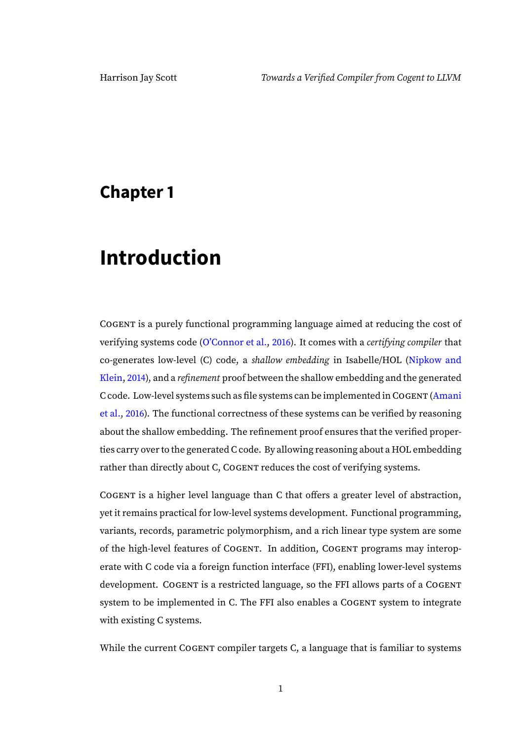# Chapter 1

# Introduction

COGENT is a purely functional programming language aimed at reducing the cost of verifying systems code (O'Connor et al., 2016). It comes with a *certifying compiler* that co-generates low-level (C) code, a *shallow embedding* in Isabelle/HOL (Nipkow and Klein, 2014), and a *refinement* proof between the shallow embedding and the generated C code. Low-level systems such as file systems can be implemented in COGENT (Amani et al., 2016). The functional correctness of these systems can be verified by reasoning about the shallow embedding. The refinement proof ensures that the verified properties carry over to the generated C code. By allowing reasoning about a HOL embedding rather than directly about C, COGENT reduces the cost of verifying systems.

COGENT is a higher level language than C that offers a greater level of abstraction, yet it remains practical for low-level systems development. Functional programming, variants, records, parametric polymorphism, and a rich linear type system are some of the high-level features of COGENT. In addition, COGENT programs may interoperate with C code via a foreign function interface (FFI), enabling lower-level systems development. COGENT is a restricted language, so the FFI allows parts of a COGENT system to be implemented in C. The FFI also enables a COGENT system to integrate with existing C systems.

While the current COGENT compiler targets C, a language that is familiar to systems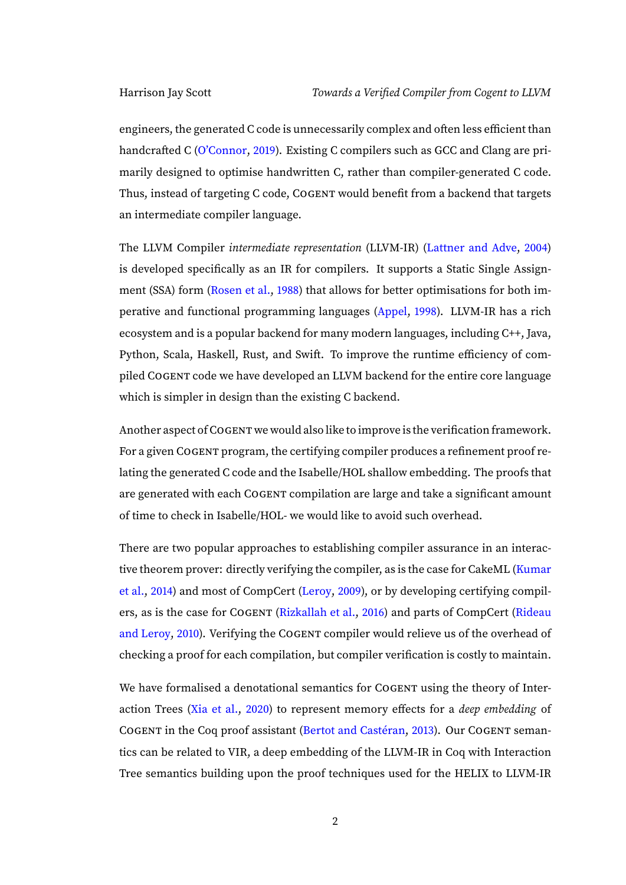engineers, the generated C code is unnecessarily complex and often less efficient than handcrafted C (O'Connor, 2019). Existing C compilers such as GCC and Clang are primarily designed to optimise handwritten C, rather than compiler-generated C code. Thus, instead of targeting C code, COGENT would benefit from a backend that targets an intermediate compiler language.

The LLVM Compiler *intermediate representation* (LLVM-IR) (Lattner and Adve, 2004) is developed specifically as an IR for compilers. It supports a Static Single Assignment (SSA) form (Rosen et al., 1988) that allows for better optimisations for both imperative and functional programming languages (Appel, 1998). LLVM-IR has a rich ecosystem and is a popular backend for many modern languages, including C++, Java, Python, Scala, Haskell, Rust, and Swift. To improve the runtime efficiency of compiled COGENT code we have developed an LLVM backend for the entire core language which is simpler in design than the existing C backend.

Another aspect of COGENT we would also like to improve is the verification framework. For a given COGENT program, the certifying compiler produces a refinement proof relating the generated C code and the Isabelle/HOL shallow embedding. The proofs that are generated with each COGENT compilation are large and take a significant amount of time to check in Isabelle/HOL- we would like to avoid such overhead.

There are two popular approaches to establishing compiler assurance in an interactive theorem prover: directly verifying the compiler, as is the case for CakeML (Kumar et al., 2014) and most of CompCert (Leroy, 2009), or by developing certifying compilers, as is the case for COGENT (Rizkallah et al., 2016) and parts of CompCert (Rideau and Leroy, 2010). Verifying the COGENT compiler would relieve us of the overhead of checking a proof for each compilation, but compiler verification is costly to maintain.

We have formalised a denotational semantics for COGENT using the theory of Interaction Trees (Xia et al., 2020) to represent memory effects for a *deep embedding* of COGENT in the Coq proof assistant (Bertot and Castéran, 2013). Our COGENT semantics can be related to VIR, a deep embedding of the LLVM-IR in Coq with Interaction Tree semantics building upon the proof techniques used for the HELIX to LLVM-IR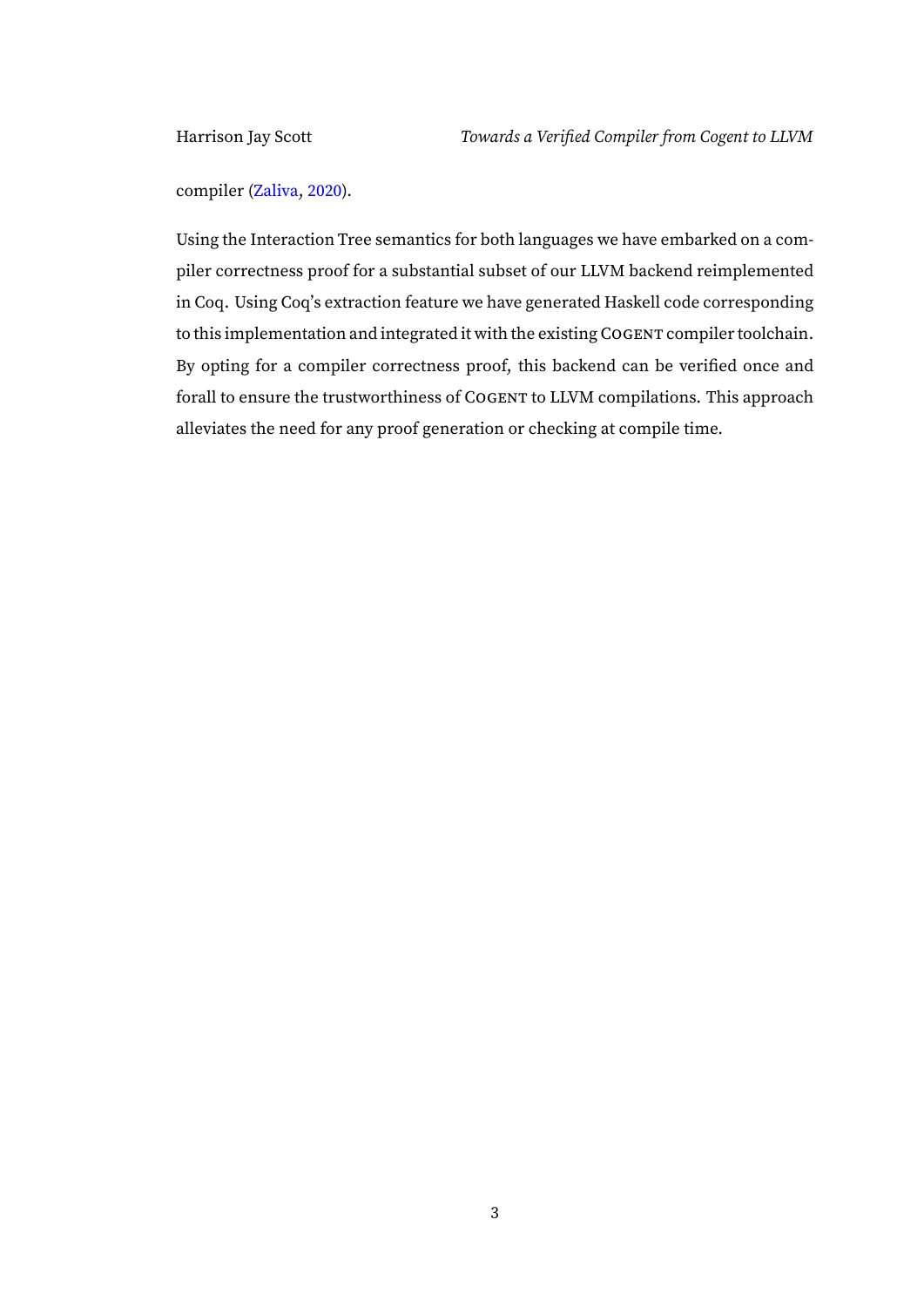compiler (Zaliva, 2020).

Using the Interaction Tree semantics for both languages we have embarked on a compiler correctness proof for a substantial subset of our LLVM backend reimplemented in Coq. Using Coq's extraction feature we have generated Haskell code corresponding to this implementation and integrated it with the existing Cogent compiler toolchain. By opting for a compiler correctness proof, this backend can be verified once and forall to ensure the trustworthiness of Cogent to LLVM compilations. This approach alleviates the need for any proof generation or checking at compile time.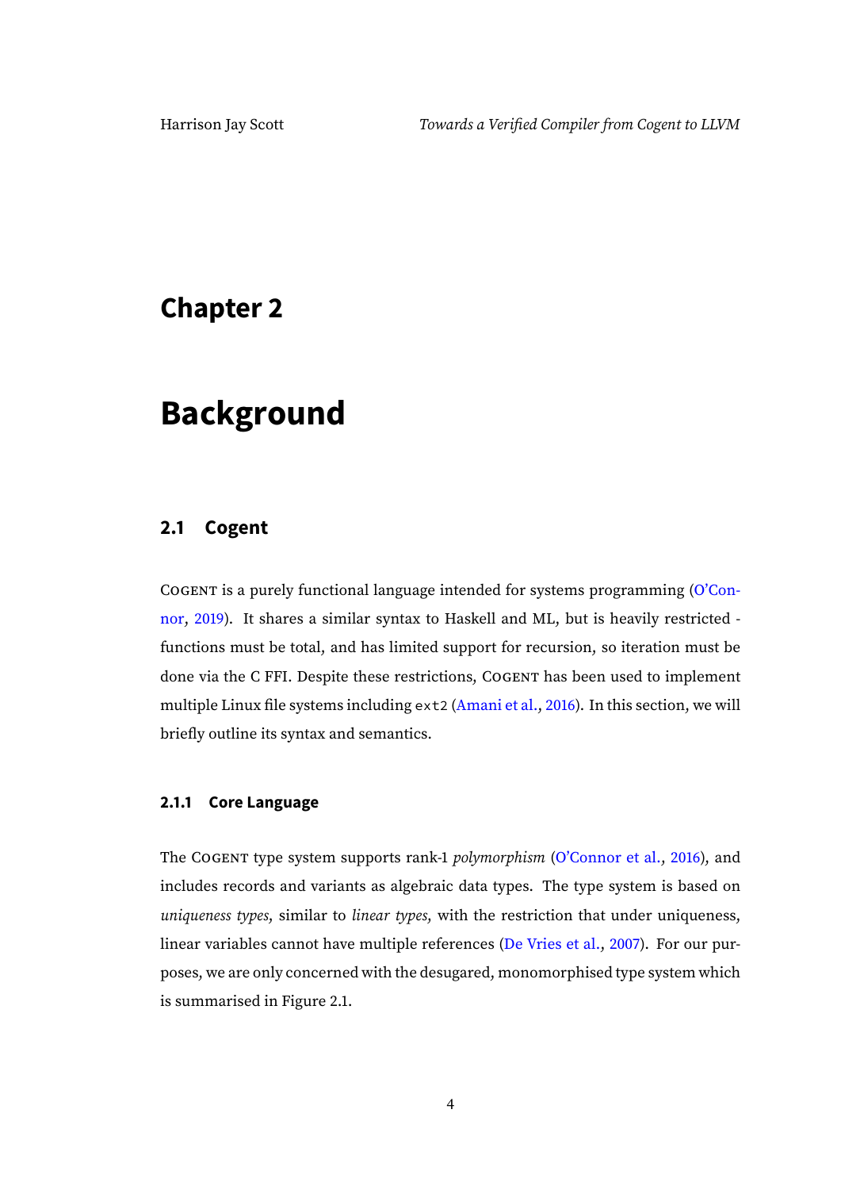# Chapter 2

# Background

## 2.1 Cogent

COGENT is a purely functional language intended for systems programming (O'Connor, 2019). It shares a similar syntax to Haskell and ML, but is heavily restricted - functions must be total, and has limited support for recursion, so iteration must be done via the C FFI. Despite these restrictions, COGENT has been used to implement multiple Linux file systems including `ext2` (Amani et al., 2016). In this section, we will briefly outline its syntax and semantics.

### 2.1.1 Core Language

The COGENT type system supports rank-1 *polymorphism* (O'Connor et al., 2016), and includes records and variants as algebraic data types. The type system is based on *uniqueness types*, similar to *linear types*, with the restriction that under uniqueness, linear variables cannot have multiple references (De Vries et al., 2007). For our purposes, we are only concerned with the desugared, monomorphised type system which is summarised in Figure 2.1.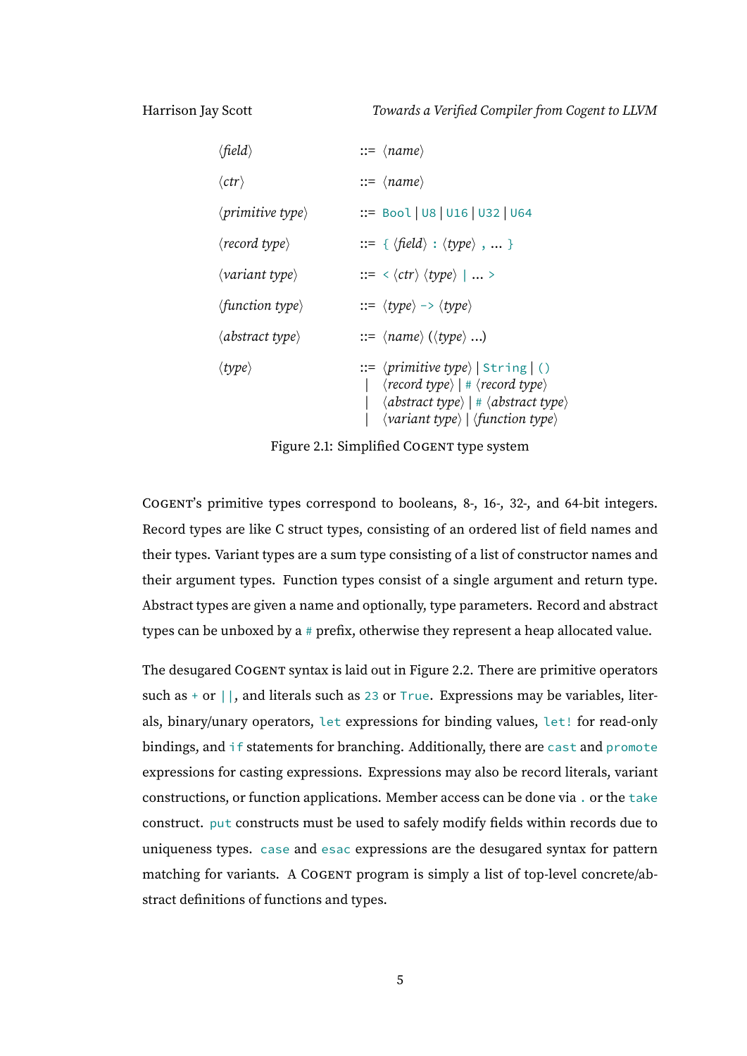```
⟨field⟩           ::= ⟨name⟩

⟨ctr⟩             ::= ⟨name⟩

⟨primitive type⟩  ::= Bool | U8 | U16 | U32 | U64

⟨record type⟩     ::= { ⟨field⟩ : ⟨type⟩ , ... }

⟨variant type⟩    ::= < ⟨ctr⟩ ⟨type⟩ | ... >

⟨function type⟩   ::= ⟨type⟩ -> ⟨type⟩

⟨abstract type⟩   ::= ⟨name⟩ (⟨type⟩ ...)

⟨type⟩            ::= ⟨primitive type⟩ | String | ()
                    | ⟨record type⟩ | # ⟨record type⟩
                    | ⟨abstract type⟩ | # ⟨abstract type⟩
                    | ⟨variant type⟩ | ⟨function type⟩
```

Figure 2.1: Simplified COGENT type system

COGENT's primitive types correspond to booleans, 8-, 16-, 32-, and 64-bit integers. Record types are like C struct types, consisting of an ordered list of field names and their types. Variant types are a sum type consisting of a list of constructor names and their argument types. Function types consist of a single argument and return type. Abstract types are given a name and optionally, type parameters. Record and abstract types can be unboxed by a `#` prefix, otherwise they represent a heap allocated value.

The desugared COGENT syntax is laid out in Figure 2.2. There are primitive operators such as `+` or `||`, and literals such as `23` or `True`. Expressions may be variables, literals, binary/unary operators, `let` expressions for binding values, `let!` for read-only bindings, and `if` statements for branching. Additionally, there are `cast` and `promote` expressions for casting expressions. Expressions may also be record literals, variant constructions, or function applications. Member access can be done via `.` or the `take` construct. `put` constructs must be used to safely modify fields within records due to uniqueness types. `case` and `esac` expressions are the desugared syntax for pattern matching for variants. A COGENT program is simply a list of top-level concrete/abstract definitions of functions and types.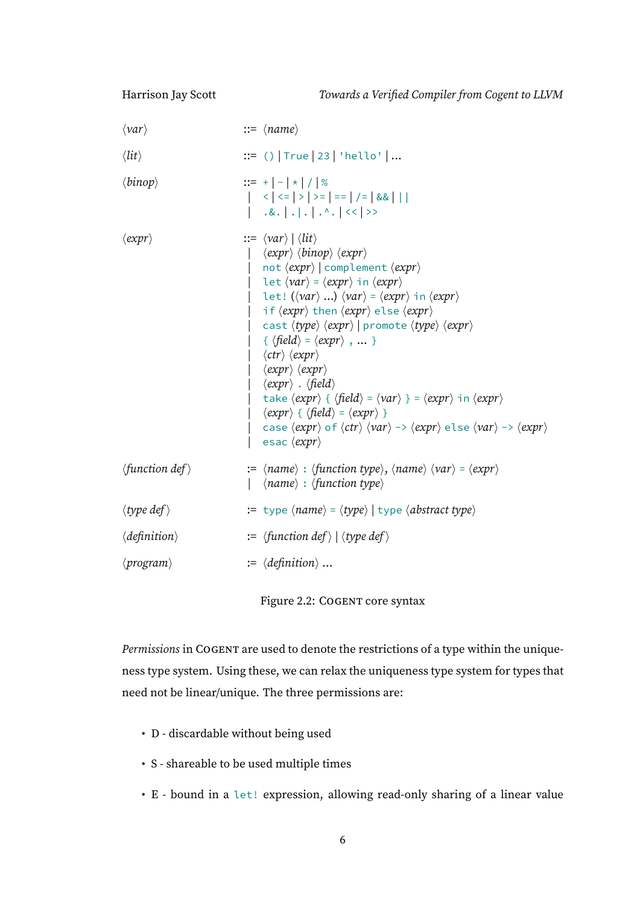```
⟨var⟩           ::= ⟨name⟩

⟨lit⟩           ::= () | True | 23 | 'hello' | ...

⟨binop⟩         ::= + | - | * | / | %
                 |  < | <= | > | >= | == | /= | && | ||
                 |  .&. | .|. | .^. | << | >>

⟨expr⟩          ::= ⟨var⟩ | ⟨lit⟩
                 |  ⟨expr⟩ ⟨binop⟩ ⟨expr⟩
                 |  not ⟨expr⟩ | complement ⟨expr⟩
                 |  let ⟨var⟩ = ⟨expr⟩ in ⟨expr⟩
                 |  let! (⟨var⟩ ...) ⟨var⟩ = ⟨expr⟩ in ⟨expr⟩
                 |  if ⟨expr⟩ then ⟨expr⟩ else ⟨expr⟩
                 |  cast ⟨type⟩ ⟨expr⟩ | promote ⟨type⟩ ⟨expr⟩
                 |  { ⟨field⟩ = ⟨expr⟩ , ... }
                 |  ⟨ctr⟩ ⟨expr⟩
                 |  ⟨expr⟩ ⟨expr⟩
                 |  ⟨expr⟩ . ⟨field⟩
                 |  take ⟨expr⟩ { ⟨field⟩ = ⟨var⟩ } = ⟨expr⟩ in ⟨expr⟩
                 |  ⟨expr⟩ { ⟨field⟩ = ⟨expr⟩ }
                 |  case ⟨expr⟩ of ⟨ctr⟩ ⟨var⟩ -> ⟨expr⟩ else ⟨var⟩ -> ⟨expr⟩
                 |  esac ⟨expr⟩

⟨function def⟩  := ⟨name⟩ : ⟨function type⟩, ⟨name⟩ ⟨var⟩ = ⟨expr⟩
                 |  ⟨name⟩ : ⟨function type⟩

⟨type def⟩      := type ⟨name⟩ = ⟨type⟩ | type ⟨abstract type⟩

⟨definition⟩    := ⟨function def⟩ | ⟨type def⟩

⟨program⟩       := ⟨definition⟩ ...
```

Figure 2.2: COGENT core syntax

*Permissions* in COGENT are used to denote the restrictions of a type within the uniqueness type system. Using these, we can relax the uniqueness type system for types that need not be linear/unique. The three permissions are:

- D - discardable without being used
- S - shareable to be used multiple times
- E - bound in a `let!` expression, allowing read-only sharing of a linear value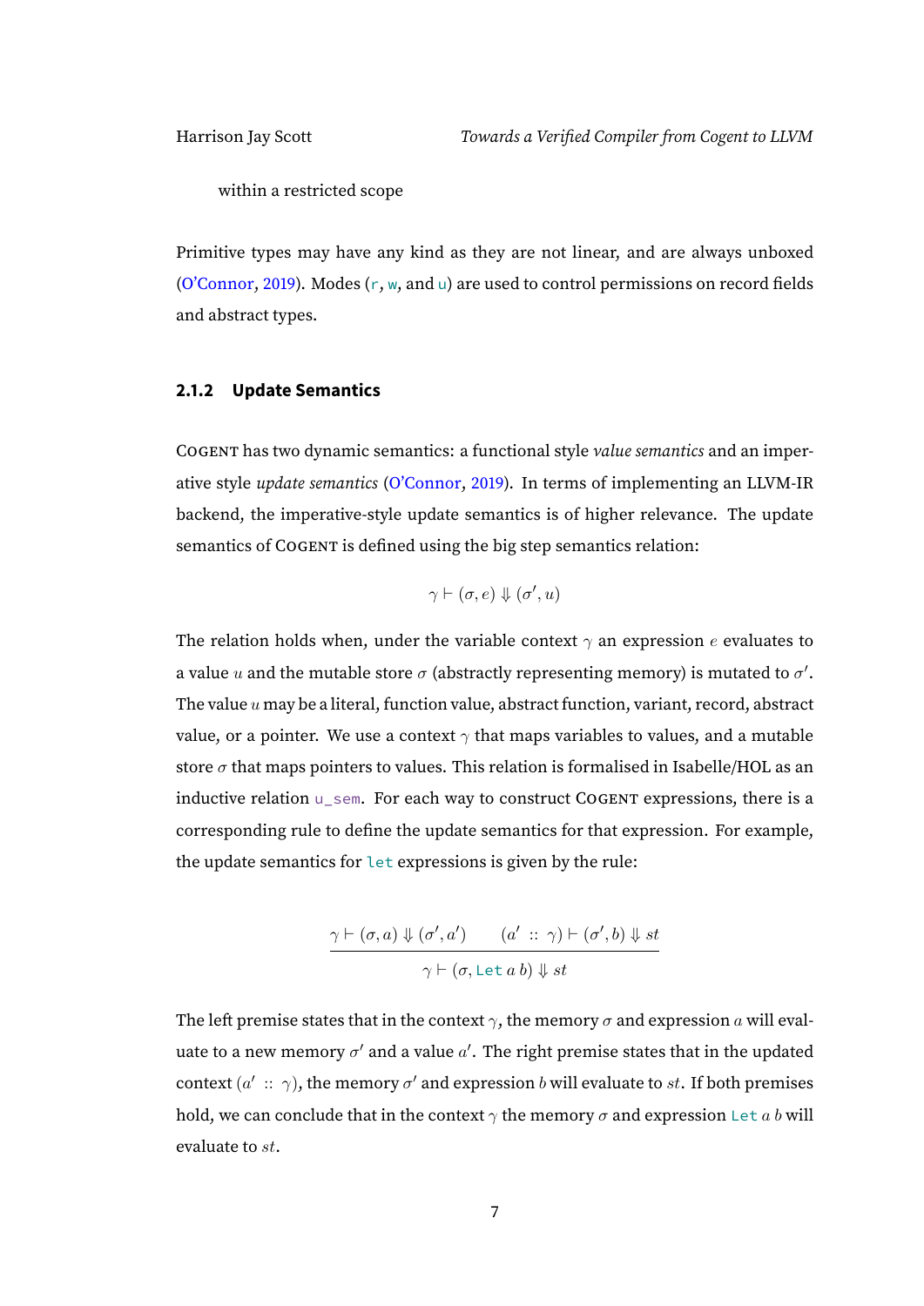within a restricted scope

Primitive types may have any kind as they are not linear, and are always unboxed (O'Connor, 2019). Modes (`r`, `w`, and `u`) are used to control permissions on record fields and abstract types.

### 2.1.2 Update Semantics

COGENT has two dynamic semantics: a functional style *value semantics* and an imperative style *update semantics* (O'Connor, 2019). In terms of implementing an LLVM-IR backend, the imperative-style update semantics is of higher relevance. The update semantics of COGENT is defined using the big step semantics relation:

$$\gamma \vdash (\sigma, e) \Downarrow (\sigma', u)$$

The relation holds when, under the variable context $\gamma$ an expression $e$ evaluates to a value $u$ and the mutable store $\sigma$ (abstractly representing memory) is mutated to $\sigma'$. The value $u$ may be a literal, function value, abstract function, variant, record, abstract value, or a pointer. We use a context $\gamma$ that maps variables to values, and a mutable store $\sigma$ that maps pointers to values. This relation is formalised in Isabelle/HOL as an inductive relation `u_sem`. For each way to construct COGENT expressions, there is a corresponding rule to define the update semantics for that expression. For example, the update semantics for `let` expressions is given by the rule:

$$\frac{\gamma \vdash (\sigma, a) \Downarrow (\sigma', a') \qquad (a' \ :: \ \gamma) \vdash (\sigma', b) \Downarrow st}{\gamma \vdash (\sigma, \texttt{Let}\ a\ b) \Downarrow st}$$

The left premise states that in the context $\gamma$, the memory $\sigma$ and expression $a$ will evaluate to a new memory $\sigma'$ and a value $a'$. The right premise states that in the updated context $(a' \ :: \ \gamma)$, the memory $\sigma'$ and expression $b$ will evaluate to $st$. If both premises hold, we can conclude that in the context $\gamma$ the memory $\sigma$ and expression `Let` $a$ $b$ will evaluate to $st$.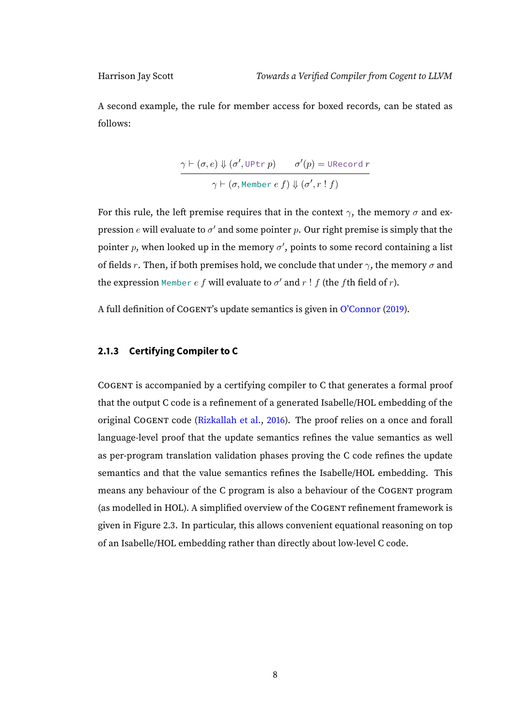A second example, the rule for member access for boxed records, can be stated as follows:

$$\frac{\gamma \vdash (\sigma, e) \Downarrow (\sigma', \texttt{UPtr}\ p) \qquad \sigma'(p) = \texttt{URecord}\ r}{\gamma \vdash (\sigma, \texttt{Member}\ e\ f) \Downarrow (\sigma', r\ !\ f)}$$

For this rule, the left premise requires that in the context $\gamma$, the memory $\sigma$ and expression $e$ will evaluate to $\sigma'$ and some pointer $p$. Our right premise is simply that the pointer $p$, when looked up in the memory $\sigma'$, points to some record containing a list of fields $r$. Then, if both premises hold, we conclude that under $\gamma$, the memory $\sigma$ and the expression `Member` $e\ f$ will evaluate to $\sigma'$ and $r\ !\ f$ (the $f$th field of $r$).

A full definition of COGENT's update semantics is given in O'Connor (2019).

### 2.1.3 Certifying Compiler to C

COGENT is accompanied by a certifying compiler to C that generates a formal proof that the output C code is a refinement of a generated Isabelle/HOL embedding of the original COGENT code (Rizkallah et al., 2016). The proof relies on a once and forall language-level proof that the update semantics refines the value semantics as well as per-program translation validation phases proving the C code refines the update semantics and that the value semantics refines the Isabelle/HOL embedding. This means any behaviour of the C program is also a behaviour of the COGENT program (as modelled in HOL). A simplified overview of the COGENT refinement framework is given in Figure 2.3. In particular, this allows convenient equational reasoning on top of an Isabelle/HOL embedding rather than directly about low-level C code.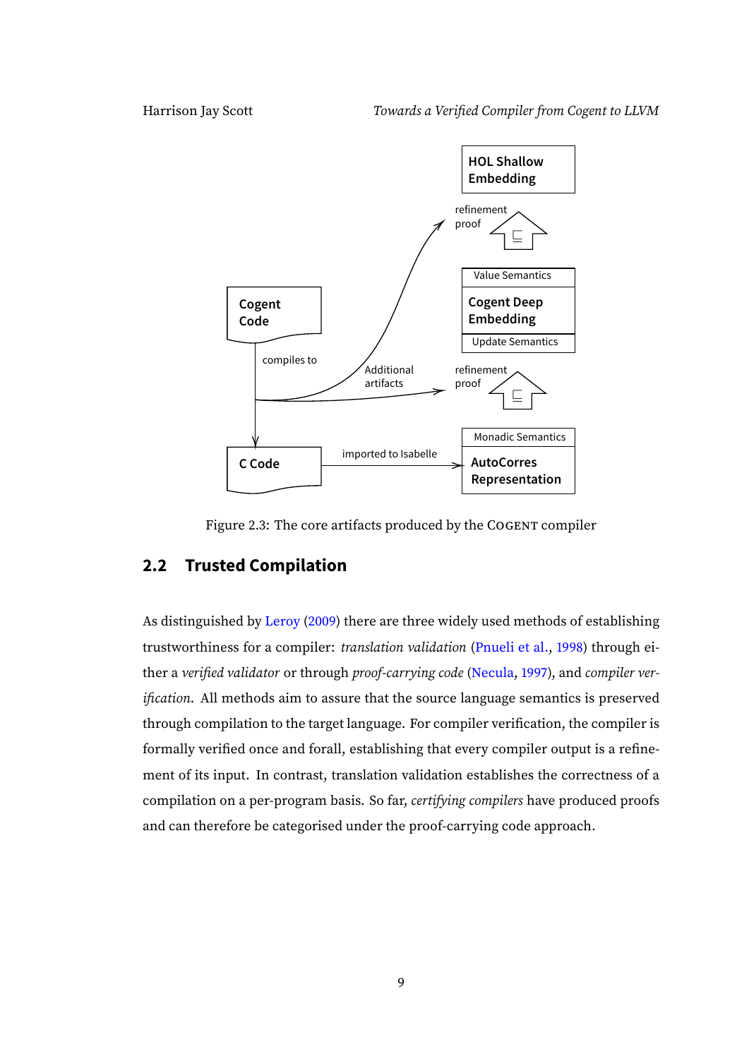Figure 2.3: The core artifacts produced by the COGENT compiler

## 2.2 Trusted Compilation

As distinguished by Leroy (2009) there are three widely used methods of establishing trustworthiness for a compiler: *translation validation* (Pnueli et al., 1998) through either a *verified validator* or through *proof-carrying code* (Necula, 1997), and *compiler verification*. All methods aim to assure that the source language semantics is preserved through compilation to the target language. For compiler verification, the compiler is formally verified once and forall, establishing that every compiler output is a refinement of its input. In contrast, translation validation establishes the correctness of a compilation on a per-program basis. So far, *certifying compilers* have produced proofs and can therefore be categorised under the proof-carrying code approach.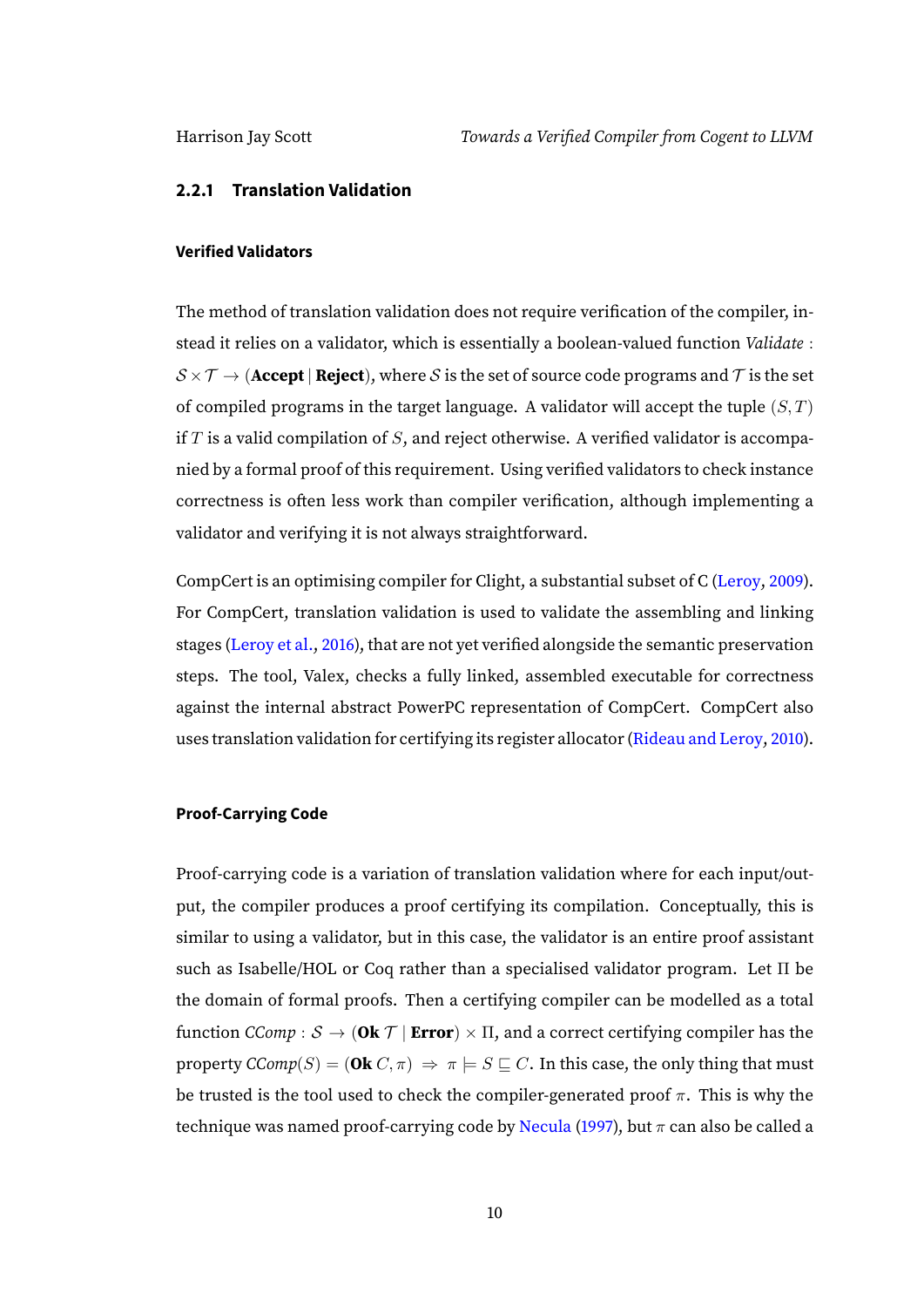### 2.2.1 Translation Validation

#### Verified Validators

The method of translation validation does not require verification of the compiler, instead it relies on a validator, which is essentially a boolean-valued function $\mathit{Validate} : \mathcal{S} \times \mathcal{T} \rightarrow (\textbf{Accept} \mid \textbf{Reject})$, where $\mathcal{S}$ is the set of source code programs and $\mathcal{T}$ is the set of compiled programs in the target language. A validator will accept the tuple $(S, T)$ if $T$ is a valid compilation of $S$, and reject otherwise. A verified validator is accompanied by a formal proof of this requirement. Using verified validators to check instance correctness is often less work than compiler verification, although implementing a validator and verifying it is not always straightforward.

CompCert is an optimising compiler for Clight, a substantial subset of C (Leroy, 2009). For CompCert, translation validation is used to validate the assembling and linking stages (Leroy et al., 2016), that are not yet verified alongside the semantic preservation steps. The tool, Valex, checks a fully linked, assembled executable for correctness against the internal abstract PowerPC representation of CompCert. CompCert also uses translation validation for certifying its register allocator (Rideau and Leroy, 2010).

#### Proof-Carrying Code

Proof-carrying code is a variation of translation validation where for each input/output, the compiler produces a proof certifying its compilation. Conceptually, this is similar to using a validator, but in this case, the validator is an entire proof assistant such as Isabelle/HOL or Coq rather than a specialised validator program. Let $\Pi$ be the domain of formal proofs. Then a certifying compiler can be modelled as a total function $\mathit{CComp} : \mathcal{S} \rightarrow (\textbf{Ok}\ \mathcal{T} \mid \textbf{Error}) \times \Pi$, and a correct certifying compiler has the property $\mathit{CComp}(S) = (\textbf{Ok}\ C, \pi) \ \Rightarrow\ \pi \models S \sqsubseteq C$. In this case, the only thing that must be trusted is the tool used to check the compiler-generated proof $\pi$. This is why the technique was named proof-carrying code by Necula (1997), but $\pi$ can also be called a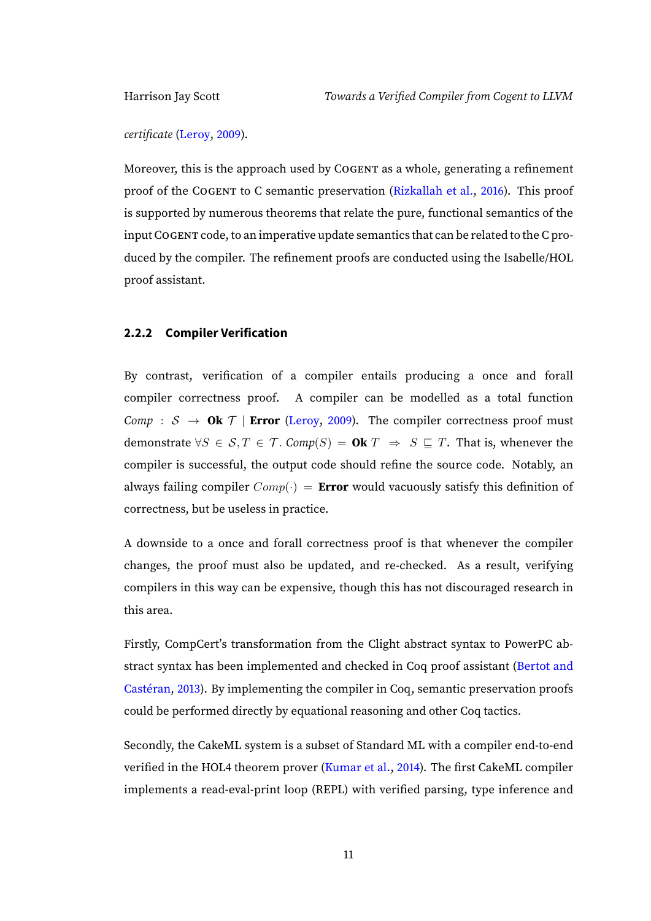*certificate* (Leroy, 2009).

Moreover, this is the approach used by Cogent as a whole, generating a refinement proof of the Cogent to C semantic preservation (Rizkallah et al., 2016). This proof is supported by numerous theorems that relate the pure, functional semantics of the input Cogent code, to an imperative update semantics that can be related to the C produced by the compiler. The refinement proofs are conducted using the Isabelle/HOL proof assistant.

### 2.2.2 Compiler Verification

By contrast, verification of a compiler entails producing a once and forall compiler correctness proof. A compiler can be modelled as a total function $\mathit{Comp} : \mathcal{S} \rightarrow \mathbf{Ok}\ \mathcal{T} \mid \mathbf{Error}$ (Leroy, 2009). The compiler correctness proof must demonstrate $\forall S \in \mathcal{S}, T \in \mathcal{T}.\ \mathit{Comp}(S) = \mathbf{Ok}\ T \Rightarrow S \sqsubseteq T$. That is, whenever the compiler is successful, the output code should refine the source code. Notably, an always failing compiler $Comp(\cdot) = \mathbf{Error}$ would vacuously satisfy this definition of correctness, but be useless in practice.

A downside to a once and forall correctness proof is that whenever the compiler changes, the proof must also be updated, and re-checked. As a result, verifying compilers in this way can be expensive, though this has not discouraged research in this area.

Firstly, CompCert's transformation from the Clight abstract syntax to PowerPC abstract syntax has been implemented and checked in Coq proof assistant (Bertot and Castéran, 2013). By implementing the compiler in Coq, semantic preservation proofs could be performed directly by equational reasoning and other Coq tactics.

Secondly, the CakeML system is a subset of Standard ML with a compiler end-to-end verified in the HOL4 theorem prover (Kumar et al., 2014). The first CakeML compiler implements a read-eval-print loop (REPL) with verified parsing, type inference and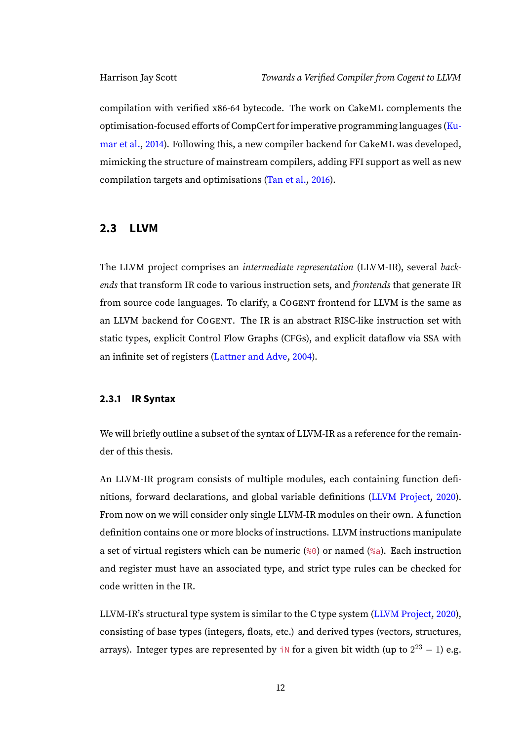compilation with verified x86-64 bytecode. The work on CakeML complements the optimisation-focused efforts of CompCert for imperative programming languages (Kumar et al., 2014). Following this, a new compiler backend for CakeML was developed, mimicking the structure of mainstream compilers, adding FFI support as well as new compilation targets and optimisations (Tan et al., 2016).

## 2.3 LLVM

The LLVM project comprises an *intermediate representation* (LLVM-IR), several *backends* that transform IR code to various instruction sets, and *frontends* that generate IR from source code languages. To clarify, a COGENT frontend for LLVM is the same as an LLVM backend for COGENT. The IR is an abstract RISC-like instruction set with static types, explicit Control Flow Graphs (CFGs), and explicit dataflow via SSA with an infinite set of registers (Lattner and Adve, 2004).

### 2.3.1 IR Syntax

We will briefly outline a subset of the syntax of LLVM-IR as a reference for the remainder of this thesis.

An LLVM-IR program consists of multiple modules, each containing function definitions, forward declarations, and global variable definitions (LLVM Project, 2020). From now on we will consider only single LLVM-IR modules on their own. A function definition contains one or more blocks of instructions. LLVM instructions manipulate a set of virtual registers which can be numeric (`%0`) or named (`%a`). Each instruction and register must have an associated type, and strict type rules can be checked for code written in the IR.

LLVM-IR's structural type system is similar to the C type system (LLVM Project, 2020), consisting of base types (integers, floats, etc.) and derived types (vectors, structures, arrays). Integer types are represented by `iN` for a given bit width (up to $2^{23} - 1$) e.g.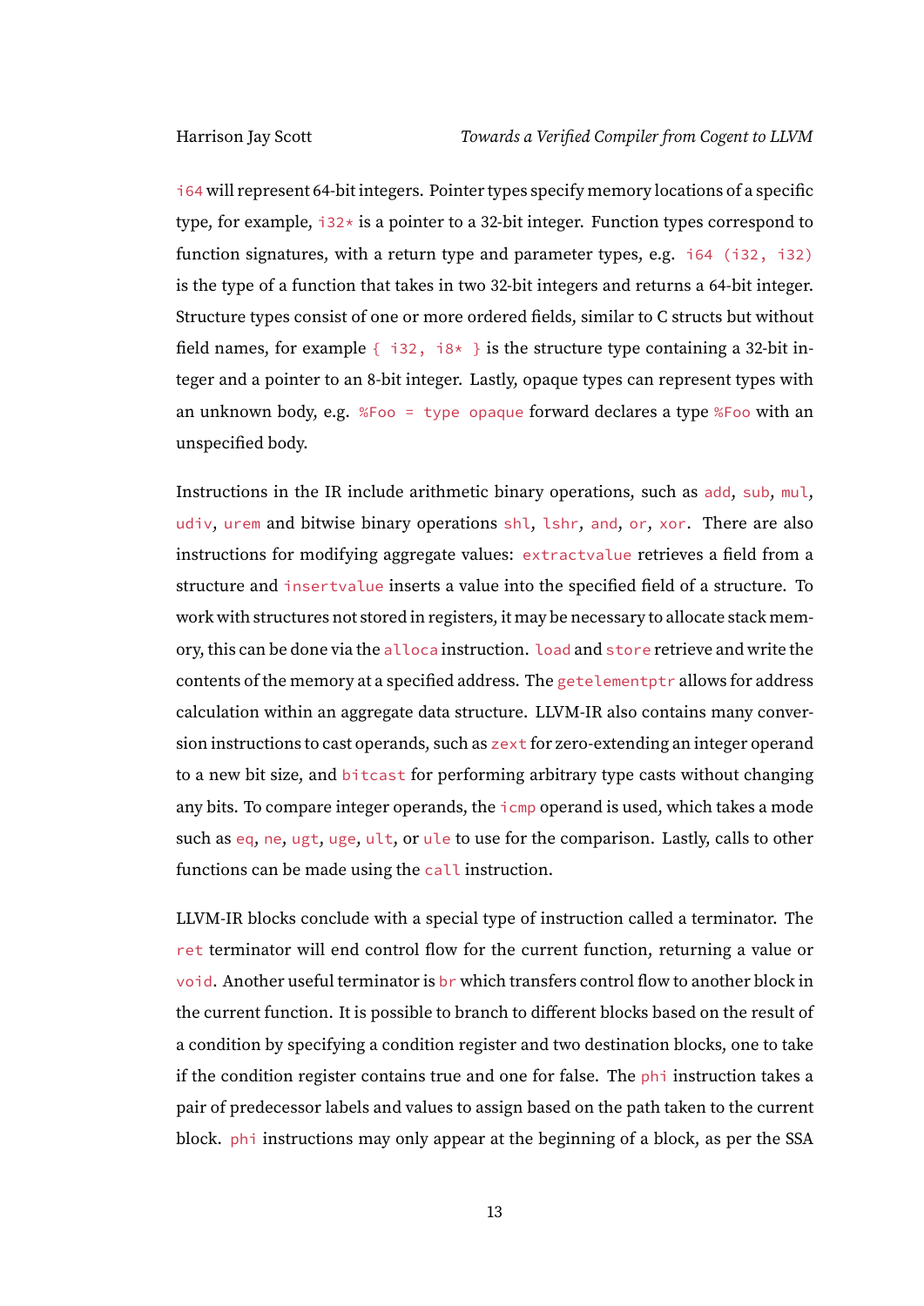`i64` will represent 64-bit integers. Pointer types specify memory locations of a specific type, for example, `i32*` is a pointer to a 32-bit integer. Function types correspond to function signatures, with a return type and parameter types, e.g. `i64 (i32, i32)` is the type of a function that takes in two 32-bit integers and returns a 64-bit integer. Structure types consist of one or more ordered fields, similar to C structs but without field names, for example `{ i32, i8* }` is the structure type containing a 32-bit integer and a pointer to an 8-bit integer. Lastly, opaque types can represent types with an unknown body, e.g. `%Foo = type opaque` forward declares a type `%Foo` with an unspecified body.

Instructions in the IR include arithmetic binary operations, such as `add`, `sub`, `mul`, `udiv`, `urem` and bitwise binary operations `shl`, `lshr`, `and`, `or`, `xor`. There are also instructions for modifying aggregate values: `extractvalue` retrieves a field from a structure and `insertvalue` inserts a value into the specified field of a structure. To work with structures not stored in registers, it may be necessary to allocate stack memory, this can be done via the `alloca` instruction. `load` and `store` retrieve and write the contents of the memory at a specified address. The `getelementptr` allows for address calculation within an aggregate data structure. LLVM-IR also contains many conversion instructions to cast operands, such as `zext` for zero-extending an integer operand to a new bit size, and `bitcast` for performing arbitrary type casts without changing any bits. To compare integer operands, the `icmp` operand is used, which takes a mode such as `eq`, `ne`, `ugt`, `uge`, `ult`, or `ule` to use for the comparison. Lastly, calls to other functions can be made using the `call` instruction.

LLVM-IR blocks conclude with a special type of instruction called a terminator. The `ret` terminator will end control flow for the current function, returning a value or `void`. Another useful terminator is `br` which transfers control flow to another block in the current function. It is possible to branch to different blocks based on the result of a condition by specifying a condition register and two destination blocks, one to take if the condition register contains true and one for false. The `phi` instruction takes a pair of predecessor labels and values to assign based on the path taken to the current block. `phi` instructions may only appear at the beginning of a block, as per the SSA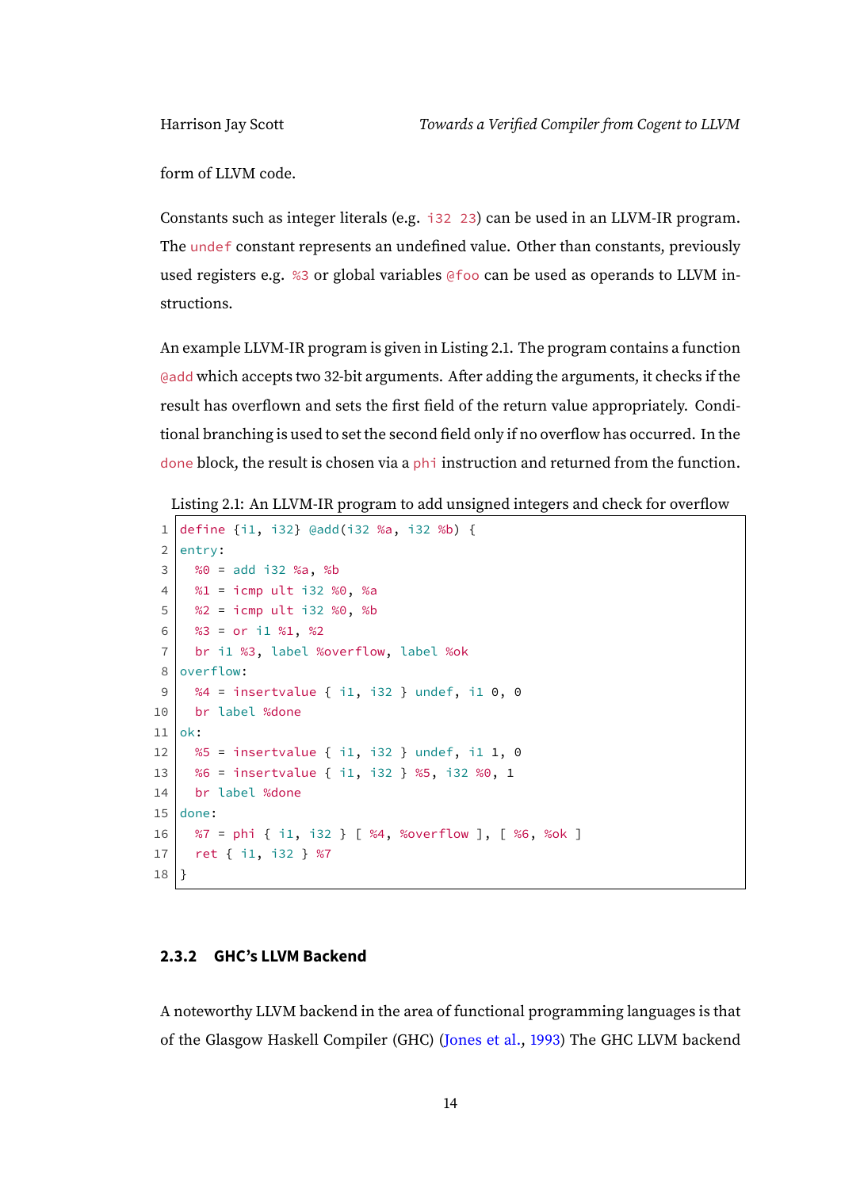form of LLVM code.

Constants such as integer literals (e.g. `i32 23`) can be used in an LLVM-IR program. The `undef` constant represents an undefined value. Other than constants, previously used registers e.g. `%3` or global variables `@foo` can be used as operands to LLVM instructions.

An example LLVM-IR program is given in Listing 2.1. The program contains a function `@add` which accepts two 32-bit arguments. After adding the arguments, it checks if the result has overflown and sets the first field of the return value appropriately. Conditional branching is used to set the second field only if no overflow has occurred. In the `done` block, the result is chosen via a `phi` instruction and returned from the function.

Listing 2.1: An LLVM-IR program to add unsigned integers and check for overflow

```
define {i1, i32} @add(i32 %a, i32 %b) {
entry:
  %0 = add i32 %a, %b
  %1 = icmp ult i32 %0, %a
  %2 = icmp ult i32 %0, %b
  %3 = or i1 %1, %2
  br i1 %3, label %overflow, label %ok
overflow:
  %4 = insertvalue { i1, i32 } undef, i1 0, 0
  br label %done
ok:
  %5 = insertvalue { i1, i32 } undef, i1 1, 0
  %6 = insertvalue { i1, i32 } %5, i32 %0, 1
  br label %done
done:
  %7 = phi { i1, i32 } [ %4, %overflow ], [ %6, %ok ]
  ret { i1, i32 } %7
}
```

### 2.3.2 GHC's LLVM Backend

A noteworthy LLVM backend in the area of functional programming languages is that of the Glasgow Haskell Compiler (GHC) (Jones et al., 1993) The GHC LLVM backend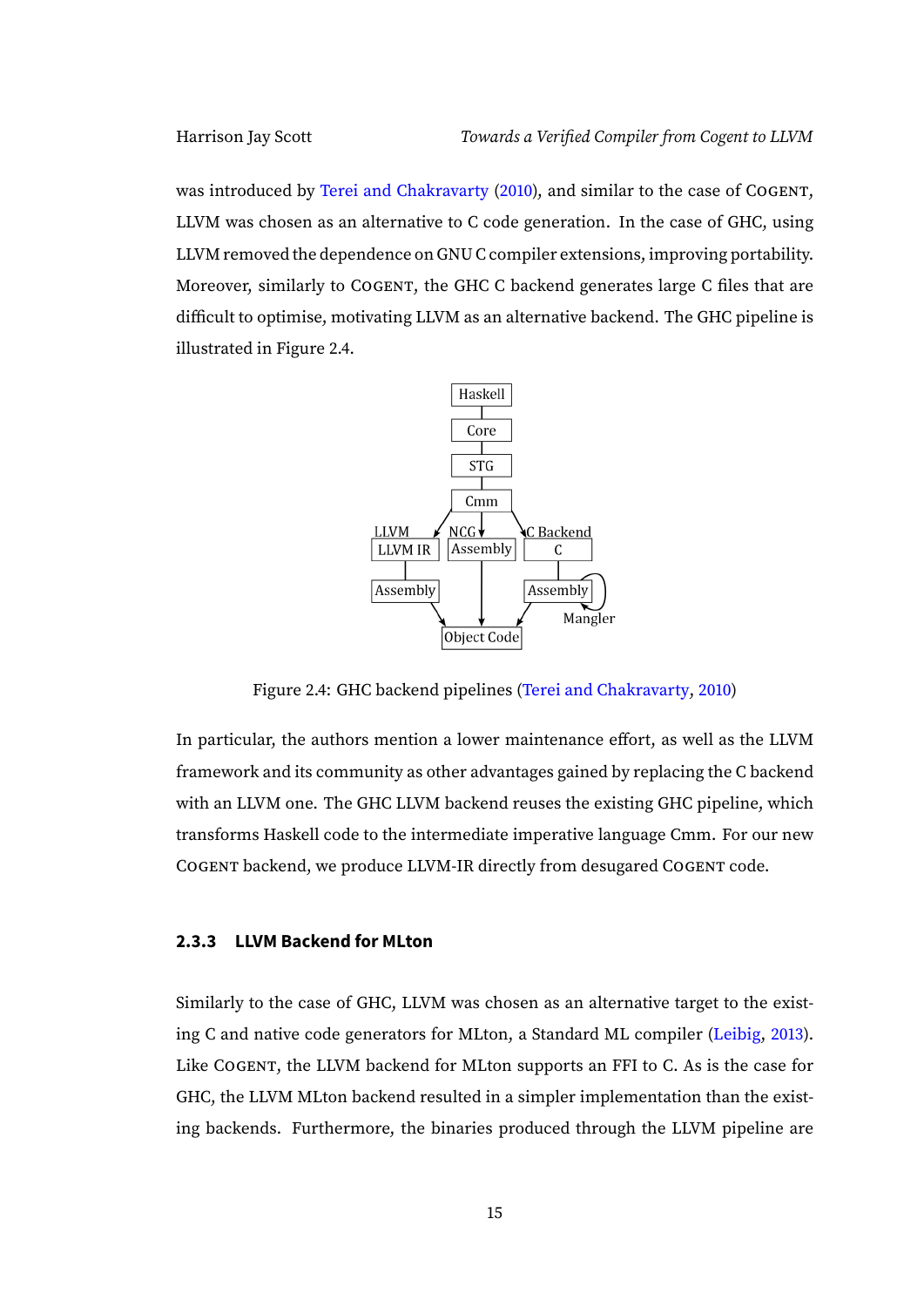was introduced by Terei and Chakravarty (2010), and similar to the case of COGENT, LLVM was chosen as an alternative to C code generation. In the case of GHC, using LLVM removed the dependence on GNU C compiler extensions, improving portability. Moreover, similarly to COGENT, the GHC C backend generates large C files that are difficult to optimise, motivating LLVM as an alternative backend. The GHC pipeline is illustrated in Figure 2.4.

Figure 2.4: GHC backend pipelines (Terei and Chakravarty, 2010)

In particular, the authors mention a lower maintenance effort, as well as the LLVM framework and its community as other advantages gained by replacing the C backend with an LLVM one. The GHC LLVM backend reuses the existing GHC pipeline, which transforms Haskell code to the intermediate imperative language Cmm. For our new COGENT backend, we produce LLVM-IR directly from desugared COGENT code.

### 2.3.3 LLVM Backend for MLton

Similarly to the case of GHC, LLVM was chosen as an alternative target to the existing C and native code generators for MLton, a Standard ML compiler (Leibig, 2013). Like COGENT, the LLVM backend for MLton supports an FFI to C. As is the case for GHC, the LLVM MLton backend resulted in a simpler implementation than the existing backends. Furthermore, the binaries produced through the LLVM pipeline are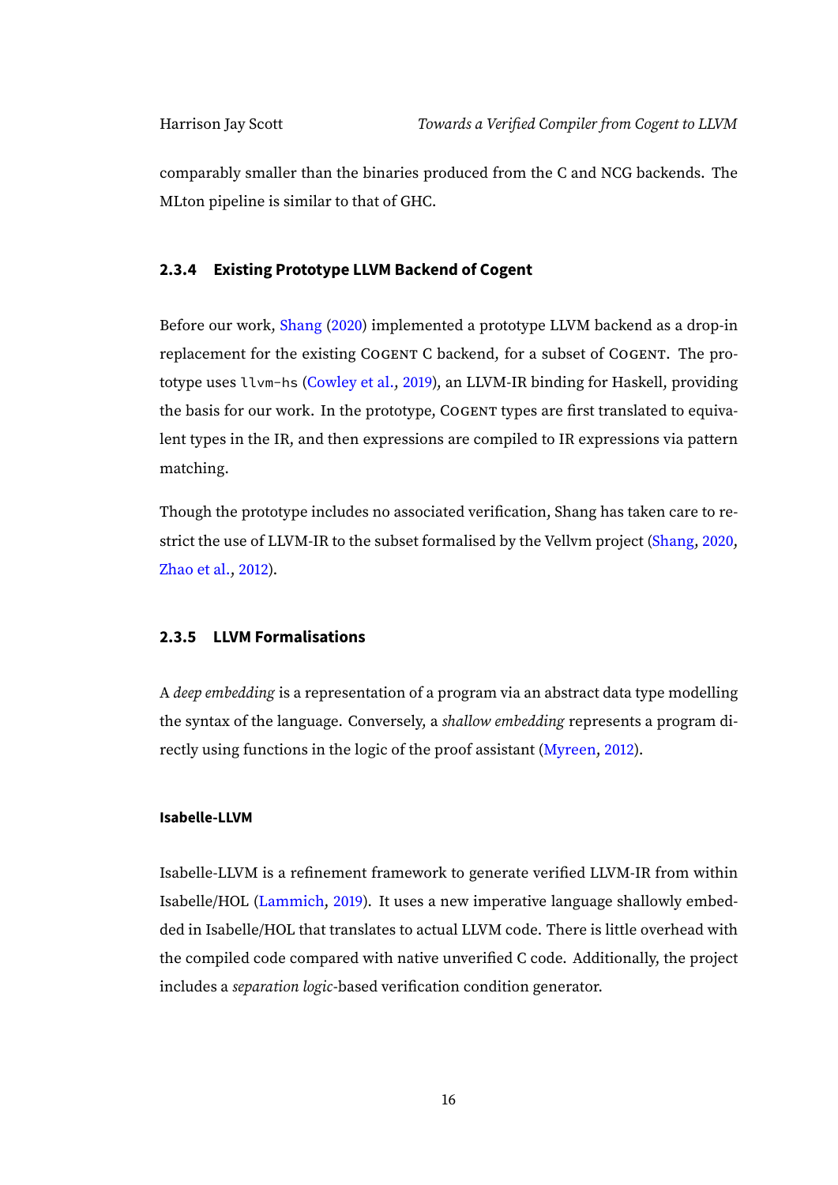comparably smaller than the binaries produced from the C and NCG backends. The MLton pipeline is similar to that of GHC.

### 2.3.4 Existing Prototype LLVM Backend of Cogent

Before our work, Shang (2020) implemented a prototype LLVM backend as a drop-in replacement for the existing COGENT C backend, for a subset of COGENT. The prototype uses `llvm-hs` (Cowley et al., 2019), an LLVM-IR binding for Haskell, providing the basis for our work. In the prototype, COGENT types are first translated to equivalent types in the IR, and then expressions are compiled to IR expressions via pattern matching.

Though the prototype includes no associated verification, Shang has taken care to restrict the use of LLVM-IR to the subset formalised by the Vellvm project (Shang, 2020, Zhao et al., 2012).

### 2.3.5 LLVM Formalisations

A *deep embedding* is a representation of a program via an abstract data type modelling the syntax of the language. Conversely, a *shallow embedding* represents a program directly using functions in the logic of the proof assistant (Myreen, 2012).

#### Isabelle-LLVM

Isabelle-LLVM is a refinement framework to generate verified LLVM-IR from within Isabelle/HOL (Lammich, 2019). It uses a new imperative language shallowly embedded in Isabelle/HOL that translates to actual LLVM code. There is little overhead with the compiled code compared with native unverified C code. Additionally, the project includes a *separation logic*-based verification condition generator.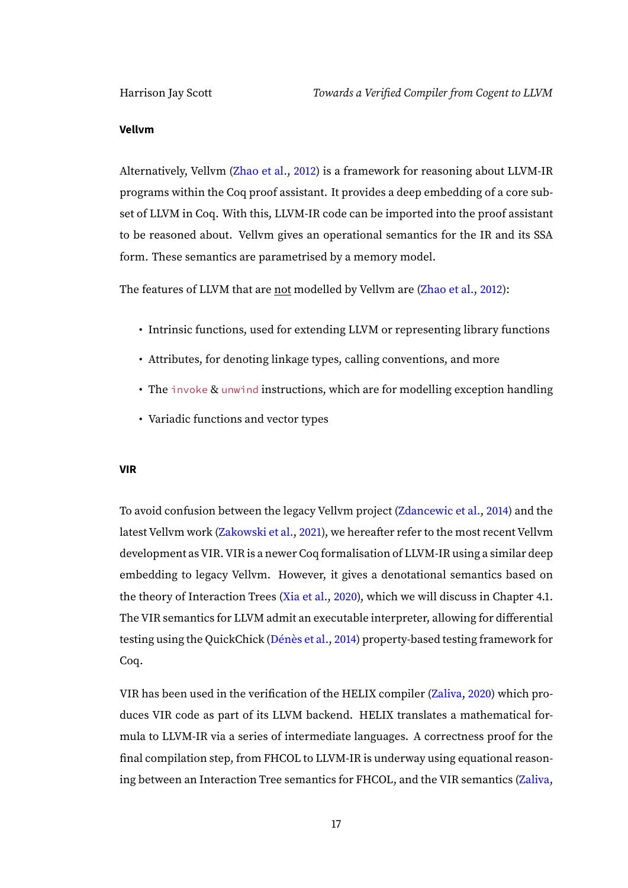#### Vellvm

Alternatively, Vellvm (Zhao et al., 2012) is a framework for reasoning about LLVM-IR programs within the Coq proof assistant. It provides a deep embedding of a core subset of LLVM in Coq. With this, LLVM-IR code can be imported into the proof assistant to be reasoned about. Vellvm gives an operational semantics for the IR and its SSA form. These semantics are parametrised by a memory model.

The features of LLVM that are not modelled by Vellvm are (Zhao et al., 2012):

- Intrinsic functions, used for extending LLVM or representing library functions
- Attributes, for denoting linkage types, calling conventions, and more
- The `invoke` & `unwind` instructions, which are for modelling exception handling
- Variadic functions and vector types

#### VIR

To avoid confusion between the legacy Vellvm project (Zdancewic et al., 2014) and the latest Vellvm work (Zakowski et al., 2021), we hereafter refer to the most recent Vellvm development as VIR. VIR is a newer Coq formalisation of LLVM-IR using a similar deep embedding to legacy Vellvm. However, it gives a denotational semantics based on the theory of Interaction Trees (Xia et al., 2020), which we will discuss in Chapter 4.1. The VIR semantics for LLVM admit an executable interpreter, allowing for differential testing using the QuickChick (Dénès et al., 2014) property-based testing framework for Coq.

VIR has been used in the verification of the HELIX compiler (Zaliva, 2020) which produces VIR code as part of its LLVM backend. HELIX translates a mathematical formula to LLVM-IR via a series of intermediate languages. A correctness proof for the final compilation step, from FHCOL to LLVM-IR is underway using equational reasoning between an Interaction Tree semantics for FHCOL, and the VIR semantics (Zaliva,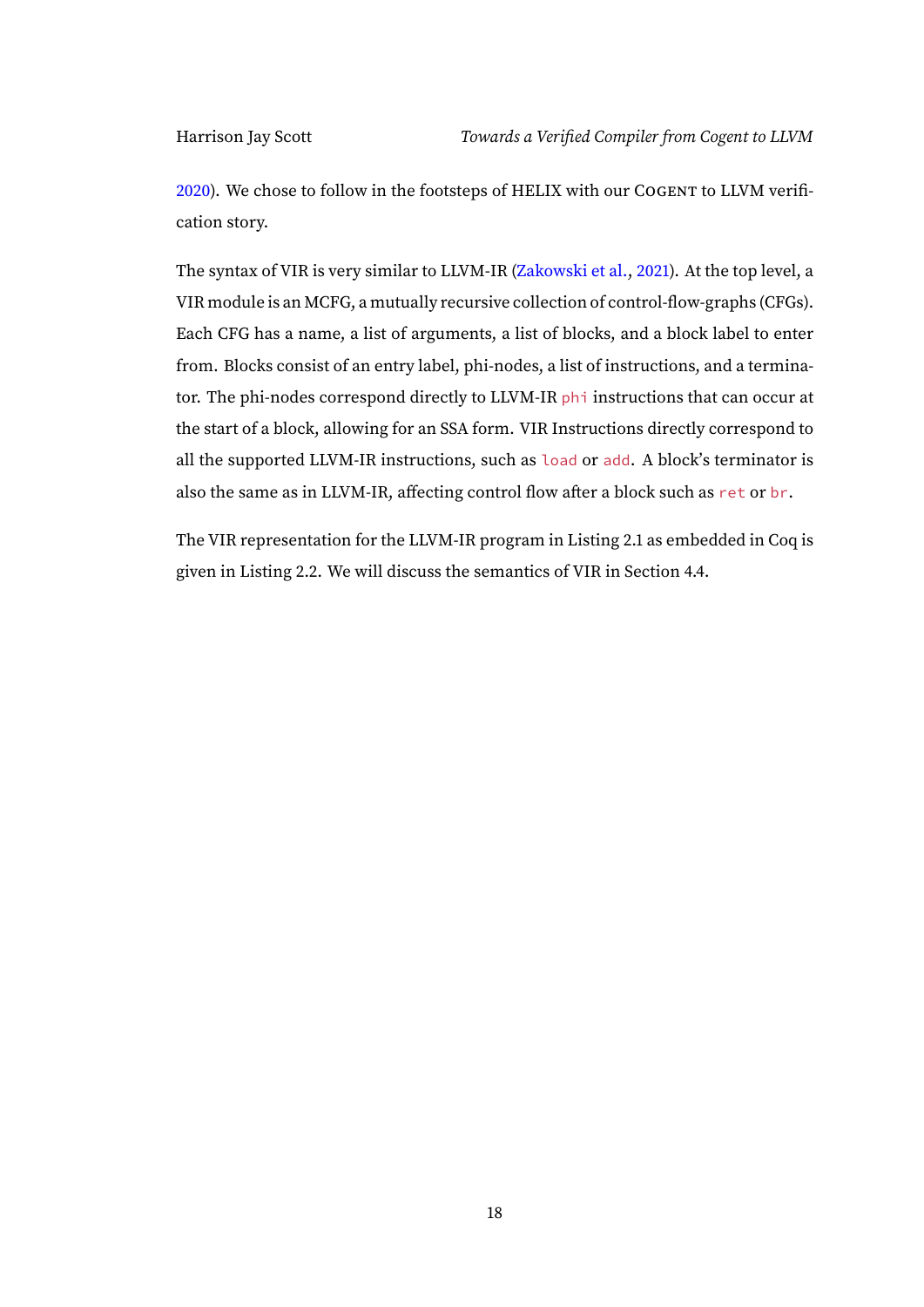2020). We chose to follow in the footsteps of HELIX with our COGENT to LLVM verification story.

The syntax of VIR is very similar to LLVM-IR (Zakowski et al., 2021). At the top level, a VIR module is an MCFG, a mutually recursive collection of control-flow-graphs (CFGs). Each CFG has a name, a list of arguments, a list of blocks, and a block label to enter from. Blocks consist of an entry label, phi-nodes, a list of instructions, and a terminator. The phi-nodes correspond directly to LLVM-IR `phi` instructions that can occur at the start of a block, allowing for an SSA form. VIR Instructions directly correspond to all the supported LLVM-IR instructions, such as `load` or `add`. A block's terminator is also the same as in LLVM-IR, affecting control flow after a block such as `ret` or `br`.

The VIR representation for the LLVM-IR program in Listing 2.1 as embedded in Coq is given in Listing 2.2. We will discuss the semantics of VIR in Section 4.4.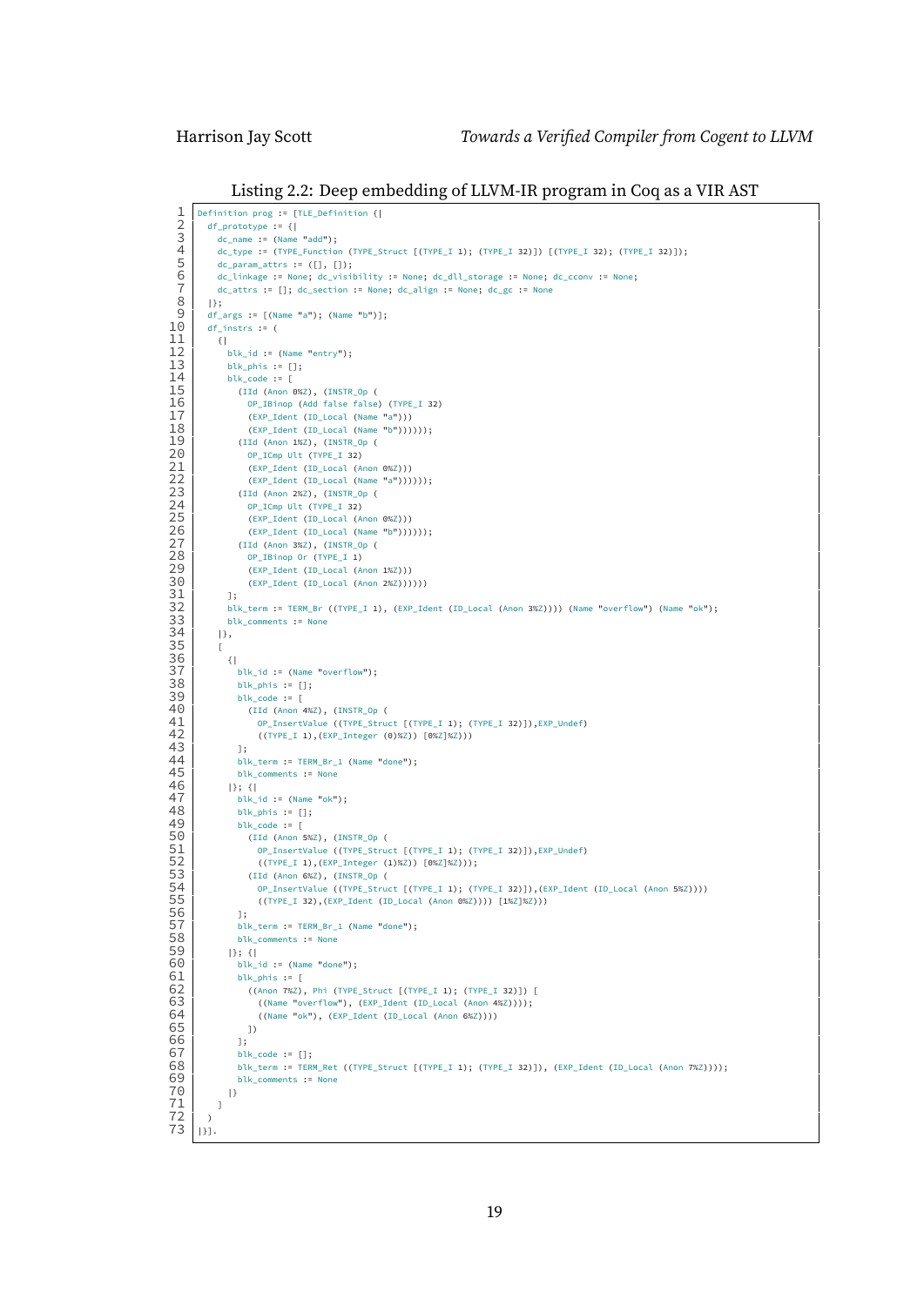Listing 2.2: Deep embedding of LLVM-IR program in Coq as a VIR AST

```
Definition prog := [TLE_Definition {|
  df_prototype := {|
    dc_name := (Name "add");
    dc_type := (TYPE_Function (TYPE_Struct [(TYPE_I 1); (TYPE_I 32)]) [(TYPE_I 32); (TYPE_I 32)]);
    dc_param_attrs := ([], []);
    dc_linkage := None; dc_visibility := None; dc_dll_storage := None; dc_cconv := None;
    dc_attrs := []; dc_section := None; dc_align := None; dc_gc := None
  |};
  df_args := [(Name "a"); (Name "b")];
  df_instrs := (
    {|
      blk_id := (Name "entry");
      blk_phis := [];
      blk_code := [
        (IId (Anon 0%Z), (INSTR_Op (
          OP_IBinop (Add false false) (TYPE_I 32)
          (EXP_Ident (ID_Local (Name "a")))
          (EXP_Ident (ID_Local (Name "b"))))));
        (IId (Anon 1%Z), (INSTR_Op (
          OP_ICmp Ult (TYPE_I 32)
          (EXP_Ident (ID_Local (Anon 0%Z)))
          (EXP_Ident (ID_Local (Name "a"))))));
        (IId (Anon 2%Z), (INSTR_Op (
          OP_ICmp Ult (TYPE_I 32)
          (EXP_Ident (ID_Local (Anon 0%Z)))
          (EXP_Ident (ID_Local (Name "b"))))));
        (IId (Anon 3%Z), (INSTR_Op (
          OP_IBinop Or (TYPE_I 1)
          (EXP_Ident (ID_Local (Anon 1%Z)))
          (EXP_Ident (ID_Local (Anon 2%Z))))))
      ];
      blk_term := TERM_Br ((TYPE_I 1), (EXP_Ident (ID_Local (Anon 3%Z)))) (Name "overflow") (Name "ok");
      blk_comments := None
    |},
    [
      {|
        blk_id := (Name "overflow");
        blk_phis := [];
        blk_code := [
          (IId (Anon 4%Z), (INSTR_Op (
            OP_InsertValue ((TYPE_Struct [(TYPE_I 1); (TYPE_I 32)]),EXP_Undef)
            ((TYPE_I 1),(EXP_Integer (0)%Z)) [0%Z]%Z)))
        ];
        blk_term := TERM_Br_1 (Name "done");
        blk_comments := None
      |}; {|
        blk_id := (Name "ok");
        blk_phis := [];
        blk_code := [
          (IId (Anon 5%Z), (INSTR_Op (
            OP_InsertValue ((TYPE_Struct [(TYPE_I 1); (TYPE_I 32)]),EXP_Undef)
            ((TYPE_I 1),(EXP_Integer (1)%Z)) [0%Z]%Z)));
          (IId (Anon 6%Z), (INSTR_Op (
            OP_InsertValue ((TYPE_Struct [(TYPE_I 1); (TYPE_I 32)]),(EXP_Ident (ID_Local (Anon 5%Z))))
            ((TYPE_I 32),(EXP_Ident (ID_Local (Anon 0%Z)))) [1%Z]%Z)))
        ];
        blk_term := TERM_Br_1 (Name "done");
        blk_comments := None
      |}; {|
        blk_id := (Name "done");
        blk_phis := [
          ((Anon 7%Z), Phi (TYPE_Struct [(TYPE_I 1); (TYPE_I 32)]) [
            ((Name "overflow"), (EXP_Ident (ID_Local (Anon 4%Z))));
            ((Name "ok"), (EXP_Ident (ID_Local (Anon 6%Z))))
          ])
        ];
        blk_code := [];
        blk_term := TERM_Ret ((TYPE_Struct [(TYPE_I 1); (TYPE_I 32)]), (EXP_Ident (ID_Local (Anon 7%Z))));
        blk_comments := None
      |}
    ]
  )
|}].
```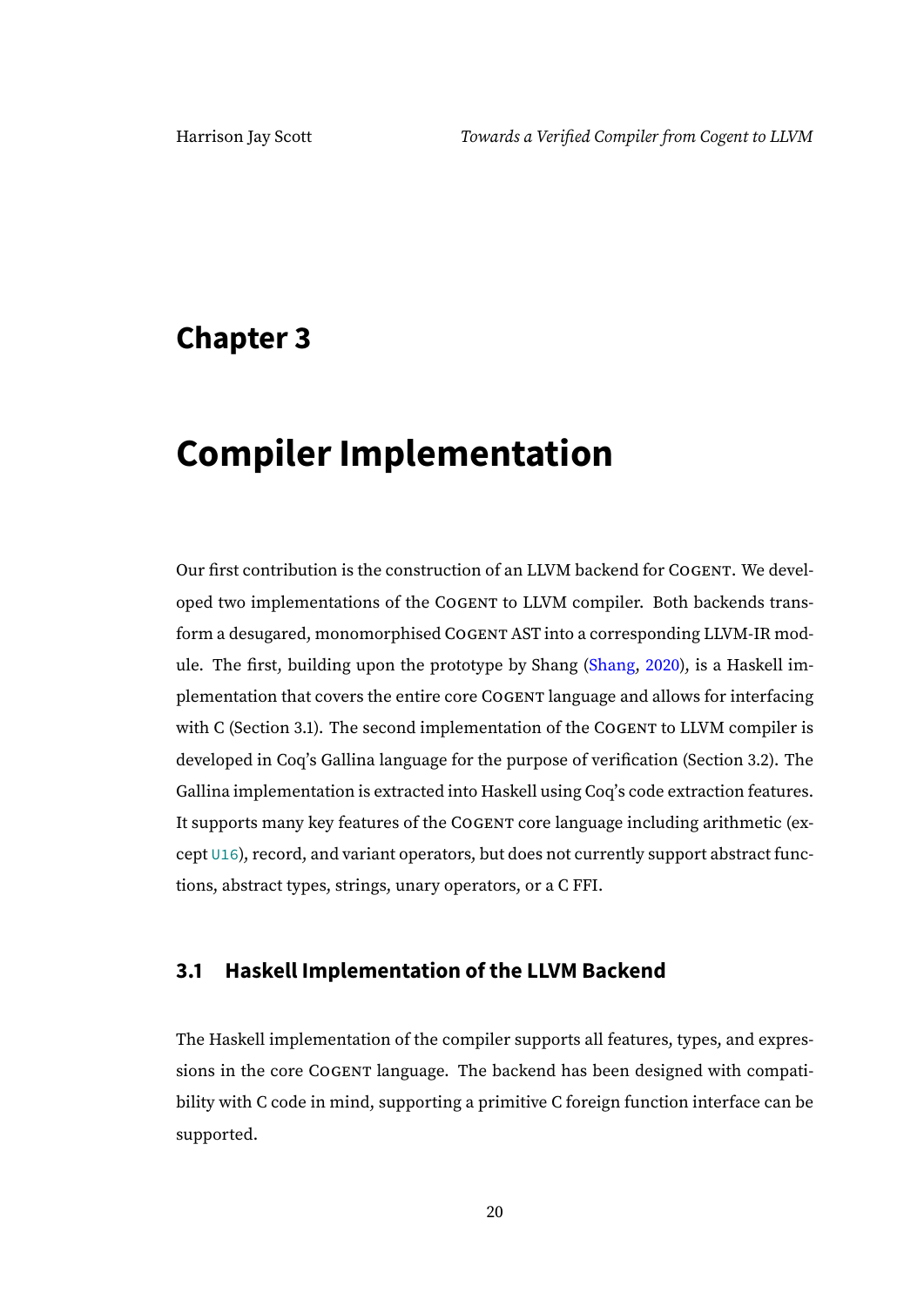# Chapter 3

# Compiler Implementation

Our first contribution is the construction of an LLVM backend for COGENT. We developed two implementations of the COGENT to LLVM compiler. Both backends transform a desugared, monomorphised COGENT AST into a corresponding LLVM-IR module. The first, building upon the prototype by Shang (Shang, 2020), is a Haskell implementation that covers the entire core COGENT language and allows for interfacing with C (Section 3.1). The second implementation of the COGENT to LLVM compiler is developed in Coq's Gallina language for the purpose of verification (Section 3.2). The Gallina implementation is extracted into Haskell using Coq's code extraction features. It supports many key features of the COGENT core language including arithmetic (except `U16`), record, and variant operators, but does not currently support abstract functions, abstract types, strings, unary operators, or a C FFI.

## 3.1 Haskell Implementation of the LLVM Backend

The Haskell implementation of the compiler supports all features, types, and expressions in the core COGENT language. The backend has been designed with compatibility with C code in mind, supporting a primitive C foreign function interface can be supported.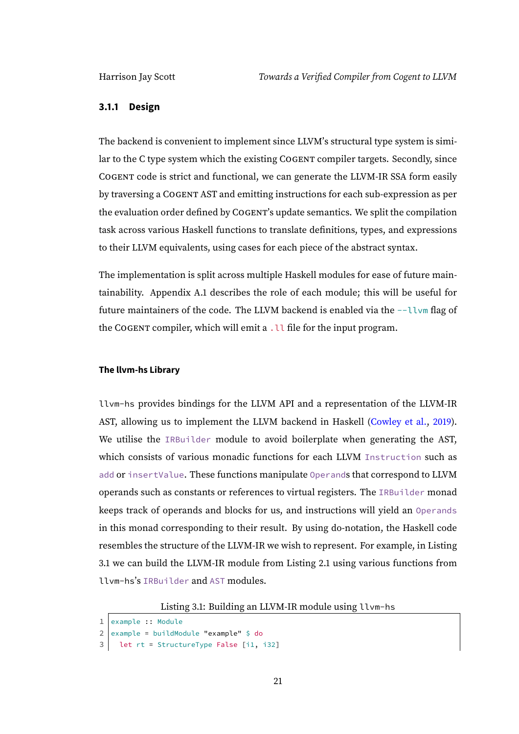### 3.1.1 Design

The backend is convenient to implement since LLVM's structural type system is similar to the C type system which the existing COGENT compiler targets. Secondly, since COGENT code is strict and functional, we can generate the LLVM-IR SSA form easily by traversing a COGENT AST and emitting instructions for each sub-expression as per the evaluation order defined by COGENT's update semantics. We split the compilation task across various Haskell functions to translate definitions, types, and expressions to their LLVM equivalents, using cases for each piece of the abstract syntax.

The implementation is split across multiple Haskell modules for ease of future maintainability. Appendix A.1 describes the role of each module; this will be useful for future maintainers of the code. The LLVM backend is enabled via the `--llvm` flag of the COGENT compiler, which will emit a `.ll` file for the input program.

#### The llvm-hs Library

`llvm-hs` provides bindings for the LLVM API and a representation of the LLVM-IR AST, allowing us to implement the LLVM backend in Haskell (Cowley et al., 2019). We utilise the `IRBuilder` module to avoid boilerplate when generating the AST, which consists of various monadic functions for each LLVM `Instruction` such as `add` or `insertValue`. These functions manipulate `Operand`s that correspond to LLVM operands such as constants or references to virtual registers. The `IRBuilder` monad keeps track of operands and blocks for us, and instructions will yield an `Operands` in this monad corresponding to their result. By using do-notation, the Haskell code resembles the structure of the LLVM-IR we wish to represent. For example, in Listing 3.1 we can build the LLVM-IR module from Listing 2.1 using various functions from `llvm-hs`'s `IRBuilder` and `AST` modules.

Listing 3.1: Building an LLVM-IR module using `llvm-hs`

```
1 example :: Module
2 example = buildModule "example" $ do
3   let rt = StructureType False [i1, i32]
```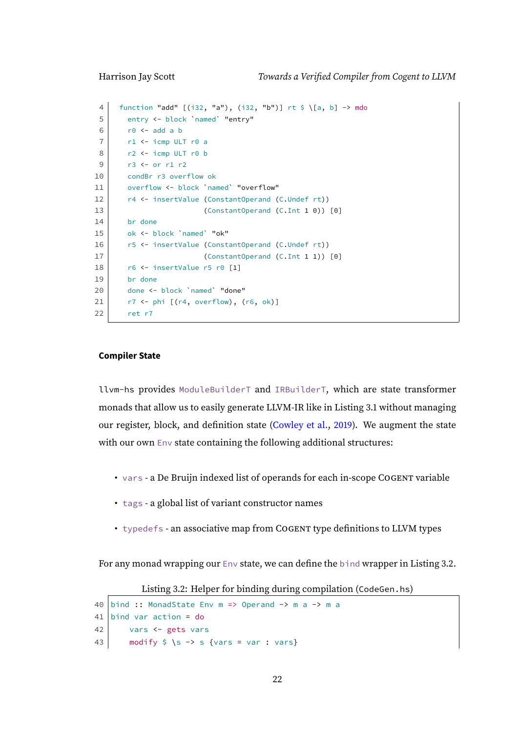```
4   function "add" [(i32, "a"), (i32, "b")] rt $ \[a, b] -> mdo
5     entry <- block `named` "entry"
6     r0 <- add a b
7     r1 <- icmp ULT r0 a
8     r2 <- icmp ULT r0 b
9     r3 <- or r1 r2
10    condBr r3 overflow ok
11    overflow <- block `named` "overflow"
12    r4 <- insertValue (ConstantOperand (C.Undef rt))
13                      (ConstantOperand (C.Int 1 0)) [0]
14    br done
15    ok <- block `named` "ok"
16    r5 <- insertValue (ConstantOperand (C.Undef rt))
17                      (ConstantOperand (C.Int 1 1)) [0]
18    r6 <- insertValue r5 r0 [1]
19    br done
20    done <- block `named` "done"
21    r7 <- phi [(r4, overflow), (r6, ok)]
22    ret r7
```

#### Compiler State

`llvm-hs` provides `ModuleBuilderT` and `IRBuilderT`, which are state transformer monads that allow us to easily generate LLVM-IR like in Listing 3.1 without managing our register, block, and definition state (Cowley et al., 2019). We augment the state with our own `Env` state containing the following additional structures:

- `vars` - a De Bruijn indexed list of operands for each in-scope COGENT variable
- `tags` - a global list of variant constructor names
- `typedefs` - an associative map from COGENT type definitions to LLVM types

For any monad wrapping our `Env` state, we can define the `bind` wrapper in Listing 3.2.

Listing 3.2: Helper for binding during compilation (`CodeGen.hs`)

```
40  bind :: MonadState Env m => Operand -> m a -> m a
41  bind var action = do
42      vars <- gets vars
43      modify $ \s -> s {vars = var : vars}
```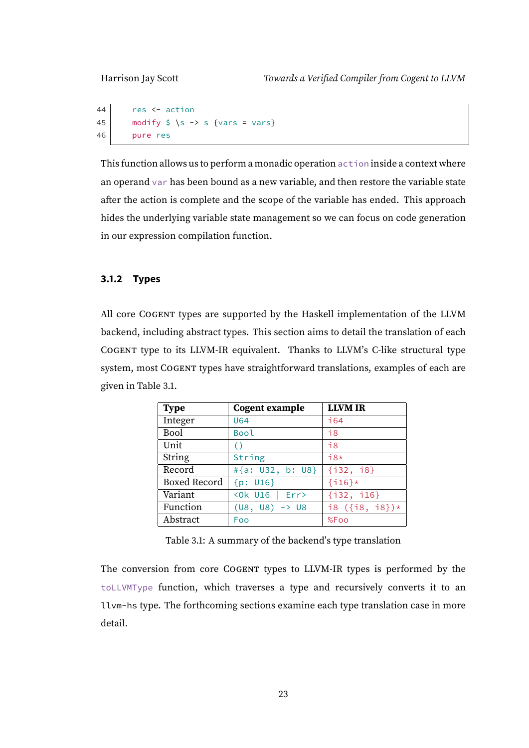```
44      res <- action
45      modify $ \s -> s {vars = vars}
46      pure res
```

This function allows us to perform a monadic operation `action` inside a context where an operand `var` has been bound as a new variable, and then restore the variable state after the action is complete and the scope of the variable has ended. This approach hides the underlying variable state management so we can focus on code generation in our expression compilation function.

### 3.1.2 Types

All core COGENT types are supported by the Haskell implementation of the LLVM backend, including abstract types. This section aims to detail the translation of each COGENT type to its LLVM-IR equivalent. Thanks to LLVM's C-like structural type system, most COGENT types have straightforward translations, examples of each are given in Table 3.1.

| Type | Cogent example | LLVM IR |
|---|---|---|
| Integer | `U64` | `i64` |
| Bool | `Bool` | `i8` |
| Unit | `()` | `i8` |
| String | `String` | `i8*` |
| Record | `#{a: U32, b: U8}` | `{i32, i8}` |
| Boxed Record | `{p: U16}` | `{i16}*` |
| Variant | `<Ok U16 \| Err>` | `{i32, i16}` |
| Function | `(U8, U8) -> U8` | `i8 ({i8, i8})*` |
| Abstract | `Foo` | `%Foo` |

Table 3.1: A summary of the backend's type translation

The conversion from core COGENT types to LLVM-IR types is performed by the `toLLVMType` function, which traverses a type and recursively converts it to an `llvm-hs` type. The forthcoming sections examine each type translation case in more detail.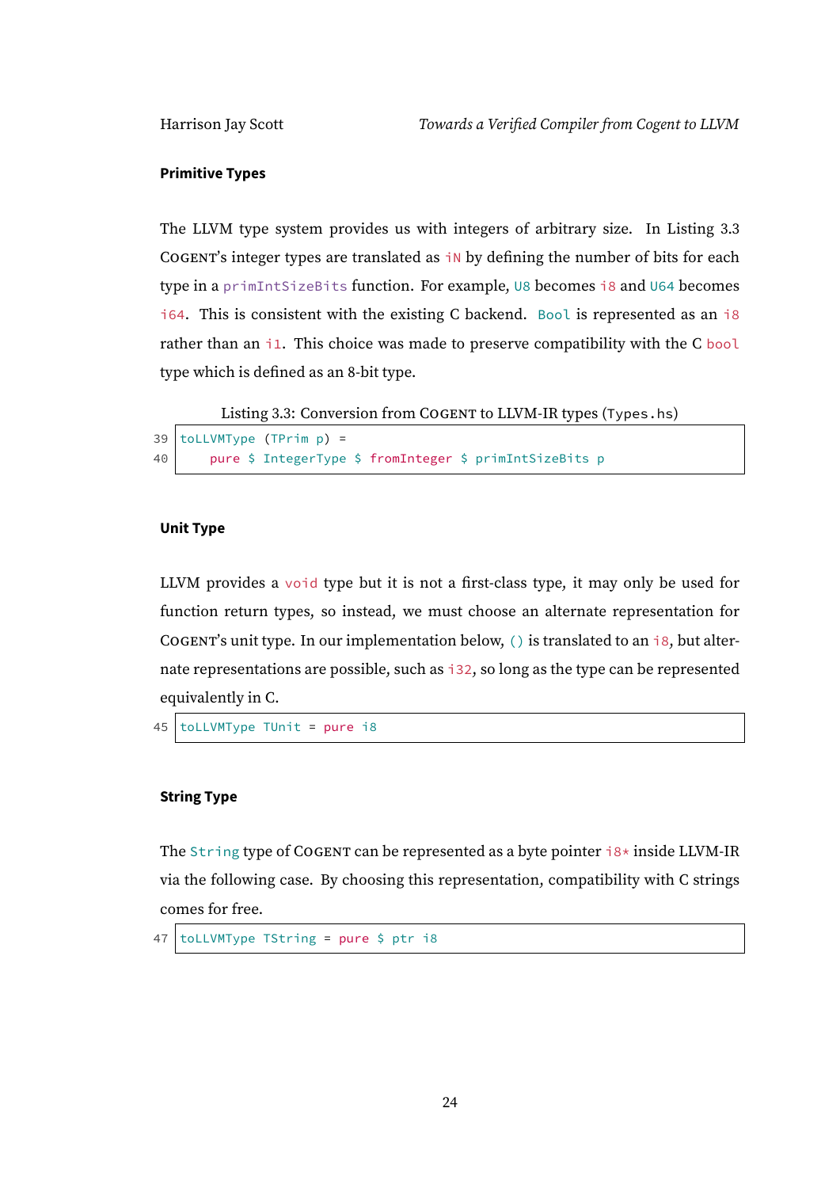#### Primitive Types

The LLVM type system provides us with integers of arbitrary size. In Listing 3.3 COGENT's integer types are translated as `iN` by defining the number of bits for each type in a `primIntSizeBits` function. For example, `U8` becomes `i8` and `U64` becomes `i64`. This is consistent with the existing C backend. `Bool` is represented as an `i8` rather than an `i1`. This choice was made to preserve compatibility with the C `bool` type which is defined as an 8-bit type.

Listing 3.3: Conversion from COGENT to LLVM-IR types (`Types.hs`)

```
39 toLLVMType (TPrim p) =
40     pure $ IntegerType $ fromInteger $ primIntSizeBits p
```

#### Unit Type

LLVM provides a `void` type but it is not a first-class type, it may only be used for function return types, so instead, we must choose an alternate representation for COGENT's unit type. In our implementation below, `()` is translated to an `i8`, but alternate representations are possible, such as `i32`, so long as the type can be represented equivalently in C.

```
45 toLLVMType TUnit = pure i8
```

#### String Type

The `String` type of COGENT can be represented as a byte pointer `i8*` inside LLVM-IR via the following case. By choosing this representation, compatibility with C strings comes for free.

```
47 toLLVMType TString = pure $ ptr i8
```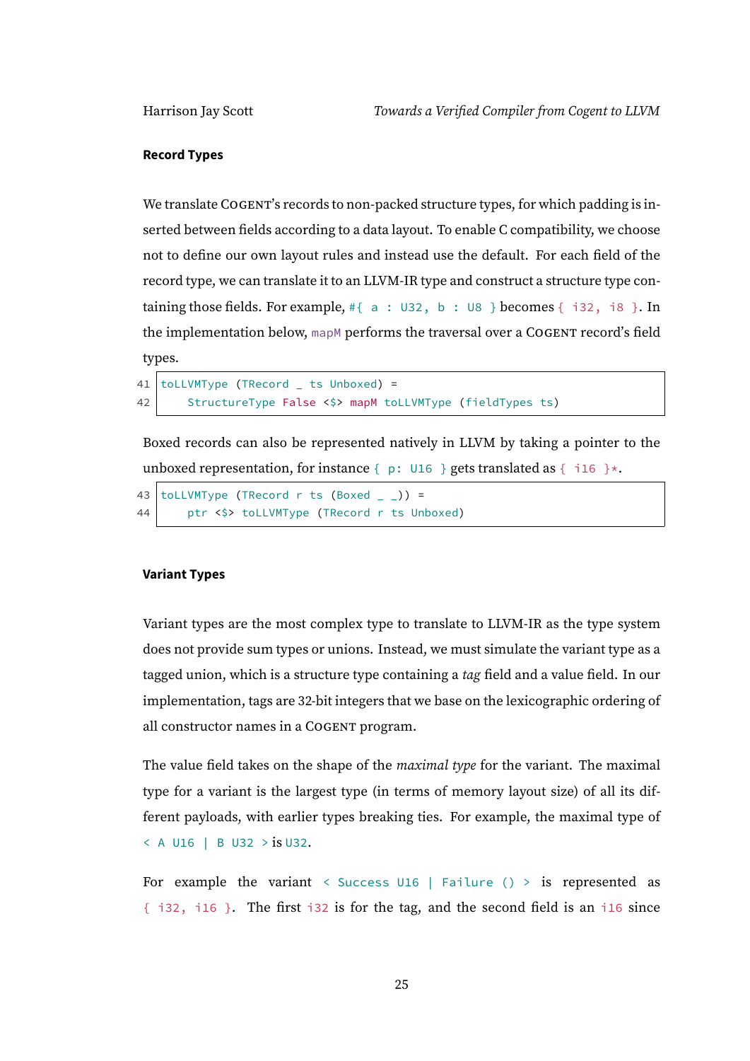### Record Types

We translate COGENT's records to non-packed structure types, for which padding is inserted between fields according to a data layout. To enable C compatibility, we choose not to define our own layout rules and instead use the default. For each field of the record type, we can translate it to an LLVM-IR type and construct a structure type containing those fields. For example, `#{ a : U32, b : U8 }` becomes `{ i32, i8 }`. In the implementation below, `mapM` performs the traversal over a COGENT record's field types.

```
41 toLLVMType (TRecord _ ts Unboxed) =
42     StructureType False <$> mapM toLLVMType (fieldTypes ts)
```

Boxed records can also be represented natively in LLVM by taking a pointer to the unboxed representation, for instance `{ p: U16 }` gets translated as `{ i16 }*`.

```
43 toLLVMType (TRecord r ts (Boxed _ _)) =
44     ptr <$> toLLVMType (TRecord r ts Unboxed)
```

### Variant Types

Variant types are the most complex type to translate to LLVM-IR as the type system does not provide sum types or unions. Instead, we must simulate the variant type as a tagged union, which is a structure type containing a *tag* field and a value field. In our implementation, tags are 32-bit integers that we base on the lexicographic ordering of all constructor names in a COGENT program.

The value field takes on the shape of the *maximal type* for the variant. The maximal type for a variant is the largest type (in terms of memory layout size) of all its different payloads, with earlier types breaking ties. For example, the maximal type of `< A U16 | B U32 >` is `U32`.

For example the variant `< Success U16 | Failure () >` is represented as `{ i32, i16 }`. The first `i32` is for the tag, and the second field is an `i16` since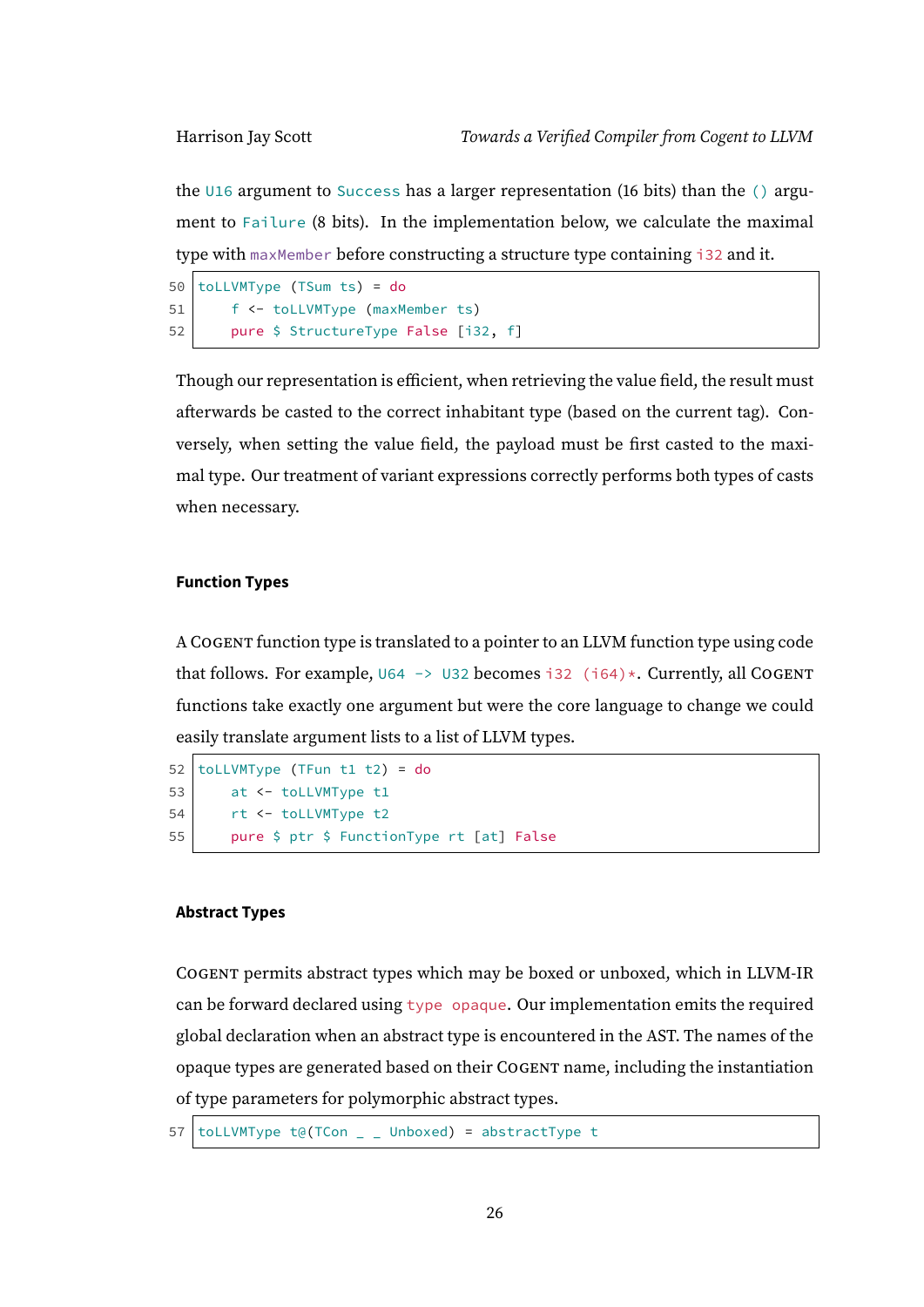the `U16` argument to `Success` has a larger representation (16 bits) than the `()` argument to `Failure` (8 bits). In the implementation below, we calculate the maximal type with `maxMember` before constructing a structure type containing `i32` and it.

```
50 toLLVMType (TSum ts) = do
51     f <- toLLVMType (maxMember ts)
52     pure $ StructureType False [i32, f]
```

Though our representation is efficient, when retrieving the value field, the result must afterwards be casted to the correct inhabitant type (based on the current tag). Conversely, when setting the value field, the payload must be first casted to the maximal type. Our treatment of variant expressions correctly performs both types of casts when necessary.

#### Function Types

A COGENT function type is translated to a pointer to an LLVM function type using code that follows. For example, `U64 -> U32` becomes `i32 (i64)*`. Currently, all COGENT functions take exactly one argument but were the core language to change we could easily translate argument lists to a list of LLVM types.

```
52 toLLVMType (TFun t1 t2) = do
53     at <- toLLVMType t1
54     rt <- toLLVMType t2
55     pure $ ptr $ FunctionType rt [at] False
```

#### Abstract Types

COGENT permits abstract types which may be boxed or unboxed, which in LLVM-IR can be forward declared using `type opaque`. Our implementation emits the required global declaration when an abstract type is encountered in the AST. The names of the opaque types are generated based on their COGENT name, including the instantiation of type parameters for polymorphic abstract types.

```
57 toLLVMType t@(TCon _ _ Unboxed) = abstractType t
```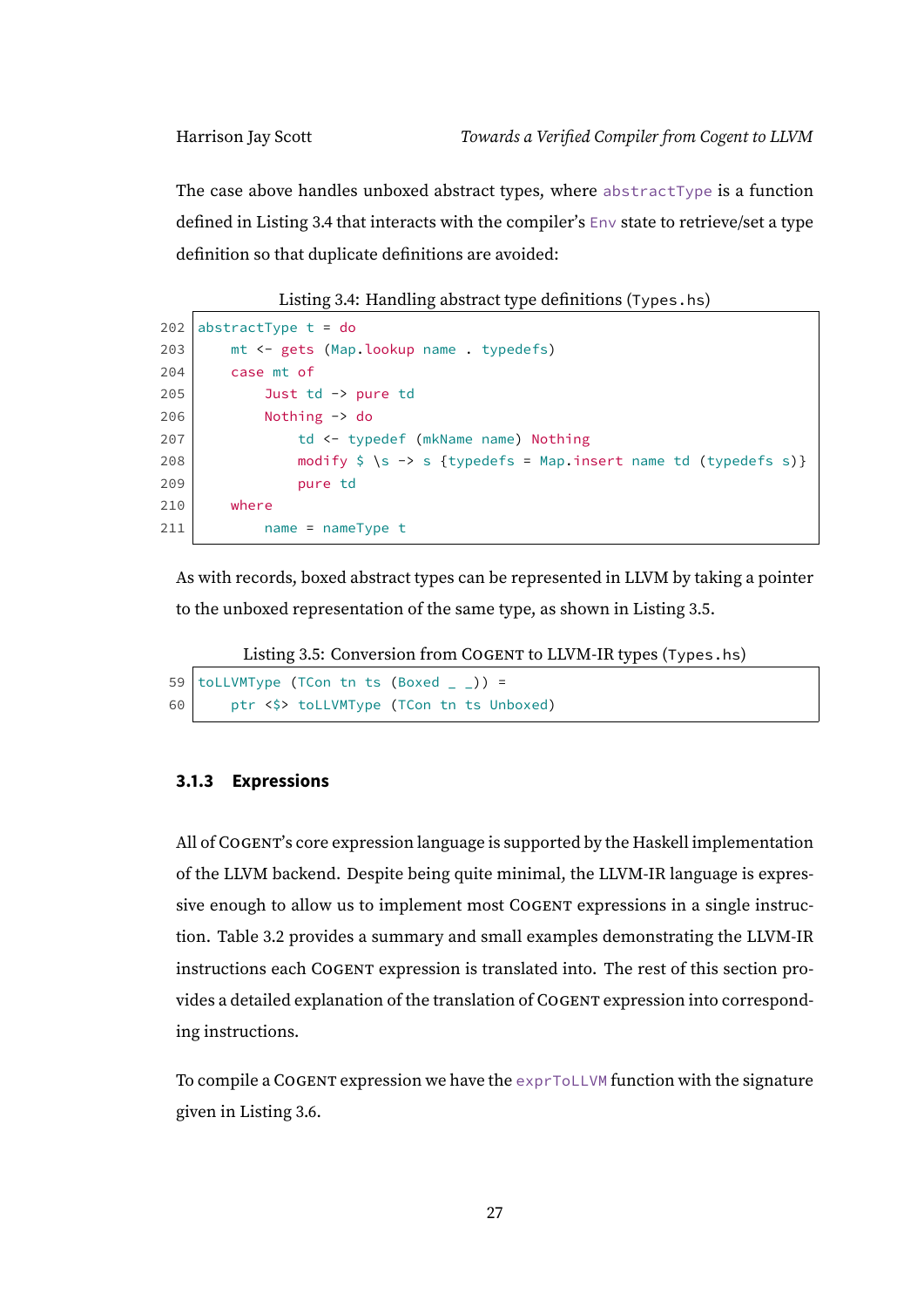The case above handles unboxed abstract types, where `abstractType` is a function defined in Listing 3.4 that interacts with the compiler's `Env` state to retrieve/set a type definition so that duplicate definitions are avoided:

Listing 3.4: Handling abstract type definitions (`Types.hs`)

```
202 abstractType t = do
203     mt <- gets (Map.lookup name . typedefs)
204     case mt of
205         Just td -> pure td
206         Nothing -> do
207             td <- typedef (mkName name) Nothing
208             modify $ \s -> s {typedefs = Map.insert name td (typedefs s)}
209             pure td
210     where
211         name = nameType t
```

As with records, boxed abstract types can be represented in LLVM by taking a pointer to the unboxed representation of the same type, as shown in Listing 3.5.

Listing 3.5: Conversion from COGENT to LLVM-IR types (`Types.hs`)

```
59 toLLVMType (TCon tn ts (Boxed _ _)) =
60     ptr <$> toLLVMType (TCon tn ts Unboxed)
```

### 3.1.3 Expressions

All of COGENT's core expression language is supported by the Haskell implementation of the LLVM backend. Despite being quite minimal, the LLVM-IR language is expressive enough to allow us to implement most COGENT expressions in a single instruction. Table 3.2 provides a summary and small examples demonstrating the LLVM-IR instructions each COGENT expression is translated into. The rest of this section provides a detailed explanation of the translation of COGENT expression into corresponding instructions.

To compile a COGENT expression we have the `exprToLLVM` function with the signature given in Listing 3.6.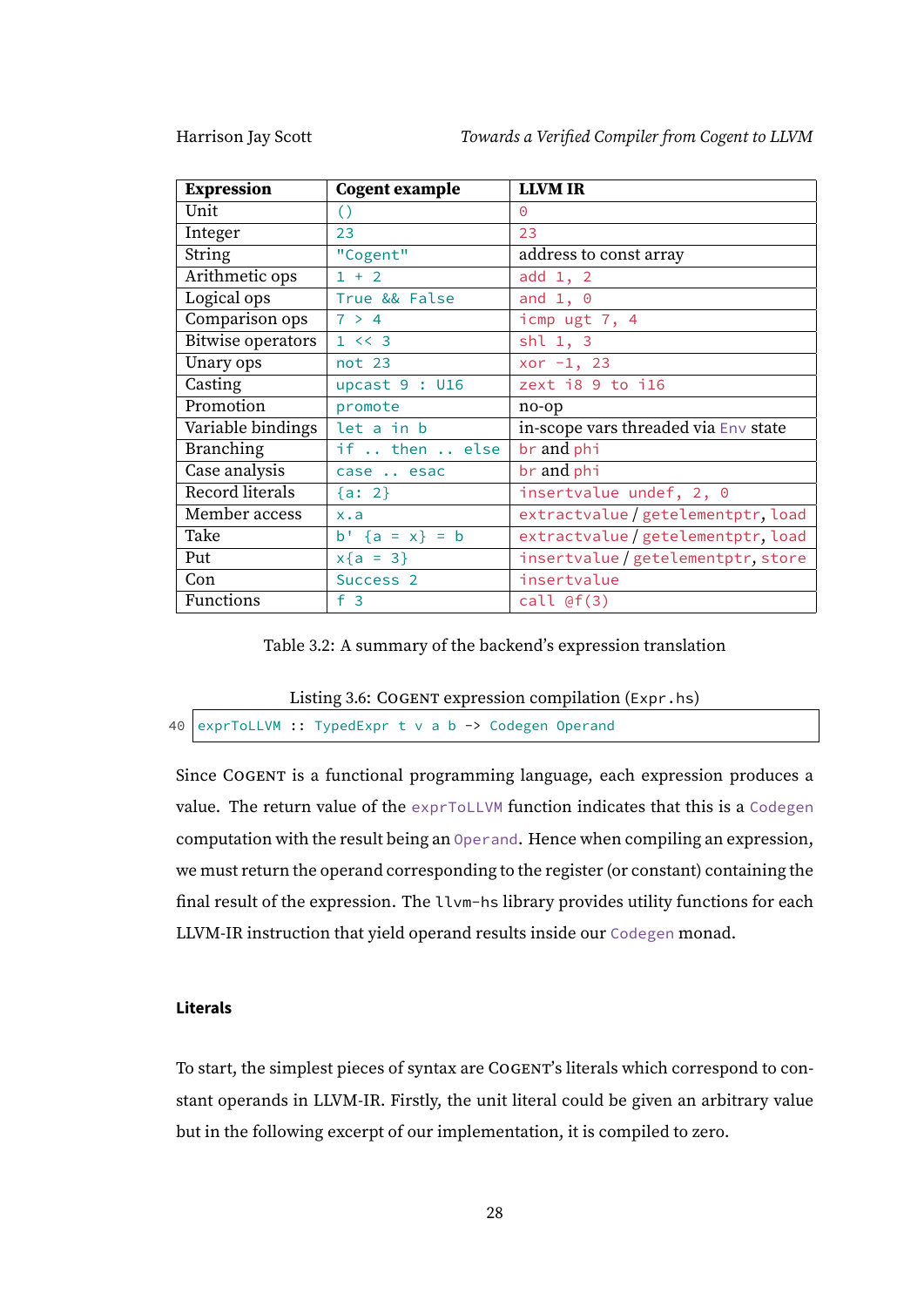| Expression | Cogent example | LLVM IR |
| --- | --- | --- |
| Unit | `()` | `0` |
| Integer | `23` | `23` |
| String | `"Cogent"` | address to const array |
| Arithmetic ops | `1 + 2` | `add 1, 2` |
| Logical ops | `True && False` | `and 1, 0` |
| Comparison ops | `7 > 4` | `icmp ugt 7, 4` |
| Bitwise operators | `1 << 3` | `shl 1, 3` |
| Unary ops | `not 23` | `xor -1, 23` |
| Casting | `upcast 9 : U16` | `zext i8 9 to i16` |
| Promotion | `promote` | no-op |
| Variable bindings | `let a in b` | in-scope vars threaded via `Env` state |
| Branching | `if .. then .. else` | `br` and `phi` |
| Case analysis | `case .. esac` | `br` and `phi` |
| Record literals | `{a: 2}` | `insertvalue undef, 2, 0` |
| Member access | `x.a` | `extractvalue` / `getelementptr`, `load` |
| Take | `b' {a = x} = b` | `extractvalue` / `getelementptr`, `load` |
| Put | `x{a = 3}` | `insertvalue` / `getelementptr`, `store` |
| Con | `Success 2` | `insertvalue` |
| Functions | `f 3` | `call @f(3)` |

Table 3.2: A summary of the backend's expression translation

Listing 3.6: COGENT expression compilation (`Expr.hs`)

```
40 exprToLLVM :: TypedExpr t v a b -> Codegen Operand
```

Since COGENT is a functional programming language, each expression produces a value. The return value of the `exprToLLVM` function indicates that this is a `Codegen` computation with the result being an `Operand`. Hence when compiling an expression, we must return the operand corresponding to the register (or constant) containing the final result of the expression. The `llvm-hs` library provides utility functions for each LLVM-IR instruction that yield operand results inside our `Codegen` monad.

#### Literals

To start, the simplest pieces of syntax are COGENT's literals which correspond to constant operands in LLVM-IR. Firstly, the unit literal could be given an arbitrary value but in the following excerpt of our implementation, it is compiled to zero.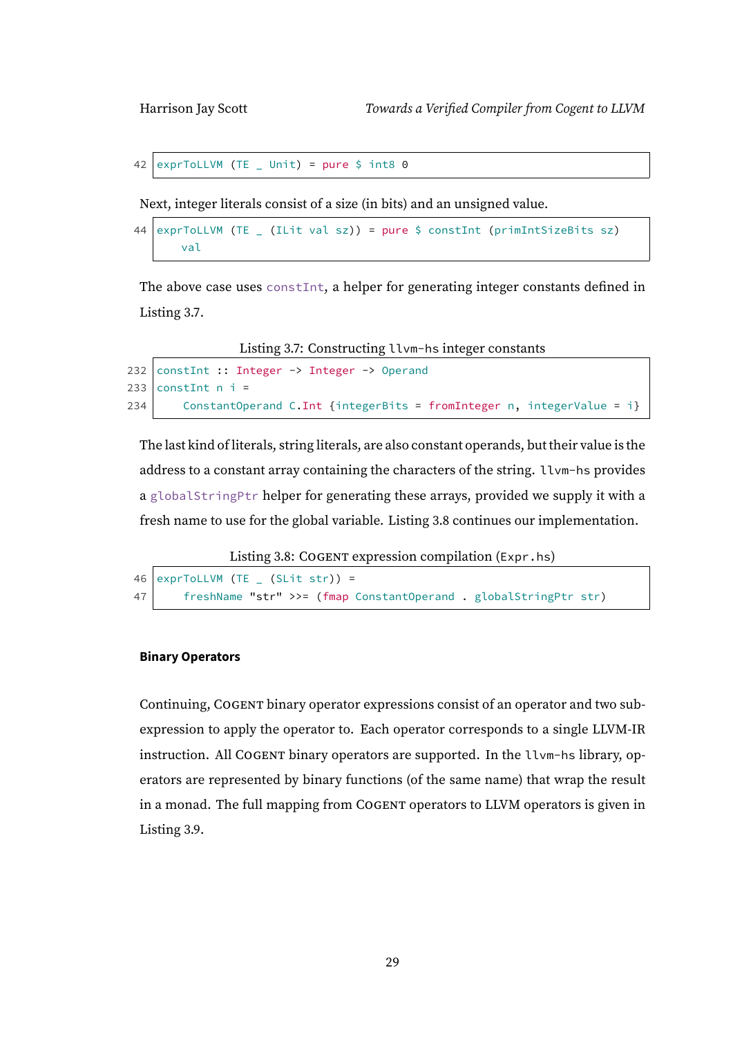```
42 exprToLLVM (TE _ Unit) = pure $ int8 0
```

Next, integer literals consist of a size (in bits) and an unsigned value.

```
44 exprToLLVM (TE _ (ILit val sz)) = pure $ constInt (primIntSizeBits sz)
       val
```

The above case uses `constInt`, a helper for generating integer constants defined in Listing 3.7.

Listing 3.7: Constructing `llvm-hs` integer constants

```
232 constInt :: Integer -> Integer -> Operand
233 constInt n i =
234     ConstantOperand C.Int {integerBits = fromInteger n, integerValue = i}
```

The last kind of literals, string literals, are also constant operands, but their value is the address to a constant array containing the characters of the string. `llvm-hs` provides a `globalStringPtr` helper for generating these arrays, provided we supply it with a fresh name to use for the global variable. Listing 3.8 continues our implementation.

Listing 3.8: Cogent expression compilation (`Expr.hs`)

```
46 exprToLLVM (TE _ (SLit str)) =
47     freshName "str" >>= (fmap ConstantOperand . globalStringPtr str)
```

#### Binary Operators

Continuing, Cogent binary operator expressions consist of an operator and two sub-expression to apply the operator to. Each operator corresponds to a single LLVM-IR instruction. All Cogent binary operators are supported. In the `llvm-hs` library, operators are represented by binary functions (of the same name) that wrap the result in a monad. The full mapping from Cogent operators to LLVM operators is given in Listing 3.9.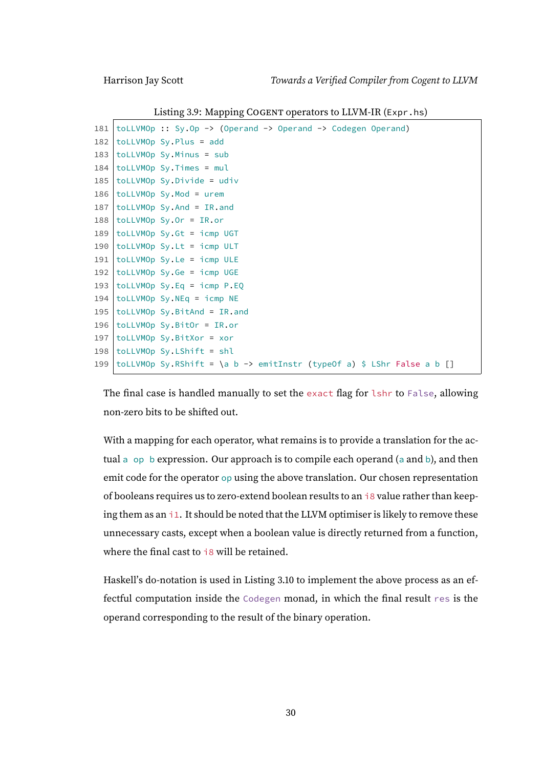Listing 3.9: Mapping COGENT operators to LLVM-IR (`Expr.hs`)

```
181 toLLVMOp :: Sy.Op -> (Operand -> Operand -> Codegen Operand)
182 toLLVMOp Sy.Plus = add
183 toLLVMOp Sy.Minus = sub
184 toLLVMOp Sy.Times = mul
185 toLLVMOp Sy.Divide = udiv
186 toLLVMOp Sy.Mod = urem
187 toLLVMOp Sy.And = IR.and
188 toLLVMOp Sy.Or = IR.or
189 toLLVMOp Sy.Gt = icmp UGT
190 toLLVMOp Sy.Lt = icmp ULT
191 toLLVMOp Sy.Le = icmp ULE
192 toLLVMOp Sy.Ge = icmp UGE
193 toLLVMOp Sy.Eq = icmp P.EQ
194 toLLVMOp Sy.NEq = icmp NE
195 toLLVMOp Sy.BitAnd = IR.and
196 toLLVMOp Sy.BitOr = IR.or
197 toLLVMOp Sy.BitXor = xor
198 toLLVMOp Sy.LShift = shl
199 toLLVMOp Sy.RShift = \a b -> emitInstr (typeOf a) $ LShr False a b []
```

The final case is handled manually to set the `exact` flag for `lshr` to `False`, allowing non-zero bits to be shifted out.

With a mapping for each operator, what remains is to provide a translation for the actual `a op b` expression. Our approach is to compile each operand (`a` and `b`), and then emit code for the operator `op` using the above translation. Our chosen representation of booleans requires us to zero-extend boolean results to an `i8` value rather than keeping them as an `i1`. It should be noted that the LLVM optimiser is likely to remove these unnecessary casts, except when a boolean value is directly returned from a function, where the final cast to `i8` will be retained.

Haskell's do-notation is used in Listing 3.10 to implement the above process as an effectful computation inside the `Codegen` monad, in which the final result `res` is the operand corresponding to the result of the binary operation.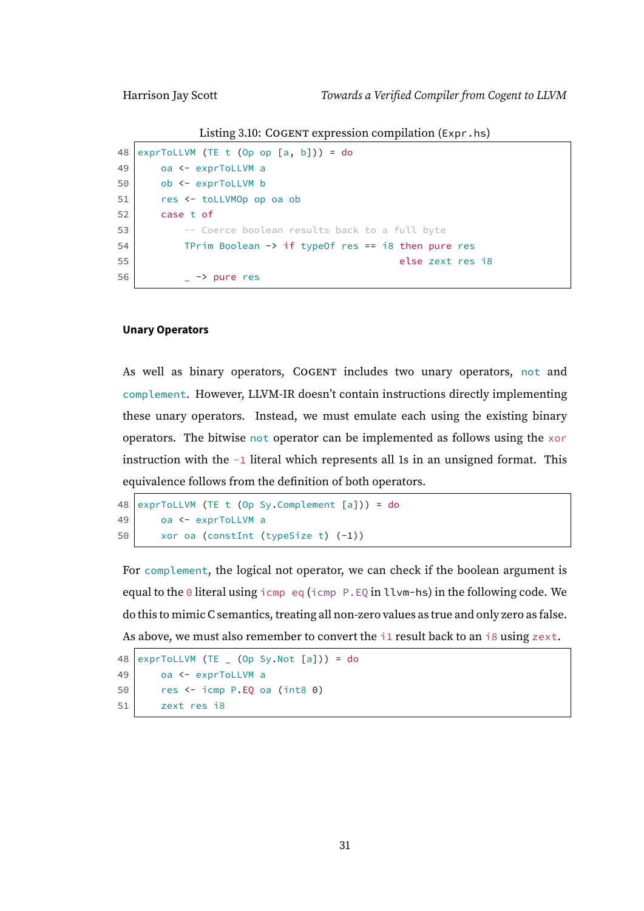Listing 3.10: COGENT expression compilation (Expr.hs)

```
48 exprToLLVM (TE t (Op op [a, b])) = do
49     oa <- exprToLLVM a
50     ob <- exprToLLVM b
51     res <- toLLVMOp op oa ob
52     case t of
53         -- Coerce boolean results back to a full byte
54         TPrim Boolean -> if typeOf res == i8 then pure res
55                                               else zext res i8
56         _ -> pure res
```

#### Unary Operators

As well as binary operators, COGENT includes two unary operators, `not` and `complement`. However, LLVM-IR doesn't contain instructions directly implementing these unary operators. Instead, we must emulate each using the existing binary operators. The bitwise `not` operator can be implemented as follows using the `xor` instruction with the `-1` literal which represents all 1s in an unsigned format. This equivalence follows from the definition of both operators.

```
48 exprToLLVM (TE t (Op Sy.Complement [a])) = do
49     oa <- exprToLLVM a
50     xor oa (constInt (typeSize t) (-1))
```

For `complement`, the logical not operator, we can check if the boolean argument is equal to the `0` literal using `icmp eq` (`icmp P.EQ` in `llvm-hs`) in the following code. We do this to mimic C semantics, treating all non-zero values as true and only zero as false. As above, we must also remember to convert the `i1` result back to an `i8` using `zext`.

```
48 exprToLLVM (TE _ (Op Sy.Not [a])) = do
49     oa <- exprToLLVM a
50     res <- icmp P.EQ oa (int8 0)
51     zext res i8
```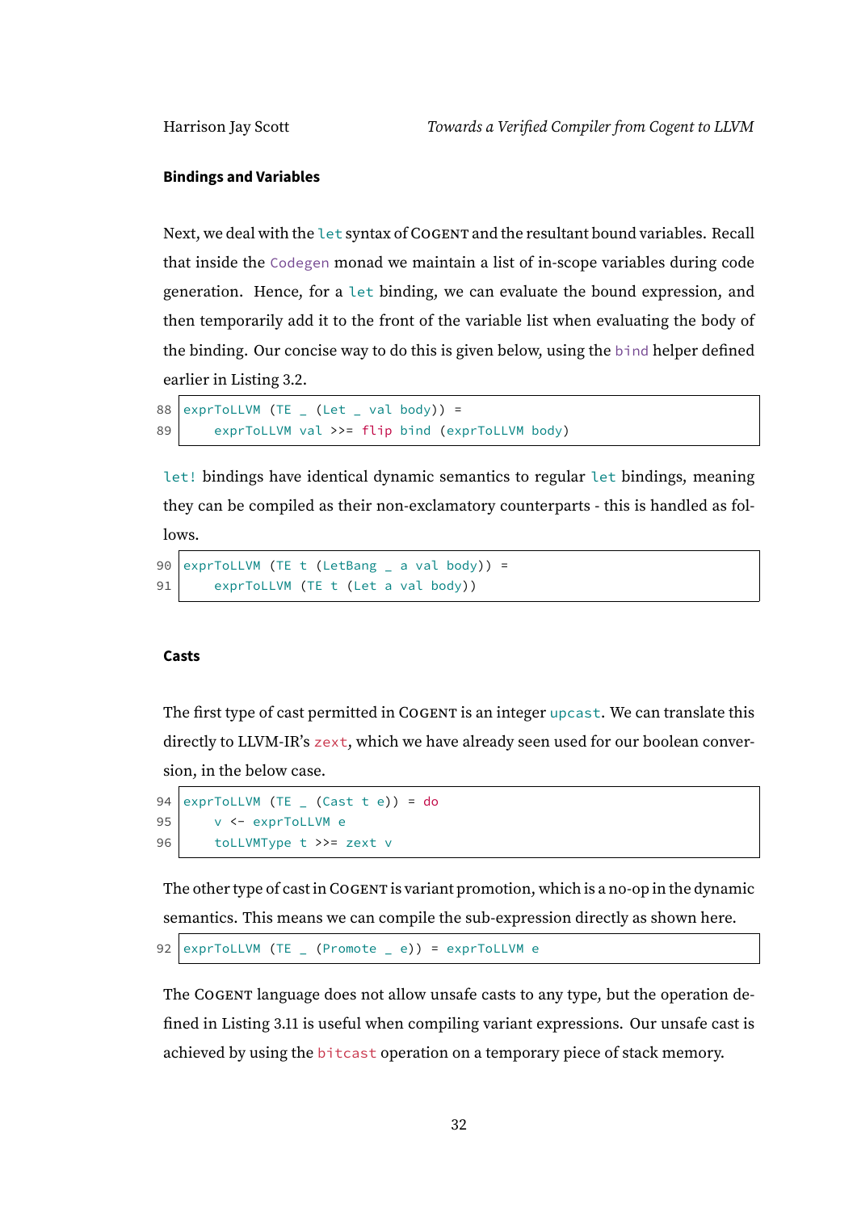#### Bindings and Variables

Next, we deal with the `let` syntax of COGENT and the resultant bound variables. Recall that inside the `Codegen` monad we maintain a list of in-scope variables during code generation. Hence, for a `let` binding, we can evaluate the bound expression, and then temporarily add it to the front of the variable list when evaluating the body of the binding. Our concise way to do this is given below, using the `bind` helper defined earlier in Listing 3.2.

```
88 exprToLLVM (TE _ (Let _ val body)) =
89     exprToLLVM val >>= flip bind (exprToLLVM body)
```

`let!` bindings have identical dynamic semantics to regular `let` bindings, meaning they can be compiled as their non-exclamatory counterparts - this is handled as follows.

```
90 exprToLLVM (TE t (LetBang _ a val body)) =
91     exprToLLVM (TE t (Let a val body))
```

#### Casts

The first type of cast permitted in COGENT is an integer `upcast`. We can translate this directly to LLVM-IR's `zext`, which we have already seen used for our boolean conversion, in the below case.

```
94 exprToLLVM (TE _ (Cast t e)) = do
95     v <- exprToLLVM e
96     toLLVMType t >>= zext v
```

The other type of cast in COGENT is variant promotion, which is a no-op in the dynamic semantics. This means we can compile the sub-expression directly as shown here.

```
92 exprToLLVM (TE _ (Promote _ e)) = exprToLLVM e
```

The COGENT language does not allow unsafe casts to any type, but the operation defined in Listing 3.11 is useful when compiling variant expressions. Our unsafe cast is achieved by using the `bitcast` operation on a temporary piece of stack memory.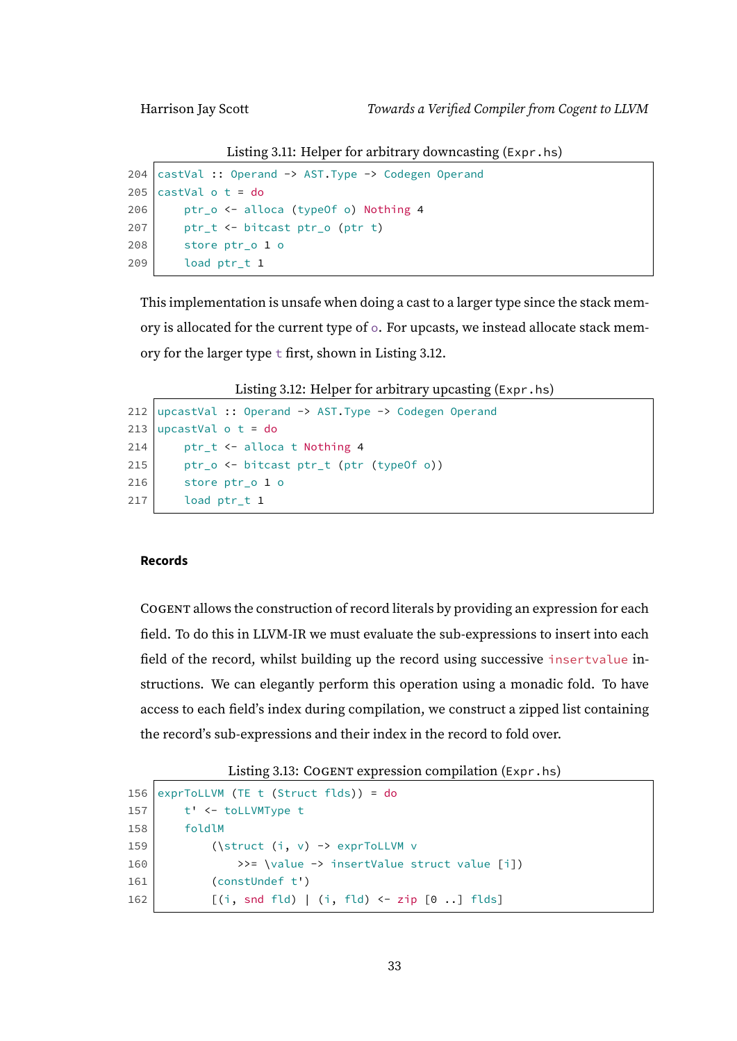Listing 3.11: Helper for arbitrary downcasting (`Expr.hs`)

```
204 castVal :: Operand -> AST.Type -> Codegen Operand
205 castVal o t = do
206     ptr_o <- alloca (typeOf o) Nothing 4
207     ptr_t <- bitcast ptr_o (ptr t)
208     store ptr_o 1 o
209     load ptr_t 1
```

This implementation is unsafe when doing a cast to a larger type since the stack memory is allocated for the current type of `o`. For upcasts, we instead allocate stack memory for the larger type `t` first, shown in Listing 3.12.

Listing 3.12: Helper for arbitrary upcasting (`Expr.hs`)

```
212 upcastVal :: Operand -> AST.Type -> Codegen Operand
213 upcastVal o t = do
214     ptr_t <- alloca t Nothing 4
215     ptr_o <- bitcast ptr_t (ptr (typeOf o))
216     store ptr_o 1 o
217     load ptr_t 1
```

**Records**

Cogent allows the construction of record literals by providing an expression for each field. To do this in LLVM-IR we must evaluate the sub-expressions to insert into each field of the record, whilst building up the record using successive `insertvalue` instructions. We can elegantly perform this operation using a monadic fold. To have access to each field's index during compilation, we construct a zipped list containing the record's sub-expressions and their index in the record to fold over.

Listing 3.13: Cogent expression compilation (`Expr.hs`)

```
156 exprToLLVM (TE t (Struct flds)) = do
157     t' <- toLLVMType t
158     foldlM
159         (\struct (i, v) -> exprToLLVM v
160             >>= \value -> insertValue struct value [i])
161         (constUndef t')
162         [(i, snd fld) | (i, fld) <- zip [0 ..] flds]
```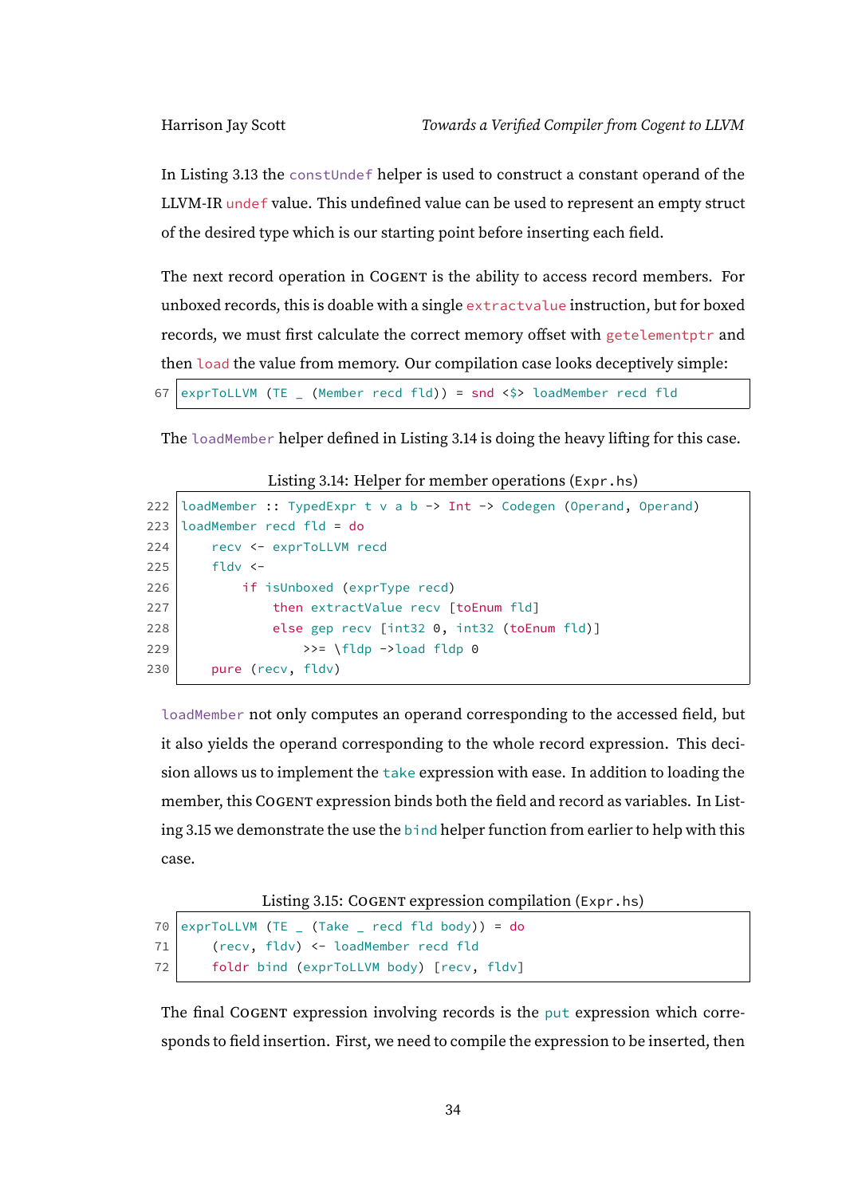In Listing 3.13 the `constUndef` helper is used to construct a constant operand of the LLVM-IR `undef` value. This undefined value can be used to represent an empty struct of the desired type which is our starting point before inserting each field.

The next record operation in COGENT is the ability to access record members. For unboxed records, this is doable with a single `extractvalue` instruction, but for boxed records, we must first calculate the correct memory offset with `getelementptr` and then `load` the value from memory. Our compilation case looks deceptively simple:

```
67 exprToLLVM (TE _ (Member recd fld)) = snd <$> loadMember recd fld
```

The `loadMember` helper defined in Listing 3.14 is doing the heavy lifting for this case.

Listing 3.14: Helper for member operations (`Expr.hs`)

```
222 loadMember :: TypedExpr t v a b -> Int -> Codegen (Operand, Operand)
223 loadMember recd fld = do
224     recv <- exprToLLVM recd
225     fldv <-
226         if isUnboxed (exprType recd)
227             then extractValue recv [toEnum fld]
228             else gep recv [int32 0, int32 (toEnum fld)]
229                 >>= \fldp ->load fldp 0
230     pure (recv, fldv)
```

`loadMember` not only computes an operand corresponding to the accessed field, but it also yields the operand corresponding to the whole record expression. This decision allows us to implement the `take` expression with ease. In addition to loading the member, this COGENT expression binds both the field and record as variables. In Listing 3.15 we demonstrate the use the `bind` helper function from earlier to help with this case.

Listing 3.15: COGENT expression compilation (`Expr.hs`)

```
70 exprToLLVM (TE _ (Take _ recd fld body)) = do
71     (recv, fldv) <- loadMember recd fld
72     foldr bind (exprToLLVM body) [recv, fldv]
```

The final COGENT expression involving records is the `put` expression which corresponds to field insertion. First, we need to compile the expression to be inserted, then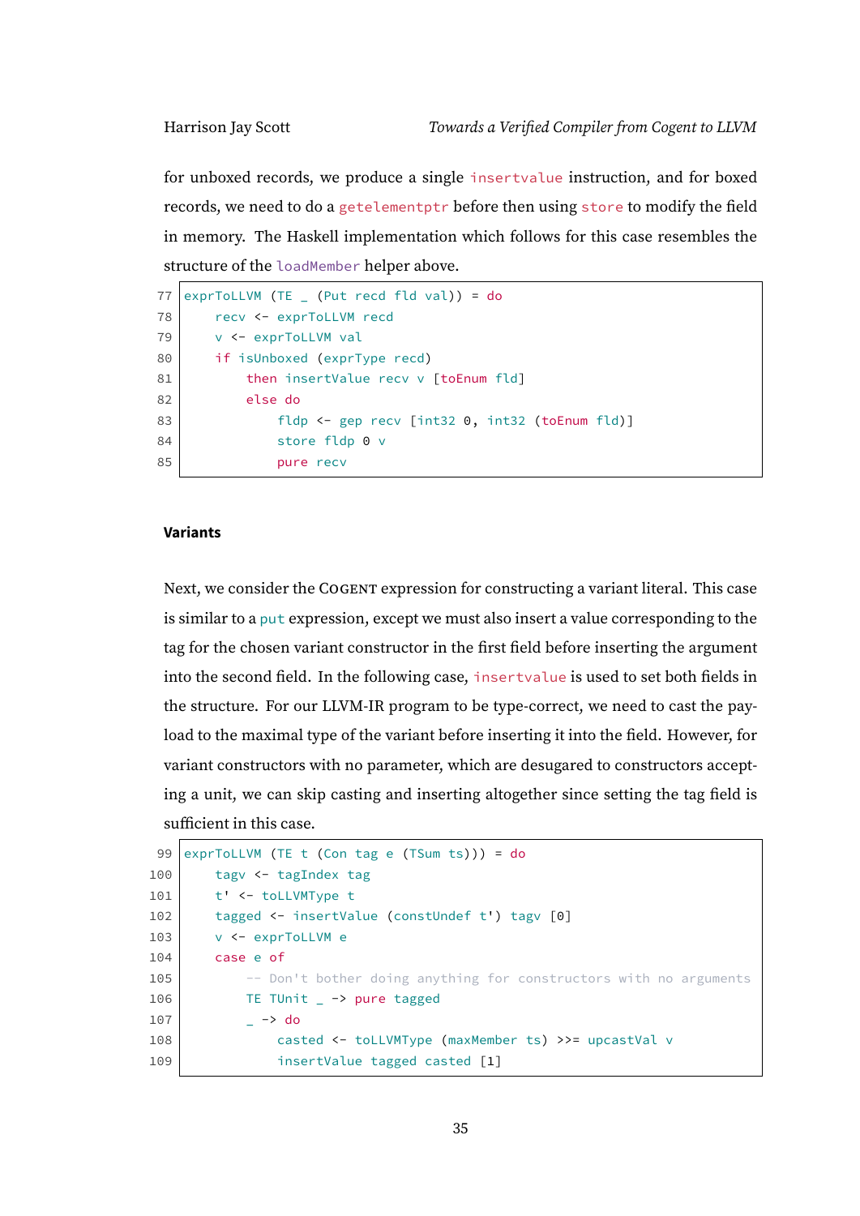for unboxed records, we produce a single `insertvalue` instruction, and for boxed records, we need to do a `getelementptr` before then using `store` to modify the field in memory. The Haskell implementation which follows for this case resembles the structure of the `loadMember` helper above.

```
77 exprToLLVM (TE _ (Put recd fld val)) = do
78     recv <- exprToLLVM recd
79     v <- exprToLLVM val
80     if isUnboxed (exprType recd)
81         then insertValue recv v [toEnum fld]
82         else do
83             fldp <- gep recv [int32 0, int32 (toEnum fld)]
84             store fldp 0 v
85             pure recv
```

#### Variants

Next, we consider the COGENT expression for constructing a variant literal. This case is similar to a `put` expression, except we must also insert a value corresponding to the tag for the chosen variant constructor in the first field before inserting the argument into the second field. In the following case, `insertvalue` is used to set both fields in the structure. For our LLVM-IR program to be type-correct, we need to cast the payload to the maximal type of the variant before inserting it into the field. However, for variant constructors with no parameter, which are desugared to constructors accepting a unit, we can skip casting and inserting altogether since setting the tag field is sufficient in this case.

```
 99 exprToLLVM (TE t (Con tag e (TSum ts))) = do
100     tagv <- tagIndex tag
101     t' <- toLLVMType t
102     tagged <- insertValue (constUndef t') tagv [0]
103     v <- exprToLLVM e
104     case e of
105         -- Don't bother doing anything for constructors with no arguments
106         TE TUnit _ -> pure tagged
107         _ -> do
108             casted <- toLLVMType (maxMember ts) >>= upcastVal v
109             insertValue tagged casted [1]
```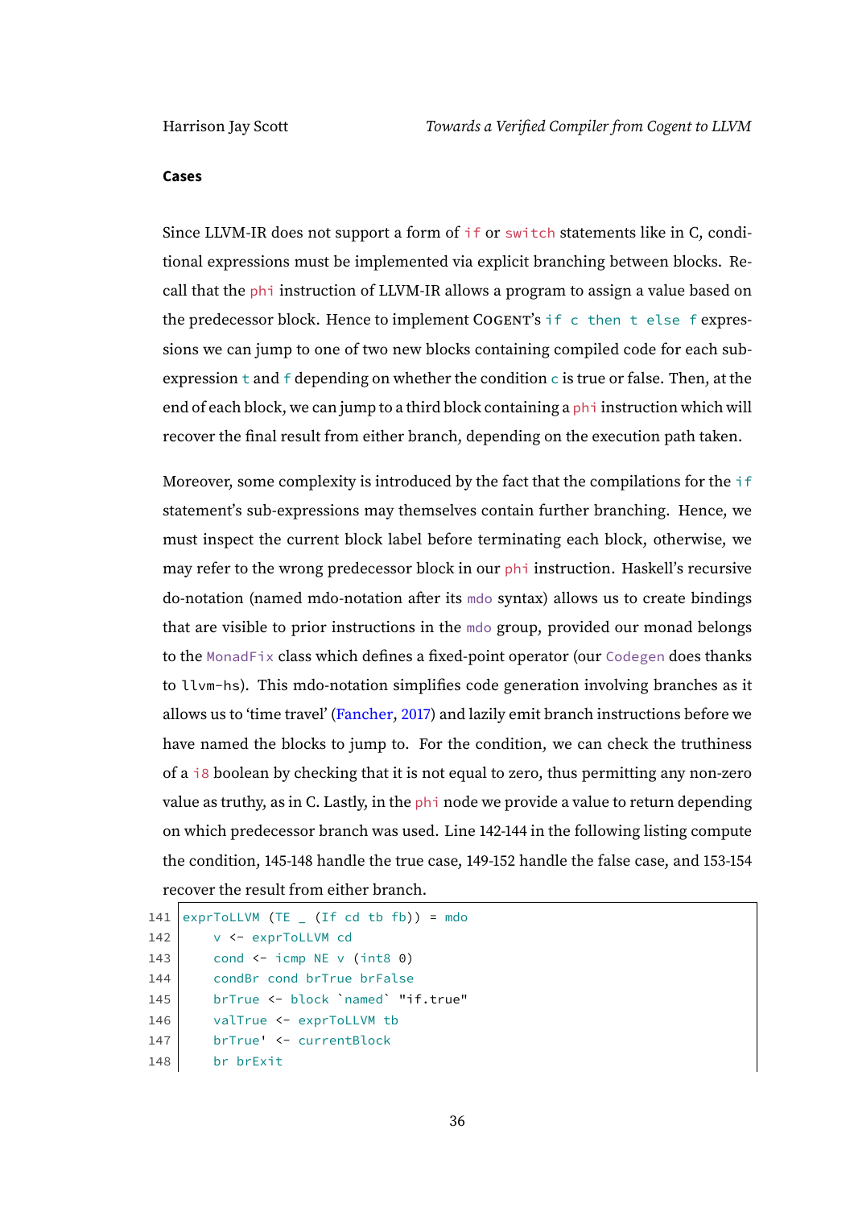#### Cases

Since LLVM-IR does not support a form of `if` or `switch` statements like in C, conditional expressions must be implemented via explicit branching between blocks. Recall that the `phi` instruction of LLVM-IR allows a program to assign a value based on the predecessor block. Hence to implement COGENT's `if c then t else f` expressions we can jump to one of two new blocks containing compiled code for each subexpression `t` and `f` depending on whether the condition `c` is true or false. Then, at the end of each block, we can jump to a third block containing a `phi` instruction which will recover the final result from either branch, depending on the execution path taken.

Moreover, some complexity is introduced by the fact that the compilations for the `if` statement's sub-expressions may themselves contain further branching. Hence, we must inspect the current block label before terminating each block, otherwise, we may refer to the wrong predecessor block in our `phi` instruction. Haskell's recursive do-notation (named mdo-notation after its `mdo` syntax) allows us to create bindings that are visible to prior instructions in the `mdo` group, provided our monad belongs to the `MonadFix` class which defines a fixed-point operator (our `Codegen` does thanks to `llvm-hs`). This mdo-notation simplifies code generation involving branches as it allows us to 'time travel' (Fancher, 2017) and lazily emit branch instructions before we have named the blocks to jump to. For the condition, we can check the truthiness of a `i8` boolean by checking that it is not equal to zero, thus permitting any non-zero value as truthy, as in C. Lastly, in the `phi` node we provide a value to return depending on which predecessor branch was used. Line 142-144 in the following listing compute the condition, 145-148 handle the true case, 149-152 handle the false case, and 153-154 recover the result from either branch.

```
141 exprToLLVM (TE _ (If cd tb fb)) = mdo
142     v <- exprToLLVM cd
143     cond <- icmp NE v (int8 0)
144     condBr cond brTrue brFalse
145     brTrue <- block `named` "if.true"
146     valTrue <- exprToLLVM tb
147     brTrue' <- currentBlock
148     br brExit
```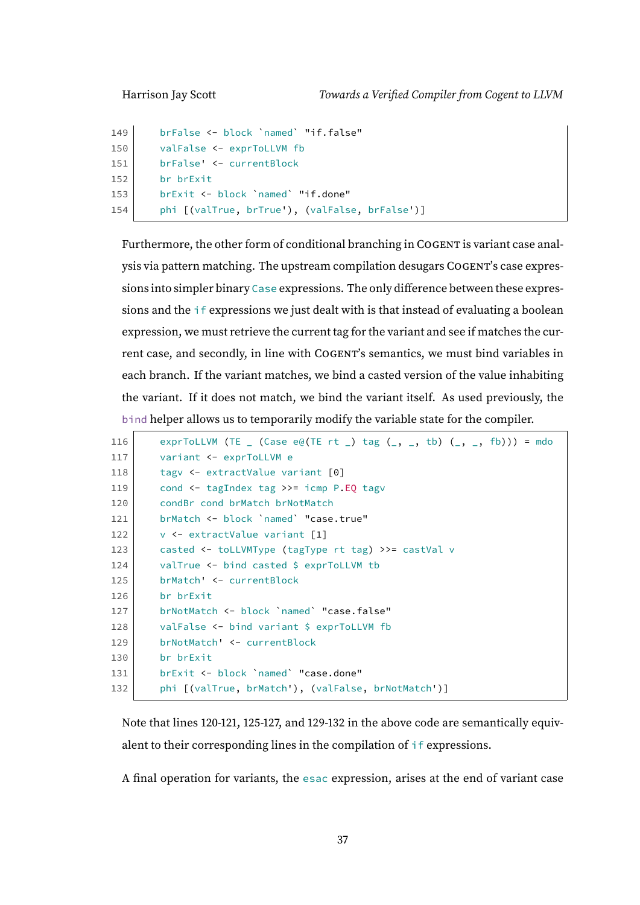```
149     brFalse <- block `named` "if.false"
150     valFalse <- exprToLLVM fb
151     brFalse' <- currentBlock
152     br brExit
153     brExit <- block `named` "if.done"
154     phi [(valTrue, brTrue'), (valFalse, brFalse')]
```

Furthermore, the other form of conditional branching in COGENT is variant case analysis via pattern matching. The upstream compilation desugars COGENT's case expressions into simpler binary `Case` expressions. The only difference between these expressions and the `if` expressions we just dealt with is that instead of evaluating a boolean expression, we must retrieve the current tag for the variant and see if matches the current case, and secondly, in line with COGENT's semantics, we must bind variables in each branch. If the variant matches, we bind a casted version of the value inhabiting the variant. If it does not match, we bind the variant itself. As used previously, the `bind` helper allows us to temporarily modify the variable state for the compiler.

```
116     exprToLLVM (TE _ (Case e@(TE rt _) tag (_, _, tb) (_, _, fb))) = mdo
117     variant <- exprToLLVM e
118     tagv <- extractValue variant [0]
119     cond <- tagIndex tag >>= icmp P.EQ tagv
120     condBr cond brMatch brNotMatch
121     brMatch <- block `named` "case.true"
122     v <- extractValue variant [1]
123     casted <- toLLVMType (tagType rt tag) >>= castVal v
124     valTrue <- bind casted $ exprToLLVM tb
125     brMatch' <- currentBlock
126     br brExit
127     brNotMatch <- block `named` "case.false"
128     valFalse <- bind variant $ exprToLLVM fb
129     brNotMatch' <- currentBlock
130     br brExit
131     brExit <- block `named` "case.done"
132     phi [(valTrue, brMatch'), (valFalse, brNotMatch')]
```

Note that lines 120-121, 125-127, and 129-132 in the above code are semantically equivalent to their corresponding lines in the compilation of `if` expressions.

A final operation for variants, the `esac` expression, arises at the end of variant case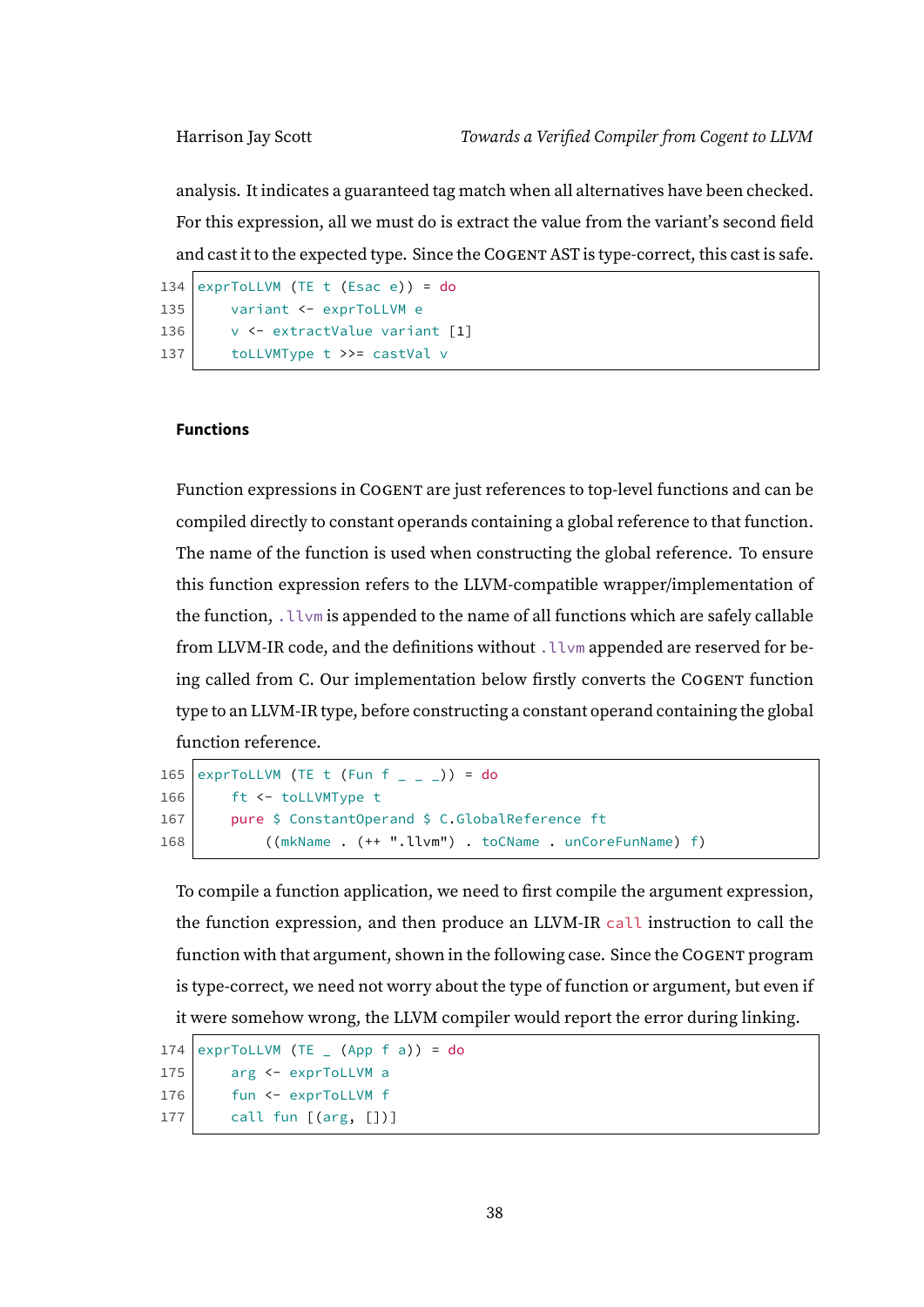analysis. It indicates a guaranteed tag match when all alternatives have been checked. For this expression, all we must do is extract the value from the variant's second field and cast it to the expected type. Since the COGENT AST is type-correct, this cast is safe.

```
134 exprToLLVM (TE t (Esac e)) = do
135     variant <- exprToLLVM e
136     v <- extractValue variant [1]
137     toLLVMType t >>= castVal v
```

#### Functions

Function expressions in COGENT are just references to top-level functions and can be compiled directly to constant operands containing a global reference to that function. The name of the function is used when constructing the global reference. To ensure this function expression refers to the LLVM-compatible wrapper/implementation of the function, `.llvm` is appended to the name of all functions which are safely callable from LLVM-IR code, and the definitions without `.llvm` appended are reserved for being called from C. Our implementation below firstly converts the COGENT function type to an LLVM-IR type, before constructing a constant operand containing the global function reference.

```
165 exprToLLVM (TE t (Fun f _ _ _)) = do
166     ft <- toLLVMType t
167     pure $ ConstantOperand $ C.GlobalReference ft
168         ((mkName . (++ ".llvm") . toCName . unCoreFunName) f)
```

To compile a function application, we need to first compile the argument expression, the function expression, and then produce an LLVM-IR `call` instruction to call the function with that argument, shown in the following case. Since the COGENT program is type-correct, we need not worry about the type of function or argument, but even if it were somehow wrong, the LLVM compiler would report the error during linking.

```
174 exprToLLVM (TE _ (App f a)) = do
175     arg <- exprToLLVM a
176     fun <- exprToLLVM f
177     call fun [(arg, [])]
```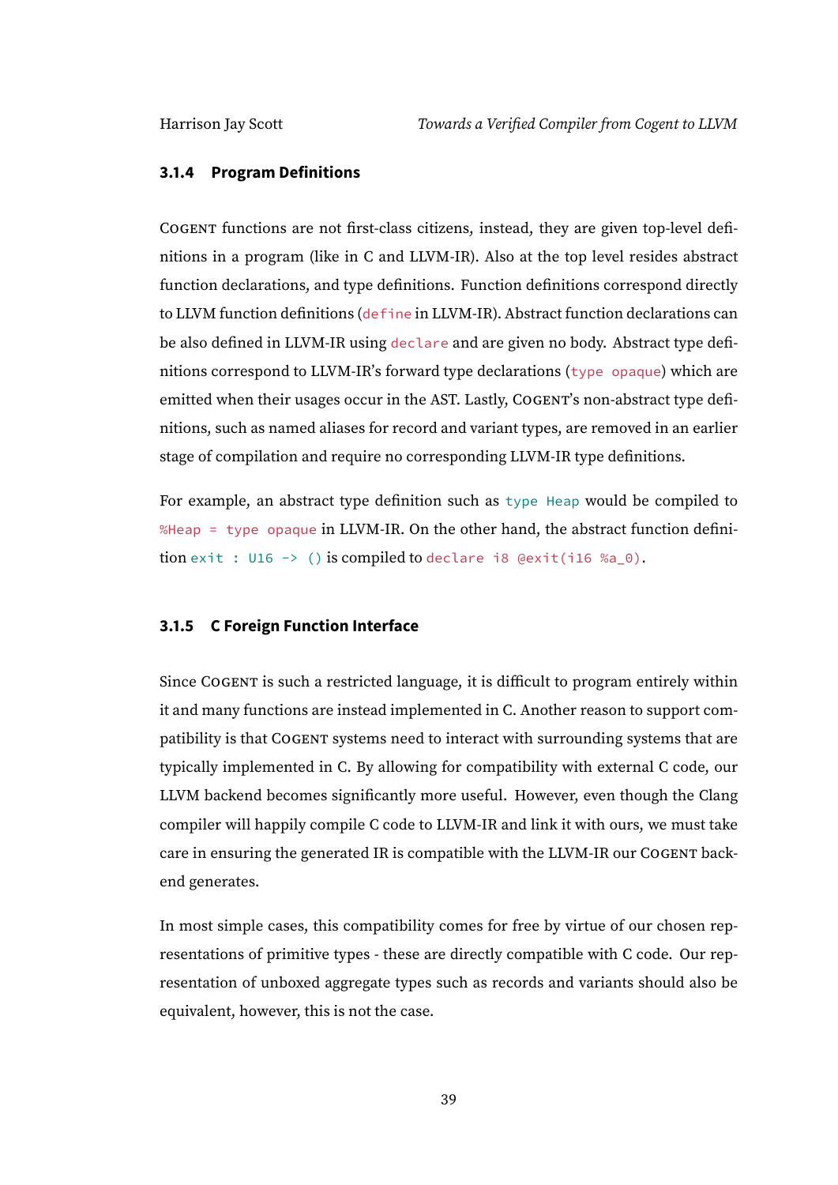### 3.1.4 Program Definitions

COGENT functions are not first-class citizens, instead, they are given top-level definitions in a program (like in C and LLVM-IR). Also at the top level resides abstract function declarations, and type definitions. Function definitions correspond directly to LLVM function definitions (`define` in LLVM-IR). Abstract function declarations can be also defined in LLVM-IR using `declare` and are given no body. Abstract type definitions correspond to LLVM-IR's forward type declarations (`type opaque`) which are emitted when their usages occur in the AST. Lastly, COGENT's non-abstract type definitions, such as named aliases for record and variant types, are removed in an earlier stage of compilation and require no corresponding LLVM-IR type definitions.

For example, an abstract type definition such as `type Heap` would be compiled to `%Heap = type opaque` in LLVM-IR. On the other hand, the abstract function definition `exit : U16 -> ()` is compiled to `declare i8 @exit(i16 %a_0)`.

### 3.1.5 C Foreign Function Interface

Since COGENT is such a restricted language, it is difficult to program entirely within it and many functions are instead implemented in C. Another reason to support compatibility is that COGENT systems need to interact with surrounding systems that are typically implemented in C. By allowing for compatibility with external C code, our LLVM backend becomes significantly more useful. However, even though the Clang compiler will happily compile C code to LLVM-IR and link it with ours, we must take care in ensuring the generated IR is compatible with the LLVM-IR our COGENT backend generates.

In most simple cases, this compatibility comes for free by virtue of our chosen representations of primitive types - these are directly compatible with C code. Our representation of unboxed aggregate types such as records and variants should also be equivalent, however, this is not the case.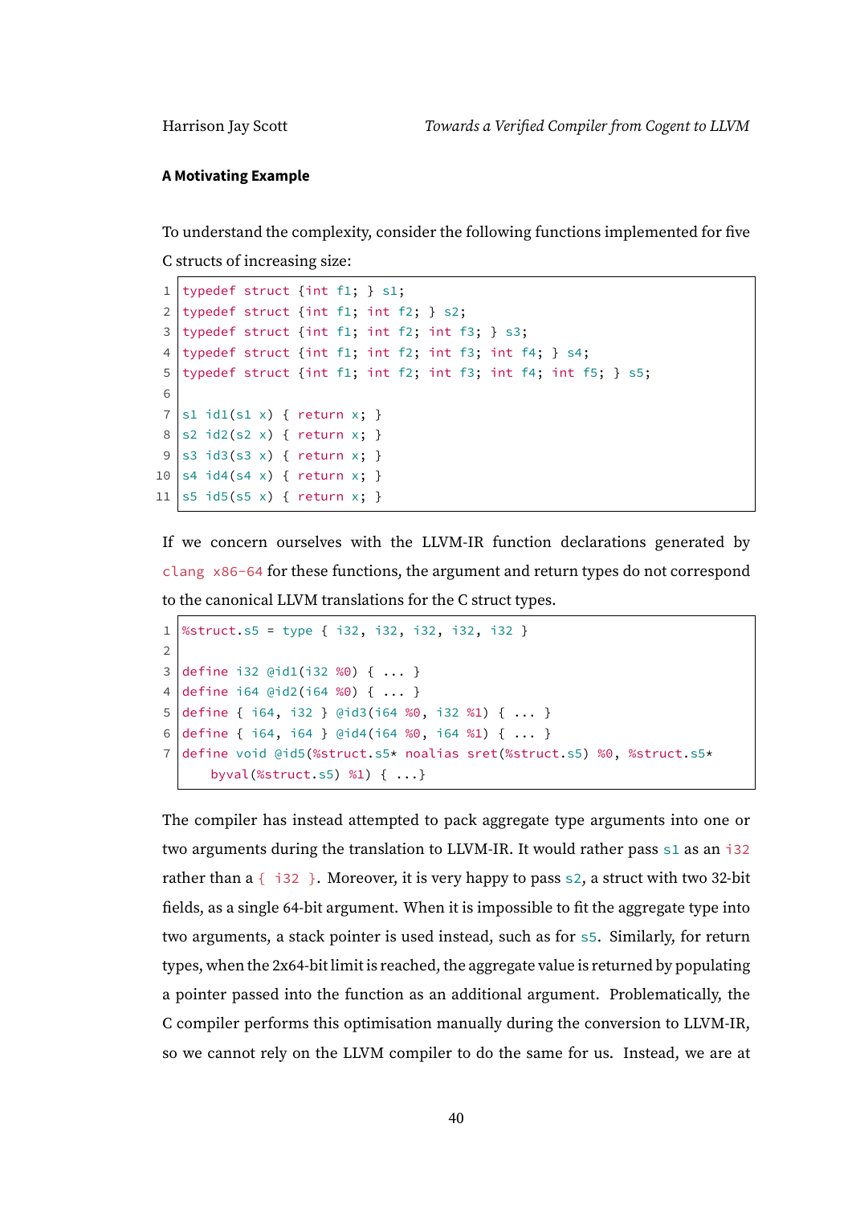**A Motivating Example**

To understand the complexity, consider the following functions implemented for five C structs of increasing size:

```
typedef struct {int f1; } s1;
typedef struct {int f1; int f2; } s2;
typedef struct {int f1; int f2; int f3; } s3;
typedef struct {int f1; int f2; int f3; int f4; } s4;
typedef struct {int f1; int f2; int f3; int f4; int f5; } s5;

s1 id1(s1 x) { return x; }
s2 id2(s2 x) { return x; }
s3 id3(s3 x) { return x; }
s4 id4(s4 x) { return x; }
s5 id5(s5 x) { return x; }
```

If we concern ourselves with the LLVM-IR function declarations generated by `clang x86-64` for these functions, the argument and return types do not correspond to the canonical LLVM translations for the C struct types.

```
%struct.s5 = type { i32, i32, i32, i32, i32 }

define i32 @id1(i32 %0) { ... }
define i64 @id2(i64 %0) { ... }
define { i64, i32 } @id3(i64 %0, i32 %1) { ... }
define { i64, i64 } @id4(i64 %0, i64 %1) { ... }
define void @id5(%struct.s5* noalias sret(%struct.s5) %0, %struct.s5*
    byval(%struct.s5) %1) { ...}
```

The compiler has instead attempted to pack aggregate type arguments into one or two arguments during the translation to LLVM-IR. It would rather pass `s1` as an `i32` rather than a `{ i32 }`. Moreover, it is very happy to pass `s2`, a struct with two 32-bit fields, as a single 64-bit argument. When it is impossible to fit the aggregate type into two arguments, a stack pointer is used instead, such as for `s5`. Similarly, for return types, when the 2x64-bit limit is reached, the aggregate value is returned by populating a pointer passed into the function as an additional argument. Problematically, the C compiler performs this optimisation manually during the conversion to LLVM-IR, so we cannot rely on the LLVM compiler to do the same for us. Instead, we are at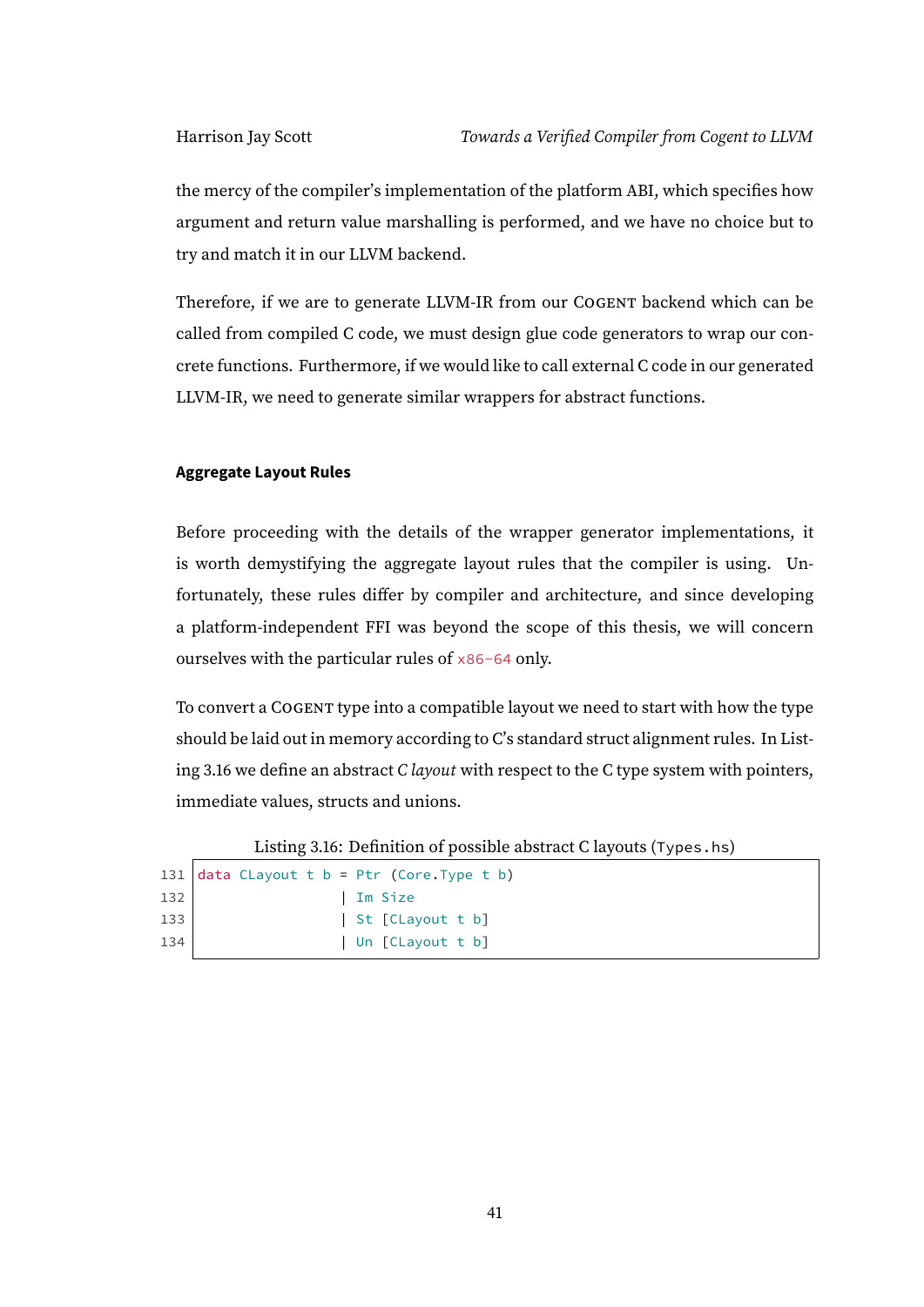the mercy of the compiler's implementation of the platform ABI, which specifies how argument and return value marshalling is performed, and we have no choice but to try and match it in our LLVM backend.

Therefore, if we are to generate LLVM-IR from our COGENT backend which can be called from compiled C code, we must design glue code generators to wrap our concrete functions. Furthermore, if we would like to call external C code in our generated LLVM-IR, we need to generate similar wrappers for abstract functions.

#### Aggregate Layout Rules

Before proceeding with the details of the wrapper generator implementations, it is worth demystifying the aggregate layout rules that the compiler is using. Unfortunately, these rules differ by compiler and architecture, and since developing a platform-independent FFI was beyond the scope of this thesis, we will concern ourselves with the particular rules of `x86-64` only.

To convert a COGENT type into a compatible layout we need to start with how the type should be laid out in memory according to C's standard struct alignment rules. In Listing 3.16 we define an abstract *C layout* with respect to the C type system with pointers, immediate values, structs and unions.

Listing 3.16: Definition of possible abstract C layouts (`Types.hs`)

```
131 data CLayout t b = Ptr (Core.Type t b)
132                 | Im Size
133                 | St [CLayout t b]
134                 | Un [CLayout t b]
```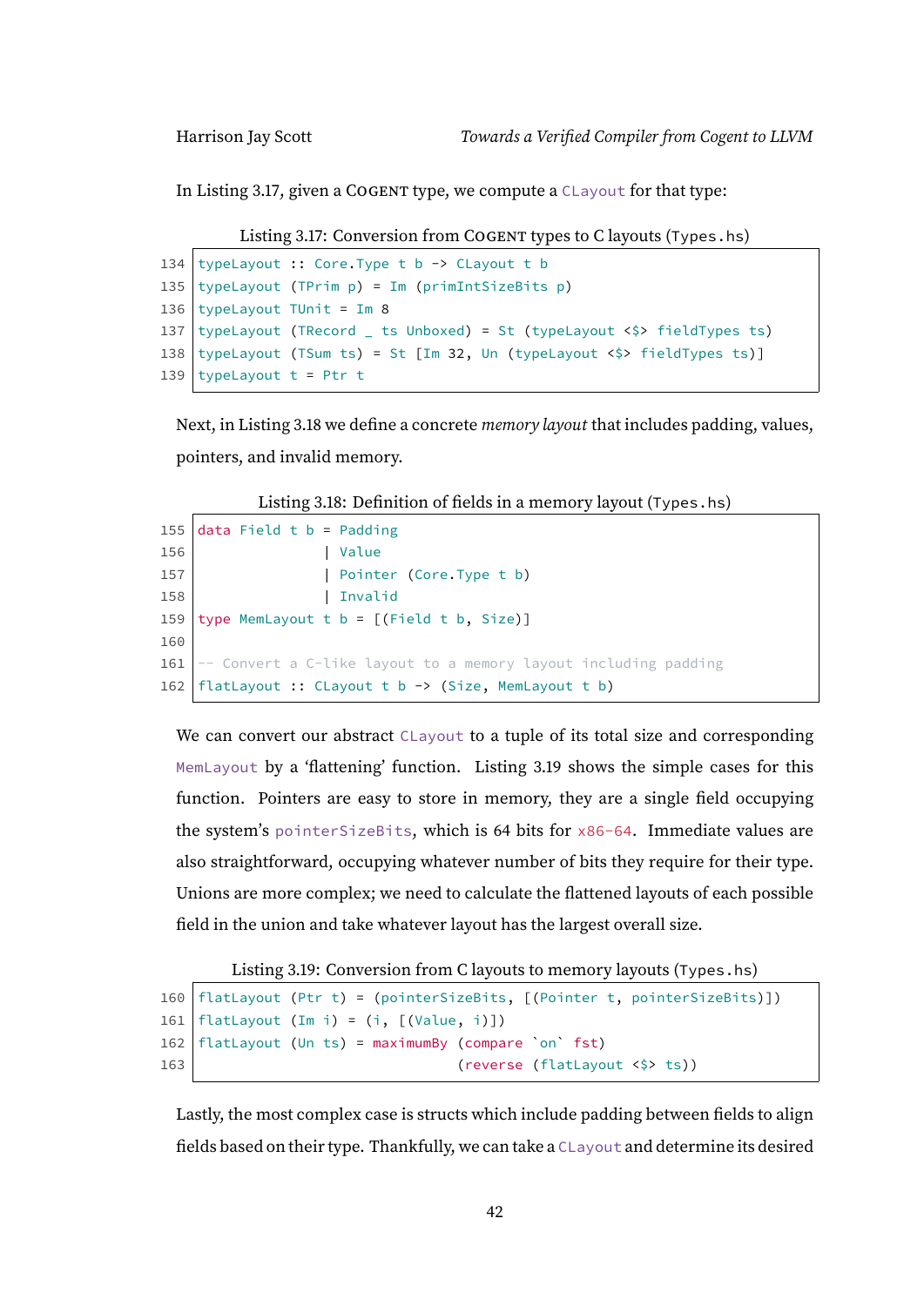In Listing 3.17, given a COGENT type, we compute a `CLayout` for that type:

Listing 3.17: Conversion from COGENT types to C layouts (`Types.hs`)

```
134 typeLayout :: Core.Type t b -> CLayout t b
135 typeLayout (TPrim p) = Im (primIntSizeBits p)
136 typeLayout TUnit = Im 8
137 typeLayout (TRecord _ ts Unboxed) = St (typeLayout <$> fieldTypes ts)
138 typeLayout (TSum ts) = St [Im 32, Un (typeLayout <$> fieldTypes ts)]
139 typeLayout t = Ptr t
```

Next, in Listing 3.18 we define a concrete *memory layout* that includes padding, values, pointers, and invalid memory.

Listing 3.18: Definition of fields in a memory layout (`Types.hs`)

```
155 data Field t b = Padding
156                | Value
157                | Pointer (Core.Type t b)
158                | Invalid
159 type MemLayout t b = [(Field t b, Size)]
160 
161 -- Convert a C-like layout to a memory layout including padding
162 flatLayout :: CLayout t b -> (Size, MemLayout t b)
```

We can convert our abstract `CLayout` to a tuple of its total size and corresponding `MemLayout` by a 'flattening' function. Listing 3.19 shows the simple cases for this function. Pointers are easy to store in memory, they are a single field occupying the system's `pointerSizeBits`, which is 64 bits for `x86-64`. Immediate values are also straightforward, occupying whatever number of bits they require for their type. Unions are more complex; we need to calculate the flattened layouts of each possible field in the union and take whatever layout has the largest overall size.

Listing 3.19: Conversion from C layouts to memory layouts (`Types.hs`)

```
160 flatLayout (Ptr t) = (pointerSizeBits, [(Pointer t, pointerSizeBits)])
161 flatLayout (Im i) = (i, [(Value, i)])
162 flatLayout (Un ts) = maximumBy (compare `on` fst)
163                                (reverse (flatLayout <$> ts))
```

Lastly, the most complex case is structs which include padding between fields to align fields based on their type. Thankfully, we can take a `CLayout` and determine its desired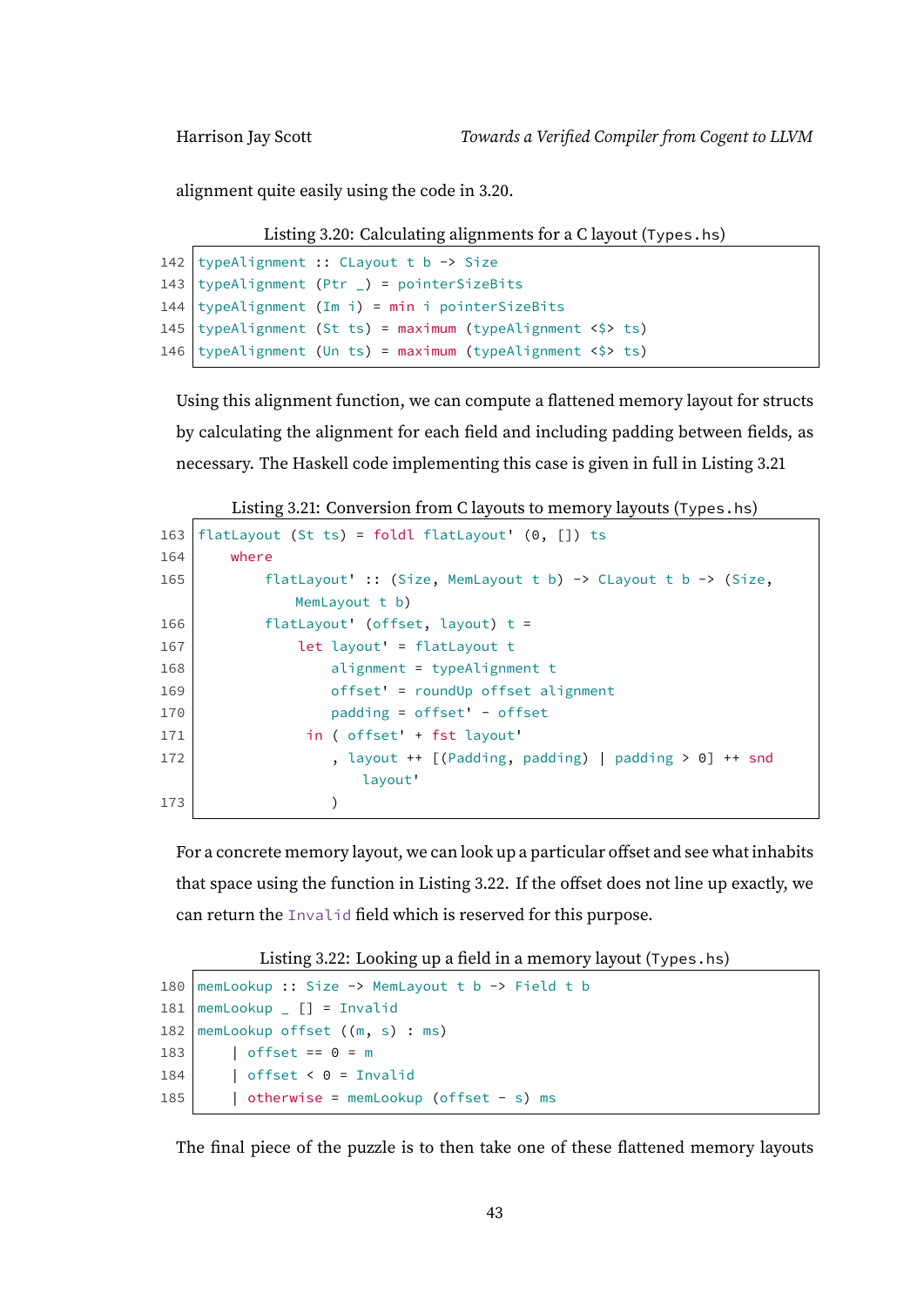alignment quite easily using the code in 3.20.

Listing 3.20: Calculating alignments for a C layout (`Types.hs`)

```
142 typeAlignment :: CLayout t b -> Size
143 typeAlignment (Ptr _) = pointerSizeBits
144 typeAlignment (Im i) = min i pointerSizeBits
145 typeAlignment (St ts) = maximum (typeAlignment <$> ts)
146 typeAlignment (Un ts) = maximum (typeAlignment <$> ts)
```

Using this alignment function, we can compute a flattened memory layout for structs by calculating the alignment for each field and including padding between fields, as necessary. The Haskell code implementing this case is given in full in Listing 3.21

Listing 3.21: Conversion from C layouts to memory layouts (`Types.hs`)

```
163 flatLayout (St ts) = foldl flatLayout' (0, []) ts
164     where
165         flatLayout' :: (Size, MemLayout t b) -> CLayout t b -> (Size,
               MemLayout t b)
166         flatLayout' (offset, layout) t =
167             let layout' = flatLayout t
168                 alignment = typeAlignment t
169                 offset' = roundUp offset alignment
170                 padding = offset' - offset
171              in ( offset' + fst layout'
172                 , layout ++ [(Padding, padding) | padding > 0] ++ snd
                      layout'
173                 )
```

For a concrete memory layout, we can look up a particular offset and see what inhabits that space using the function in Listing 3.22. If the offset does not line up exactly, we can return the `Invalid` field which is reserved for this purpose.

Listing 3.22: Looking up a field in a memory layout (`Types.hs`)

```
180 memLookup :: Size -> MemLayout t b -> Field t b
181 memLookup _ [] = Invalid
182 memLookup offset ((m, s) : ms)
183     | offset == 0 = m
184     | offset < 0 = Invalid
185     | otherwise = memLookup (offset - s) ms
```

The final piece of the puzzle is to then take one of these flattened memory layouts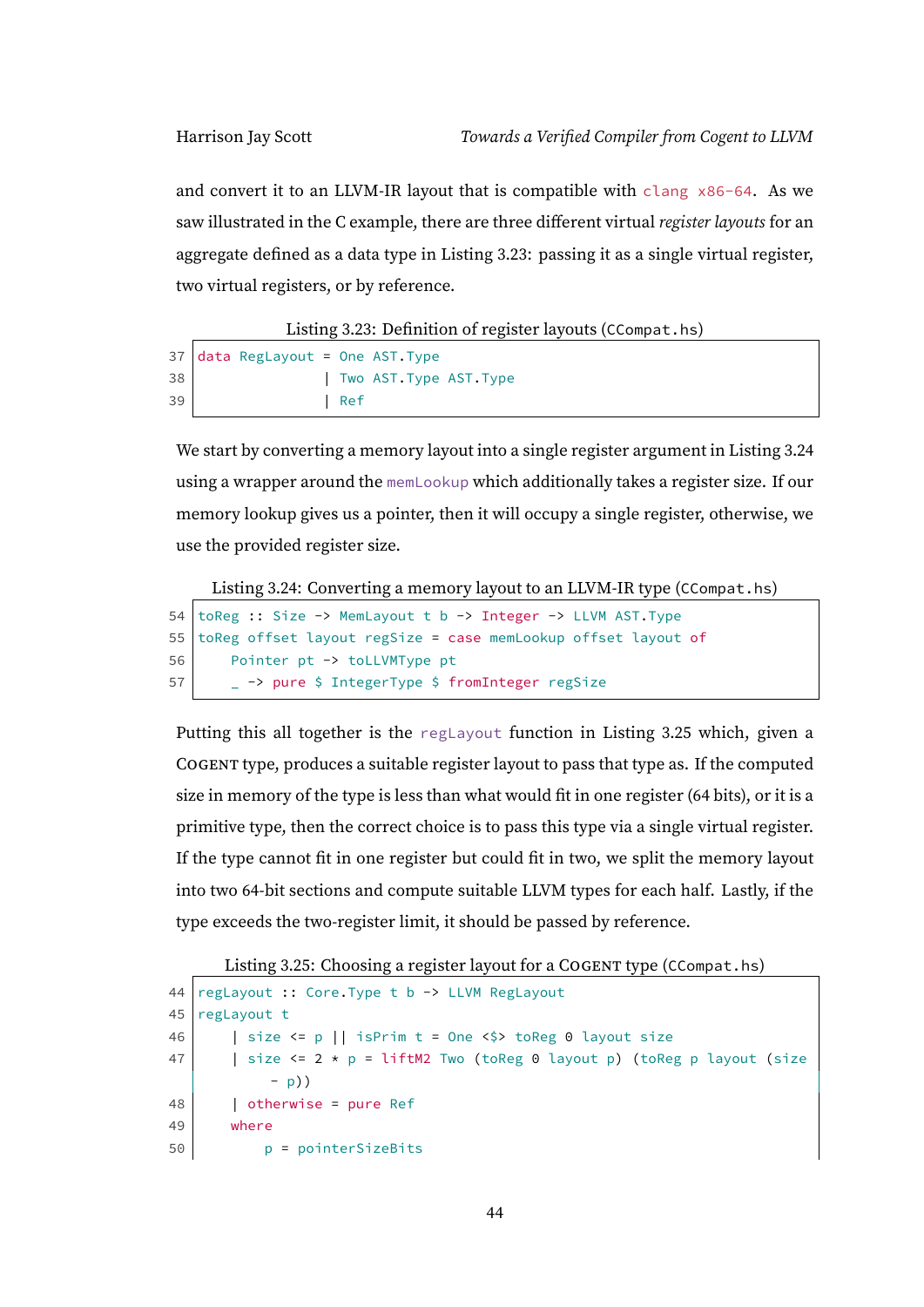and convert it to an LLVM-IR layout that is compatible with `clang x86-64`. As we saw illustrated in the C example, there are three different virtual *register layouts* for an aggregate defined as a data type in Listing 3.23: passing it as a single virtual register, two virtual registers, or by reference.

Listing 3.23: Definition of register layouts (`CCompat.hs`)

```
37 data RegLayout = One AST.Type
38                | Two AST.Type AST.Type
39                | Ref
```

We start by converting a memory layout into a single register argument in Listing 3.24 using a wrapper around the `memLookup` which additionally takes a register size. If our memory lookup gives us a pointer, then it will occupy a single register, otherwise, we use the provided register size.

Listing 3.24: Converting a memory layout to an LLVM-IR type (`CCompat.hs`)

```
54 toReg :: Size -> MemLayout t b -> Integer -> LLVM AST.Type
55 toReg offset layout regSize = case memLookup offset layout of
56     Pointer pt -> toLLVMType pt
57     _ -> pure $ IntegerType $ fromInteger regSize
```

Putting this all together is the `regLayout` function in Listing 3.25 which, given a Cogent type, produces a suitable register layout to pass that type as. If the computed size in memory of the type is less than what would fit in one register (64 bits), or it is a primitive type, then the correct choice is to pass this type via a single virtual register. If the type cannot fit in one register but could fit in two, we split the memory layout into two 64-bit sections and compute suitable LLVM types for each half. Lastly, if the type exceeds the two-register limit, it should be passed by reference.

Listing 3.25: Choosing a register layout for a Cogent type (`CCompat.hs`)

```
44 regLayout :: Core.Type t b -> LLVM RegLayout
45 regLayout t
46     | size <= p || isPrim t = One <$> toReg 0 layout size
47     | size <= 2 * p = liftM2 Two (toReg 0 layout p) (toReg p layout (size
           - p))
48     | otherwise = pure Ref
49     where
50         p = pointerSizeBits
```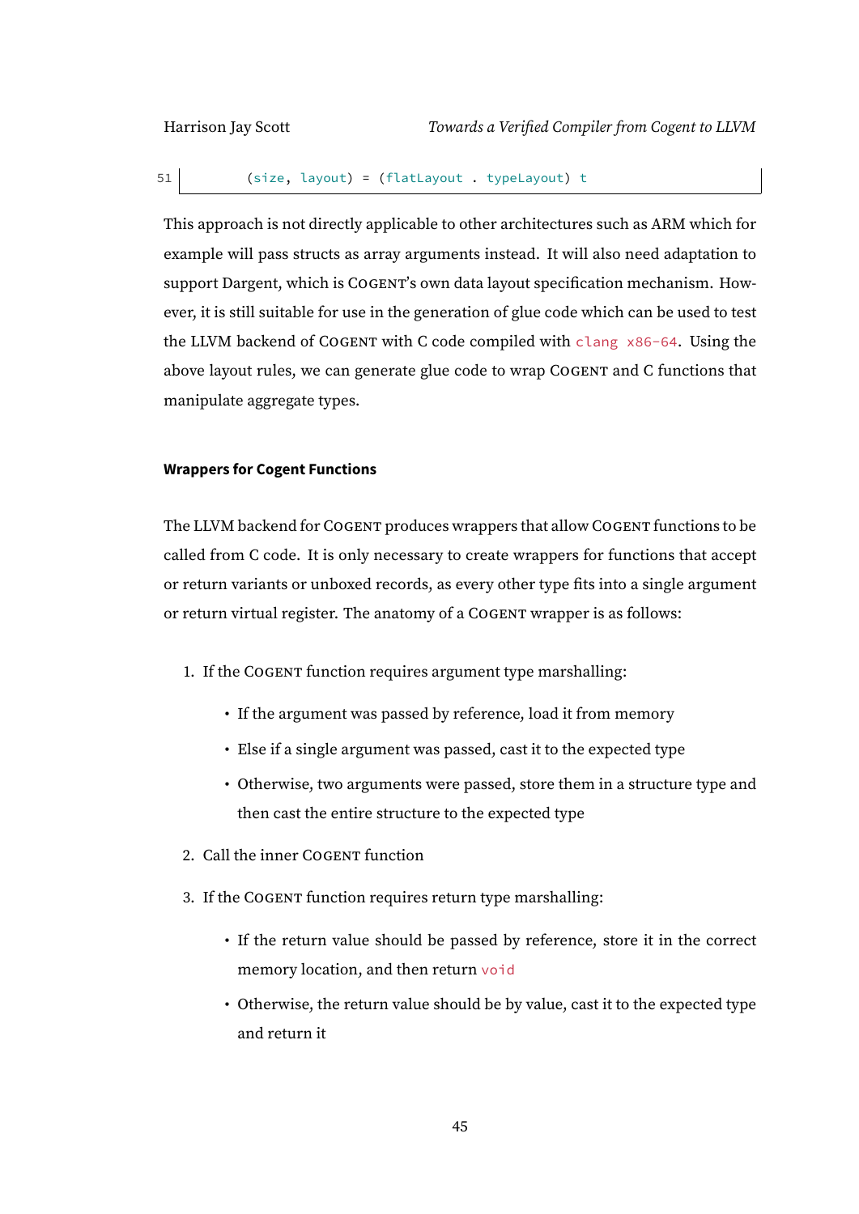```
51        (size, layout) = (flatLayout . typeLayout) t
```

This approach is not directly applicable to other architectures such as ARM which for example will pass structs as array arguments instead. It will also need adaptation to support Dargent, which is COGENT's own data layout specification mechanism. However, it is still suitable for use in the generation of glue code which can be used to test the LLVM backend of COGENT with C code compiled with `clang x86-64`. Using the above layout rules, we can generate glue code to wrap COGENT and C functions that manipulate aggregate types.

#### Wrappers for Cogent Functions

The LLVM backend for COGENT produces wrappers that allow COGENT functions to be called from C code. It is only necessary to create wrappers for functions that accept or return variants or unboxed records, as every other type fits into a single argument or return virtual register. The anatomy of a COGENT wrapper is as follows:

1. If the COGENT function requires argument type marshalling:
   - If the argument was passed by reference, load it from memory
   - Else if a single argument was passed, cast it to the expected type
   - Otherwise, two arguments were passed, store them in a structure type and then cast the entire structure to the expected type
2. Call the inner COGENT function
3. If the COGENT function requires return type marshalling:
   - If the return value should be passed by reference, store it in the correct memory location, and then return `void`
   - Otherwise, the return value should be by value, cast it to the expected type and return it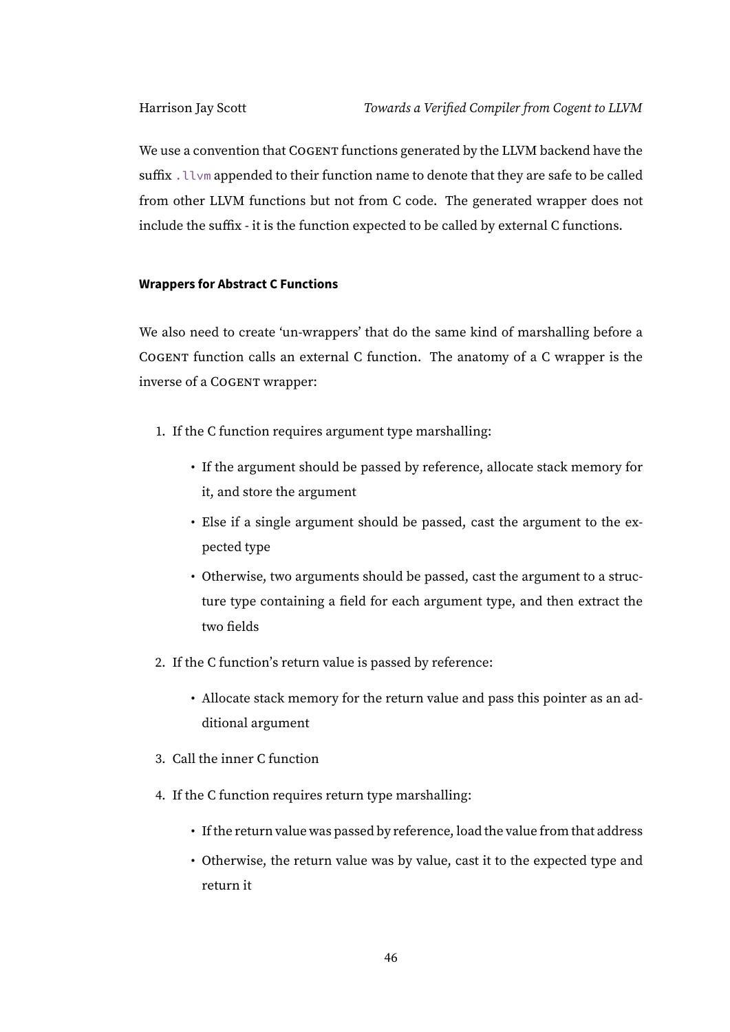We use a convention that COGENT functions generated by the LLVM backend have the suffix `.llvm` appended to their function name to denote that they are safe to be called from other LLVM functions but not from C code. The generated wrapper does not include the suffix - it is the function expected to be called by external C functions.

#### Wrappers for Abstract C Functions

We also need to create 'un-wrappers' that do the same kind of marshalling before a COGENT function calls an external C function. The anatomy of a C wrapper is the inverse of a COGENT wrapper:

1. If the C function requires argument type marshalling:
   - If the argument should be passed by reference, allocate stack memory for it, and store the argument
   - Else if a single argument should be passed, cast the argument to the expected type
   - Otherwise, two arguments should be passed, cast the argument to a structure type containing a field for each argument type, and then extract the two fields
2. If the C function's return value is passed by reference:
   - Allocate stack memory for the return value and pass this pointer as an additional argument
3. Call the inner C function
4. If the C function requires return type marshalling:
   - If the return value was passed by reference, load the value from that address
   - Otherwise, the return value was by value, cast it to the expected type and return it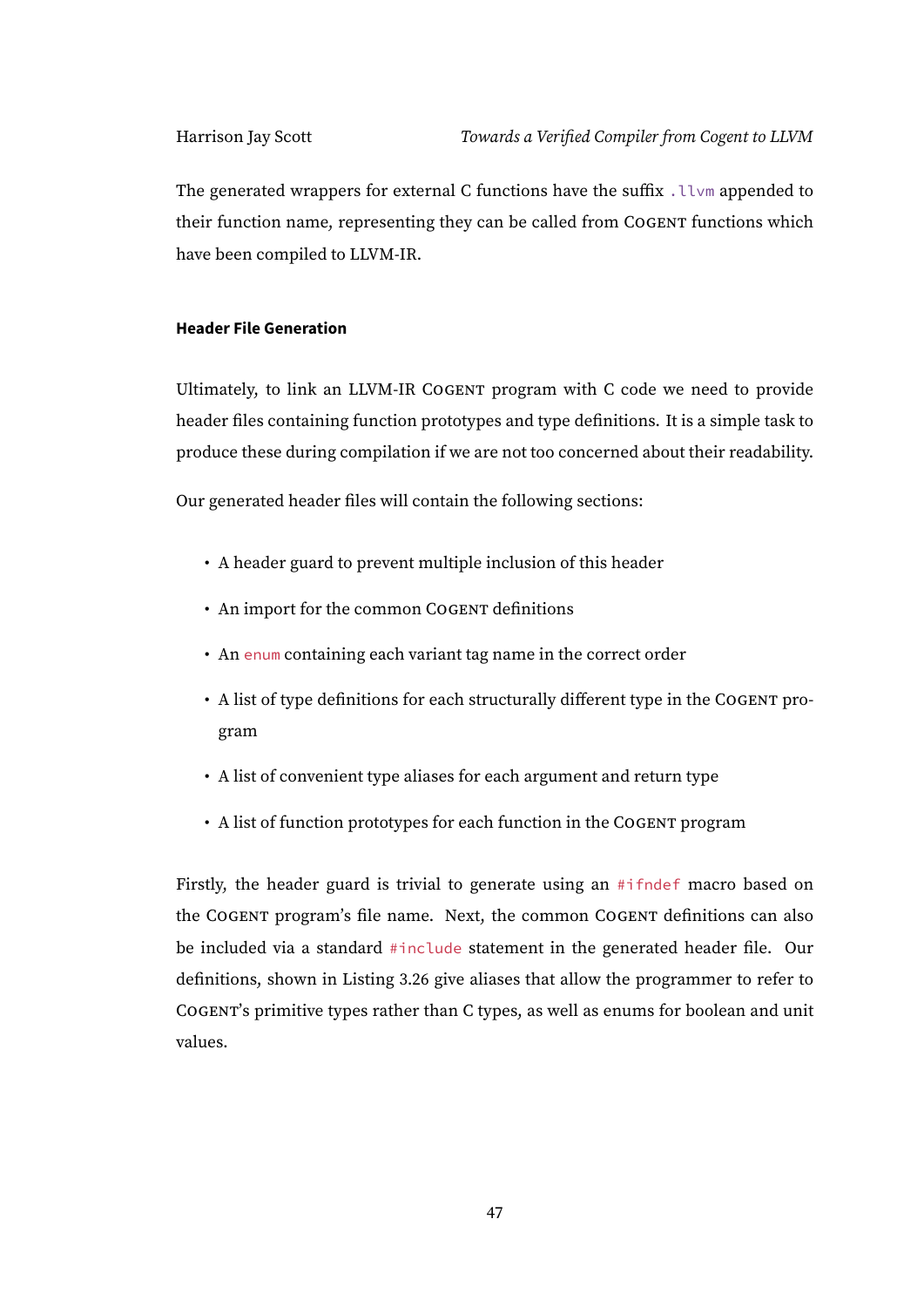The generated wrappers for external C functions have the suffix `.llvm` appended to their function name, representing they can be called from COGENT functions which have been compiled to LLVM-IR.

#### Header File Generation

Ultimately, to link an LLVM-IR COGENT program with C code we need to provide header files containing function prototypes and type definitions. It is a simple task to produce these during compilation if we are not too concerned about their readability.

Our generated header files will contain the following sections:

- A header guard to prevent multiple inclusion of this header
- An import for the common COGENT definitions
- An `enum` containing each variant tag name in the correct order
- A list of type definitions for each structurally different type in the COGENT program
- A list of convenient type aliases for each argument and return type
- A list of function prototypes for each function in the COGENT program

Firstly, the header guard is trivial to generate using an `#ifndef` macro based on the COGENT program's file name. Next, the common COGENT definitions can also be included via a standard `#include` statement in the generated header file. Our definitions, shown in Listing 3.26 give aliases that allow the programmer to refer to COGENT's primitive types rather than C types, as well as enums for boolean and unit values.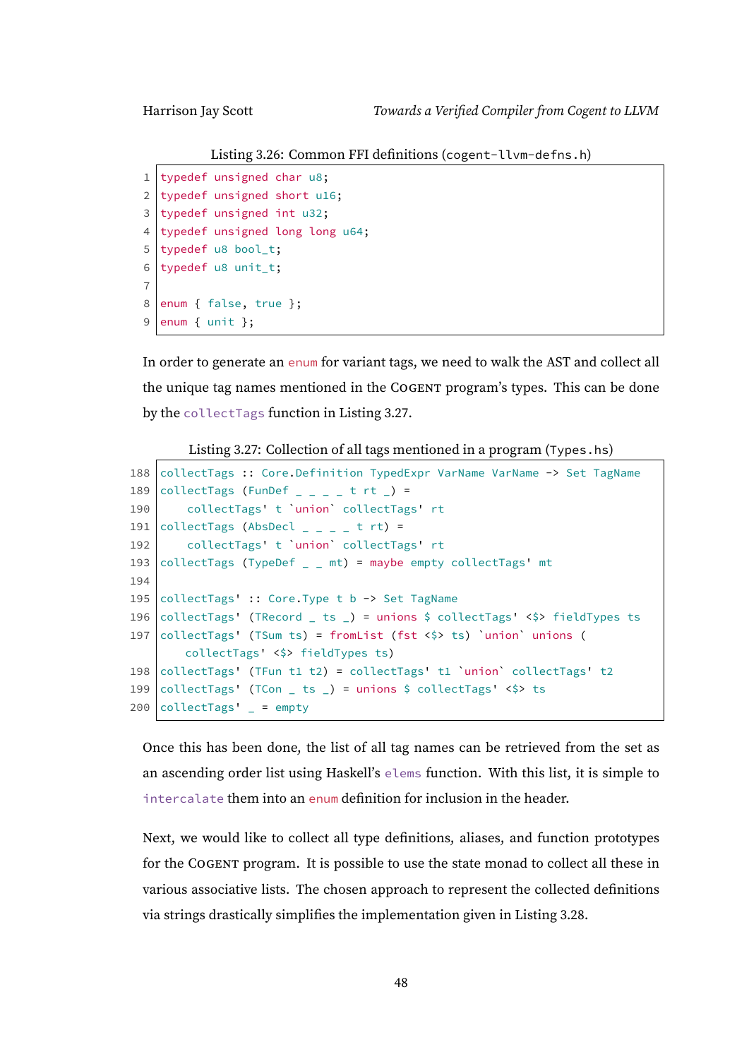Listing 3.26: Common FFI definitions (cogent-llvm-defns.h)

```
typedef unsigned char u8;
typedef unsigned short u16;
typedef unsigned int u32;
typedef unsigned long long u64;
typedef u8 bool_t;
typedef u8 unit_t;

enum { false, true };
enum { unit };
```

In order to generate an enum for variant tags, we need to walk the AST and collect all the unique tag names mentioned in the Cogent program's types. This can be done by the collectTags function in Listing 3.27.

Listing 3.27: Collection of all tags mentioned in a program (Types.hs)

```
collectTags :: Core.Definition TypedExpr VarName VarName -> Set TagName
collectTags (FunDef _ _ _ _ t rt _) =
    collectTags' t `union` collectTags' rt
collectTags (AbsDecl _ _ _ _ t rt) =
    collectTags' t `union` collectTags' rt
collectTags (TypeDef _ _ mt) = maybe empty collectTags' mt

collectTags' :: Core.Type t b -> Set TagName
collectTags' (TRecord _ ts _) = unions $ collectTags' <$> fieldTypes ts
collectTags' (TSum ts) = fromList (fst <$> ts) `union` unions (
    collectTags' <$> fieldTypes ts)
collectTags' (TFun t1 t2) = collectTags' t1 `union` collectTags' t2
collectTags' (TCon _ ts _) = unions $ collectTags' <$> ts
collectTags' _ = empty
```

Once this has been done, the list of all tag names can be retrieved from the set as an ascending order list using Haskell's elems function. With this list, it is simple to intercalate them into an enum definition for inclusion in the header.

Next, we would like to collect all type definitions, aliases, and function prototypes for the Cogent program. It is possible to use the state monad to collect all these in various associative lists. The chosen approach to represent the collected definitions via strings drastically simplifies the implementation given in Listing 3.28.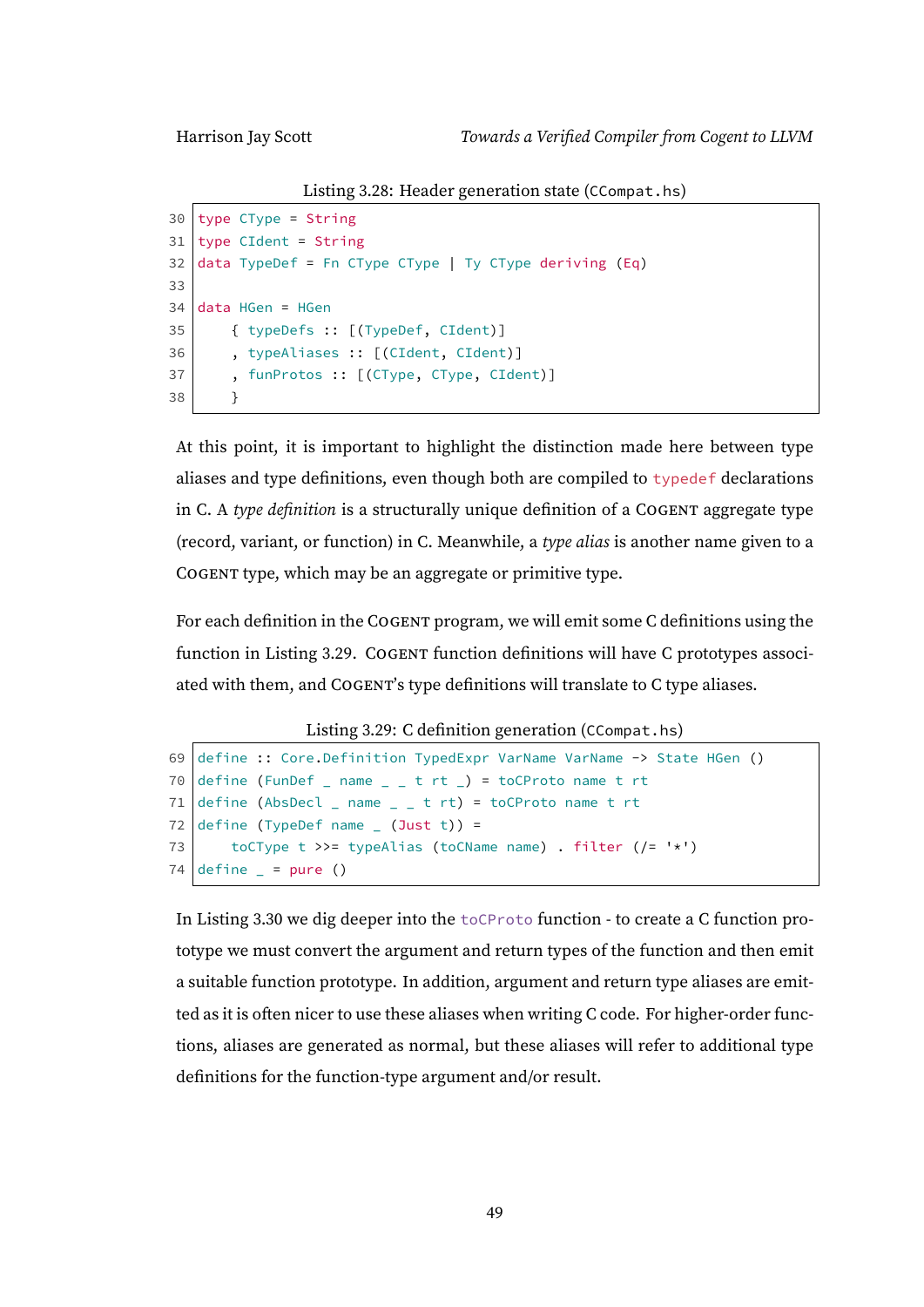Listing 3.28: Header generation state (CCompat.hs)

```
30 type CType = String
31 type CIdent = String
32 data TypeDef = Fn CType CType | Ty CType deriving (Eq)
33
34 data HGen = HGen
35     { typeDefs :: [(TypeDef, CIdent)]
36     , typeAliases :: [(CIdent, CIdent)]
37     , funProtos :: [(CType, CType, CIdent)]
38     }
```

At this point, it is important to highlight the distinction made here between type aliases and type definitions, even though both are compiled to `typedef` declarations in C. A *type definition* is a structurally unique definition of a COGENT aggregate type (record, variant, or function) in C. Meanwhile, a *type alias* is another name given to a COGENT type, which may be an aggregate or primitive type.

For each definition in the COGENT program, we will emit some C definitions using the function in Listing 3.29. COGENT function definitions will have C prototypes associated with them, and COGENT's type definitions will translate to C type aliases.

Listing 3.29: C definition generation (CCompat.hs)

```
69 define :: Core.Definition TypedExpr VarName VarName -> State HGen ()
70 define (FunDef _ name _ _ t rt _) = toCProto name t rt
71 define (AbsDecl _ name _ _ t rt) = toCProto name t rt
72 define (TypeDef name _ (Just t)) =
73     toCType t >>= typeAlias (toCName name) . filter (/= '*')
74 define _ = pure ()
```

In Listing 3.30 we dig deeper into the `toCProto` function - to create a C function prototype we must convert the argument and return types of the function and then emit a suitable function prototype. In addition, argument and return type aliases are emitted as it is often nicer to use these aliases when writing C code. For higher-order functions, aliases are generated as normal, but these aliases will refer to additional type definitions for the function-type argument and/or result.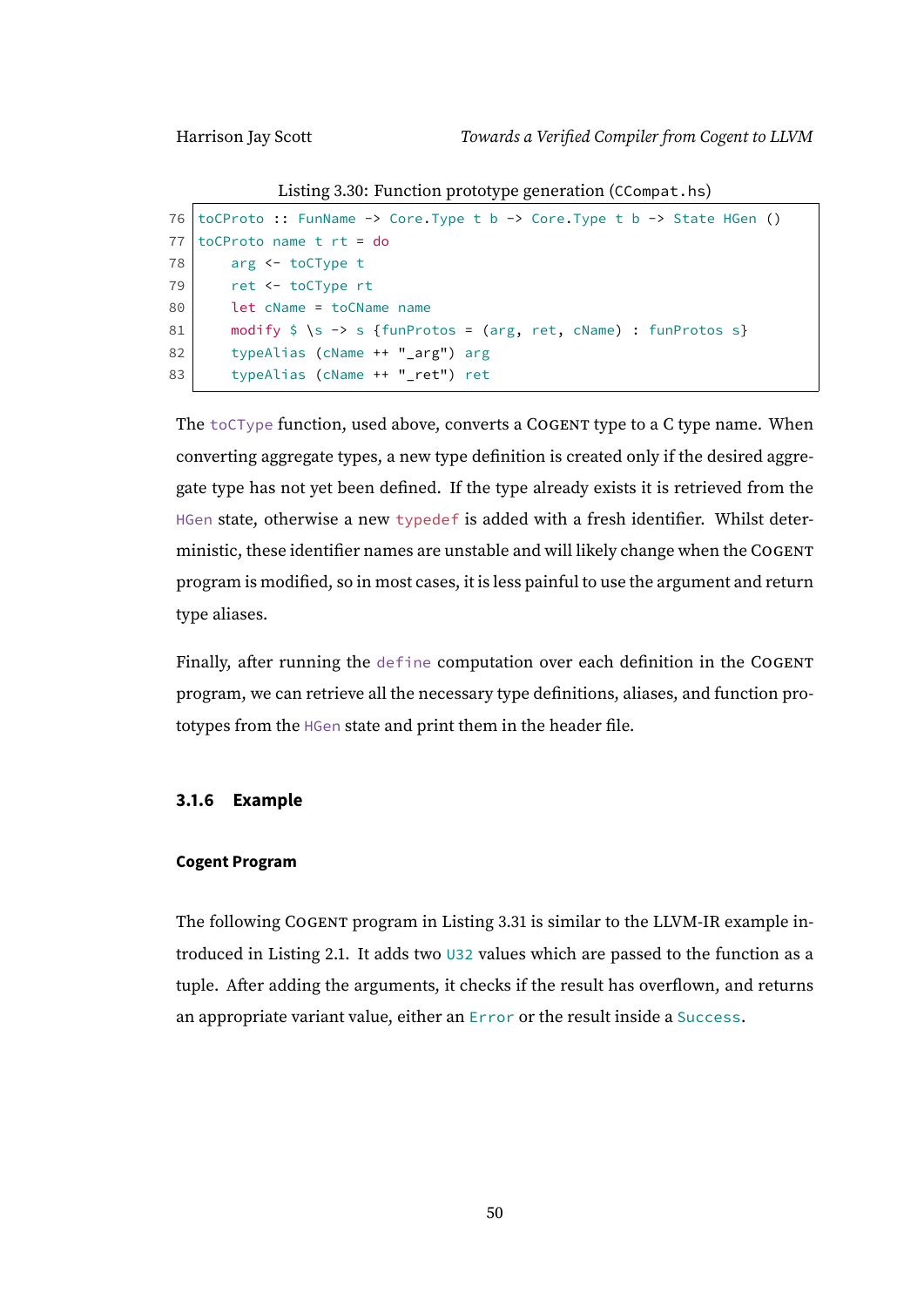Listing 3.30: Function prototype generation (`CCompat.hs`)

```
76 toCProto :: FunName -> Core.Type t b -> Core.Type t b -> State HGen ()
77 toCProto name t rt = do
78     arg <- toCType t
79     ret <- toCType rt
80     let cName = toCName name
81     modify $ \s -> s {funProtos = (arg, ret, cName) : funProtos s}
82     typeAlias (cName ++ "_arg") arg
83     typeAlias (cName ++ "_ret") ret
```

The `toCType` function, used above, converts a COGENT type to a C type name. When converting aggregate types, a new type definition is created only if the desired aggregate type has not yet been defined. If the type already exists it is retrieved from the `HGen` state, otherwise a new `typedef` is added with a fresh identifier. Whilst deterministic, these identifier names are unstable and will likely change when the COGENT program is modified, so in most cases, it is less painful to use the argument and return type aliases.

Finally, after running the `define` computation over each definition in the COGENT program, we can retrieve all the necessary type definitions, aliases, and function prototypes from the `HGen` state and print them in the header file.

### 3.1.6 Example

#### Cogent Program

The following COGENT program in Listing 3.31 is similar to the LLVM-IR example introduced in Listing 2.1. It adds two `U32` values which are passed to the function as a tuple. After adding the arguments, it checks if the result has overflown, and returns an appropriate variant value, either an `Error` or the result inside a `Success`.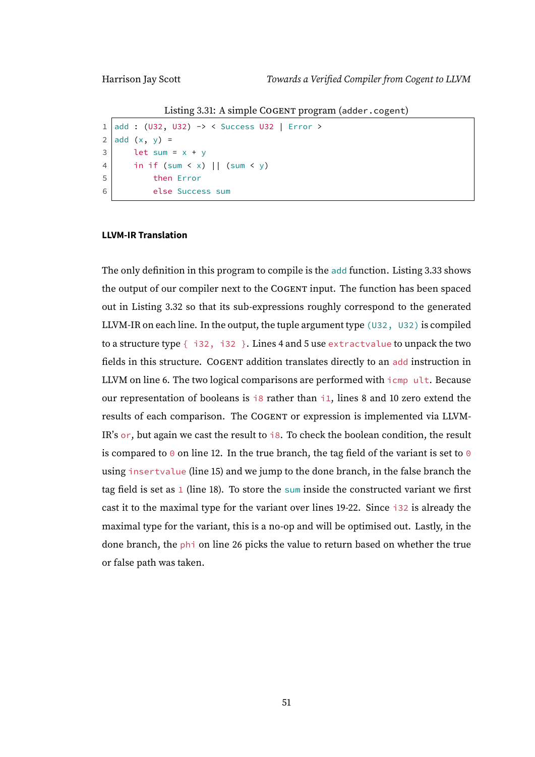Listing 3.31: A simple COGENT program (adder.cogent)

```
add : (U32, U32) -> < Success U32 | Error >
add (x, y) =
    let sum = x + y
    in if (sum < x) || (sum < y)
        then Error
        else Success sum
```

#### LLVM-IR Translation

The only definition in this program to compile is the `add` function. Listing 3.33 shows the output of our compiler next to the COGENT input. The function has been spaced out in Listing 3.32 so that its sub-expressions roughly correspond to the generated LLVM-IR on each line. In the output, the tuple argument type `(U32, U32)` is compiled to a structure type `{ i32, i32 }`. Lines 4 and 5 use `extractvalue` to unpack the two fields in this structure. COGENT addition translates directly to an `add` instruction in LLVM on line 6. The two logical comparisons are performed with `icmp ult`. Because our representation of booleans is `i8` rather than `i1`, lines 8 and 10 zero extend the results of each comparison. The COGENT or expression is implemented via LLVM-IR's `or`, but again we cast the result to `i8`. To check the boolean condition, the result is compared to `0` on line 12. In the true branch, the tag field of the variant is set to `0` using `insertvalue` (line 15) and we jump to the done branch, in the false branch the tag field is set as `1` (line 18). To store the `sum` inside the constructed variant we first cast it to the maximal type for the variant over lines 19-22. Since `i32` is already the maximal type for the variant, this is a no-op and will be optimised out. Lastly, in the done branch, the `phi` on line 26 picks the value to return based on whether the true or false path was taken.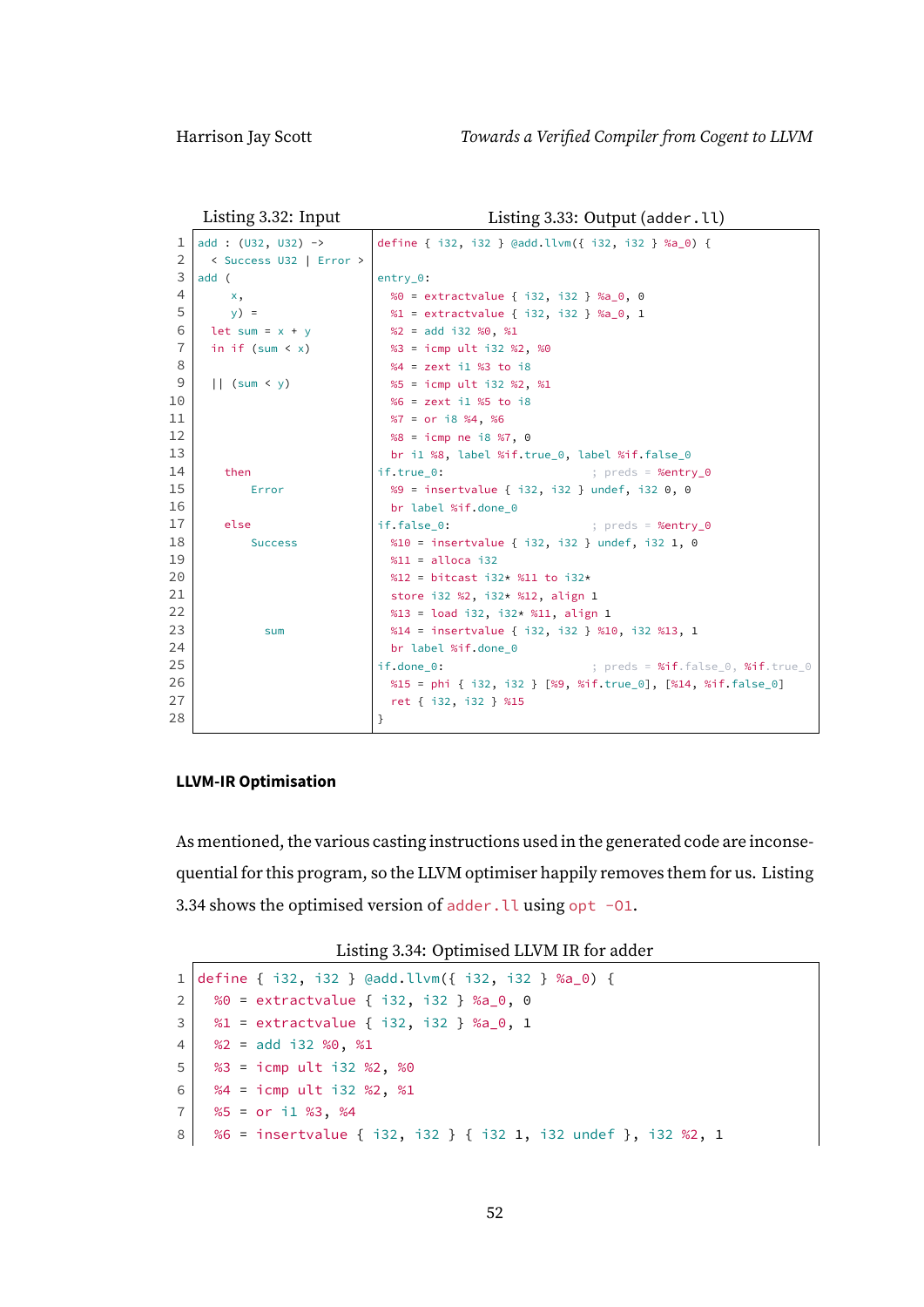Listing 3.32: Input

```
add : (U32, U32) ->
  < Success U32 | Error >
add (
    x,
    y) =
  let sum = x + y
  in if (sum < x)

  || (sum < y)




    then
        Error

    else
        Success




         sum
```

Listing 3.33: Output (adder.ll)

```
define { i32, i32 } @add.llvm({ i32, i32 } %a_0) {

entry_0:
  %0 = extractvalue { i32, i32 } %a_0, 0
  %1 = extractvalue { i32, i32 } %a_0, 1
  %2 = add i32 %0, %1
  %3 = icmp ult i32 %2, %0
  %4 = zext i1 %3 to i8
  %5 = icmp ult i32 %2, %1
  %6 = zext i1 %5 to i8
  %7 = or i8 %4, %6
  %8 = icmp ne i8 %7, 0
  br i1 %8, label %if.true_0, label %if.false_0
if.true_0:                          ; preds = %entry_0
  %9 = insertvalue { i32, i32 } undef, i32 0, 0
  br label %if.done_0
if.false_0:                         ; preds = %entry_0
  %10 = insertvalue { i32, i32 } undef, i32 1, 0
  %11 = alloca i32
  %12 = bitcast i32* %11 to i32*
  store i32 %2, i32* %12, align 1
  %13 = load i32, i32* %11, align 1
  %14 = insertvalue { i32, i32 } %10, i32 %13, 1
  br label %if.done_0
if.done_0:                          ; preds = %if.false_0, %if.true_0
  %15 = phi { i32, i32 } [%9, %if.true_0], [%14, %if.false_0]
  ret { i32, i32 } %15
}
```

**LLVM-IR Optimisation**

As mentioned, the various casting instructions used in the generated code are inconsequential for this program, so the LLVM optimiser happily removes them for us. Listing 3.34 shows the optimised version of `adder.ll` using `opt -O1`.

Listing 3.34: Optimised LLVM IR for adder

```
define { i32, i32 } @add.llvm({ i32, i32 } %a_0) {
  %0 = extractvalue { i32, i32 } %a_0, 0
  %1 = extractvalue { i32, i32 } %a_0, 1
  %2 = add i32 %0, %1
  %3 = icmp ult i32 %2, %0
  %4 = icmp ult i32 %2, %1
  %5 = or i1 %3, %4
  %6 = insertvalue { i32, i32 } { i32 1, i32 undef }, i32 %2, 1
```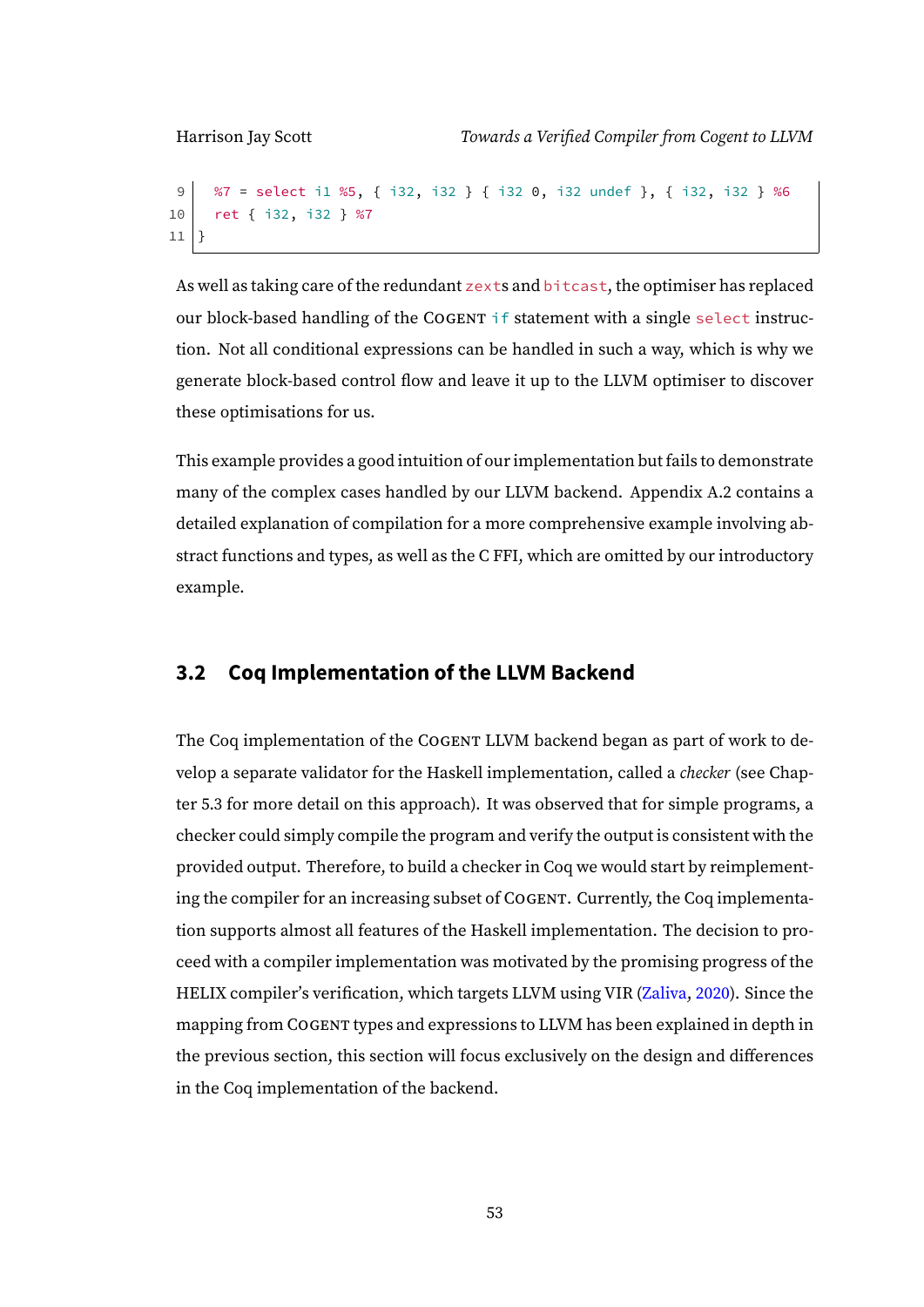```
  %7 = select i1 %5, { i32, i32 } { i32 0, i32 undef }, { i32, i32 } %6
  ret { i32, i32 } %7
}
```

As well as taking care of the redundant `zext`s and `bitcast`, the optimiser has replaced our block-based handling of the COGENT `if` statement with a single `select` instruction. Not all conditional expressions can be handled in such a way, which is why we generate block-based control flow and leave it up to the LLVM optimiser to discover these optimisations for us.

This example provides a good intuition of our implementation but fails to demonstrate many of the complex cases handled by our LLVM backend. Appendix A.2 contains a detailed explanation of compilation for a more comprehensive example involving abstract functions and types, as well as the C FFI, which are omitted by our introductory example.

## 3.2 Coq Implementation of the LLVM Backend

The Coq implementation of the COGENT LLVM backend began as part of work to develop a separate validator for the Haskell implementation, called a *checker* (see Chapter 5.3 for more detail on this approach). It was observed that for simple programs, a checker could simply compile the program and verify the output is consistent with the provided output. Therefore, to build a checker in Coq we would start by reimplementing the compiler for an increasing subset of COGENT. Currently, the Coq implementation supports almost all features of the Haskell implementation. The decision to proceed with a compiler implementation was motivated by the promising progress of the HELIX compiler's verification, which targets LLVM using VIR (Zaliva, 2020). Since the mapping from COGENT types and expressions to LLVM has been explained in depth in the previous section, this section will focus exclusively on the design and differences in the Coq implementation of the backend.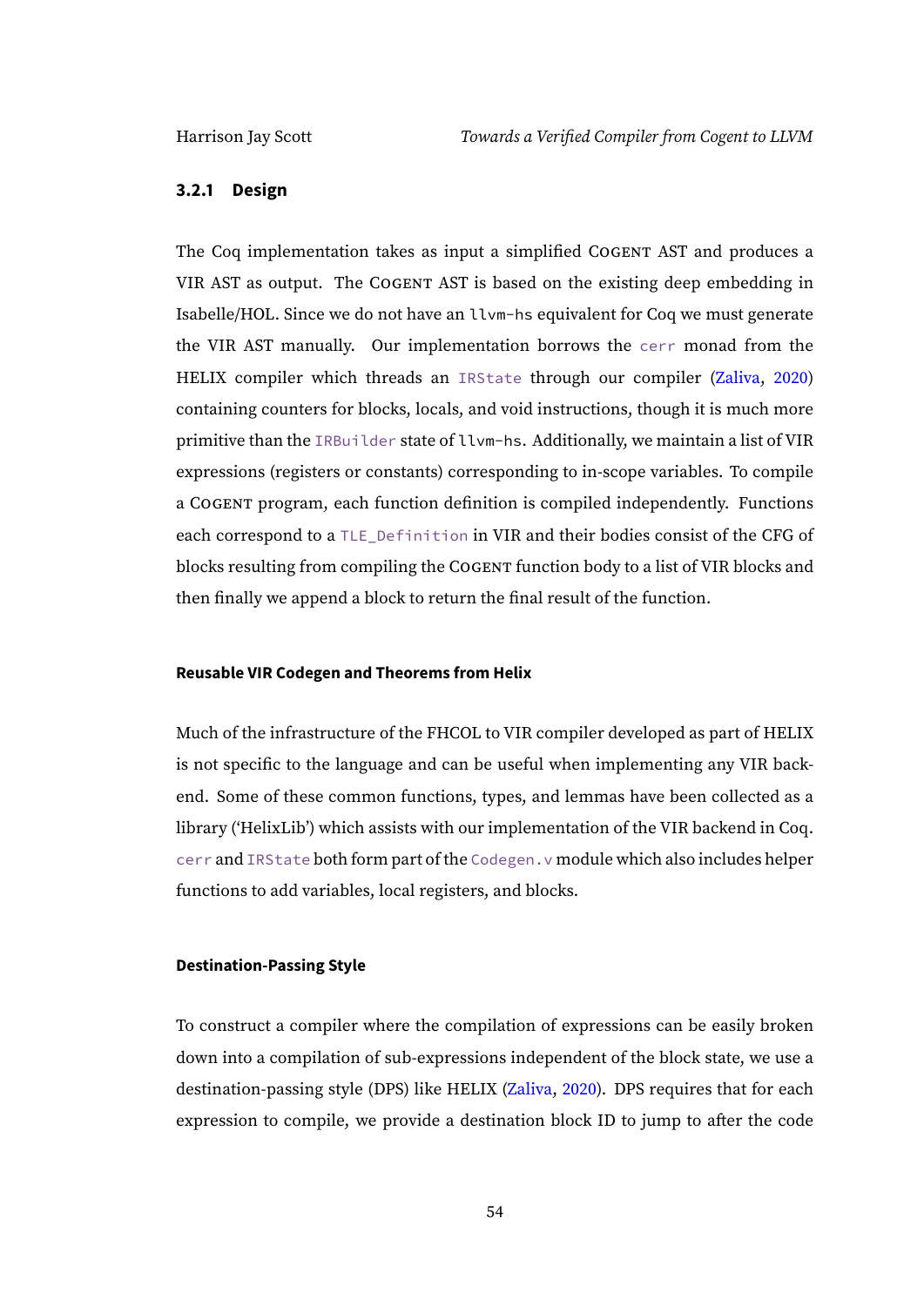### 3.2.1 Design

The Coq implementation takes as input a simplified COGENT AST and produces a VIR AST as output. The COGENT AST is based on the existing deep embedding in Isabelle/HOL. Since we do not have an `llvm-hs` equivalent for Coq we must generate the VIR AST manually. Our implementation borrows the `cerr` monad from the HELIX compiler which threads an `IRState` through our compiler (Zaliva, 2020) containing counters for blocks, locals, and void instructions, though it is much more primitive than the `IRBuilder` state of `llvm-hs`. Additionally, we maintain a list of VIR expressions (registers or constants) corresponding to in-scope variables. To compile a COGENT program, each function definition is compiled independently. Functions each correspond to a `TLE_Definition` in VIR and their bodies consist of the CFG of blocks resulting from compiling the COGENT function body to a list of VIR blocks and then finally we append a block to return the final result of the function.

#### Reusable VIR Codegen and Theorems from Helix

Much of the infrastructure of the FHCOL to VIR compiler developed as part of HELIX is not specific to the language and can be useful when implementing any VIR backend. Some of these common functions, types, and lemmas have been collected as a library ('HelixLib') which assists with our implementation of the VIR backend in Coq. `cerr` and `IRState` both form part of the `Codegen.v` module which also includes helper functions to add variables, local registers, and blocks.

#### Destination-Passing Style

To construct a compiler where the compilation of expressions can be easily broken down into a compilation of sub-expressions independent of the block state, we use a destination-passing style (DPS) like HELIX (Zaliva, 2020). DPS requires that for each expression to compile, we provide a destination block ID to jump to after the code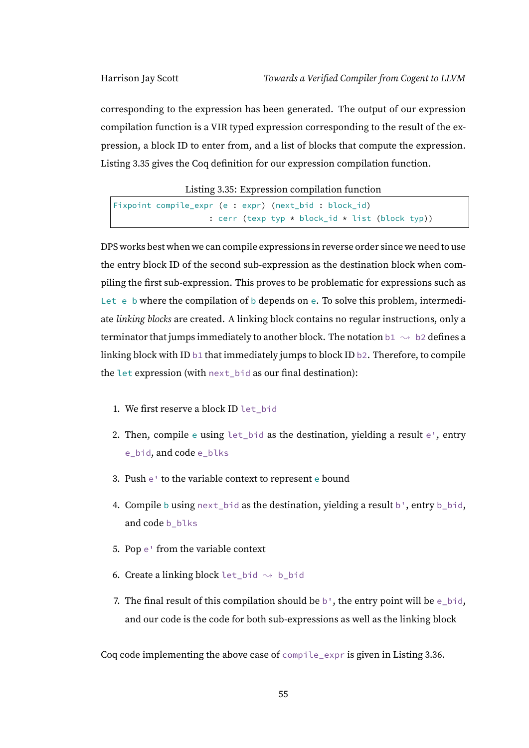corresponding to the expression has been generated. The output of our expression compilation function is a VIR typed expression corresponding to the result of the expression, a block ID to enter from, and a list of blocks that compute the expression. Listing 3.35 gives the Coq definition for our expression compilation function.

Listing 3.35: Expression compilation function

```
Fixpoint compile_expr (e : expr) (next_bid : block_id)
                    : cerr (texp typ * block_id * list (block typ))
```

DPS works best when we can compile expressions in reverse order since we need to use the entry block ID of the second sub-expression as the destination block when compiling the first sub-expression. This proves to be problematic for expressions such as `Let e b` where the compilation of `b` depends on `e`. To solve this problem, intermediate *linking blocks* are created. A linking block contains no regular instructions, only a terminator that jumps immediately to another block. The notation `b1 ⇝ b2` defines a linking block with ID `b1` that immediately jumps to block ID `b2`. Therefore, to compile the `let` expression (with `next_bid` as our final destination):

1. We first reserve a block ID `let_bid`
2. Then, compile `e` using `let_bid` as the destination, yielding a result `e'`, entry `e_bid`, and code `e_blks`
3. Push `e'` to the variable context to represent `e` bound
4. Compile `b` using `next_bid` as the destination, yielding a result `b'`, entry `b_bid`, and code `b_blks`
5. Pop `e'` from the variable context
6. Create a linking block `let_bid ⇝ b_bid`
7. The final result of this compilation should be `b'`, the entry point will be `e_bid`, and our code is the code for both sub-expressions as well as the linking block

Coq code implementing the above case of `compile_expr` is given in Listing 3.36.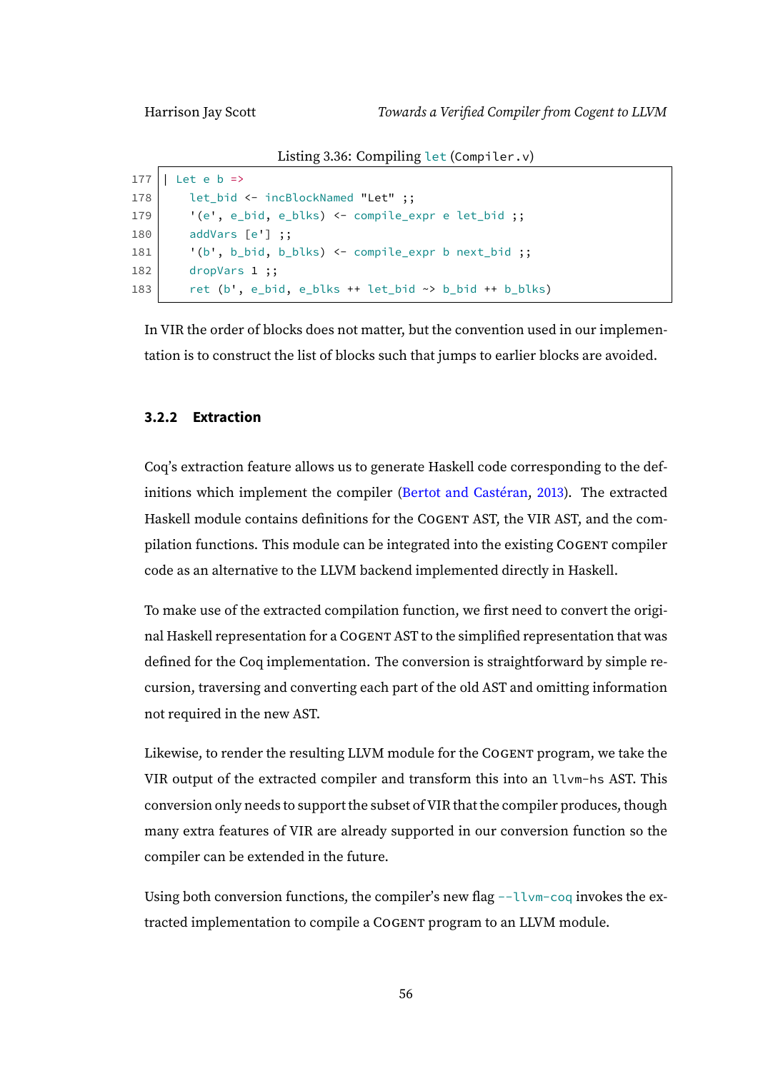Listing 3.36: Compiling `let` (`Compiler.v`)

```
177 | Let e b =>
178     let_bid <- incBlockNamed "Let" ;;
179     '(e', e_bid, e_blks) <- compile_expr e let_bid ;;
180     addVars [e'] ;;
181     '(b', b_bid, b_blks) <- compile_expr b next_bid ;;
182     dropVars 1 ;;
183     ret (b', e_bid, e_blks ++ let_bid ~> b_bid ++ b_blks)
```

In VIR the order of blocks does not matter, but the convention used in our implementation is to construct the list of blocks such that jumps to earlier blocks are avoided.

### 3.2.2 Extraction

Coq's extraction feature allows us to generate Haskell code corresponding to the definitions which implement the compiler (Bertot and Castéran, 2013). The extracted Haskell module contains definitions for the COGENT AST, the VIR AST, and the compilation functions. This module can be integrated into the existing COGENT compiler code as an alternative to the LLVM backend implemented directly in Haskell.

To make use of the extracted compilation function, we first need to convert the original Haskell representation for a COGENT AST to the simplified representation that was defined for the Coq implementation. The conversion is straightforward by simple recursion, traversing and converting each part of the old AST and omitting information not required in the new AST.

Likewise, to render the resulting LLVM module for the COGENT program, we take the VIR output of the extracted compiler and transform this into an `llvm-hs` AST. This conversion only needs to support the subset of VIR that the compiler produces, though many extra features of VIR are already supported in our conversion function so the compiler can be extended in the future.

Using both conversion functions, the compiler's new flag `--llvm-coq` invokes the extracted implementation to compile a COGENT program to an LLVM module.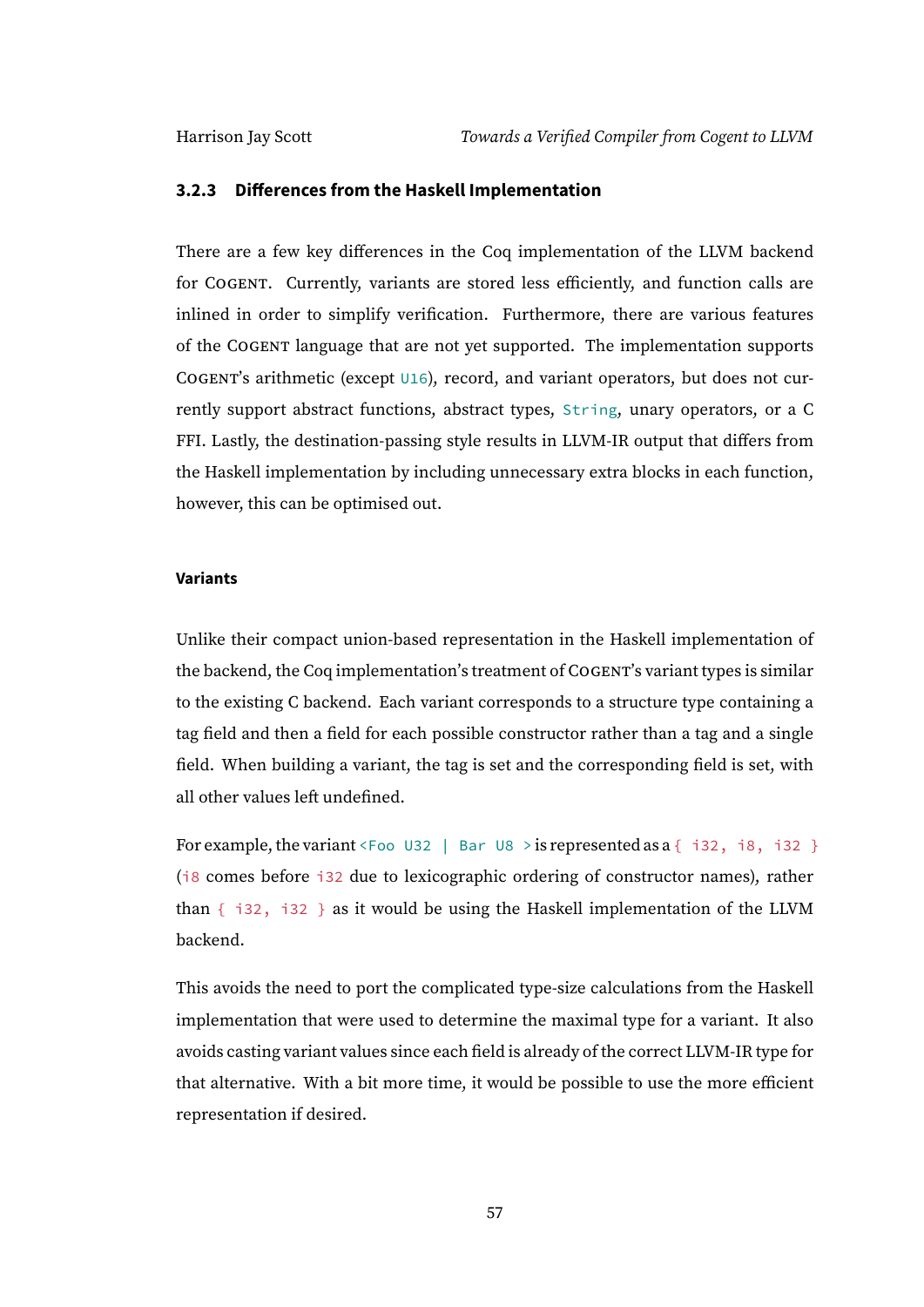### 3.2.3 Differences from the Haskell Implementation

There are a few key differences in the Coq implementation of the LLVM backend for COGENT. Currently, variants are stored less efficiently, and function calls are inlined in order to simplify verification. Furthermore, there are various features of the COGENT language that are not yet supported. The implementation supports COGENT's arithmetic (except `U16`), record, and variant operators, but does not currently support abstract functions, abstract types, `String`, unary operators, or a C FFI. Lastly, the destination-passing style results in LLVM-IR output that differs from the Haskell implementation by including unnecessary extra blocks in each function, however, this can be optimised out.

#### Variants

Unlike their compact union-based representation in the Haskell implementation of the backend, the Coq implementation's treatment of COGENT's variant types is similar to the existing C backend. Each variant corresponds to a structure type containing a tag field and then a field for each possible constructor rather than a tag and a single field. When building a variant, the tag is set and the corresponding field is set, with all other values left undefined.

For example, the variant `<Foo U32 | Bar U8 >` is represented as a `{ i32, i8, i32 }` (`i8` comes before `i32` due to lexicographic ordering of constructor names), rather than `{ i32, i32 }` as it would be using the Haskell implementation of the LLVM backend.

This avoids the need to port the complicated type-size calculations from the Haskell implementation that were used to determine the maximal type for a variant. It also avoids casting variant values since each field is already of the correct LLVM-IR type for that alternative. With a bit more time, it would be possible to use the more efficient representation if desired.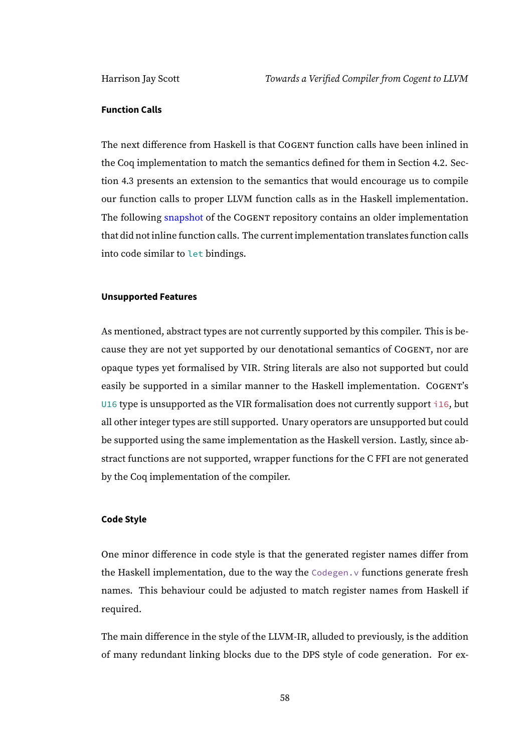#### Function Calls

The next difference from Haskell is that COGENT function calls have been inlined in the Coq implementation to match the semantics defined for them in Section 4.2. Section 4.3 presents an extension to the semantics that would encourage us to compile our function calls to proper LLVM function calls as in the Haskell implementation. The following snapshot of the COGENT repository contains an older implementation that did not inline function calls. The current implementation translates function calls into code similar to `let` bindings.

#### Unsupported Features

As mentioned, abstract types are not currently supported by this compiler. This is because they are not yet supported by our denotational semantics of COGENT, nor are opaque types yet formalised by VIR. String literals are also not supported but could easily be supported in a similar manner to the Haskell implementation. COGENT's `U16` type is unsupported as the VIR formalisation does not currently support `i16`, but all other integer types are still supported. Unary operators are unsupported but could be supported using the same implementation as the Haskell version. Lastly, since abstract functions are not supported, wrapper functions for the C FFI are not generated by the Coq implementation of the compiler.

#### Code Style

One minor difference in code style is that the generated register names differ from the Haskell implementation, due to the way the `Codegen.v` functions generate fresh names. This behaviour could be adjusted to match register names from Haskell if required.

The main difference in the style of the LLVM-IR, alluded to previously, is the addition of many redundant linking blocks due to the DPS style of code generation. For ex-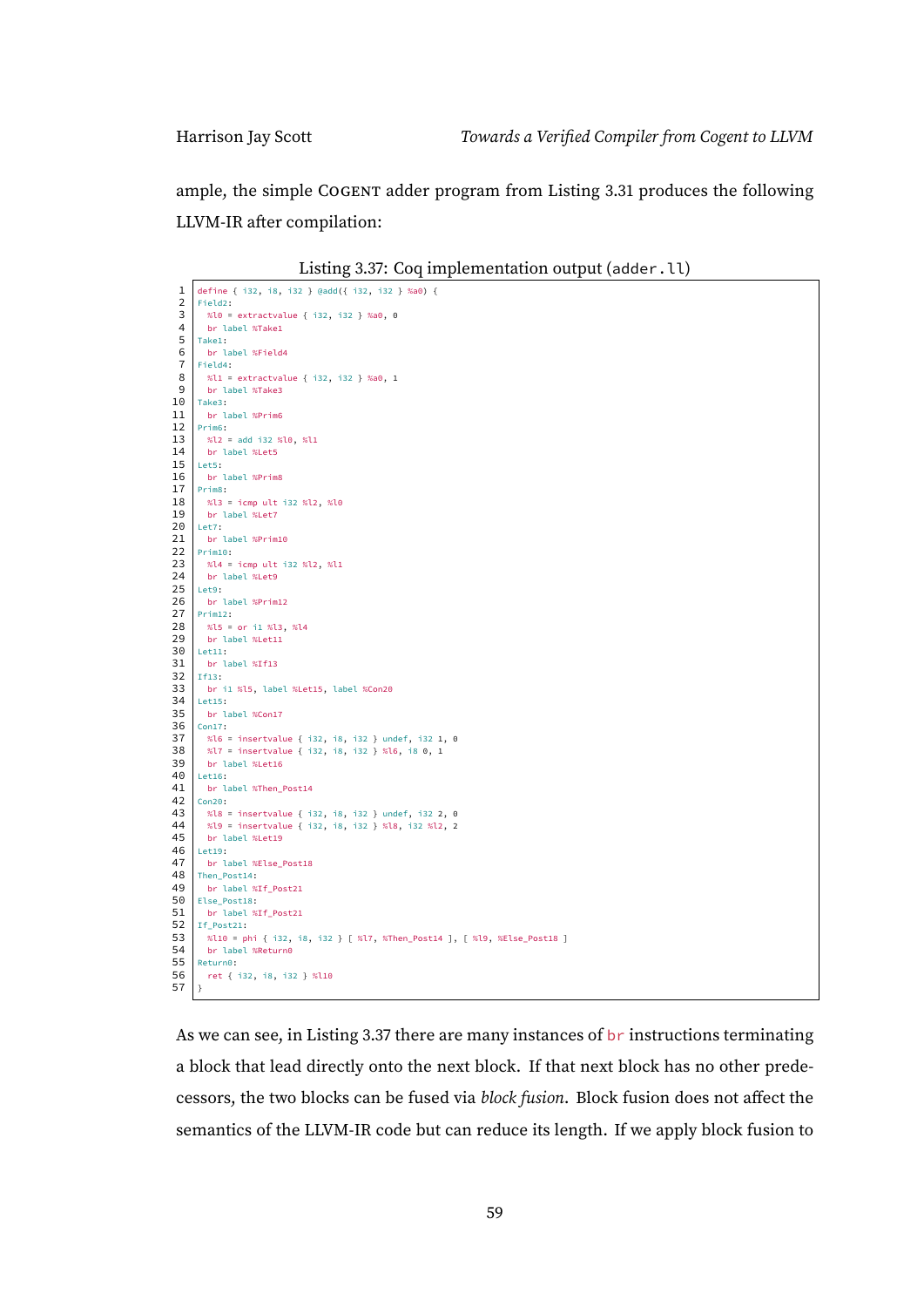ample, the simple COGENT adder program from Listing 3.31 produces the following LLVM-IR after compilation:

Listing 3.37: Coq implementation output (`adder.ll`)

```
define { i32, i8, i32 } @add({ i32, i32 } %a0) {
Field2:
  %l0 = extractvalue { i32, i32 } %a0, 0
  br label %Take1
Take1:
  br label %Field4
Field4:
  %l1 = extractvalue { i32, i32 } %a0, 1
  br label %Take3
Take3:
  br label %Prim6
Prim6:
  %l2 = add i32 %l0, %l1
  br label %Let5
Let5:
  br label %Prim8
Prim8:
  %l3 = icmp ult i32 %l2, %l0
  br label %Let7
Let7:
  br label %Prim10
Prim10:
  %l4 = icmp ult i32 %l2, %l1
  br label %Let9
Let9:
  br label %Prim12
Prim12:
  %l5 = or i1 %l3, %l4
  br label %Let11
Let11:
  br label %If13
If13:
  br i1 %l5, label %Let15, label %Con20
Let15:
  br label %Con17
Con17:
  %l6 = insertvalue { i32, i8, i32 } undef, i32 1, 0
  %l7 = insertvalue { i32, i8, i32 } %l6, i8 0, 1
  br label %Let16
Let16:
  br label %Then_Post14
Con20:
  %l8 = insertvalue { i32, i8, i32 } undef, i32 2, 0
  %l9 = insertvalue { i32, i8, i32 } %l8, i32 %l2, 2
  br label %Let19
Let19:
  br label %Else_Post18
Then_Post14:
  br label %If_Post21
Else_Post18:
  br label %If_Post21
If_Post21:
  %l10 = phi { i32, i8, i32 } [ %l7, %Then_Post14 ], [ %l9, %Else_Post18 ]
  br label %Return0
Return0:
  ret { i32, i8, i32 } %l10
}
```

As we can see, in Listing 3.37 there are many instances of `br` instructions terminating a block that lead directly onto the next block. If that next block has no other predecessors, the two blocks can be fused via *block fusion*. Block fusion does not affect the semantics of the LLVM-IR code but can reduce its length. If we apply block fusion to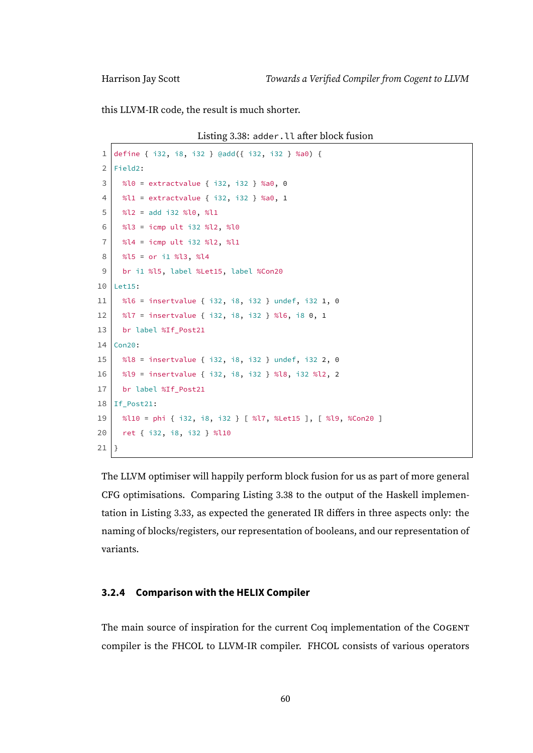this LLVM-IR code, the result is much shorter.

Listing 3.38: `adder.ll` after block fusion

```
define { i32, i8, i32 } @add({ i32, i32 } %a0) {
Field2:
  %l0 = extractvalue { i32, i32 } %a0, 0
  %l1 = extractvalue { i32, i32 } %a0, 1
  %l2 = add i32 %l0, %l1
  %l3 = icmp ult i32 %l2, %l0
  %l4 = icmp ult i32 %l2, %l1
  %l5 = or i1 %l3, %l4
  br i1 %l5, label %Let15, label %Con20
Let15:
  %l6 = insertvalue { i32, i8, i32 } undef, i32 1, 0
  %l7 = insertvalue { i32, i8, i32 } %l6, i8 0, 1
  br label %If_Post21
Con20:
  %l8 = insertvalue { i32, i8, i32 } undef, i32 2, 0
  %l9 = insertvalue { i32, i8, i32 } %l8, i32 %l2, 2
  br label %If_Post21
If_Post21:
  %l10 = phi { i32, i8, i32 } [ %l7, %Let15 ], [ %l9, %Con20 ]
  ret { i32, i8, i32 } %l10
}
```

The LLVM optimiser will happily perform block fusion for us as part of more general CFG optimisations. Comparing Listing 3.38 to the output of the Haskell implementation in Listing 3.33, as expected the generated IR differs in three aspects only: the naming of blocks/registers, our representation of booleans, and our representation of variants.

### 3.2.4 Comparison with the HELIX Compiler

The main source of inspiration for the current Coq implementation of the COGENT compiler is the FHCOL to LLVM-IR compiler. FHCOL consists of various operators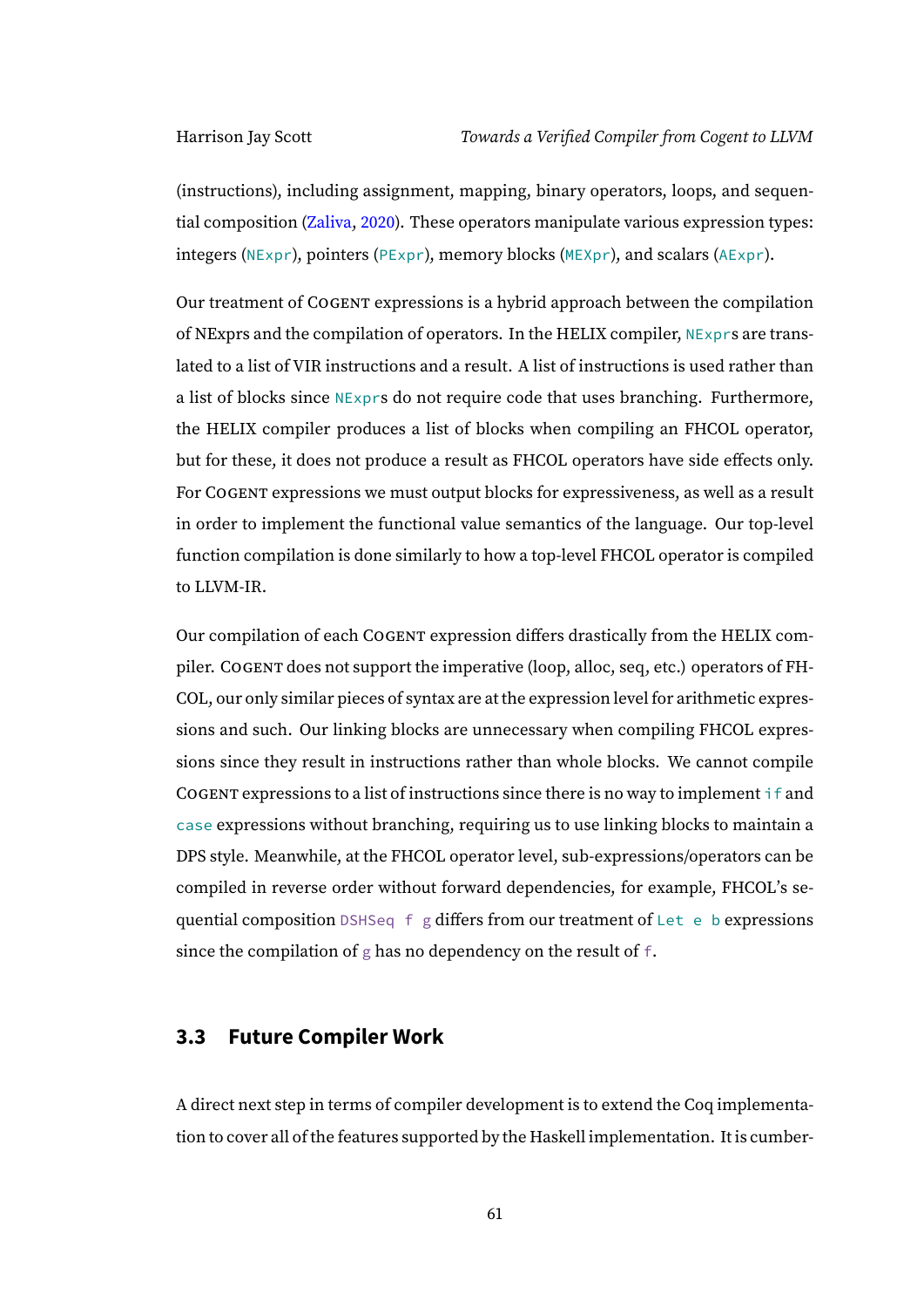(instructions), including assignment, mapping, binary operators, loops, and sequential composition (Zaliva, 2020). These operators manipulate various expression types: integers (`NExpr`), pointers (`PExpr`), memory blocks (`MEXpr`), and scalars (`AExpr`).

Our treatment of COGENT expressions is a hybrid approach between the compilation of NExprs and the compilation of operators. In the HELIX compiler, `NExpr`s are translated to a list of VIR instructions and a result. A list of instructions is used rather than a list of blocks since `NExpr`s do not require code that uses branching. Furthermore, the HELIX compiler produces a list of blocks when compiling an FHCOL operator, but for these, it does not produce a result as FHCOL operators have side effects only. For COGENT expressions we must output blocks for expressiveness, as well as a result in order to implement the functional value semantics of the language. Our top-level function compilation is done similarly to how a top-level FHCOL operator is compiled to LLVM-IR.

Our compilation of each COGENT expression differs drastically from the HELIX compiler. COGENT does not support the imperative (loop, alloc, seq, etc.) operators of FHCOL, our only similar pieces of syntax are at the expression level for arithmetic expressions and such. Our linking blocks are unnecessary when compiling FHCOL expressions since they result in instructions rather than whole blocks. We cannot compile COGENT expressions to a list of instructions since there is no way to implement `if` and `case` expressions without branching, requiring us to use linking blocks to maintain a DPS style. Meanwhile, at the FHCOL operator level, sub-expressions/operators can be compiled in reverse order without forward dependencies, for example, FHCOL's sequential composition `DSHSeq f g` differs from our treatment of `Let e b` expressions since the compilation of `g` has no dependency on the result of `f`.

## 3.3 Future Compiler Work

A direct next step in terms of compiler development is to extend the Coq implementation to cover all of the features supported by the Haskell implementation. It is cumber-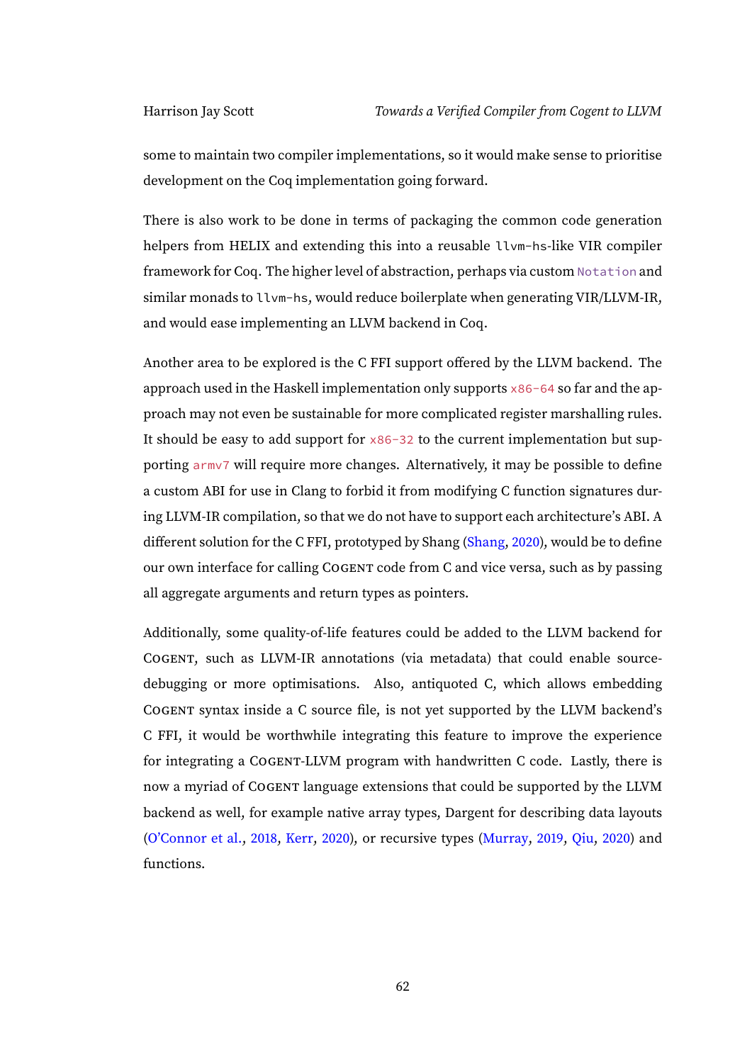some to maintain two compiler implementations, so it would make sense to prioritise development on the Coq implementation going forward.

There is also work to be done in terms of packaging the common code generation helpers from HELIX and extending this into a reusable `llvm-hs`-like VIR compiler framework for Coq. The higher level of abstraction, perhaps via custom `Notation` and similar monads to `llvm-hs`, would reduce boilerplate when generating VIR/LLVM-IR, and would ease implementing an LLVM backend in Coq.

Another area to be explored is the C FFI support offered by the LLVM backend. The approach used in the Haskell implementation only supports `x86-64` so far and the approach may not even be sustainable for more complicated register marshalling rules. It should be easy to add support for `x86-32` to the current implementation but supporting `armv7` will require more changes. Alternatively, it may be possible to define a custom ABI for use in Clang to forbid it from modifying C function signatures during LLVM-IR compilation, so that we do not have to support each architecture's ABI. A different solution for the C FFI, prototyped by Shang (Shang, 2020), would be to define our own interface for calling COGENT code from C and vice versa, such as by passing all aggregate arguments and return types as pointers.

Additionally, some quality-of-life features could be added to the LLVM backend for COGENT, such as LLVM-IR annotations (via metadata) that could enable source-debugging or more optimisations. Also, antiquoted C, which allows embedding COGENT syntax inside a C source file, is not yet supported by the LLVM backend's C FFI, it would be worthwhile integrating this feature to improve the experience for integrating a COGENT-LLVM program with handwritten C code. Lastly, there is now a myriad of COGENT language extensions that could be supported by the LLVM backend as well, for example native array types, Dargent for describing data layouts (O'Connor et al., 2018, Kerr, 2020), or recursive types (Murray, 2019, Qiu, 2020) and functions.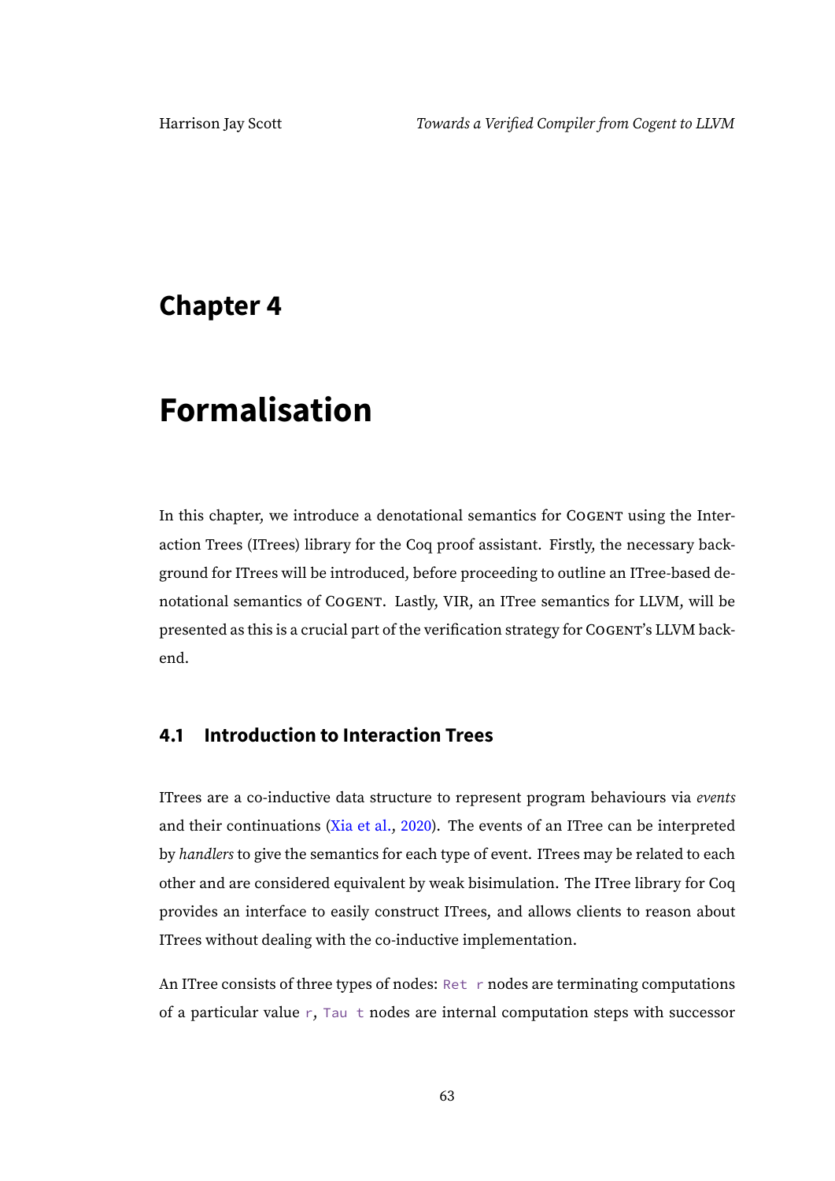# Chapter 4

# Formalisation

In this chapter, we introduce a denotational semantics for COGENT using the Interaction Trees (ITrees) library for the Coq proof assistant. Firstly, the necessary background for ITrees will be introduced, before proceeding to outline an ITree-based denotational semantics of COGENT. Lastly, VIR, an ITree semantics for LLVM, will be presented as this is a crucial part of the verification strategy for COGENT's LLVM backend.

## 4.1 Introduction to Interaction Trees

ITrees are a co-inductive data structure to represent program behaviours via *events* and their continuations (Xia et al., 2020). The events of an ITree can be interpreted by *handlers* to give the semantics for each type of event. ITrees may be related to each other and are considered equivalent by weak bisimulation. The ITree library for Coq provides an interface to easily construct ITrees, and allows clients to reason about ITrees without dealing with the co-inductive implementation.

An ITree consists of three types of nodes: `Ret r` nodes are terminating computations of a particular value `r`, `Tau t` nodes are internal computation steps with successor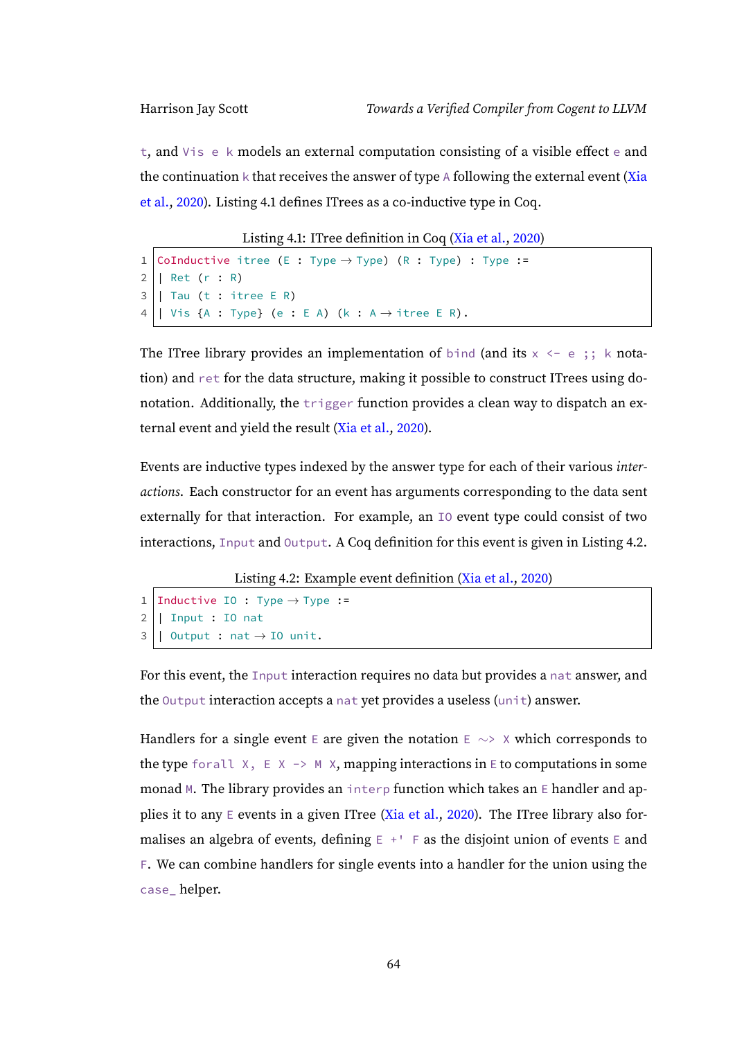`t`, and `Vis e k` models an external computation consisting of a visible effect `e` and the continuation `k` that receives the answer of type `A` following the external event (Xia et al., 2020). Listing 4.1 defines ITrees as a co-inductive type in Coq.

Listing 4.1: ITree definition in Coq (Xia et al., 2020)

```
CoInductive itree (E : Type → Type) (R : Type) : Type :=
| Ret (r : R)
| Tau (t : itree E R)
| Vis {A : Type} (e : E A) (k : A → itree E R).
```

The ITree library provides an implementation of `bind` (and its `x <- e ;; k` notation) and `ret` for the data structure, making it possible to construct ITrees using do-notation. Additionally, the `trigger` function provides a clean way to dispatch an external event and yield the result (Xia et al., 2020).

Events are inductive types indexed by the answer type for each of their various *interactions*. Each constructor for an event has arguments corresponding to the data sent externally for that interaction. For example, an `IO` event type could consist of two interactions, `Input` and `Output`. A Coq definition for this event is given in Listing 4.2.

Listing 4.2: Example event definition (Xia et al., 2020)

```
Inductive IO : Type → Type :=
| Input : IO nat
| Output : nat → IO unit.
```

For this event, the `Input` interaction requires no data but provides a `nat` answer, and the `Output` interaction accepts a `nat` yet provides a useless (`unit`) answer.

Handlers for a single event `E` are given the notation `E ~> X` which corresponds to the type `forall X, E X -> M X`, mapping interactions in `E` to computations in some monad `M`. The library provides an `interp` function which takes an `E` handler and applies it to any `E` events in a given ITree (Xia et al., 2020). The ITree library also formalises an algebra of events, defining `E +' F` as the disjoint union of events `E` and `F`. We can combine handlers for single events into a handler for the union using the `case_` helper.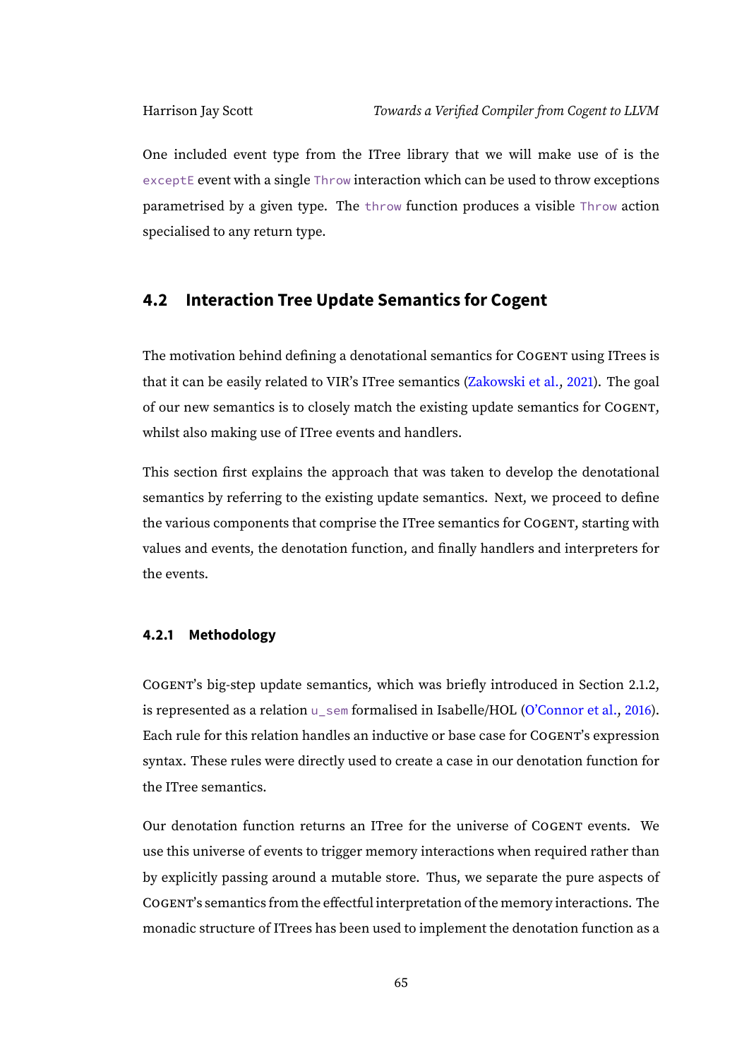One included event type from the ITree library that we will make use of is the `exceptE` event with a single `Throw` interaction which can be used to throw exceptions parametrised by a given type. The `throw` function produces a visible `Throw` action specialised to any return type.

## 4.2 Interaction Tree Update Semantics for Cogent

The motivation behind defining a denotational semantics for COGENT using ITrees is that it can be easily related to VIR's ITree semantics (Zakowski et al., 2021). The goal of our new semantics is to closely match the existing update semantics for COGENT, whilst also making use of ITree events and handlers.

This section first explains the approach that was taken to develop the denotational semantics by referring to the existing update semantics. Next, we proceed to define the various components that comprise the ITree semantics for COGENT, starting with values and events, the denotation function, and finally handlers and interpreters for the events.

### 4.2.1 Methodology

COGENT's big-step update semantics, which was briefly introduced in Section 2.1.2, is represented as a relation `u_sem` formalised in Isabelle/HOL (O'Connor et al., 2016). Each rule for this relation handles an inductive or base case for COGENT's expression syntax. These rules were directly used to create a case in our denotation function for the ITree semantics.

Our denotation function returns an ITree for the universe of COGENT events. We use this universe of events to trigger memory interactions when required rather than by explicitly passing around a mutable store. Thus, we separate the pure aspects of COGENT's semantics from the effectful interpretation of the memory interactions. The monadic structure of ITrees has been used to implement the denotation function as a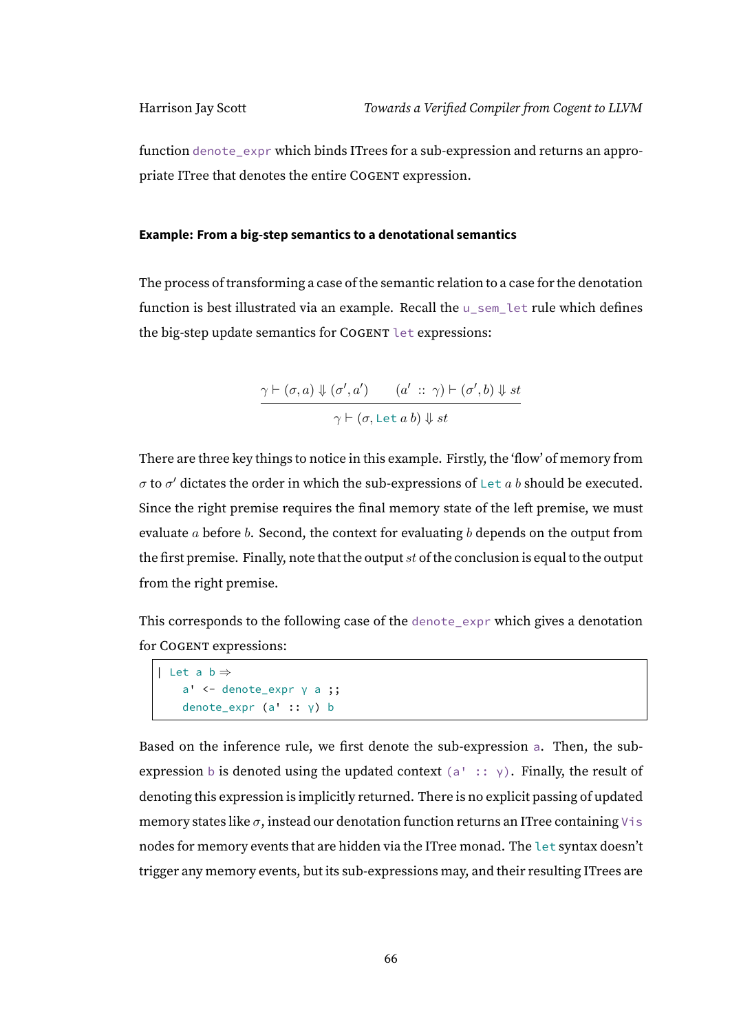function `denote_expr` which binds ITrees for a sub-expression and returns an appropriate ITree that denotes the entire COGENT expression.

**Example: From a big-step semantics to a denotational semantics**

The process of transforming a case of the semantic relation to a case for the denotation function is best illustrated via an example. Recall the `u_sem_let` rule which defines the big-step update semantics for COGENT `let` expressions:

$$\frac{\gamma \vdash (\sigma, a) \Downarrow (\sigma', a') \qquad (a' \,::\, \gamma) \vdash (\sigma', b) \Downarrow st}{\gamma \vdash (\sigma, \texttt{Let}\ a\ b) \Downarrow st}$$

There are three key things to notice in this example. Firstly, the 'flow' of memory from $\sigma$ to $\sigma'$ dictates the order in which the sub-expressions of `Let` $a$ $b$ should be executed. Since the right premise requires the final memory state of the left premise, we must evaluate $a$ before $b$. Second, the context for evaluating $b$ depends on the output from the first premise. Finally, note that the output $st$ of the conclusion is equal to the output from the right premise.

This corresponds to the following case of the `denote_expr` which gives a denotation for COGENT expressions:

```
| Let a b ⇒
    a' <- denote_expr γ a ;;
    denote_expr (a' :: γ) b
```

Based on the inference rule, we first denote the sub-expression `a`. Then, the sub-expression `b` is denoted using the updated context `(a' :: γ)`. Finally, the result of denoting this expression is implicitly returned. There is no explicit passing of updated memory states like $\sigma$, instead our denotation function returns an ITree containing `Vis` nodes for memory events that are hidden via the ITree monad. The `let` syntax doesn't trigger any memory events, but its sub-expressions may, and their resulting ITrees are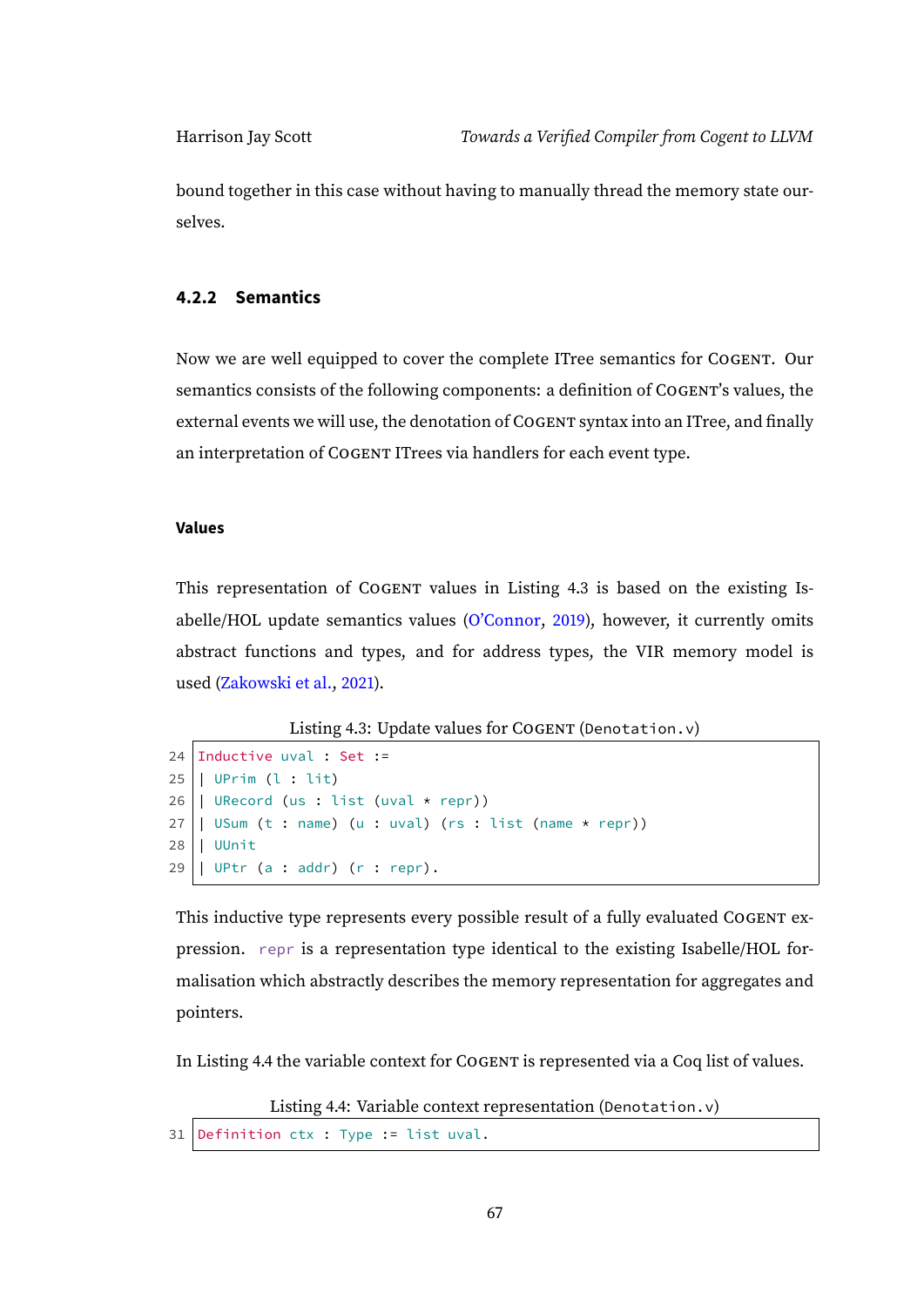bound together in this case without having to manually thread the memory state ourselves.

### 4.2.2 Semantics

Now we are well equipped to cover the complete ITree semantics for COGENT. Our semantics consists of the following components: a definition of COGENT's values, the external events we will use, the denotation of COGENT syntax into an ITree, and finally an interpretation of COGENT ITrees via handlers for each event type.

#### Values

This representation of COGENT values in Listing 4.3 is based on the existing Isabelle/HOL update semantics values (O'Connor, 2019), however, it currently omits abstract functions and types, and for address types, the VIR memory model is used (Zakowski et al., 2021).

Listing 4.3: Update values for COGENT (Denotation.v)

```
24 Inductive uval : Set :=
25 | UPrim (l : lit)
26 | URecord (us : list (uval * repr))
27 | USum (t : name) (u : uval) (rs : list (name * repr))
28 | UUnit
29 | UPtr (a : addr) (r : repr).
```

This inductive type represents every possible result of a fully evaluated COGENT expression. `repr` is a representation type identical to the existing Isabelle/HOL formalisation which abstractly describes the memory representation for aggregates and pointers.

In Listing 4.4 the variable context for COGENT is represented via a Coq list of values.

Listing 4.4: Variable context representation (Denotation.v)

```
31 Definition ctx : Type := list uval.
```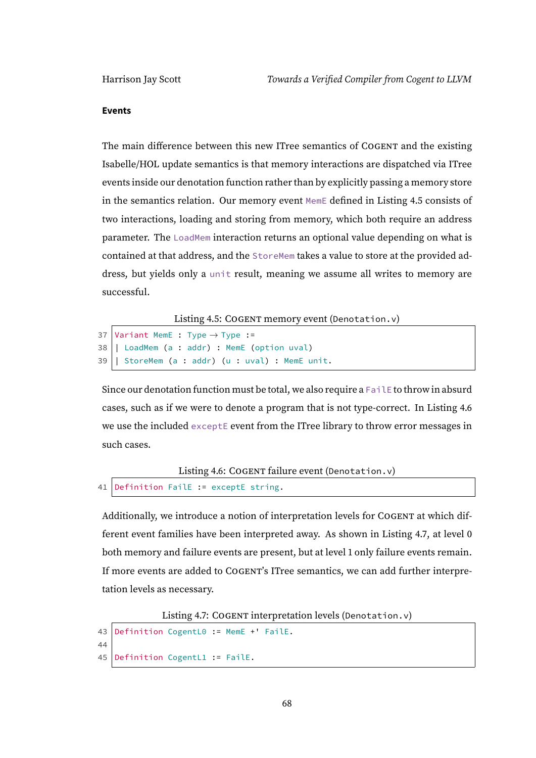#### Events

The main difference between this new ITree semantics of COGENT and the existing Isabelle/HOL update semantics is that memory interactions are dispatched via ITree events inside our denotation function rather than by explicitly passing a memory store in the semantics relation. Our memory event `MemE` defined in Listing 4.5 consists of two interactions, loading and storing from memory, which both require an address parameter. The `LoadMem` interaction returns an optional value depending on what is contained at that address, and the `StoreMem` takes a value to store at the provided address, but yields only a `unit` result, meaning we assume all writes to memory are successful.

Listing 4.5: COGENT memory event (`Denotation.v`)

```
37 Variant MemE : Type → Type :=
38 | LoadMem (a : addr) : MemE (option uval)
39 | StoreMem (a : addr) (u : uval) : MemE unit.
```

Since our denotation function must be total, we also require a `FailE` to throw in absurd cases, such as if we were to denote a program that is not type-correct. In Listing 4.6 we use the included `exceptE` event from the ITree library to throw error messages in such cases.

Listing 4.6: COGENT failure event (`Denotation.v`)

```
41 Definition FailE := exceptE string.
```

Additionally, we introduce a notion of interpretation levels for COGENT at which different event families have been interpreted away. As shown in Listing 4.7, at level 0 both memory and failure events are present, but at level 1 only failure events remain. If more events are added to COGENT's ITree semantics, we can add further interpretation levels as necessary.

Listing 4.7: COGENT interpretation levels (`Denotation.v`)

```
43 Definition CogentL0 := MemE +' FailE.
44
45 Definition CogentL1 := FailE.
```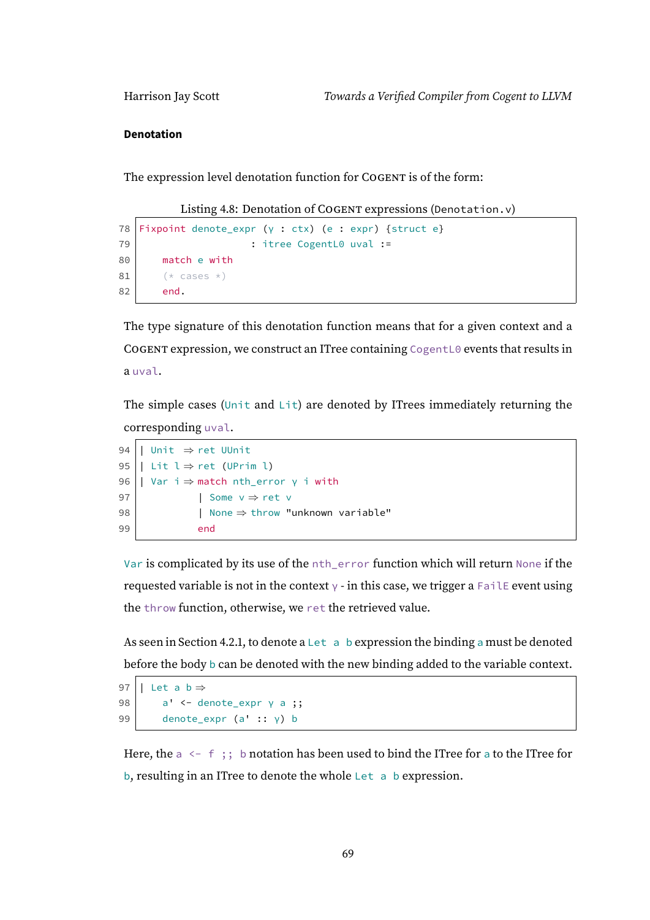#### Denotation

The expression level denotation function for COGENT is of the form:

Listing 4.8: Denotation of COGENT expressions (`Denotation.v`)

```
78  Fixpoint denote_expr (γ : ctx) (e : expr) {struct e}
79                      : itree CogentL0 uval :=
80      match e with
81      (* cases *)
82      end.
```

The type signature of this denotation function means that for a given context and a COGENT expression, we construct an ITree containing `CogentL0` events that results in a `uval`.

The simple cases (`Unit` and `Lit`) are denoted by ITrees immediately returning the corresponding `uval`.

```
94  | Unit  ⇒ ret UUnit
95  | Lit l ⇒ ret (UPrim l)
96  | Var i ⇒ match nth_error γ i with
97            | Some v ⇒ ret v
98            | None ⇒ throw "unknown variable"
99            end
```

`Var` is complicated by its use of the `nth_error` function which will return `None` if the requested variable is not in the context `γ` - in this case, we trigger a `FailE` event using the `throw` function, otherwise, we `ret` the retrieved value.

As seen in Section 4.2.1, to denote a `Let a b` expression the binding `a` must be denoted before the body `b` can be denoted with the new binding added to the variable context.

```
97  | Let a b ⇒
98      a' <- denote_expr γ a ;;
99      denote_expr (a' :: γ) b
```

Here, the `a <- f ;; b` notation has been used to bind the ITree for `a` to the ITree for `b`, resulting in an ITree to denote the whole `Let a b` expression.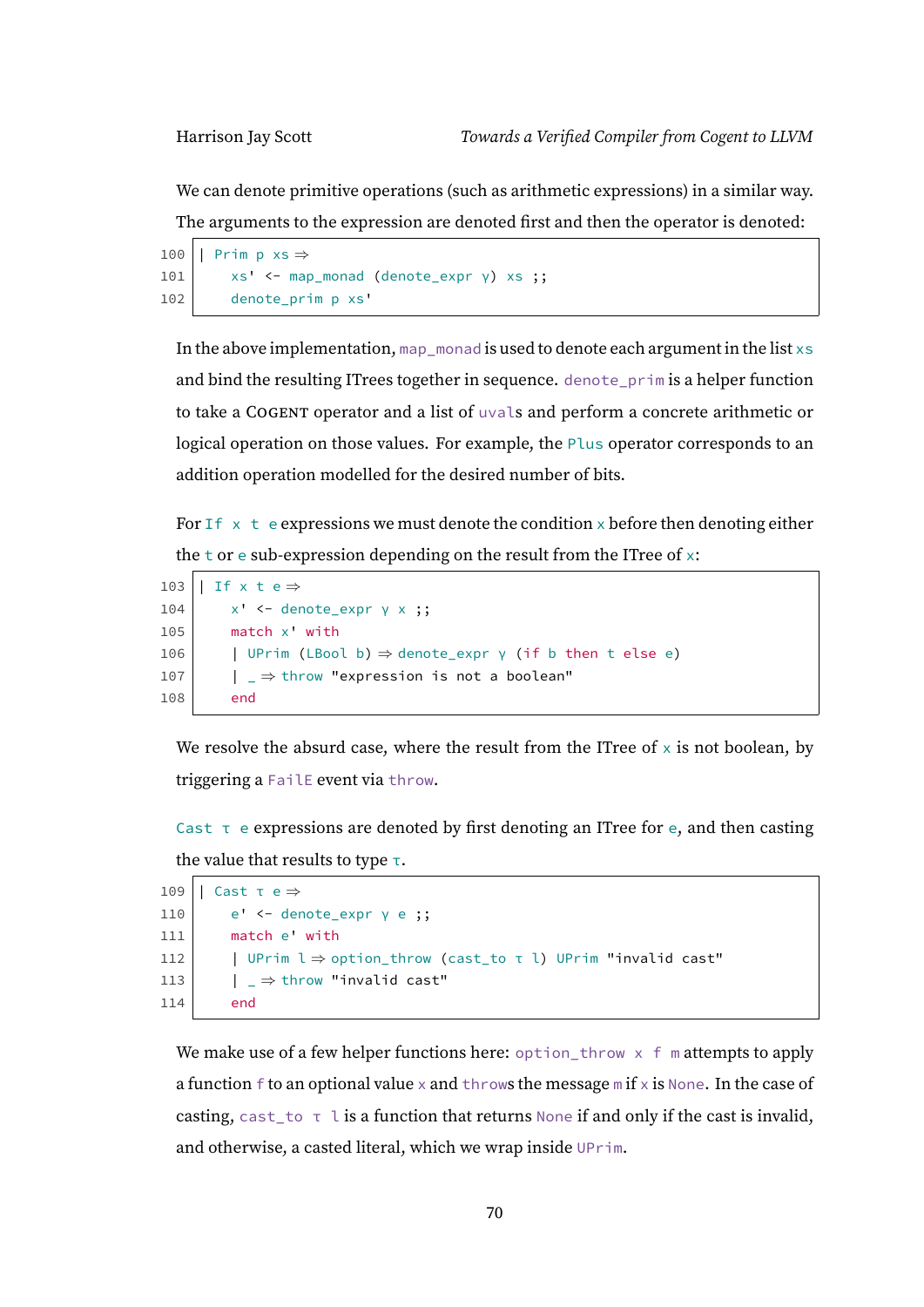We can denote primitive operations (such as arithmetic expressions) in a similar way. The arguments to the expression are denoted first and then the operator is denoted:

```
100 | Prim p xs ⇒
101     xs' <- map_monad (denote_expr γ) xs ;;
102     denote_prim p xs'
```

In the above implementation, `map_monad` is used to denote each argument in the list `xs` and bind the resulting ITrees together in sequence. `denote_prim` is a helper function to take a COGENT operator and a list of `uval`s and perform a concrete arithmetic or logical operation on those values. For example, the `Plus` operator corresponds to an addition operation modelled for the desired number of bits.

For `If x t e` expressions we must denote the condition `x` before then denoting either the `t` or `e` sub-expression depending on the result from the ITree of `x`:

```
103 | If x t e ⇒
104     x' <- denote_expr γ x ;;
105     match x' with
106     | UPrim (LBool b) ⇒ denote_expr γ (if b then t else e)
107     | _ ⇒ throw "expression is not a boolean"
108     end
```

We resolve the absurd case, where the result from the ITree of `x` is not boolean, by triggering a `FailE` event via `throw`.

`Cast τ e` expressions are denoted by first denoting an ITree for `e`, and then casting the value that results to type `τ`.

```
109 | Cast τ e ⇒
110     e' <- denote_expr γ e ;;
111     match e' with
112     | UPrim l ⇒ option_throw (cast_to τ l) UPrim "invalid cast"
113     | _ ⇒ throw "invalid cast"
114     end
```

We make use of a few helper functions here: `option_throw x f m` attempts to apply a function `f` to an optional value `x` and `throw`s the message `m` if `x` is `None`. In the case of casting, `cast_to τ l` is a function that returns `None` if and only if the cast is invalid, and otherwise, a casted literal, which we wrap inside `UPrim`.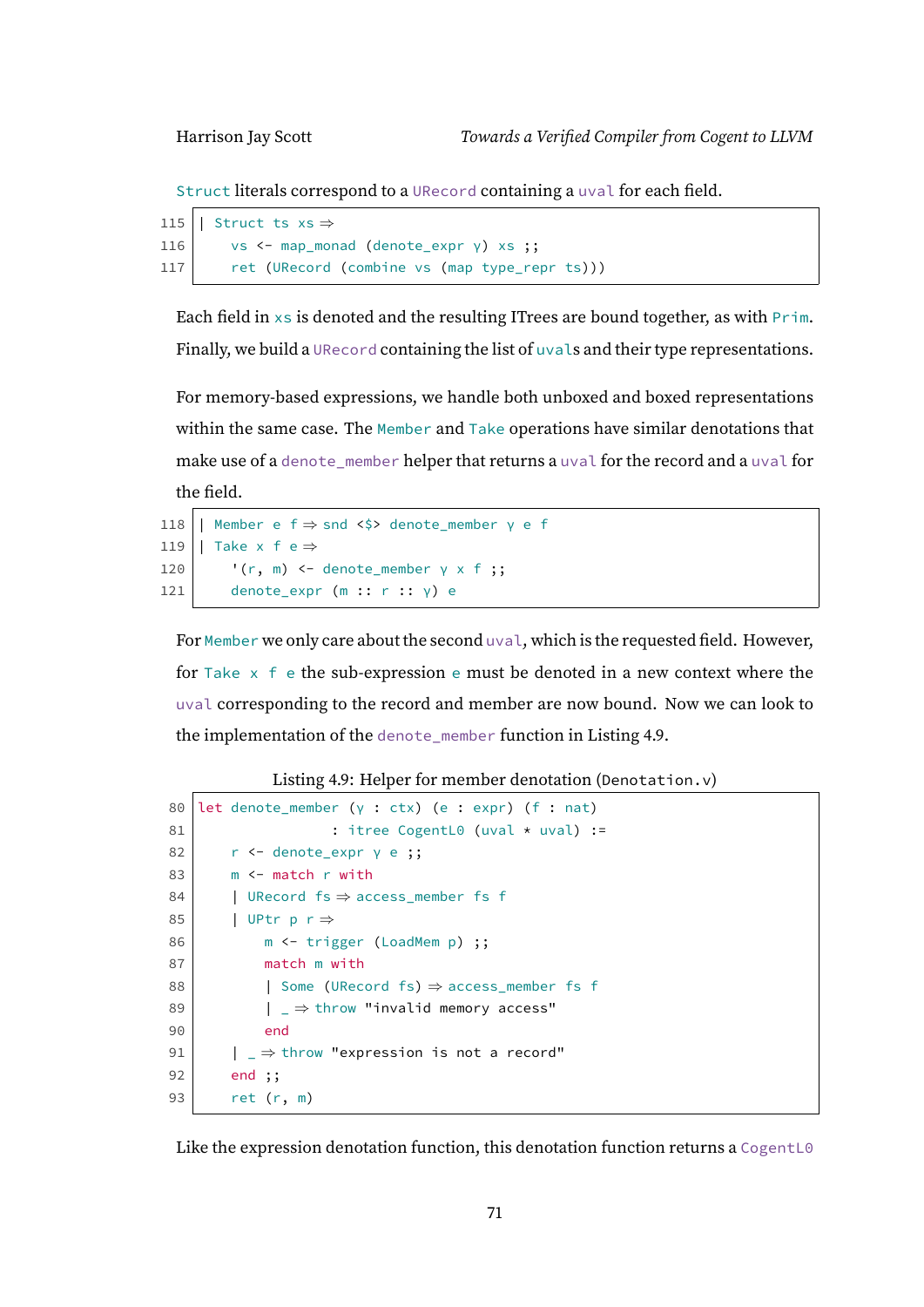`Struct` literals correspond to a `URecord` containing a `uval` for each field.

```
115 | Struct ts xs ⇒
116     vs <- map_monad (denote_expr γ) xs ;;
117     ret (URecord (combine vs (map type_repr ts)))
```

Each field in `xs` is denoted and the resulting ITrees are bound together, as with `Prim`. Finally, we build a `URecord` containing the list of `uval`s and their type representations.

For memory-based expressions, we handle both unboxed and boxed representations within the same case. The `Member` and `Take` operations have similar denotations that make use of a `denote_member` helper that returns a `uval` for the record and a `uval` for the field.

```
118 | Member e f ⇒ snd <$> denote_member γ e f
119 | Take x f e ⇒
120     '(r, m) <- denote_member γ x f ;;
121     denote_expr (m :: r :: γ) e
```

For `Member` we only care about the second `uval`, which is the requested field. However, for `Take x f e` the sub-expression `e` must be denoted in a new context where the `uval` corresponding to the record and member are now bound. Now we can look to the implementation of the `denote_member` function in Listing 4.9.

Listing 4.9: Helper for member denotation (`Denotation.v`)

```
80  let denote_member (γ : ctx) (e : expr) (f : nat)
81                  : itree CogentL0 (uval * uval) :=
82      r <- denote_expr γ e ;;
83      m <- match r with
84      | URecord fs ⇒ access_member fs f
85      | UPtr p r ⇒
86          m <- trigger (LoadMem p) ;;
87          match m with
88          | Some (URecord fs) ⇒ access_member fs f
89          | _ ⇒ throw "invalid memory access"
90          end
91      | _ ⇒ throw "expression is not a record"
92      end ;;
93      ret (r, m)
```

Like the expression denotation function, this denotation function returns a `CogentL0`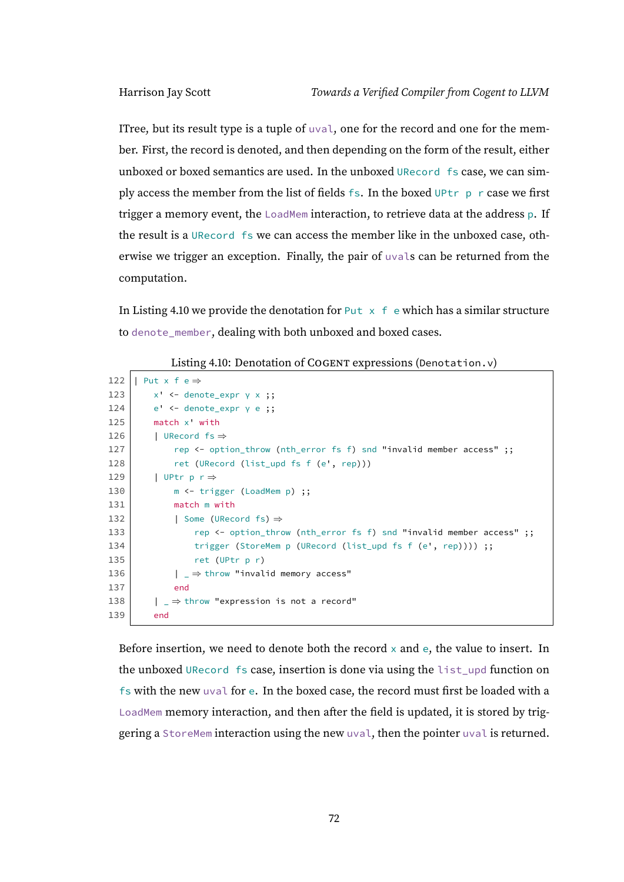ITree, but its result type is a tuple of `uval`, one for the record and one for the member. First, the record is denoted, and then depending on the form of the result, either unboxed or boxed semantics are used. In the unboxed `URecord fs` case, we can simply access the member from the list of fields `fs`. In the boxed `UPtr p r` case we first trigger a memory event, the `LoadMem` interaction, to retrieve data at the address `p`. If the result is a `URecord fs` we can access the member like in the unboxed case, otherwise we trigger an exception. Finally, the pair of `uval`s can be returned from the computation.

In Listing 4.10 we provide the denotation for `Put x f e` which has a similar structure to `denote_member`, dealing with both unboxed and boxed cases.

Listing 4.10: Denotation of Cogent expressions (`Denotation.v`)

```
122 | Put x f e ⇒
123     x' <- denote_expr γ x ;;
124     e' <- denote_expr γ e ;;
125     match x' with
126     | URecord fs ⇒
127         rep <- option_throw (nth_error fs f) snd "invalid member access" ;;
128         ret (URecord (list_upd fs f (e', rep)))
129     | UPtr p r ⇒
130         m <- trigger (LoadMem p) ;;
131         match m with
132         | Some (URecord fs) ⇒
133             rep <- option_throw (nth_error fs f) snd "invalid member access" ;;
134             trigger (StoreMem p (URecord (list_upd fs f (e', rep)))) ;;
135             ret (UPtr p r)
136         | _ ⇒ throw "invalid memory access"
137         end
138     | _ ⇒ throw "expression is not a record"
139     end
```

Before insertion, we need to denote both the record `x` and `e`, the value to insert. In the unboxed `URecord fs` case, insertion is done via using the `list_upd` function on `fs` with the new `uval` for `e`. In the boxed case, the record must first be loaded with a `LoadMem` memory interaction, and then after the field is updated, it is stored by triggering a `StoreMem` interaction using the new `uval`, then the pointer `uval` is returned.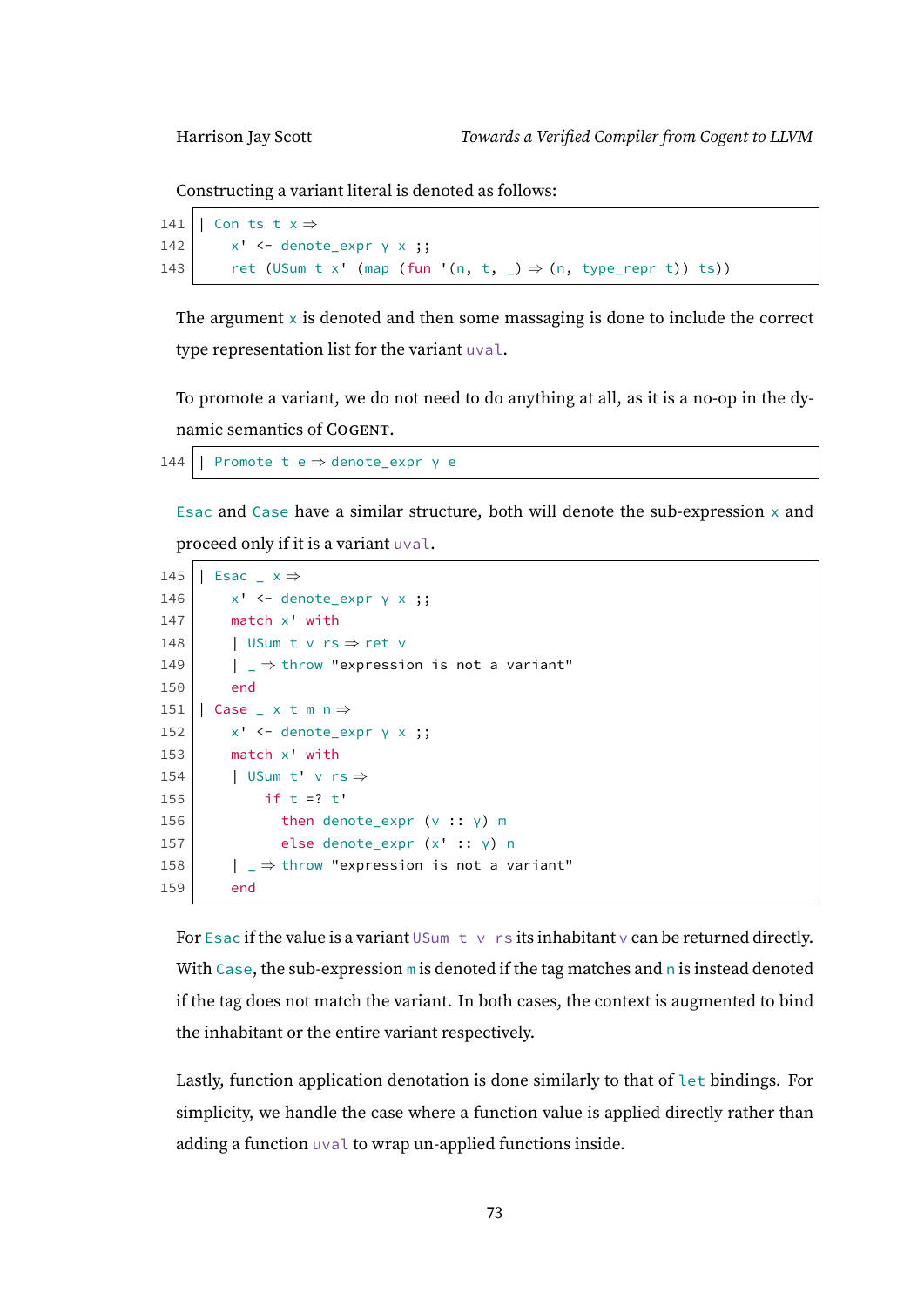Constructing a variant literal is denoted as follows:

```
141 | Con ts t x ⇒
142     x' <- denote_expr γ x ;;
143     ret (USum t x' (map (fun '(n, t, _) ⇒ (n, type_repr t)) ts))
```

The argument `x` is denoted and then some massaging is done to include the correct type representation list for the variant `uval`.

To promote a variant, we do not need to do anything at all, as it is a no-op in the dynamic semantics of Cogent.

```
144 | Promote t e ⇒ denote_expr γ e
```

`Esac` and `Case` have a similar structure, both will denote the sub-expression `x` and proceed only if it is a variant `uval`.

```
145 | Esac _ x ⇒
146     x' <- denote_expr γ x ;;
147     match x' with
148     | USum t v rs ⇒ ret v
149     | _ ⇒ throw "expression is not a variant"
150     end
151 | Case _ x t m n ⇒
152     x' <- denote_expr γ x ;;
153     match x' with
154     | USum t' v rs ⇒
155         if t =? t'
156         then denote_expr (v :: γ) m
157         else denote_expr (x' :: γ) n
158     | _ ⇒ throw "expression is not a variant"
159     end
```

For `Esac` if the value is a variant `USum t v rs` its inhabitant `v` can be returned directly. With `Case`, the sub-expression `m` is denoted if the tag matches and `n` is instead denoted if the tag does not match the variant. In both cases, the context is augmented to bind the inhabitant or the entire variant respectively.

Lastly, function application denotation is done similarly to that of `let` bindings. For simplicity, we handle the case where a function value is applied directly rather than adding a function `uval` to wrap un-applied functions inside.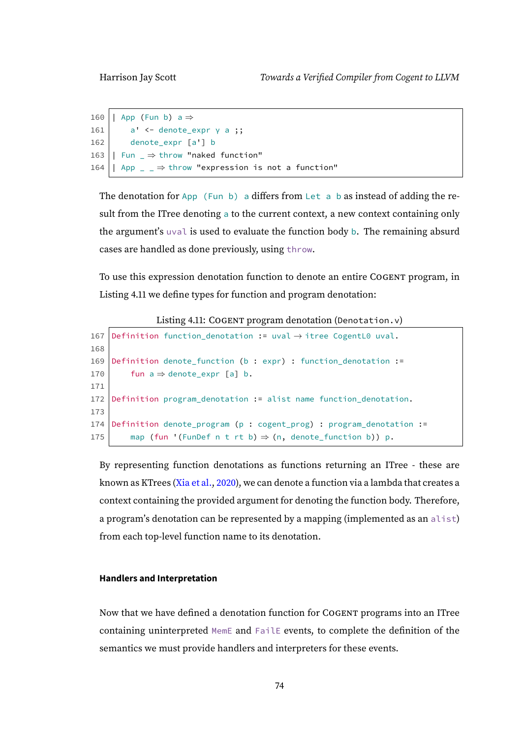```
160 | App (Fun b) a ⇒
161     a' <- denote_expr γ a ;;
162     denote_expr [a'] b
163 | Fun _ ⇒ throw "naked function"
164 | App _ _ ⇒ throw "expression is not a function"
```

The denotation for `App (Fun b) a` differs from `Let a b` as instead of adding the result from the ITree denoting `a` to the current context, a new context containing only the argument's `uval` is used to evaluate the function body `b`. The remaining absurd cases are handled as done previously, using `throw`.

To use this expression denotation function to denote an entire COGENT program, in Listing 4.11 we define types for function and program denotation:

Listing 4.11: COGENT program denotation (`Denotation.v`)

```
167 Definition function_denotation := uval → itree CogentL0 uval.
168
169 Definition denote_function (b : expr) : function_denotation :=
170     fun a ⇒ denote_expr [a] b.
171
172 Definition program_denotation := alist name function_denotation.
173
174 Definition denote_program (p : cogent_prog) : program_denotation :=
175     map (fun '(FunDef n t rt b) ⇒ (n, denote_function b)) p.
```

By representing function denotations as functions returning an ITree - these are known as KTrees (Xia et al., 2020), we can denote a function via a lambda that creates a context containing the provided argument for denoting the function body. Therefore, a program's denotation can be represented by a mapping (implemented as an `alist`) from each top-level function name to its denotation.

#### Handlers and Interpretation

Now that we have defined a denotation function for COGENT programs into an ITree containing uninterpreted `MemE` and `FailE` events, to complete the definition of the semantics we must provide handlers and interpreters for these events.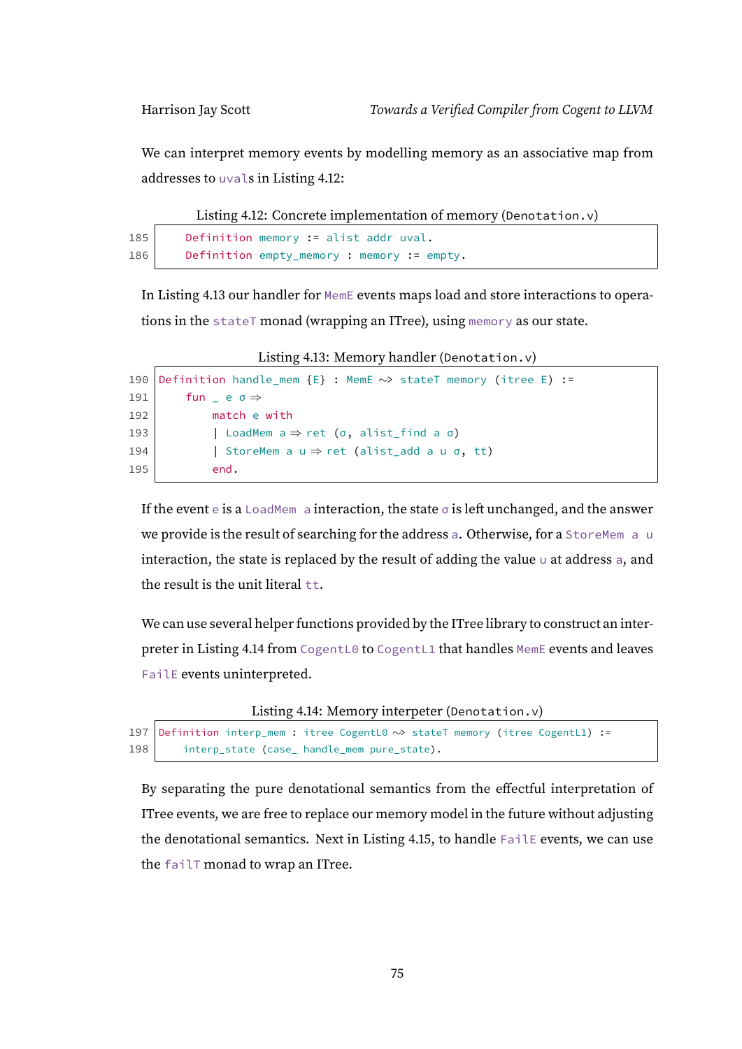We can interpret memory events by modelling memory as an associative map from addresses to `uval`s in Listing 4.12:

Listing 4.12: Concrete implementation of memory (`Denotation.v`)

```
185     Definition memory := alist addr uval.
186     Definition empty_memory : memory := empty.
```

In Listing 4.13 our handler for `MemE` events maps load and store interactions to operations in the `stateT` monad (wrapping an ITree), using `memory` as our state.

Listing 4.13: Memory handler (`Denotation.v`)

```
190 Definition handle_mem {E} : MemE ~> stateT memory (itree E) :=
191     fun _ e σ ⇒
192         match e with
193         | LoadMem a ⇒ ret (σ, alist_find a σ)
194         | StoreMem a u ⇒ ret (alist_add a u σ, tt)
195         end.
```

If the event `e` is a `LoadMem a` interaction, the state `σ` is left unchanged, and the answer we provide is the result of searching for the address `a`. Otherwise, for a `StoreMem a u` interaction, the state is replaced by the result of adding the value `u` at address `a`, and the result is the unit literal `tt`.

We can use several helper functions provided by the ITree library to construct an interpreter in Listing 4.14 from `CogentL0` to `CogentL1` that handles `MemE` events and leaves `FailE` events uninterpreted.

Listing 4.14: Memory interpeter (`Denotation.v`)

```
197 Definition interp_mem : itree CogentL0 ~> stateT memory (itree CogentL1) :=
198     interp_state (case_ handle_mem pure_state).
```

By separating the pure denotational semantics from the effectful interpretation of ITree events, we are free to replace our memory model in the future without adjusting the denotational semantics. Next in Listing 4.15, to handle `FailE` events, we can use the `failT` monad to wrap an ITree.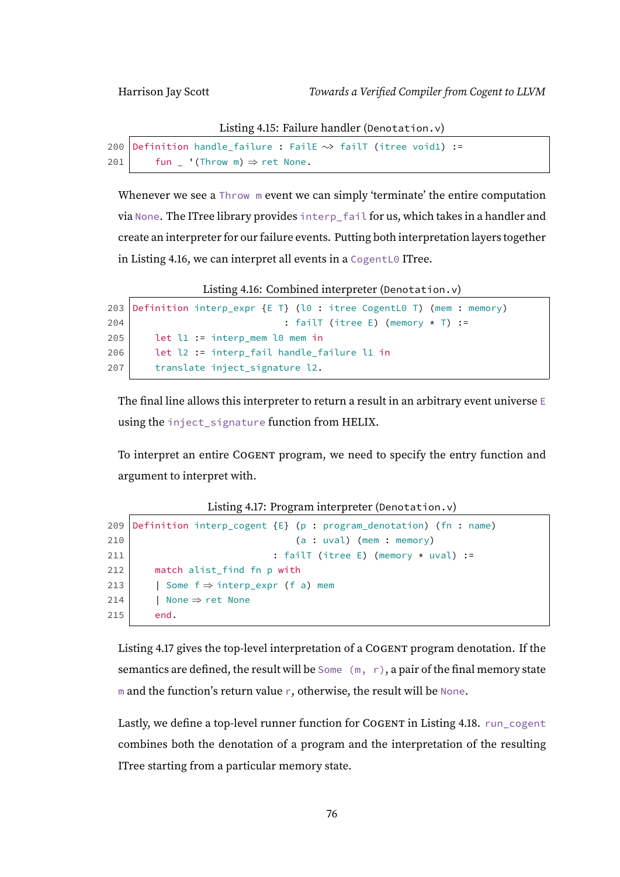Listing 4.15: Failure handler (Denotation.v)

```
200 Definition handle_failure : FailE ~> failT (itree void1) :=
201     fun _ '(Throw m) ⇒ ret None.
```

Whenever we see a Throw m event we can simply 'terminate' the entire computation via None. The ITree library provides interp_fail for us, which takes in a handler and create an interpreter for our failure events. Putting both interpretation layers together in Listing 4.16, we can interpret all events in a CogentL0 ITree.

Listing 4.16: Combined interpreter (Denotation.v)

```
203 Definition interp_expr {E T} (l0 : itree CogentL0 T) (mem : memory)
204                         : failT (itree E) (memory * T) :=
205     let l1 := interp_mem l0 mem in
206     let l2 := interp_fail handle_failure l1 in
207     translate inject_signature l2.
```

The final line allows this interpreter to return a result in an arbitrary event universe E using the inject_signature function from HELIX.

To interpret an entire Cogent program, we need to specify the entry function and argument to interpret with.

Listing 4.17: Program interpreter (Denotation.v)

```
209 Definition interp_cogent {E} (p : program_denotation) (fn : name)
210                              (a : uval) (mem : memory)
211                            : failT (itree E) (memory * uval) :=
212     match alist_find fn p with
213     | Some f ⇒ interp_expr (f a) mem
214     | None ⇒ ret None
215     end.
```

Listing 4.17 gives the top-level interpretation of a Cogent program denotation. If the semantics are defined, the result will be Some (m, r), a pair of the final memory state m and the function's return value r, otherwise, the result will be None.

Lastly, we define a top-level runner function for Cogent in Listing 4.18. run_cogent combines both the denotation of a program and the interpretation of the resulting ITree starting from a particular memory state.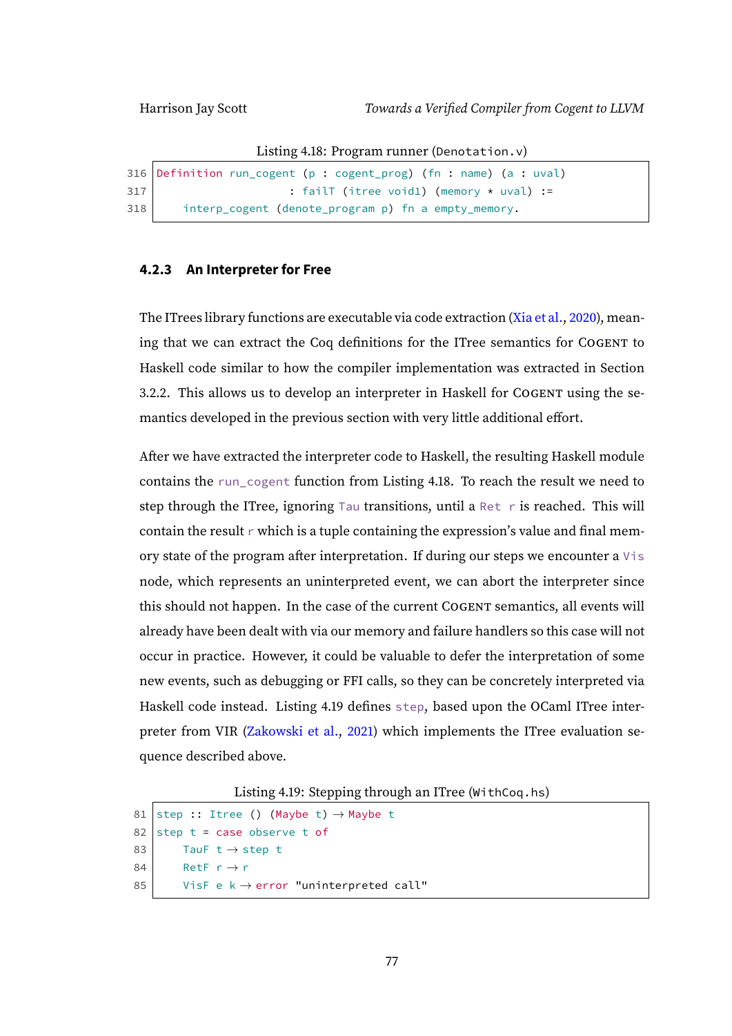Listing 4.18: Program runner (Denotation.v)

```
316 Definition run_cogent (p : cogent_prog) (fn : name) (a : uval)
317                 : failT (itree void1) (memory * uval) :=
318     interp_cogent (denote_program p) fn a empty_memory.
```

### 4.2.3 An Interpreter for Free

The ITrees library functions are executable via code extraction (Xia et al., 2020), meaning that we can extract the Coq definitions for the ITree semantics for COGENT to Haskell code similar to how the compiler implementation was extracted in Section 3.2.2. This allows us to develop an interpreter in Haskell for COGENT using the semantics developed in the previous section with very little additional effort.

After we have extracted the interpreter code to Haskell, the resulting Haskell module contains the `run_cogent` function from Listing 4.18. To reach the result we need to step through the ITree, ignoring `Tau` transitions, until a `Ret r` is reached. This will contain the result `r` which is a tuple containing the expression's value and final memory state of the program after interpretation. If during our steps we encounter a `Vis` node, which represents an uninterpreted event, we can abort the interpreter since this should not happen. In the case of the current COGENT semantics, all events will already have been dealt with via our memory and failure handlers so this case will not occur in practice. However, it could be valuable to defer the interpretation of some new events, such as debugging or FFI calls, so they can be concretely interpreted via Haskell code instead. Listing 4.19 defines `step`, based upon the OCaml ITree interpreter from VIR (Zakowski et al., 2021) which implements the ITree evaluation sequence described above.

Listing 4.19: Stepping through an ITree (WithCoq.hs)

```
81 step :: Itree () (Maybe t) → Maybe t
82 step t = case observe t of
83     TauF t → step t
84     RetF r → r
85     VisF e k → error "uninterpreted call"
```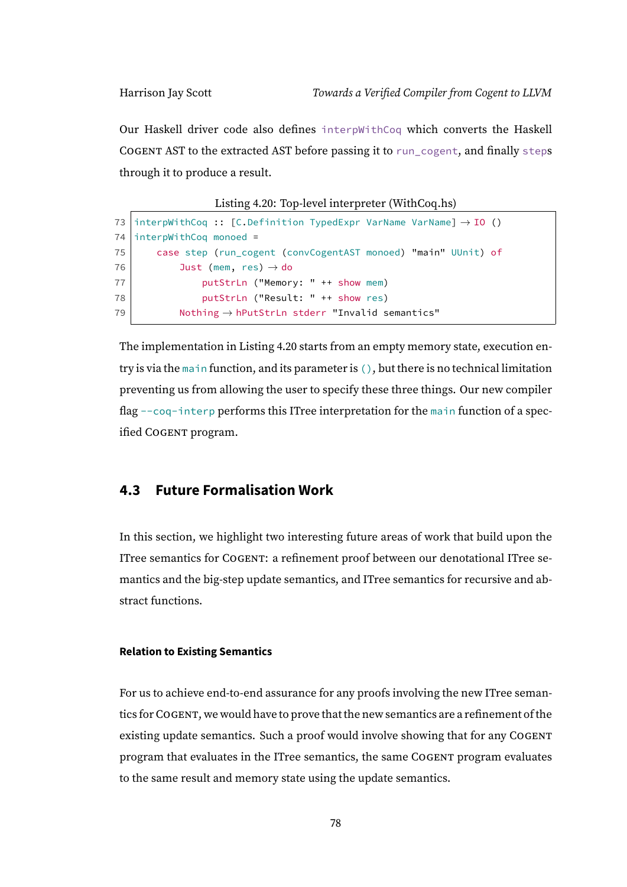Our Haskell driver code also defines `interpWithCoq` which converts the Haskell COGENT AST to the extracted AST before passing it to `run_cogent`, and finally `step`s through it to produce a result.

Listing 4.20: Top-level interpreter (WithCoq.hs)

```
73 interpWithCoq :: [C.Definition TypedExpr VarName VarName] → IO ()
74 interpWithCoq monoed =
75     case step (run_cogent (convCogentAST monoed) "main" UUnit) of
76         Just (mem, res) → do
77             putStrLn ("Memory: " ++ show mem)
78             putStrLn ("Result: " ++ show res)
79         Nothing → hPutStrLn stderr "Invalid semantics"
```

The implementation in Listing 4.20 starts from an empty memory state, execution entry is via the `main` function, and its parameter is `()`, but there is no technical limitation preventing us from allowing the user to specify these three things. Our new compiler flag `--coq-interp` performs this ITree interpretation for the `main` function of a specified COGENT program.

## 4.3 Future Formalisation Work

In this section, we highlight two interesting future areas of work that build upon the ITree semantics for COGENT: a refinement proof between our denotational ITree semantics and the big-step update semantics, and ITree semantics for recursive and abstract functions.

#### Relation to Existing Semantics

For us to achieve end-to-end assurance for any proofs involving the new ITree semantics for COGENT, we would have to prove that the new semantics are a refinement of the existing update semantics. Such a proof would involve showing that for any COGENT program that evaluates in the ITree semantics, the same COGENT program evaluates to the same result and memory state using the update semantics.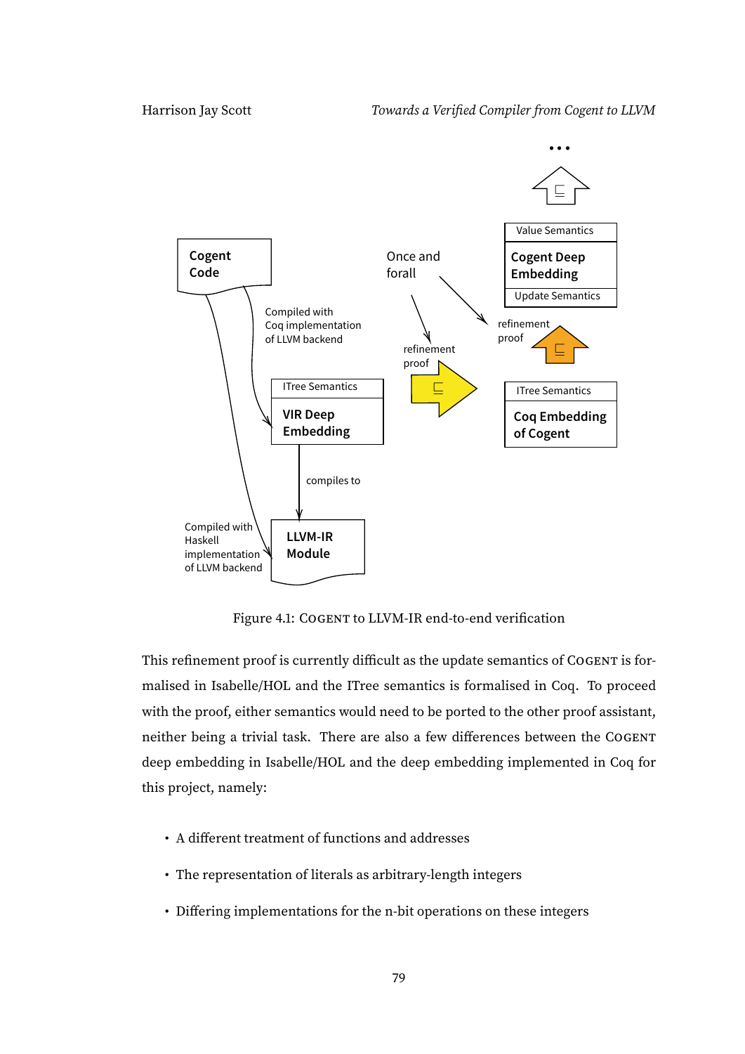Figure 4.1: COGENT to LLVM-IR end-to-end verification

This refinement proof is currently difficult as the update semantics of COGENT is formalised in Isabelle/HOL and the ITree semantics is formalised in Coq. To proceed with the proof, either semantics would need to be ported to the other proof assistant, neither being a trivial task. There are also a few differences between the COGENT deep embedding in Isabelle/HOL and the deep embedding implemented in Coq for this project, namely:

- A different treatment of functions and addresses
- The representation of literals as arbitrary-length integers
- Differing implementations for the n-bit operations on these integers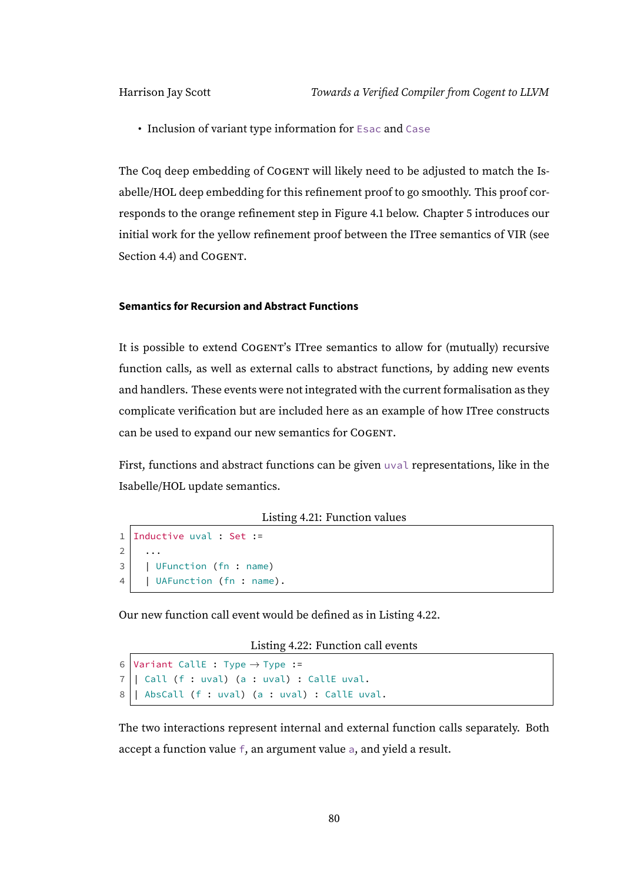- Inclusion of variant type information for `Esac` and `Case`

The Coq deep embedding of COGENT will likely need to be adjusted to match the Isabelle/HOL deep embedding for this refinement proof to go smoothly. This proof corresponds to the orange refinement step in Figure 4.1 below. Chapter 5 introduces our initial work for the yellow refinement proof between the ITree semantics of VIR (see Section 4.4) and COGENT.

#### Semantics for Recursion and Abstract Functions

It is possible to extend COGENT's ITree semantics to allow for (mutually) recursive function calls, as well as external calls to abstract functions, by adding new events and handlers. These events were not integrated with the current formalisation as they complicate verification but are included here as an example of how ITree constructs can be used to expand our new semantics for COGENT.

First, functions and abstract functions can be given `uval` representations, like in the Isabelle/HOL update semantics.

Listing 4.21: Function values

```
Inductive uval : Set :=
  ...
  | UFunction (fn : name)
  | UAFunction (fn : name).
```

Our new function call event would be defined as in Listing 4.22.

Listing 4.22: Function call events

```
Variant CallE : Type → Type :=
| Call (f : uval) (a : uval) : CallE uval.
| AbsCall (f : uval) (a : uval) : CallE uval.
```

The two interactions represent internal and external function calls separately. Both accept a function value `f`, an argument value `a`, and yield a result.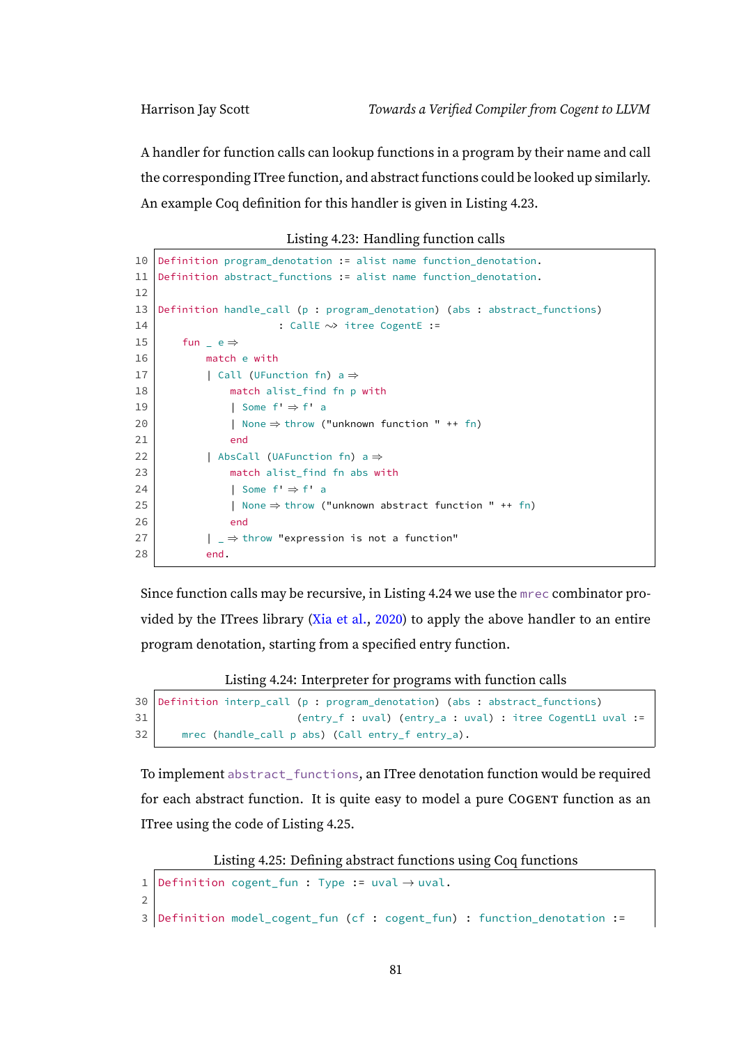A handler for function calls can lookup functions in a program by their name and call the corresponding ITree function, and abstract functions could be looked up similarly. An example Coq definition for this handler is given in Listing 4.23.

Listing 4.23: Handling function calls

```
10 Definition program_denotation := alist name function_denotation.
11 Definition abstract_functions := alist name function_denotation.
12
13 Definition handle_call (p : program_denotation) (abs : abstract_functions)
14                  : CallE ~> itree CogentE :=
15     fun _ e ⇒
16         match e with
17         | Call (UFunction fn) a ⇒
18             match alist_find fn p with
19             | Some f' ⇒ f' a
20             | None ⇒ throw ("unknown function " ++ fn)
21             end
22         | AbsCall (UAFunction fn) a ⇒
23             match alist_find fn abs with
24             | Some f' ⇒ f' a
25             | None ⇒ throw ("unknown abstract function " ++ fn)
26             end
27         | _ ⇒ throw "expression is not a function"
28         end.
```

Since function calls may be recursive, in Listing 4.24 we use the `mrec` combinator provided by the ITrees library (Xia et al., 2020) to apply the above handler to an entire program denotation, starting from a specified entry function.

Listing 4.24: Interpreter for programs with function calls

```
30 Definition interp_call (p : program_denotation) (abs : abstract_functions)
31                        (entry_f : uval) (entry_a : uval) : itree CogentL1 uval :=
32     mrec (handle_call p abs) (Call entry_f entry_a).
```

To implement `abstract_functions`, an ITree denotation function would be required for each abstract function. It is quite easy to model a pure COGENT function as an ITree using the code of Listing 4.25.

Listing 4.25: Defining abstract functions using Coq functions

```
1 Definition cogent_fun : Type := uval → uval.
2
3 Definition model_cogent_fun (cf : cogent_fun) : function_denotation :=
```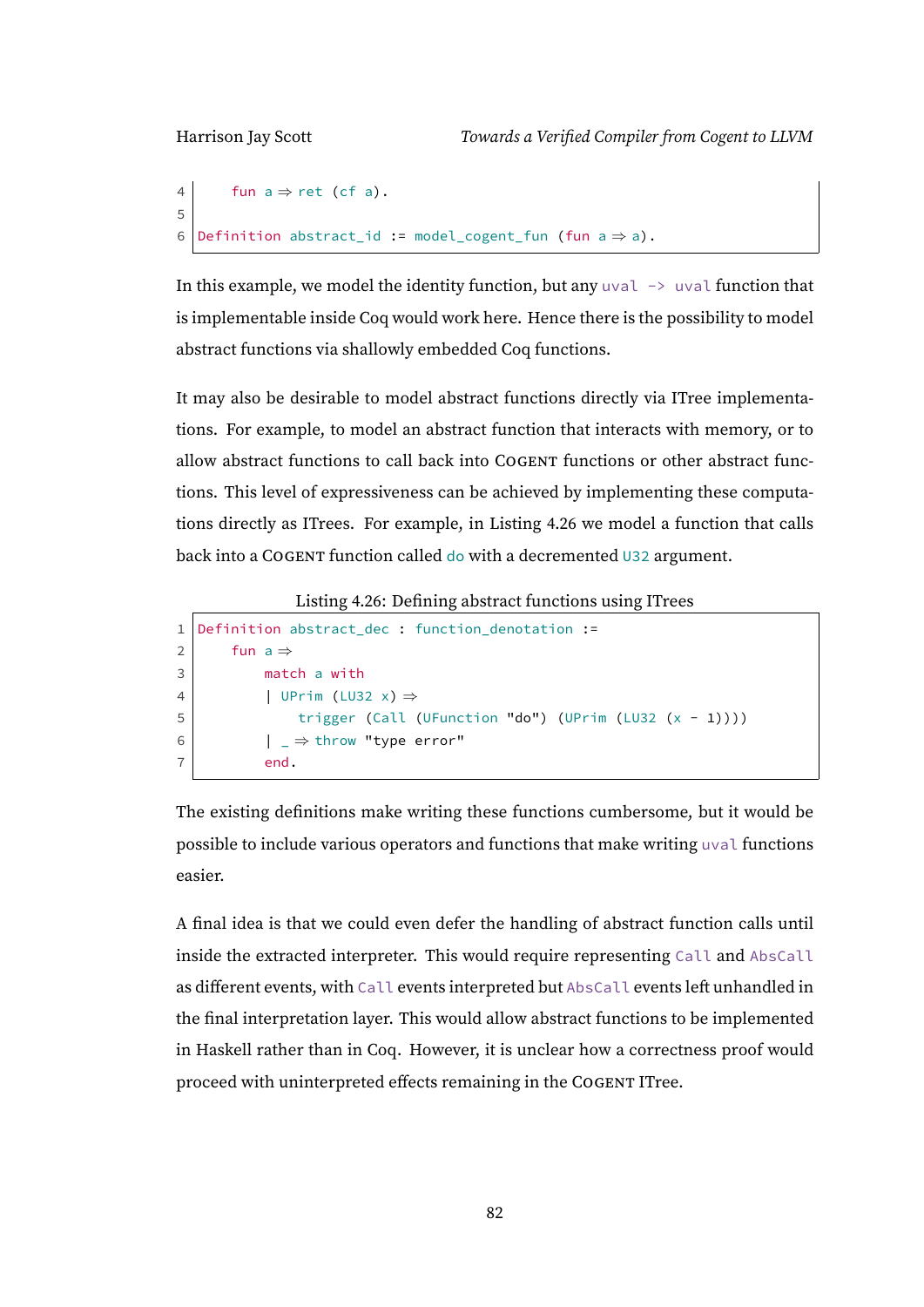```
4     fun a ⇒ ret (cf a).
5
6 Definition abstract_id := model_cogent_fun (fun a ⇒ a).
```

In this example, we model the identity function, but any `uval -> uval` function that is implementable inside Coq would work here. Hence there is the possibility to model abstract functions via shallowly embedded Coq functions.

It may also be desirable to model abstract functions directly via ITree implementations. For example, to model an abstract function that interacts with memory, or to allow abstract functions to call back into COGENT functions or other abstract functions. This level of expressiveness can be achieved by implementing these computations directly as ITrees. For example, in Listing 4.26 we model a function that calls back into a COGENT function called `do` with a decremented `U32` argument.

Listing 4.26: Defining abstract functions using ITrees

```
1 Definition abstract_dec : function_denotation :=
2     fun a ⇒
3         match a with
4         | UPrim (LU32 x) ⇒
5             trigger (Call (UFunction "do") (UPrim (LU32 (x - 1))))
6         | _ ⇒ throw "type error"
7         end.
```

The existing definitions make writing these functions cumbersome, but it would be possible to include various operators and functions that make writing `uval` functions easier.

A final idea is that we could even defer the handling of abstract function calls until inside the extracted interpreter. This would require representing `Call` and `AbsCall` as different events, with `Call` events interpreted but `AbsCall` events left unhandled in the final interpretation layer. This would allow abstract functions to be implemented in Haskell rather than in Coq. However, it is unclear how a correctness proof would proceed with uninterpreted effects remaining in the COGENT ITree.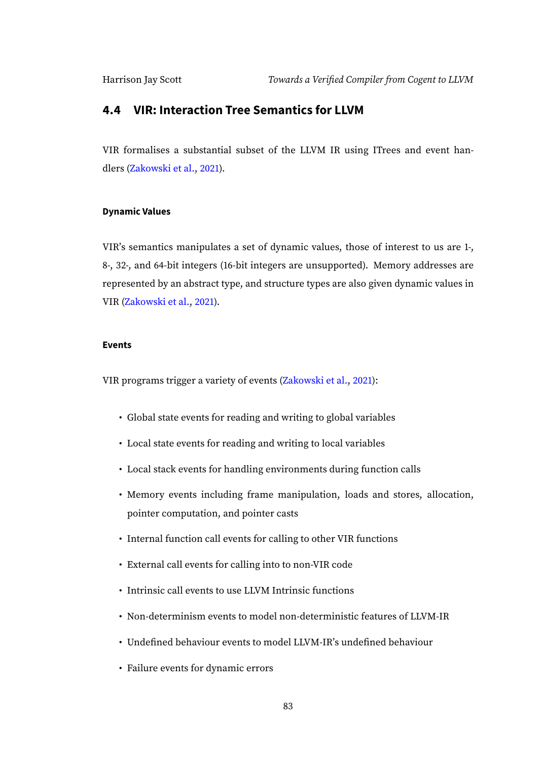## 4.4 VIR: Interaction Tree Semantics for LLVM

VIR formalises a substantial subset of the LLVM IR using ITrees and event handlers (Zakowski et al., 2021).

#### Dynamic Values

VIR's semantics manipulates a set of dynamic values, those of interest to us are 1-, 8-, 32-, and 64-bit integers (16-bit integers are unsupported). Memory addresses are represented by an abstract type, and structure types are also given dynamic values in VIR (Zakowski et al., 2021).

#### Events

VIR programs trigger a variety of events (Zakowski et al., 2021):

- Global state events for reading and writing to global variables
- Local state events for reading and writing to local variables
- Local stack events for handling environments during function calls
- Memory events including frame manipulation, loads and stores, allocation, pointer computation, and pointer casts
- Internal function call events for calling to other VIR functions
- External call events for calling into to non-VIR code
- Intrinsic call events to use LLVM Intrinsic functions
- Non-determinism events to model non-deterministic features of LLVM-IR
- Undefined behaviour events to model LLVM-IR's undefined behaviour
- Failure events for dynamic errors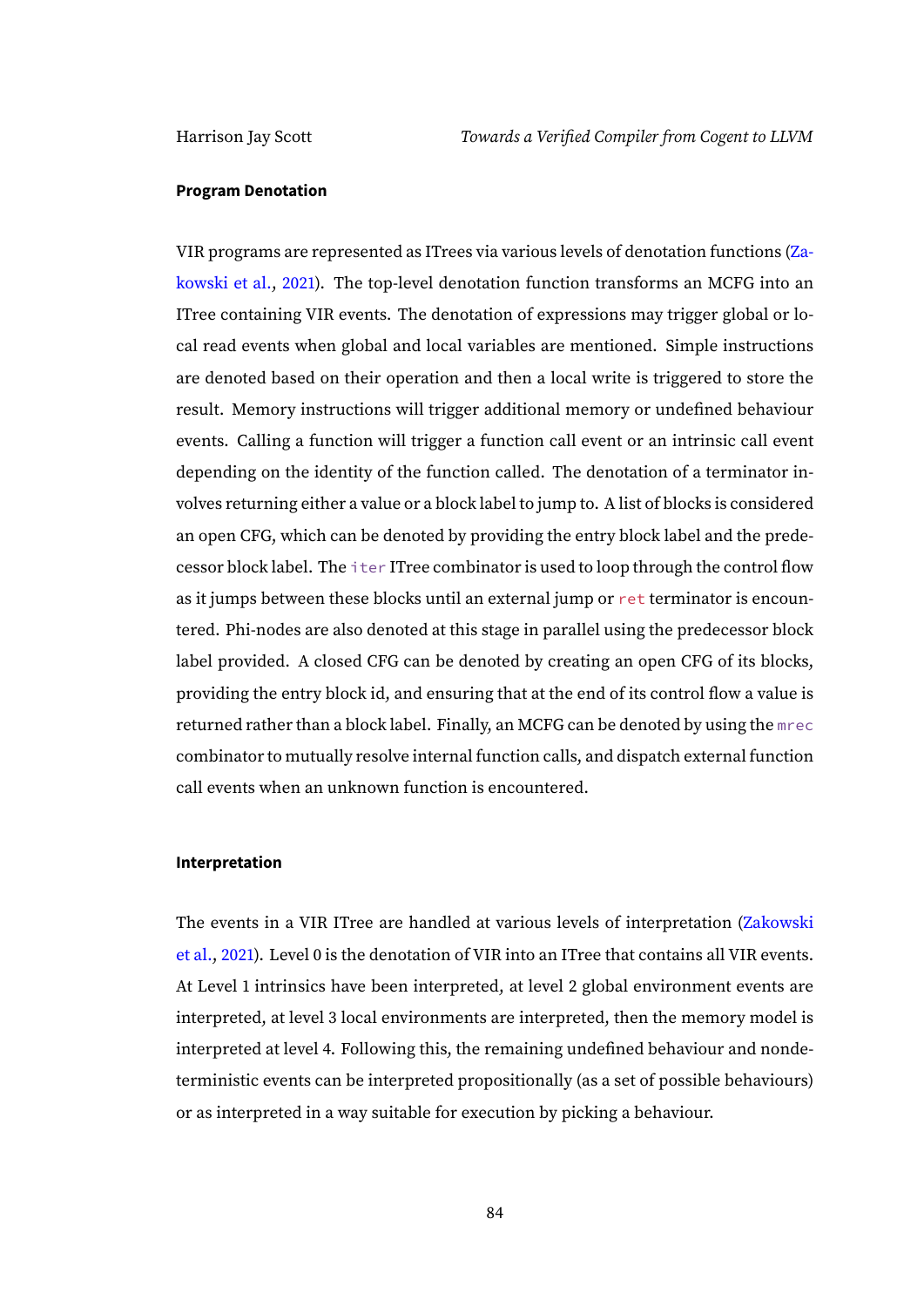### Program Denotation

VIR programs are represented as ITrees via various levels of denotation functions (Zakowski et al., 2021). The top-level denotation function transforms an MCFG into an ITree containing VIR events. The denotation of expressions may trigger global or local read events when global and local variables are mentioned. Simple instructions are denoted based on their operation and then a local write is triggered to store the result. Memory instructions will trigger additional memory or undefined behaviour events. Calling a function will trigger a function call event or an intrinsic call event depending on the identity of the function called. The denotation of a terminator involves returning either a value or a block label to jump to. A list of blocks is considered an open CFG, which can be denoted by providing the entry block label and the predecessor block label. The `iter` ITree combinator is used to loop through the control flow as it jumps between these blocks until an external jump or `ret` terminator is encountered. Phi-nodes are also denoted at this stage in parallel using the predecessor block label provided. A closed CFG can be denoted by creating an open CFG of its blocks, providing the entry block id, and ensuring that at the end of its control flow a value is returned rather than a block label. Finally, an MCFG can be denoted by using the `mrec` combinator to mutually resolve internal function calls, and dispatch external function call events when an unknown function is encountered.

### Interpretation

The events in a VIR ITree are handled at various levels of interpretation (Zakowski et al., 2021). Level 0 is the denotation of VIR into an ITree that contains all VIR events. At Level 1 intrinsics have been interpreted, at level 2 global environment events are interpreted, at level 3 local environments are interpreted, then the memory model is interpreted at level 4. Following this, the remaining undefined behaviour and nondeterministic events can be interpreted propositionally (as a set of possible behaviours) or as interpreted in a way suitable for execution by picking a behaviour.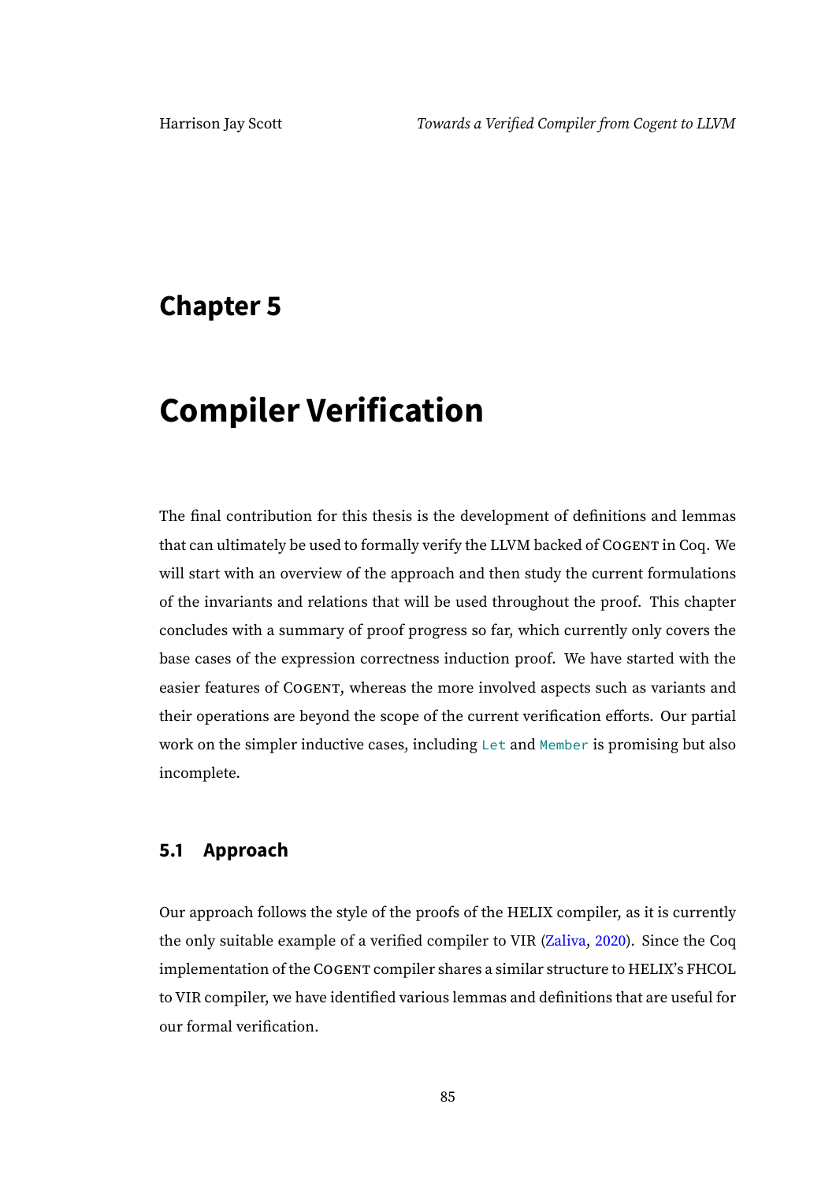# Chapter 5

# Compiler Verification

The final contribution for this thesis is the development of definitions and lemmas that can ultimately be used to formally verify the LLVM backed of COGENT in Coq. We will start with an overview of the approach and then study the current formulations of the invariants and relations that will be used throughout the proof. This chapter concludes with a summary of proof progress so far, which currently only covers the base cases of the expression correctness induction proof. We have started with the easier features of COGENT, whereas the more involved aspects such as variants and their operations are beyond the scope of the current verification efforts. Our partial work on the simpler inductive cases, including `Let` and `Member` is promising but also incomplete.

## 5.1 Approach

Our approach follows the style of the proofs of the HELIX compiler, as it is currently the only suitable example of a verified compiler to VIR (Zaliva, 2020). Since the Coq implementation of the COGENT compiler shares a similar structure to HELIX's FHCOL to VIR compiler, we have identified various lemmas and definitions that are useful for our formal verification.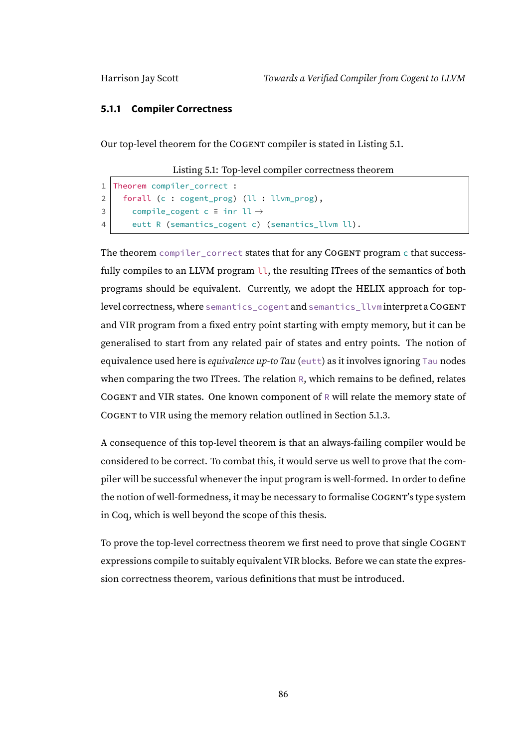### 5.1.1 Compiler Correctness

Our top-level theorem for the COGENT compiler is stated in Listing 5.1.

Listing 5.1: Top-level compiler correctness theorem

```
Theorem compiler_correct :
  forall (c : cogent_prog) (ll : llvm_prog),
    compile_cogent c ≡ inr ll →
    eutt R (semantics_cogent c) (semantics_llvm ll).
```

The theorem `compiler_correct` states that for any COGENT program `c` that successfully compiles to an LLVM program `ll`, the resulting ITrees of the semantics of both programs should be equivalent. Currently, we adopt the HELIX approach for top-level correctness, where `semantics_cogent` and `semantics_llvm` interpret a COGENT and VIR program from a fixed entry point starting with empty memory, but it can be generalised to start from any related pair of states and entry points. The notion of equivalence used here is *equivalence up-to Tau* (`eutt`) as it involves ignoring `Tau` nodes when comparing the two ITrees. The relation `R`, which remains to be defined, relates COGENT and VIR states. One known component of `R` will relate the memory state of COGENT to VIR using the memory relation outlined in Section 5.1.3.

A consequence of this top-level theorem is that an always-failing compiler would be considered to be correct. To combat this, it would serve us well to prove that the compiler will be successful whenever the input program is well-formed. In order to define the notion of well-formedness, it may be necessary to formalise COGENT's type system in Coq, which is well beyond the scope of this thesis.

To prove the top-level correctness theorem we first need to prove that single COGENT expressions compile to suitably equivalent VIR blocks. Before we can state the expression correctness theorem, various definitions that must be introduced.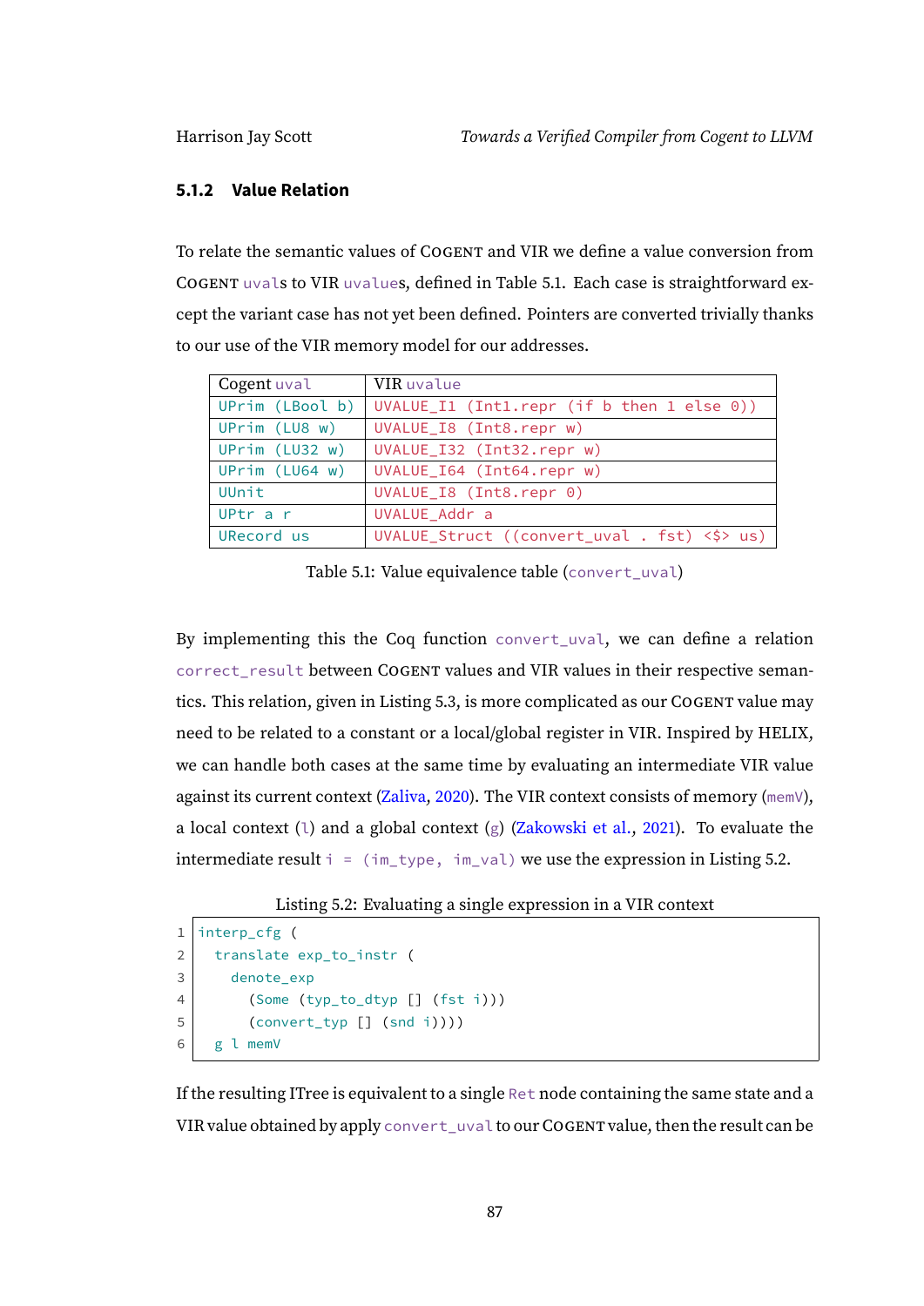### 5.1.2 Value Relation

To relate the semantic values of COGENT and VIR we define a value conversion from COGENT `uval`s to VIR `uvalue`s, defined in Table 5.1. Each case is straightforward except the variant case has not yet been defined. Pointers are converted trivially thanks to our use of the VIR memory model for our addresses.

| Cogent `uval` | VIR `uvalue` |
|---|---|
| `UPrim (LBool b)` | `UVALUE_I1 (Int1.repr (if b then 1 else 0))` |
| `UPrim (LU8 w)` | `UVALUE_I8 (Int8.repr w)` |
| `UPrim (LU32 w)` | `UVALUE_I32 (Int32.repr w)` |
| `UPrim (LU64 w)` | `UVALUE_I64 (Int64.repr w)` |
| `UUnit` | `UVALUE_I8 (Int8.repr 0)` |
| `UPtr a r` | `UVALUE_Addr a` |
| `URecord us` | `UVALUE_Struct ((convert_uval . fst) <$> us)` |

Table 5.1: Value equivalence table (`convert_uval`)

By implementing this the Coq function `convert_uval`, we can define a relation `correct_result` between COGENT values and VIR values in their respective semantics. This relation, given in Listing 5.3, is more complicated as our COGENT value may need to be related to a constant or a local/global register in VIR. Inspired by HELIX, we can handle both cases at the same time by evaluating an intermediate VIR value against its current context (Zaliva, 2020). The VIR context consists of memory (`memV`), a local context (`l`) and a global context (`g`) (Zakowski et al., 2021). To evaluate the intermediate result `i = (im_type, im_val)` we use the expression in Listing 5.2.

Listing 5.2: Evaluating a single expression in a VIR context

```
interp_cfg (
  translate exp_to_instr (
    denote_exp
      (Some (typ_to_dtyp [] (fst i)))
      (convert_typ [] (snd i))))
  g l memV
```

If the resulting ITree is equivalent to a single `Ret` node containing the same state and a VIR value obtained by apply `convert_uval` to our COGENT value, then the result can be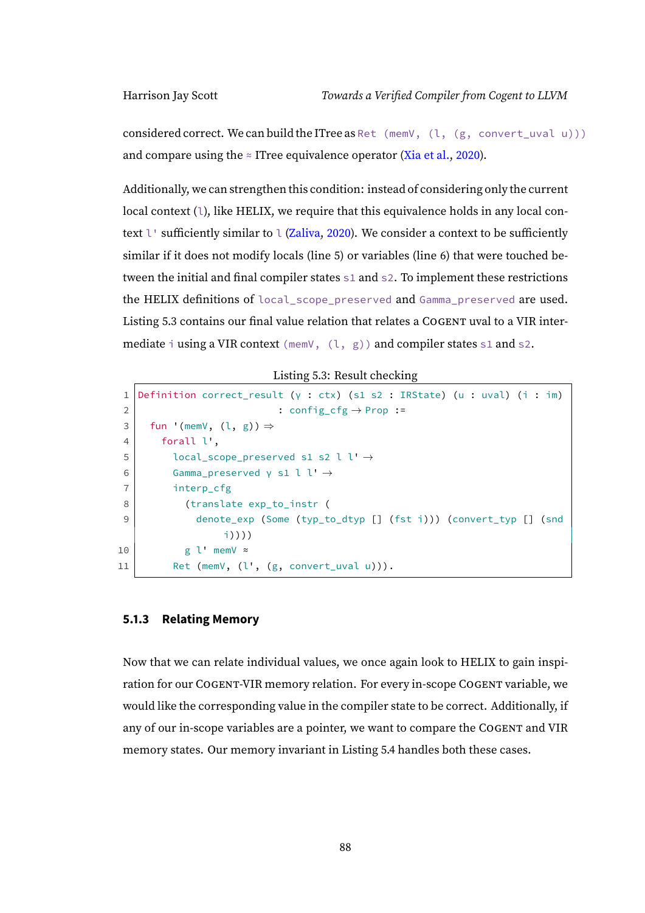considered correct. We can build the ITree as `Ret (memV, (l, (g, convert_uval u)))` and compare using the ≈ ITree equivalence operator (Xia et al., 2020).

Additionally, we can strengthen this condition: instead of considering only the current local context (`l`), like HELIX, we require that this equivalence holds in any local context `l'` sufficiently similar to `l` (Zaliva, 2020). We consider a context to be sufficiently similar if it does not modify locals (line 5) or variables (line 6) that were touched between the initial and final compiler states `s1` and `s2`. To implement these restrictions the HELIX definitions of `local_scope_preserved` and `Gamma_preserved` are used. Listing 5.3 contains our final value relation that relates a Cogent uval to a VIR intermediate `i` using a VIR context `(memV, (l, g))` and compiler states `s1` and `s2`.

Listing 5.3: Result checking

```
1  Definition correct_result (γ : ctx) (s1 s2 : IRState) (u : uval) (i : im)
2                            : config_cfg → Prop :=
3    fun '(memV, (l, g)) ⇒
4      forall l',
5        local_scope_preserved s1 s2 l l' →
6        Gamma_preserved γ s1 l l' →
7        interp_cfg
8          (translate exp_to_instr (
9            denote_exp (Some (typ_to_dtyp [] (fst i))) (convert_typ [] (snd
               i))))
10         g l' memV ≈
11       Ret (memV, (l', (g, convert_uval u))).
```

### 5.1.3 Relating Memory

Now that we can relate individual values, we once again look to HELIX to gain inspiration for our Cogent-VIR memory relation. For every in-scope Cogent variable, we would like the corresponding value in the compiler state to be correct. Additionally, if any of our in-scope variables are a pointer, we want to compare the Cogent and VIR memory states. Our memory invariant in Listing 5.4 handles both these cases.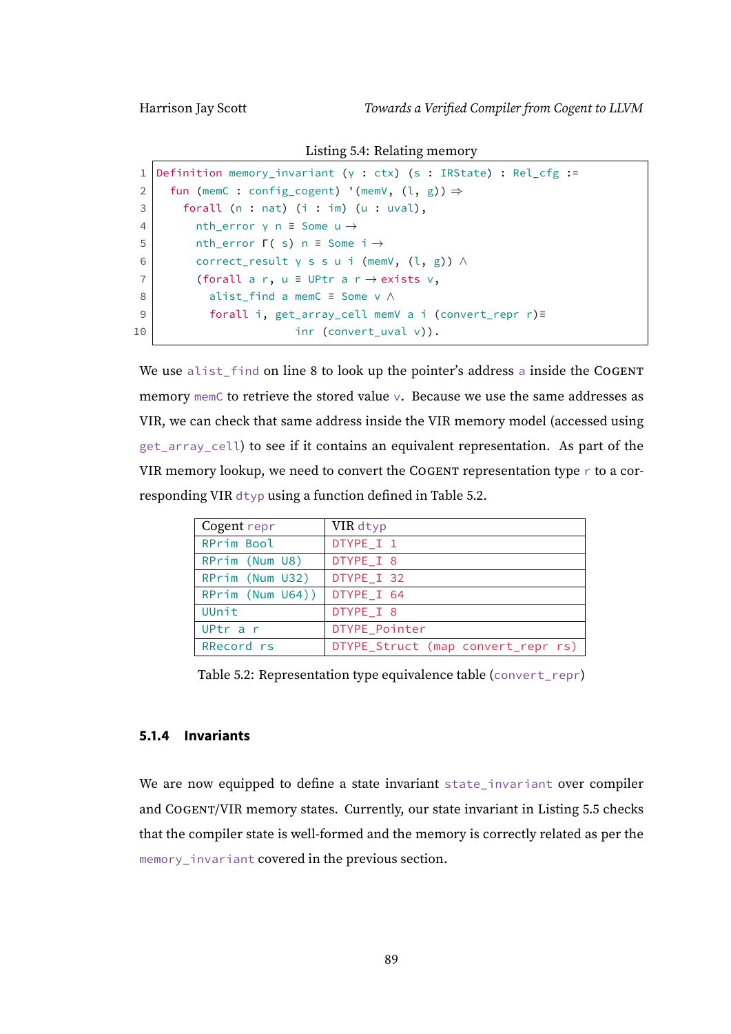Listing 5.4: Relating memory

```
Definition memory_invariant (γ : ctx) (s : IRState) : Rel_cfg :=
  fun (memC : config_cogent) '(memV, (l, g)) ⇒
    forall (n : nat) (i : im) (u : uval),
      nth_error γ n ≡ Some u →
      nth_error Γ( s) n ≡ Some i →
      correct_result γ s s u i (memV, (l, g)) ∧
      (forall a r, u ≡ UPtr a r → exists v,
        alist_find a memC ≡ Some v ∧
        forall i, get_array_cell memV a i (convert_repr r)≡
                     inr (convert_uval v)).
```

We use `alist_find` on line 8 to look up the pointer's address `a` inside the Cogent memory `memC` to retrieve the stored value `v`. Because we use the same addresses as VIR, we can check that same address inside the VIR memory model (accessed using `get_array_cell`) to see if it contains an equivalent representation. As part of the VIR memory lookup, we need to convert the Cogent representation type `r` to a corresponding VIR `dtyp` using a function defined in Table 5.2.

| Cogent `repr` | VIR `dtyp` |
|---|---|
| `RPrim Bool` | `DTYPE_I 1` |
| `RPrim (Num U8)` | `DTYPE_I 8` |
| `RPrim (Num U32)` | `DTYPE_I 32` |
| `RPrim (Num U64))` | `DTYPE_I 64` |
| `UUnit` | `DTYPE_I 8` |
| `UPtr a r` | `DTYPE_Pointer` |
| `RRecord rs` | `DTYPE_Struct (map convert_repr rs)` |

Table 5.2: Representation type equivalence table (`convert_repr`)

### 5.1.4 Invariants

We are now equipped to define a state invariant `state_invariant` over compiler and Cogent/VIR memory states. Currently, our state invariant in Listing 5.5 checks that the compiler state is well-formed and the memory is correctly related as per the `memory_invariant` covered in the previous section.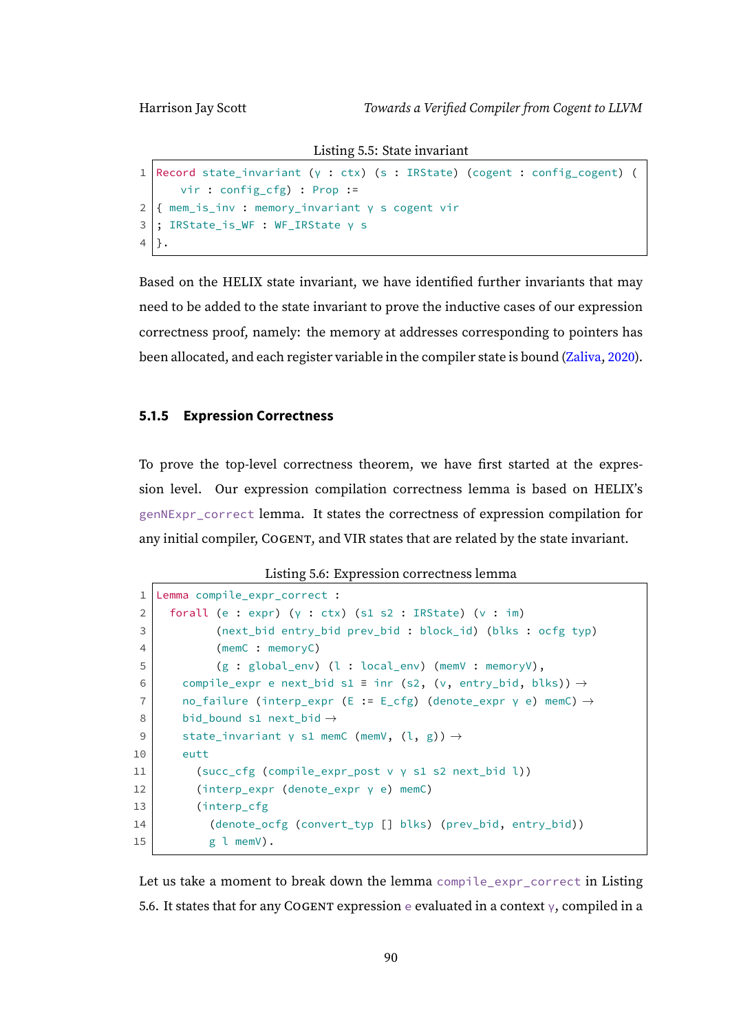Listing 5.5: State invariant

```
Record state_invariant (γ : ctx) (s : IRState) (cogent : config_cogent) (
    vir : config_cfg) : Prop :=
{ mem_is_inv : memory_invariant γ s cogent vir
; IRState_is_WF : WF_IRState γ s
}.
```

Based on the HELIX state invariant, we have identified further invariants that may need to be added to the state invariant to prove the inductive cases of our expression correctness proof, namely: the memory at addresses corresponding to pointers has been allocated, and each register variable in the compiler state is bound (Zaliva, 2020).

### 5.1.5 Expression Correctness

To prove the top-level correctness theorem, we have first started at the expression level. Our expression compilation correctness lemma is based on HELIX's genNExpr_correct lemma. It states the correctness of expression compilation for any initial compiler, COGENT, and VIR states that are related by the state invariant.

Listing 5.6: Expression correctness lemma

```
Lemma compile_expr_correct :
  forall (e : expr) (γ : ctx) (s1 s2 : IRState) (v : im)
        (next_bid entry_bid prev_bid : block_id) (blks : ocfg typ)
        (memC : memoryC)
        (g : global_env) (l : local_env) (memV : memoryV),
    compile_expr e next_bid s1 ≡ inr (s2, (v, entry_bid, blks)) →
    no_failure (interp_expr (E := E_cfg) (denote_expr γ e) memC) →
    bid_bound s1 next_bid →
    state_invariant γ s1 memC (memV, (l, g)) →
    eutt
      (succ_cfg (compile_expr_post v γ s1 s2 next_bid l))
      (interp_expr (denote_expr γ e) memC)
      (interp_cfg
        (denote_ocfg (convert_typ [] blks) (prev_bid, entry_bid))
        g l memV).
```

Let us take a moment to break down the lemma compile_expr_correct in Listing 5.6. It states that for any COGENT expression e evaluated in a context γ, compiled in a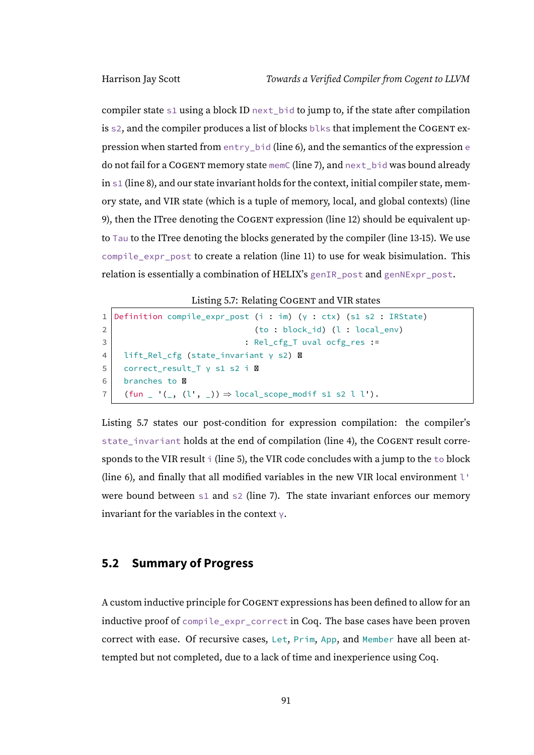compiler state s1 using a block ID next_bid to jump to, if the state after compilation is s2, and the compiler produces a list of blocks blks that implement the COGENT expression when started from entry_bid (line 6), and the semantics of the expression e do not fail for a COGENT memory state memC (line 7), and next_bid was bound already in s1 (line 8), and our state invariant holds for the context, initial compiler state, memory state, and VIR state (which is a tuple of memory, local, and global contexts) (line 9), then the ITree denoting the COGENT expression (line 12) should be equivalent up-to Tau to the ITree denoting the blocks generated by the compiler (line 13-15). We use compile_expr_post to create a relation (line 11) to use for weak bisimulation. This relation is essentially a combination of HELIX's genIR_post and genNExpr_post.

Listing 5.7: Relating COGENT and VIR states

```
Definition compile_expr_post (i : im) (γ : ctx) (s1 s2 : IRState)
                             (to : block_id) (l : local_env)
                           : Rel_cfg_T uval ocfg_res :=
  lift_Rel_cfg (state_invariant γ s2) ⊠
  correct_result_T γ s1 s2 i ⊠
  branches to ⊠
  (fun _ '(_, (l', _)) ⇒ local_scope_modif s1 s2 l l').
```

Listing 5.7 states our post-condition for expression compilation: the compiler's state_invariant holds at the end of compilation (line 4), the COGENT result corresponds to the VIR result i (line 5), the VIR code concludes with a jump to the to block (line 6), and finally that all modified variables in the new VIR local environment l' were bound between s1 and s2 (line 7). The state invariant enforces our memory invariant for the variables in the context γ.

## 5.2 Summary of Progress

A custom inductive principle for COGENT expressions has been defined to allow for an inductive proof of compile_expr_correct in Coq. The base cases have been proven correct with ease. Of recursive cases, Let, Prim, App, and Member have all been attempted but not completed, due to a lack of time and inexperience using Coq.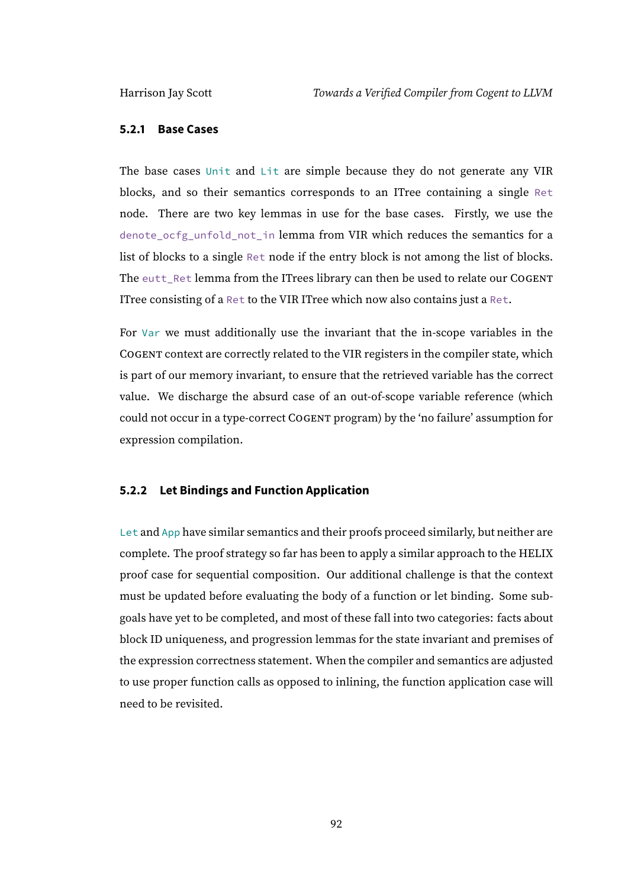### 5.2.1 Base Cases

The base cases `Unit` and `Lit` are simple because they do not generate any VIR blocks, and so their semantics corresponds to an ITree containing a single `Ret` node. There are two key lemmas in use for the base cases. Firstly, we use the `denote_ocfg_unfold_not_in` lemma from VIR which reduces the semantics for a list of blocks to a single `Ret` node if the entry block is not among the list of blocks. The `eutt_Ret` lemma from the ITrees library can then be used to relate our COGENT ITree consisting of a `Ret` to the VIR ITree which now also contains just a `Ret`.

For `Var` we must additionally use the invariant that the in-scope variables in the COGENT context are correctly related to the VIR registers in the compiler state, which is part of our memory invariant, to ensure that the retrieved variable has the correct value. We discharge the absurd case of an out-of-scope variable reference (which could not occur in a type-correct COGENT program) by the 'no failure' assumption for expression compilation.

### 5.2.2 Let Bindings and Function Application

`Let` and `App` have similar semantics and their proofs proceed similarly, but neither are complete. The proof strategy so far has been to apply a similar approach to the HELIX proof case for sequential composition. Our additional challenge is that the context must be updated before evaluating the body of a function or let binding. Some sub-goals have yet to be completed, and most of these fall into two categories: facts about block ID uniqueness, and progression lemmas for the state invariant and premises of the expression correctness statement. When the compiler and semantics are adjusted to use proper function calls as opposed to inlining, the function application case will need to be revisited.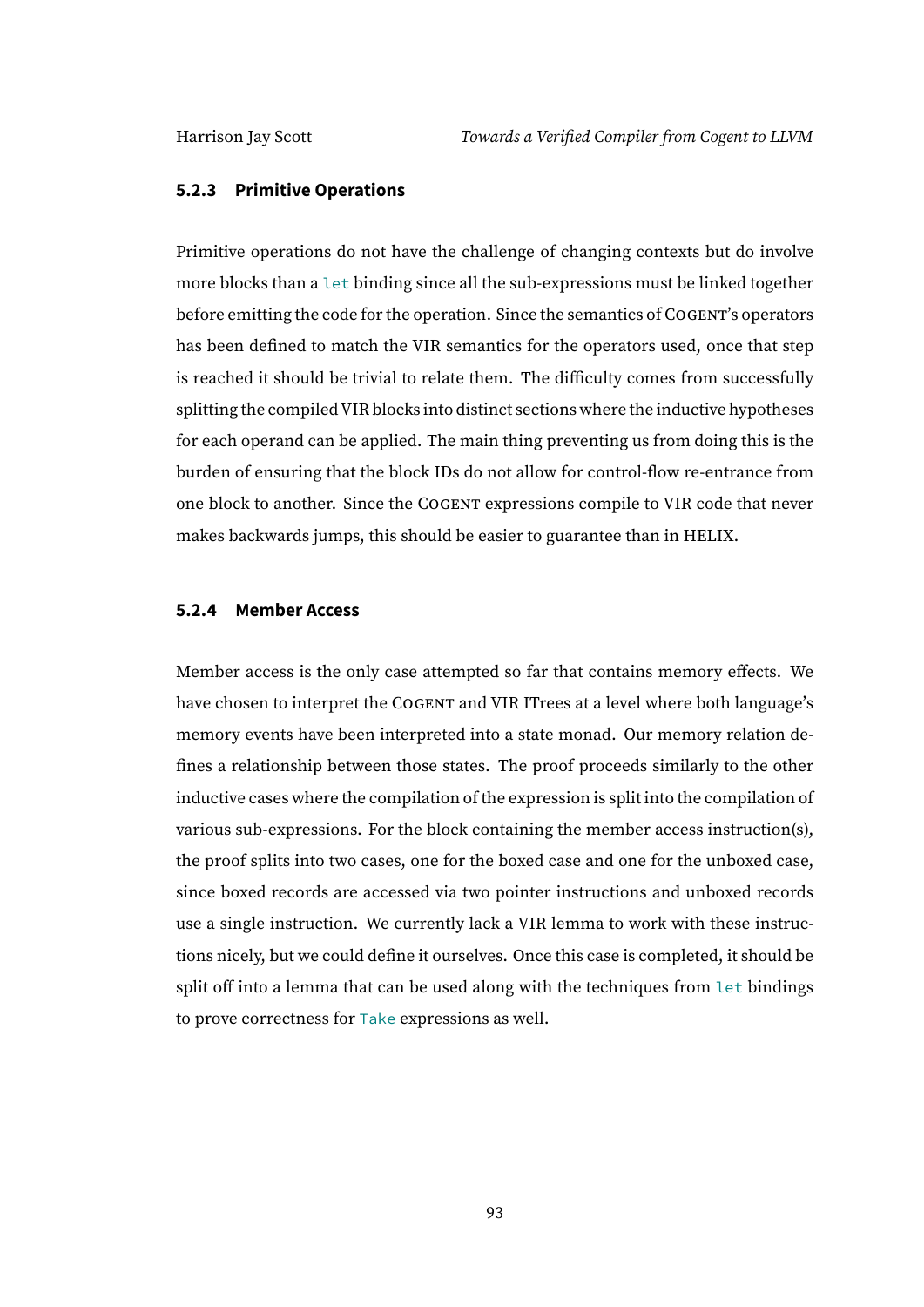### 5.2.3 Primitive Operations

Primitive operations do not have the challenge of changing contexts but do involve more blocks than a `let` binding since all the sub-expressions must be linked together before emitting the code for the operation. Since the semantics of COGENT's operators has been defined to match the VIR semantics for the operators used, once that step is reached it should be trivial to relate them. The difficulty comes from successfully splitting the compiled VIR blocks into distinct sections where the inductive hypotheses for each operand can be applied. The main thing preventing us from doing this is the burden of ensuring that the block IDs do not allow for control-flow re-entrance from one block to another. Since the COGENT expressions compile to VIR code that never makes backwards jumps, this should be easier to guarantee than in HELIX.

### 5.2.4 Member Access

Member access is the only case attempted so far that contains memory effects. We have chosen to interpret the COGENT and VIR ITrees at a level where both language's memory events have been interpreted into a state monad. Our memory relation defines a relationship between those states. The proof proceeds similarly to the other inductive cases where the compilation of the expression is split into the compilation of various sub-expressions. For the block containing the member access instruction(s), the proof splits into two cases, one for the boxed case and one for the unboxed case, since boxed records are accessed via two pointer instructions and unboxed records use a single instruction. We currently lack a VIR lemma to work with these instructions nicely, but we could define it ourselves. Once this case is completed, it should be split off into a lemma that can be used along with the techniques from `let` bindings to prove correctness for `Take` expressions as well.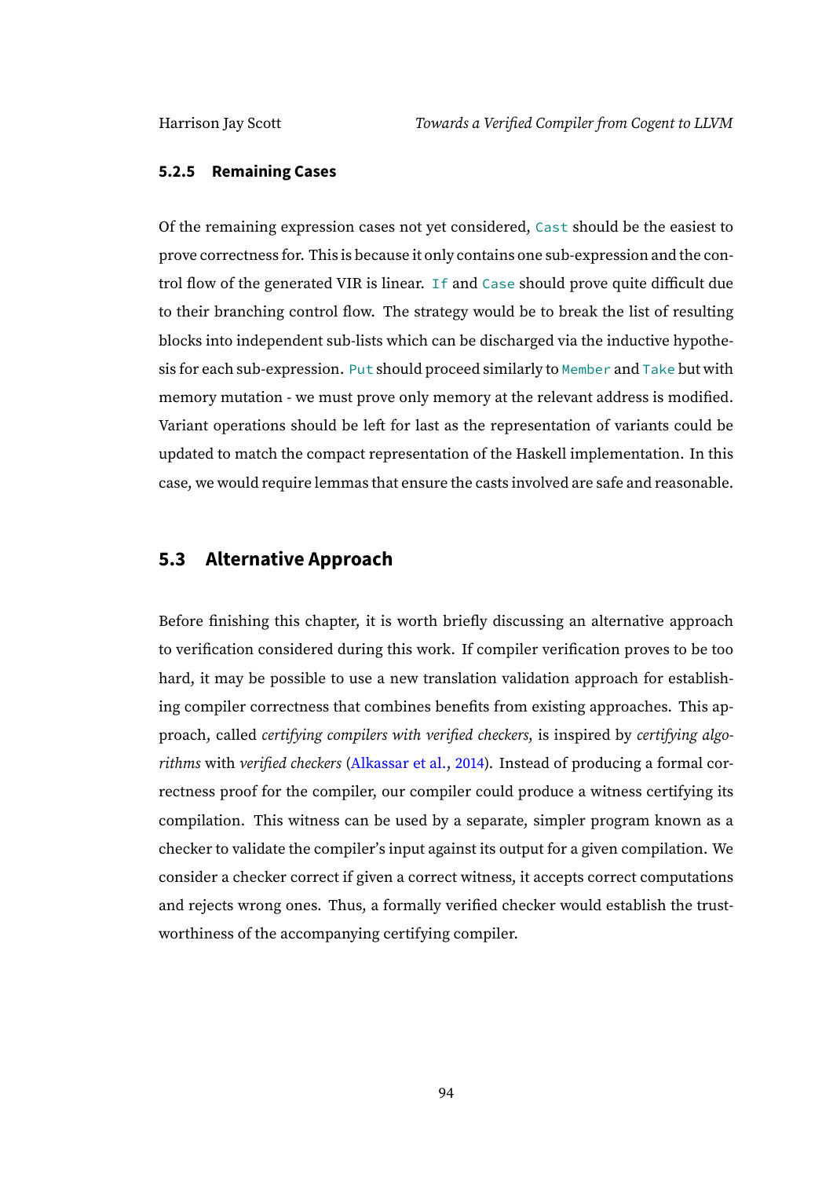### 5.2.5 Remaining Cases

Of the remaining expression cases not yet considered, `Cast` should be the easiest to prove correctness for. This is because it only contains one sub-expression and the control flow of the generated VIR is linear. `If` and `Case` should prove quite difficult due to their branching control flow. The strategy would be to break the list of resulting blocks into independent sub-lists which can be discharged via the inductive hypothesis for each sub-expression. `Put` should proceed similarly to `Member` and `Take` but with memory mutation - we must prove only memory at the relevant address is modified. Variant operations should be left for last as the representation of variants could be updated to match the compact representation of the Haskell implementation. In this case, we would require lemmas that ensure the casts involved are safe and reasonable.

## 5.3 Alternative Approach

Before finishing this chapter, it is worth briefly discussing an alternative approach to verification considered during this work. If compiler verification proves to be too hard, it may be possible to use a new translation validation approach for establishing compiler correctness that combines benefits from existing approaches. This approach, called *certifying compilers with verified checkers*, is inspired by *certifying algorithms* with *verified checkers* (Alkassar et al., 2014). Instead of producing a formal correctness proof for the compiler, our compiler could produce a witness certifying its compilation. This witness can be used by a separate, simpler program known as a checker to validate the compiler's input against its output for a given compilation. We consider a checker correct if given a correct witness, it accepts correct computations and rejects wrong ones. Thus, a formally verified checker would establish the trustworthiness of the accompanying certifying compiler.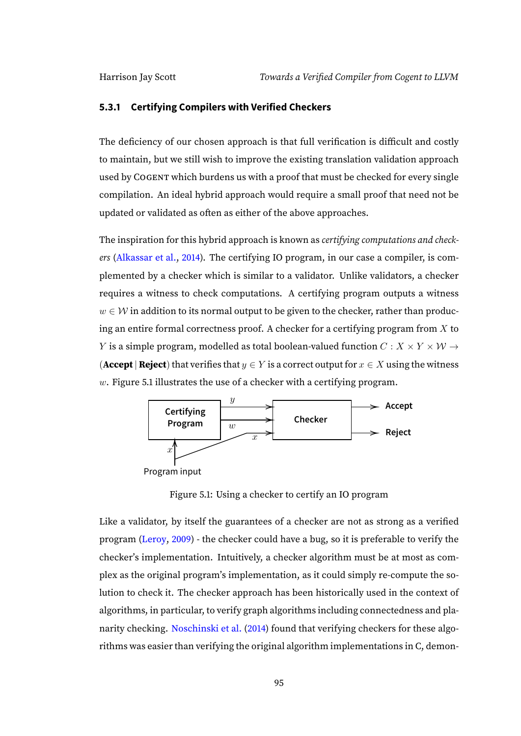### 5.3.1 Certifying Compilers with Verified Checkers

The deficiency of our chosen approach is that full verification is difficult and costly to maintain, but we still wish to improve the existing translation validation approach used by COGENT which burdens us with a proof that must be checked for every single compilation. An ideal hybrid approach would require a small proof that need not be updated or validated as often as either of the above approaches.

The inspiration for this hybrid approach is known as *certifying computations and checkers* (Alkassar et al., 2014). The certifying IO program, in our case a compiler, is complemented by a checker which is similar to a validator. Unlike validators, a checker requires a witness to check computations. A certifying program outputs a witness $w \in \mathcal{W}$ in addition to its normal output to be given to the checker, rather than producing an entire formal correctness proof. A checker for a certifying program from $X$ to $Y$ is a simple program, modelled as total boolean-valued function $C : X \times Y \times \mathcal{W} \rightarrow$ (**Accept** | **Reject**) that verifies that $y \in Y$ is a correct output for $x \in X$ using the witness $w$. Figure 5.1 illustrates the use of a checker with a certifying program.

Figure 5.1: Using a checker to certify an IO program

Like a validator, by itself the guarantees of a checker are not as strong as a verified program (Leroy, 2009) - the checker could have a bug, so it is preferable to verify the checker's implementation. Intuitively, a checker algorithm must be at most as complex as the original program's implementation, as it could simply re-compute the solution to check it. The checker approach has been historically used in the context of algorithms, in particular, to verify graph algorithms including connectedness and planarity checking. Noschinski et al. (2014) found that verifying checkers for these algorithms was easier than verifying the original algorithm implementations in C, demon-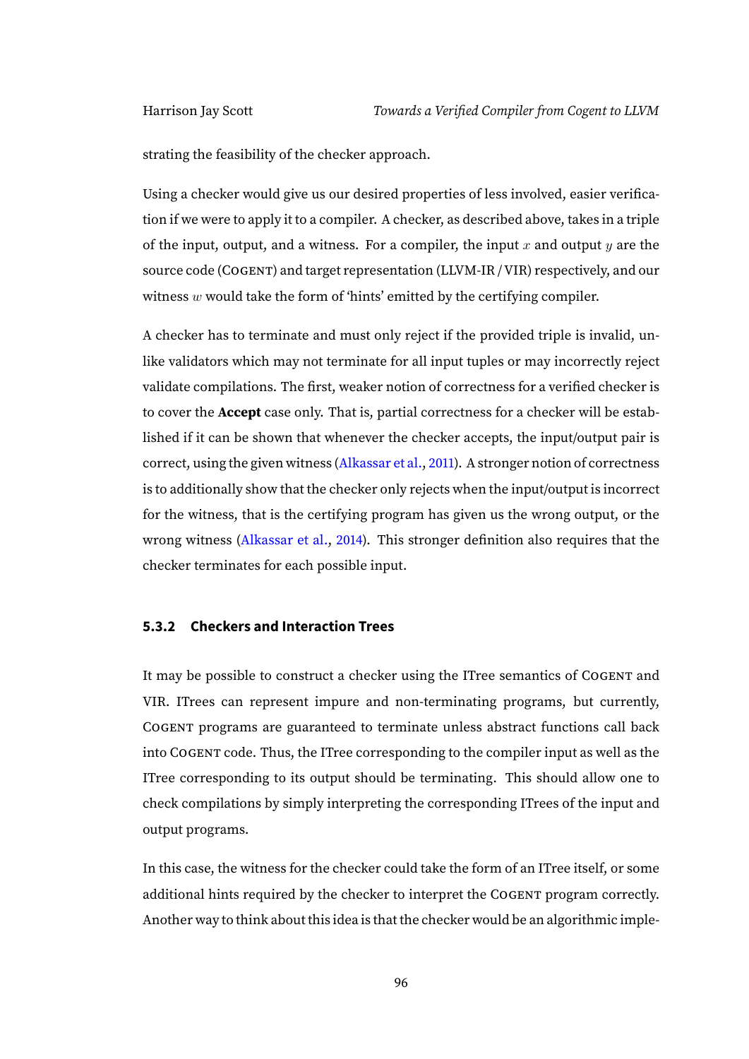strating the feasibility of the checker approach.

Using a checker would give us our desired properties of less involved, easier verification if we were to apply it to a compiler. A checker, as described above, takes in a triple of the input, output, and a witness. For a compiler, the input $x$ and output $y$ are the source code (COGENT) and target representation (LLVM-IR / VIR) respectively, and our witness $w$ would take the form of 'hints' emitted by the certifying compiler.

A checker has to terminate and must only reject if the provided triple is invalid, unlike validators which may not terminate for all input tuples or may incorrectly reject validate compilations. The first, weaker notion of correctness for a verified checker is to cover the **Accept** case only. That is, partial correctness for a checker will be established if it can be shown that whenever the checker accepts, the input/output pair is correct, using the given witness (Alkassar et al., 2011). A stronger notion of correctness is to additionally show that the checker only rejects when the input/output is incorrect for the witness, that is the certifying program has given us the wrong output, or the wrong witness (Alkassar et al., 2014). This stronger definition also requires that the checker terminates for each possible input.

### 5.3.2 Checkers and Interaction Trees

It may be possible to construct a checker using the ITree semantics of COGENT and VIR. ITrees can represent impure and non-terminating programs, but currently, COGENT programs are guaranteed to terminate unless abstract functions call back into COGENT code. Thus, the ITree corresponding to the compiler input as well as the ITree corresponding to its output should be terminating. This should allow one to check compilations by simply interpreting the corresponding ITrees of the input and output programs.

In this case, the witness for the checker could take the form of an ITree itself, or some additional hints required by the checker to interpret the COGENT program correctly. Another way to think about this idea is that the checker would be an algorithmic imple-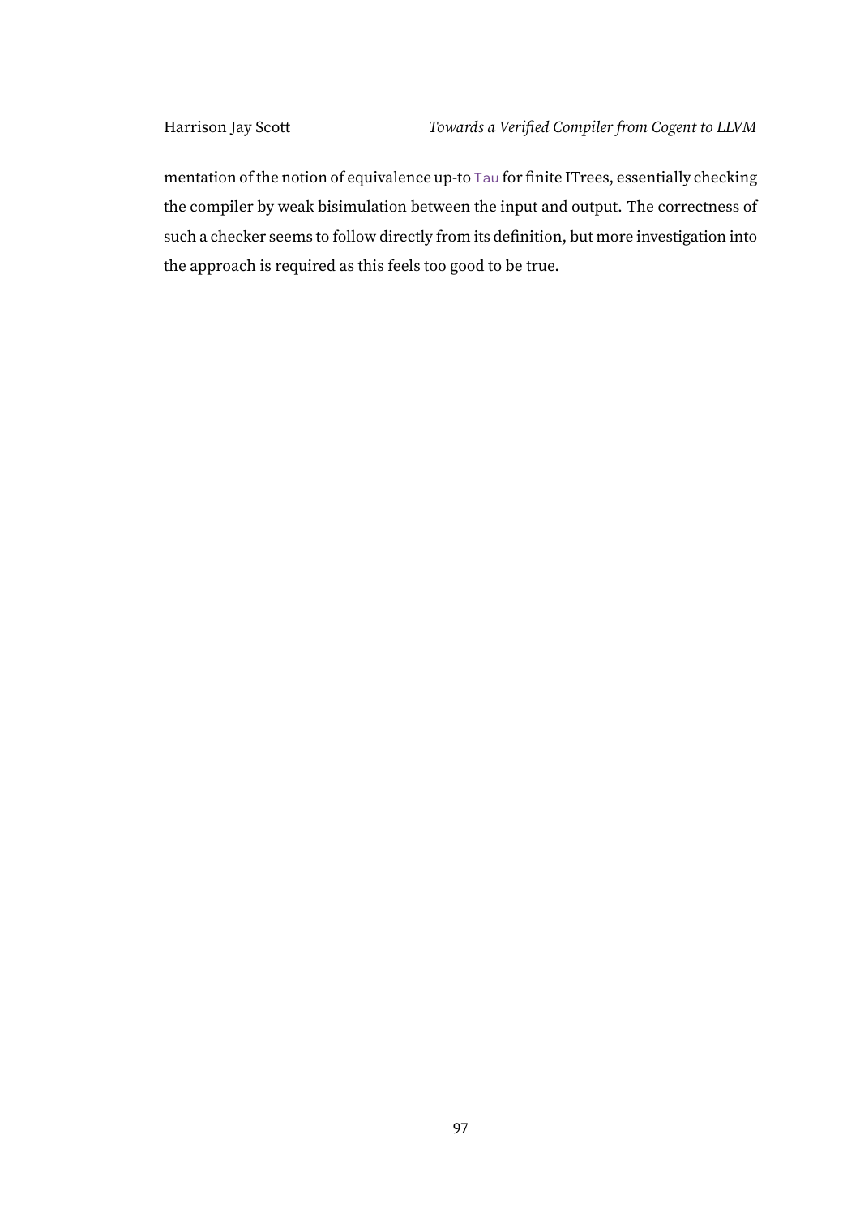mentation of the notion of equivalence up-to `Tau` for finite ITrees, essentially checking the compiler by weak bisimulation between the input and output. The correctness of such a checker seems to follow directly from its definition, but more investigation into the approach is required as this feels too good to be true.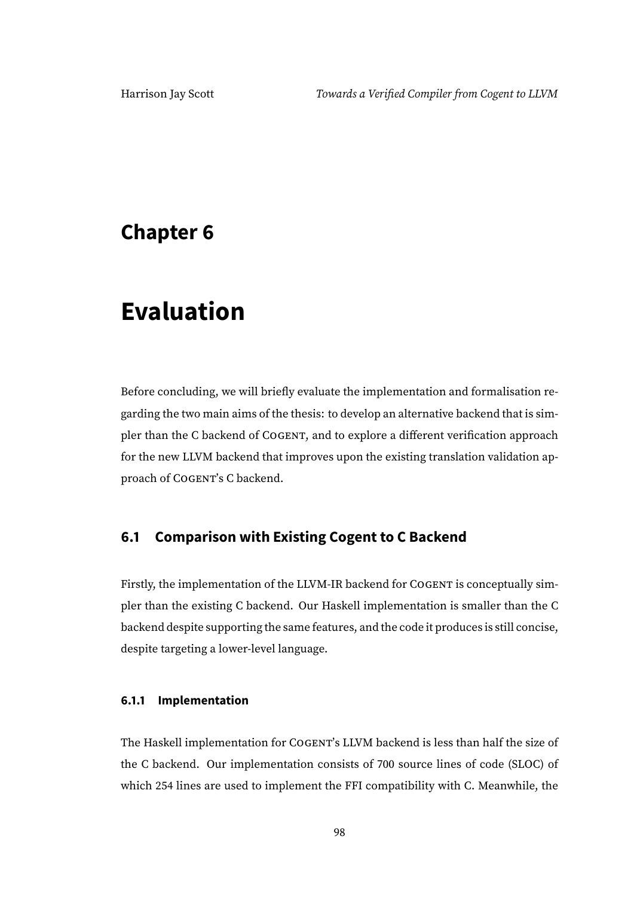# Chapter 6

# Evaluation

Before concluding, we will briefly evaluate the implementation and formalisation regarding the two main aims of the thesis: to develop an alternative backend that is simpler than the C backend of COGENT, and to explore a different verification approach for the new LLVM backend that improves upon the existing translation validation approach of COGENT's C backend.

## 6.1 Comparison with Existing Cogent to C Backend

Firstly, the implementation of the LLVM-IR backend for COGENT is conceptually simpler than the existing C backend. Our Haskell implementation is smaller than the C backend despite supporting the same features, and the code it produces is still concise, despite targeting a lower-level language.

### 6.1.1 Implementation

The Haskell implementation for COGENT's LLVM backend is less than half the size of the C backend. Our implementation consists of 700 source lines of code (SLOC) of which 254 lines are used to implement the FFI compatibility with C. Meanwhile, the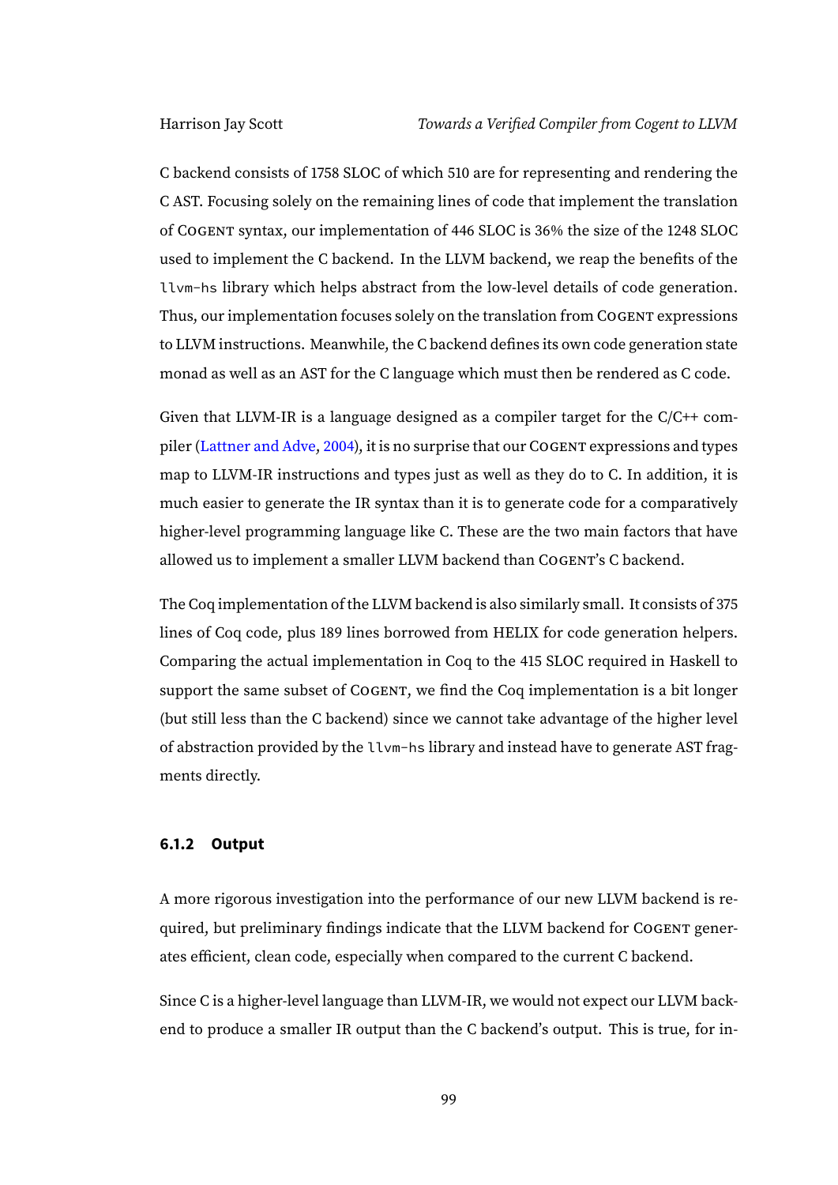C backend consists of 1758 SLOC of which 510 are for representing and rendering the C AST. Focusing solely on the remaining lines of code that implement the translation of COGENT syntax, our implementation of 446 SLOC is 36% the size of the 1248 SLOC used to implement the C backend. In the LLVM backend, we reap the benefits of the `llvm-hs` library which helps abstract from the low-level details of code generation. Thus, our implementation focuses solely on the translation from COGENT expressions to LLVM instructions. Meanwhile, the C backend defines its own code generation state monad as well as an AST for the C language which must then be rendered as C code.

Given that LLVM-IR is a language designed as a compiler target for the C/C++ compiler (Lattner and Adve, 2004), it is no surprise that our COGENT expressions and types map to LLVM-IR instructions and types just as well as they do to C. In addition, it is much easier to generate the IR syntax than it is to generate code for a comparatively higher-level programming language like C. These are the two main factors that have allowed us to implement a smaller LLVM backend than COGENT's C backend.

The Coq implementation of the LLVM backend is also similarly small. It consists of 375 lines of Coq code, plus 189 lines borrowed from HELIX for code generation helpers. Comparing the actual implementation in Coq to the 415 SLOC required in Haskell to support the same subset of COGENT, we find the Coq implementation is a bit longer (but still less than the C backend) since we cannot take advantage of the higher level of abstraction provided by the `llvm-hs` library and instead have to generate AST fragments directly.

### 6.1.2 Output

A more rigorous investigation into the performance of our new LLVM backend is required, but preliminary findings indicate that the LLVM backend for COGENT generates efficient, clean code, especially when compared to the current C backend.

Since C is a higher-level language than LLVM-IR, we would not expect our LLVM backend to produce a smaller IR output than the C backend's output. This is true, for in-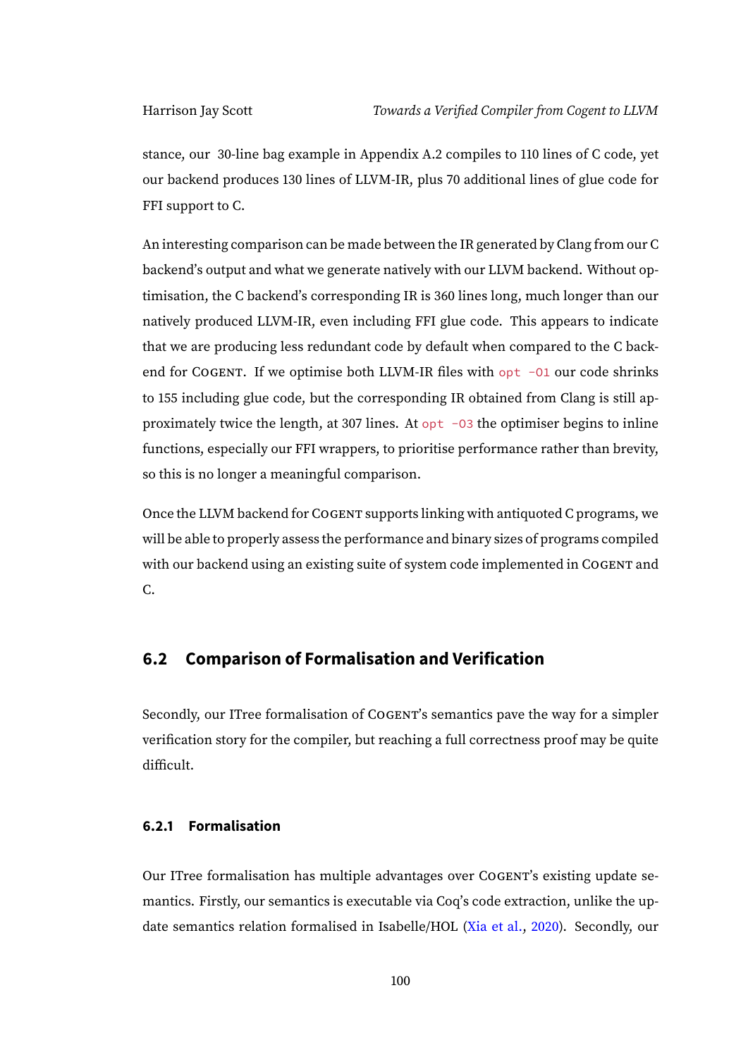stance, our 30-line bag example in Appendix A.2 compiles to 110 lines of C code, yet our backend produces 130 lines of LLVM-IR, plus 70 additional lines of glue code for FFI support to C.

An interesting comparison can be made between the IR generated by Clang from our C backend's output and what we generate natively with our LLVM backend. Without optimisation, the C backend's corresponding IR is 360 lines long, much longer than our natively produced LLVM-IR, even including FFI glue code. This appears to indicate that we are producing less redundant code by default when compared to the C backend for COGENT. If we optimise both LLVM-IR files with `opt -O1` our code shrinks to 155 including glue code, but the corresponding IR obtained from Clang is still approximately twice the length, at 307 lines. At `opt -O3` the optimiser begins to inline functions, especially our FFI wrappers, to prioritise performance rather than brevity, so this is no longer a meaningful comparison.

Once the LLVM backend for COGENT supports linking with antiquoted C programs, we will be able to properly assess the performance and binary sizes of programs compiled with our backend using an existing suite of system code implemented in COGENT and C.

## 6.2 Comparison of Formalisation and Verification

Secondly, our ITree formalisation of COGENT's semantics pave the way for a simpler verification story for the compiler, but reaching a full correctness proof may be quite difficult.

### 6.2.1 Formalisation

Our ITree formalisation has multiple advantages over COGENT's existing update semantics. Firstly, our semantics is executable via Coq's code extraction, unlike the update semantics relation formalised in Isabelle/HOL (Xia et al., 2020). Secondly, our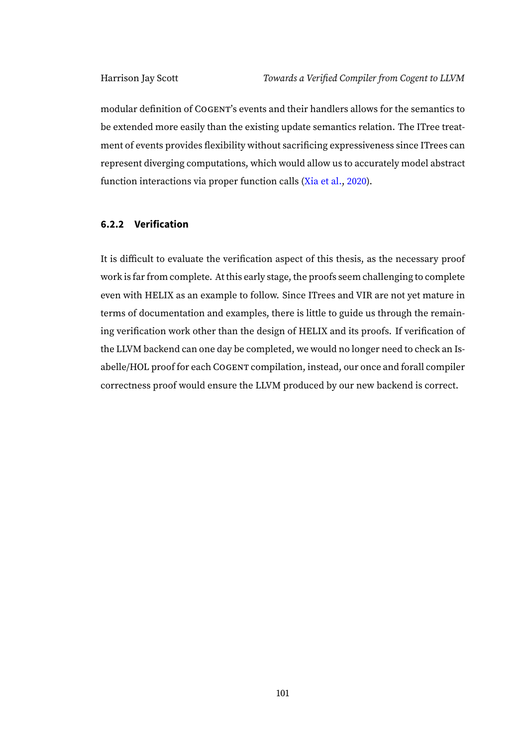modular definition of COGENT's events and their handlers allows for the semantics to be extended more easily than the existing update semantics relation. The ITree treatment of events provides flexibility without sacrificing expressiveness since ITrees can represent diverging computations, which would allow us to accurately model abstract function interactions via proper function calls (Xia et al., 2020).

### 6.2.2 Verification

It is difficult to evaluate the verification aspect of this thesis, as the necessary proof work is far from complete. At this early stage, the proofs seem challenging to complete even with HELIX as an example to follow. Since ITrees and VIR are not yet mature in terms of documentation and examples, there is little to guide us through the remaining verification work other than the design of HELIX and its proofs. If verification of the LLVM backend can one day be completed, we would no longer need to check an Isabelle/HOL proof for each COGENT compilation, instead, our once and forall compiler correctness proof would ensure the LLVM produced by our new backend is correct.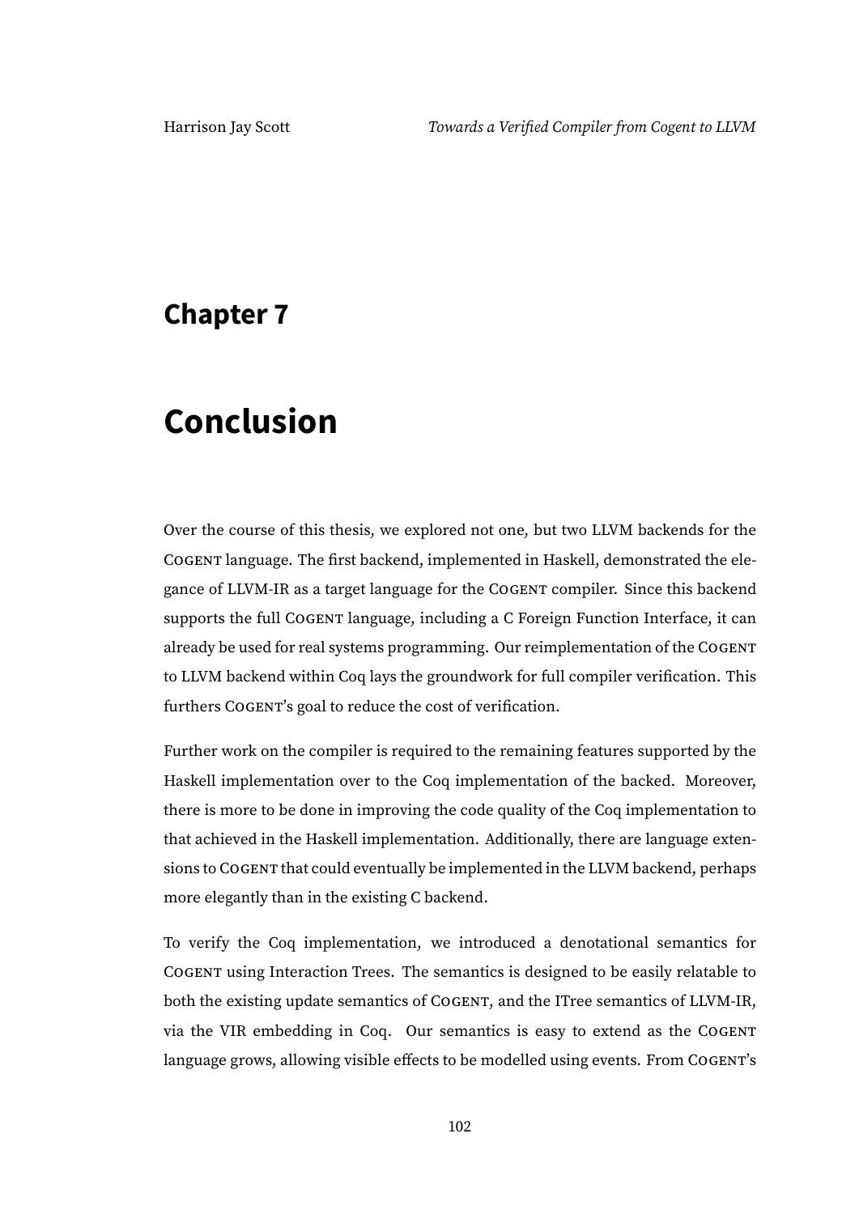# Chapter 7

# Conclusion

Over the course of this thesis, we explored not one, but two LLVM backends for the COGENT language. The first backend, implemented in Haskell, demonstrated the elegance of LLVM-IR as a target language for the COGENT compiler. Since this backend supports the full COGENT language, including a C Foreign Function Interface, it can already be used for real systems programming. Our reimplementation of the COGENT to LLVM backend within Coq lays the groundwork for full compiler verification. This furthers COGENT's goal to reduce the cost of verification.

Further work on the compiler is required to the remaining features supported by the Haskell implementation over to the Coq implementation of the backed. Moreover, there is more to be done in improving the code quality of the Coq implementation to that achieved in the Haskell implementation. Additionally, there are language extensions to COGENT that could eventually be implemented in the LLVM backend, perhaps more elegantly than in the existing C backend.

To verify the Coq implementation, we introduced a denotational semantics for COGENT using Interaction Trees. The semantics is designed to be easily relatable to both the existing update semantics of COGENT, and the ITree semantics of LLVM-IR, via the VIR embedding in Coq. Our semantics is easy to extend as the COGENT language grows, allowing visible effects to be modelled using events. From COGENT's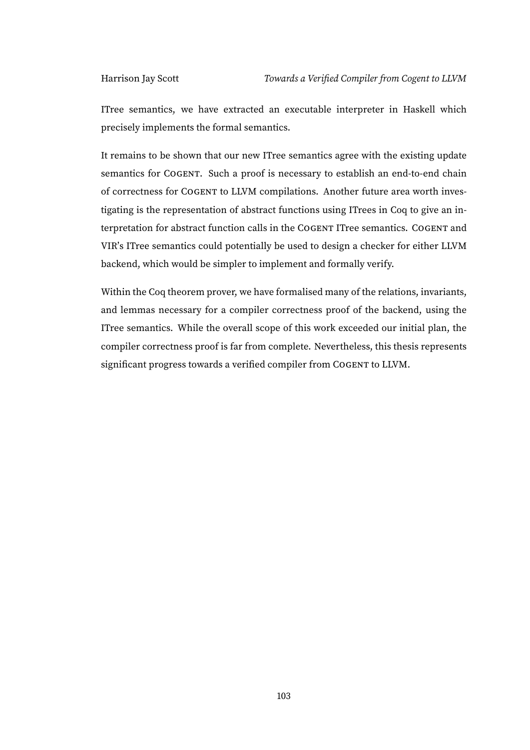ITree semantics, we have extracted an executable interpreter in Haskell which precisely implements the formal semantics.

It remains to be shown that our new ITree semantics agree with the existing update semantics for COGENT. Such a proof is necessary to establish an end-to-end chain of correctness for COGENT to LLVM compilations. Another future area worth investigating is the representation of abstract functions using ITrees in Coq to give an interpretation for abstract function calls in the COGENT ITree semantics. COGENT and VIR's ITree semantics could potentially be used to design a checker for either LLVM backend, which would be simpler to implement and formally verify.

Within the Coq theorem prover, we have formalised many of the relations, invariants, and lemmas necessary for a compiler correctness proof of the backend, using the ITree semantics. While the overall scope of this work exceeded our initial plan, the compiler correctness proof is far from complete. Nevertheless, this thesis represents significant progress towards a verified compiler from COGENT to LLVM.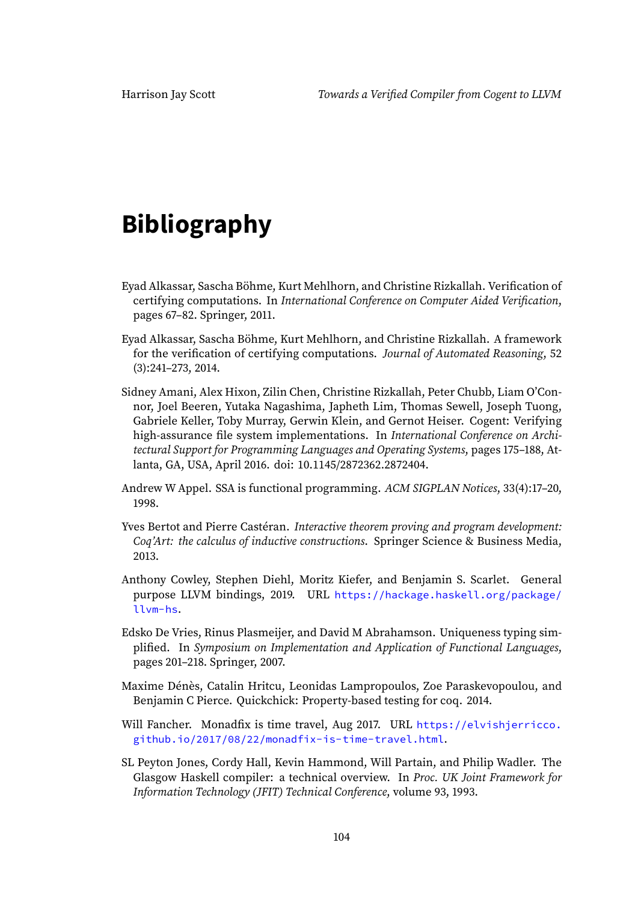# Bibliography

Eyad Alkassar, Sascha Böhme, Kurt Mehlhorn, and Christine Rizkallah. Verification of certifying computations. In *International Conference on Computer Aided Verification*, pages 67–82. Springer, 2011.

Eyad Alkassar, Sascha Böhme, Kurt Mehlhorn, and Christine Rizkallah. A framework for the verification of certifying computations. *Journal of Automated Reasoning*, 52 (3):241–273, 2014.

Sidney Amani, Alex Hixon, Zilin Chen, Christine Rizkallah, Peter Chubb, Liam O'Connor, Joel Beeren, Yutaka Nagashima, Japheth Lim, Thomas Sewell, Joseph Tuong, Gabriele Keller, Toby Murray, Gerwin Klein, and Gernot Heiser. Cogent: Verifying high-assurance file system implementations. In *International Conference on Architectural Support for Programming Languages and Operating Systems*, pages 175–188, Atlanta, GA, USA, April 2016. doi: 10.1145/2872362.2872404.

Andrew W Appel. SSA is functional programming. *ACM SIGPLAN Notices*, 33(4):17–20, 1998.

Yves Bertot and Pierre Castéran. *Interactive theorem proving and program development: Coq'Art: the calculus of inductive constructions*. Springer Science & Business Media, 2013.

Anthony Cowley, Stephen Diehl, Moritz Kiefer, and Benjamin S. Scarlet. General purpose LLVM bindings, 2019. URL https://hackage.haskell.org/package/llvm-hs.

Edsko De Vries, Rinus Plasmeijer, and David M Abrahamson. Uniqueness typing simplified. In *Symposium on Implementation and Application of Functional Languages*, pages 201–218. Springer, 2007.

Maxime Dénès, Catalin Hritcu, Leonidas Lampropoulos, Zoe Paraskevopoulou, and Benjamin C Pierce. Quickchick: Property-based testing for coq. 2014.

Will Fancher. Monadfix is time travel, Aug 2017. URL https://elvishjerricco.github.io/2017/08/22/monadfix-is-time-travel.html.

SL Peyton Jones, Cordy Hall, Kevin Hammond, Will Partain, and Philip Wadler. The Glasgow Haskell compiler: a technical overview. In *Proc. UK Joint Framework for Information Technology (JFIT) Technical Conference*, volume 93, 1993.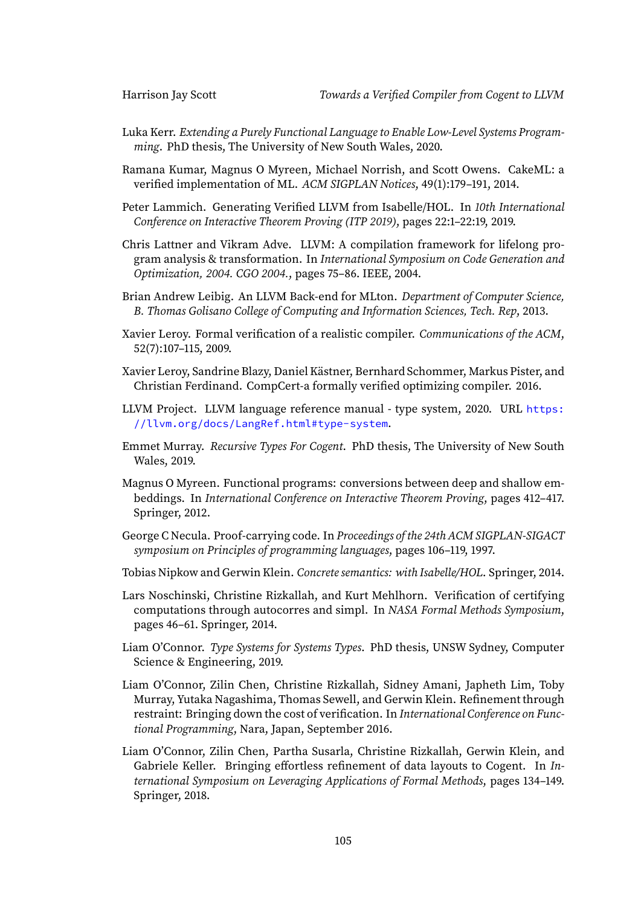Luka Kerr. *Extending a Purely Functional Language to Enable Low-Level Systems Programming*. PhD thesis, The University of New South Wales, 2020.

Ramana Kumar, Magnus O Myreen, Michael Norrish, and Scott Owens. CakeML: a verified implementation of ML. *ACM SIGPLAN Notices*, 49(1):179–191, 2014.

Peter Lammich. Generating Verified LLVM from Isabelle/HOL. In *10th International Conference on Interactive Theorem Proving (ITP 2019)*, pages 22:1–22:19, 2019.

Chris Lattner and Vikram Adve. LLVM: A compilation framework for lifelong program analysis & transformation. In *International Symposium on Code Generation and Optimization, 2004. CGO 2004.*, pages 75–86. IEEE, 2004.

Brian Andrew Leibig. An LLVM Back-end for MLton. *Department of Computer Science, B. Thomas Golisano College of Computing and Information Sciences, Tech. Rep*, 2013.

Xavier Leroy. Formal verification of a realistic compiler. *Communications of the ACM*, 52(7):107–115, 2009.

Xavier Leroy, Sandrine Blazy, Daniel Kästner, Bernhard Schommer, Markus Pister, and Christian Ferdinand. CompCert-a formally verified optimizing compiler. 2016.

LLVM Project. LLVM language reference manual - type system, 2020. URL https://llvm.org/docs/LangRef.html#type-system.

Emmet Murray. *Recursive Types For Cogent*. PhD thesis, The University of New South Wales, 2019.

Magnus O Myreen. Functional programs: conversions between deep and shallow embeddings. In *International Conference on Interactive Theorem Proving*, pages 412–417. Springer, 2012.

George C Necula. Proof-carrying code. In *Proceedings of the 24th ACM SIGPLAN-SIGACT symposium on Principles of programming languages*, pages 106–119, 1997.

Tobias Nipkow and Gerwin Klein. *Concrete semantics: with Isabelle/HOL*. Springer, 2014.

Lars Noschinski, Christine Rizkallah, and Kurt Mehlhorn. Verification of certifying computations through autocorres and simpl. In *NASA Formal Methods Symposium*, pages 46–61. Springer, 2014.

Liam O'Connor. *Type Systems for Systems Types*. PhD thesis, UNSW Sydney, Computer Science & Engineering, 2019.

Liam O'Connor, Zilin Chen, Christine Rizkallah, Sidney Amani, Japheth Lim, Toby Murray, Yutaka Nagashima, Thomas Sewell, and Gerwin Klein. Refinement through restraint: Bringing down the cost of verification. In *International Conference on Functional Programming*, Nara, Japan, September 2016.

Liam O'Connor, Zilin Chen, Partha Susarla, Christine Rizkallah, Gerwin Klein, and Gabriele Keller. Bringing effortless refinement of data layouts to Cogent. In *International Symposium on Leveraging Applications of Formal Methods*, pages 134–149. Springer, 2018.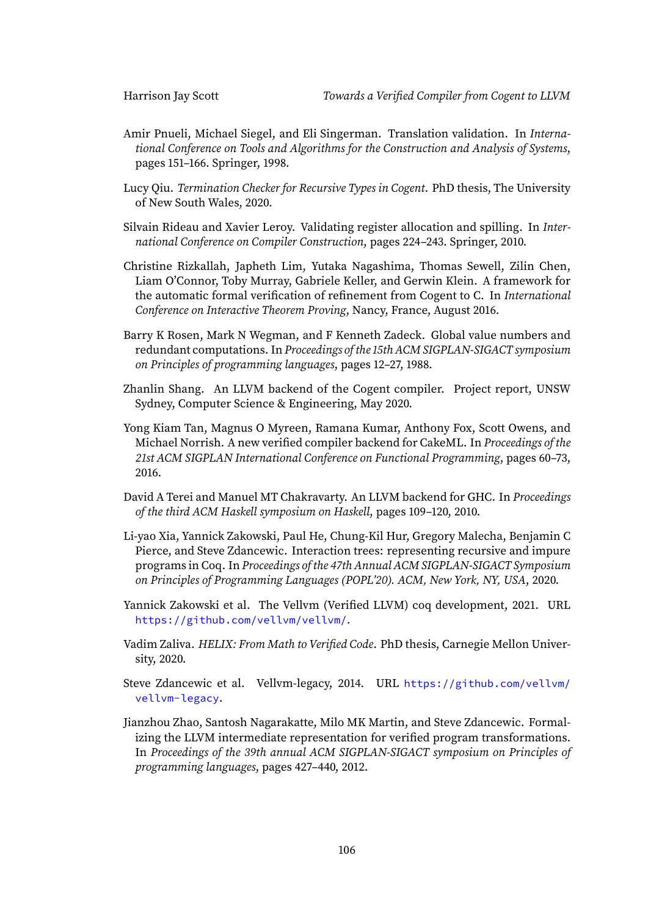Amir Pnueli, Michael Siegel, and Eli Singerman. Translation validation. In *International Conference on Tools and Algorithms for the Construction and Analysis of Systems*, pages 151–166. Springer, 1998.

Lucy Qiu. *Termination Checker for Recursive Types in Cogent*. PhD thesis, The University of New South Wales, 2020.

Silvain Rideau and Xavier Leroy. Validating register allocation and spilling. In *International Conference on Compiler Construction*, pages 224–243. Springer, 2010.

Christine Rizkallah, Japheth Lim, Yutaka Nagashima, Thomas Sewell, Zilin Chen, Liam O'Connor, Toby Murray, Gabriele Keller, and Gerwin Klein. A framework for the automatic formal verification of refinement from Cogent to C. In *International Conference on Interactive Theorem Proving*, Nancy, France, August 2016.

Barry K Rosen, Mark N Wegman, and F Kenneth Zadeck. Global value numbers and redundant computations. In *Proceedings of the 15th ACM SIGPLAN-SIGACT symposium on Principles of programming languages*, pages 12–27, 1988.

Zhanlin Shang. An LLVM backend of the Cogent compiler. Project report, UNSW Sydney, Computer Science & Engineering, May 2020.

Yong Kiam Tan, Magnus O Myreen, Ramana Kumar, Anthony Fox, Scott Owens, and Michael Norrish. A new verified compiler backend for CakeML. In *Proceedings of the 21st ACM SIGPLAN International Conference on Functional Programming*, pages 60–73, 2016.

David A Terei and Manuel MT Chakravarty. An LLVM backend for GHC. In *Proceedings of the third ACM Haskell symposium on Haskell*, pages 109–120, 2010.

Li-yao Xia, Yannick Zakowski, Paul He, Chung-Kil Hur, Gregory Malecha, Benjamin C Pierce, and Steve Zdancewic. Interaction trees: representing recursive and impure programs in Coq. In *Proceedings of the 47th Annual ACM SIGPLAN-SIGACT Symposium on Principles of Programming Languages (POPL'20). ACM, New York, NY, USA*, 2020.

Yannick Zakowski et al. The Vellvm (Verified LLVM) coq development, 2021. URL https://github.com/vellvm/vellvm/.

Vadim Zaliva. *HELIX: From Math to Verified Code*. PhD thesis, Carnegie Mellon University, 2020.

Steve Zdancewic et al. Vellvm-legacy, 2014. URL https://github.com/vellvm/vellvm-legacy.

Jianzhou Zhao, Santosh Nagarakatte, Milo MK Martin, and Steve Zdancewic. Formalizing the LLVM intermediate representation for verified program transformations. In *Proceedings of the 39th annual ACM SIGPLAN-SIGACT symposium on Principles of programming languages*, pages 427–440, 2012.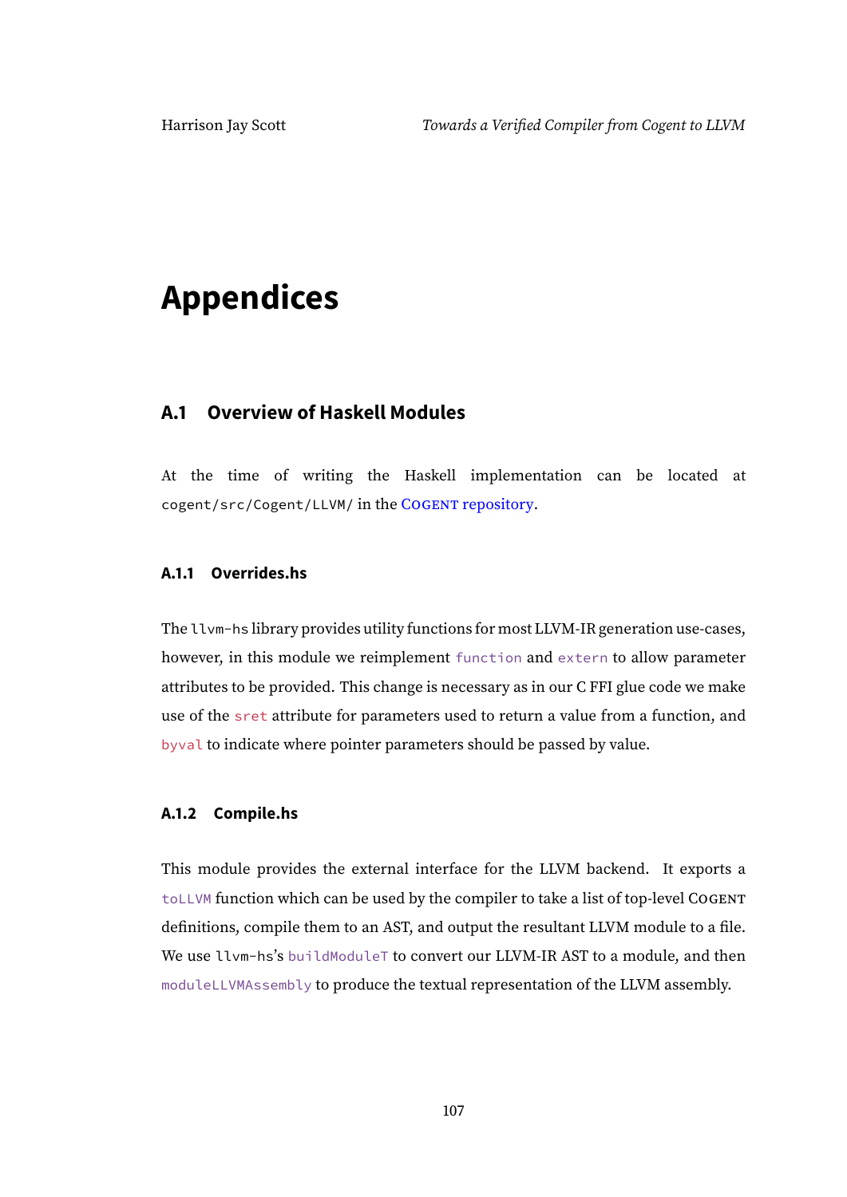# Appendices

## A.1 Overview of Haskell Modules

At the time of writing the Haskell implementation can be located at `cogent/src/Cogent/LLVM/` in the COGENT repository.

### A.1.1 Overrides.hs

The `llvm-hs` library provides utility functions for most LLVM-IR generation use-cases, however, in this module we reimplement `function` and `extern` to allow parameter attributes to be provided. This change is necessary as in our C FFI glue code we make use of the `sret` attribute for parameters used to return a value from a function, and `byval` to indicate where pointer parameters should be passed by value.

### A.1.2 Compile.hs

This module provides the external interface for the LLVM backend. It exports a `toLLVM` function which can be used by the compiler to take a list of top-level COGENT definitions, compile them to an AST, and output the resultant LLVM module to a file. We use `llvm-hs`'s `buildModuleT` to convert our LLVM-IR AST to a module, and then `moduleLLVMAssembly` to produce the textual representation of the LLVM assembly.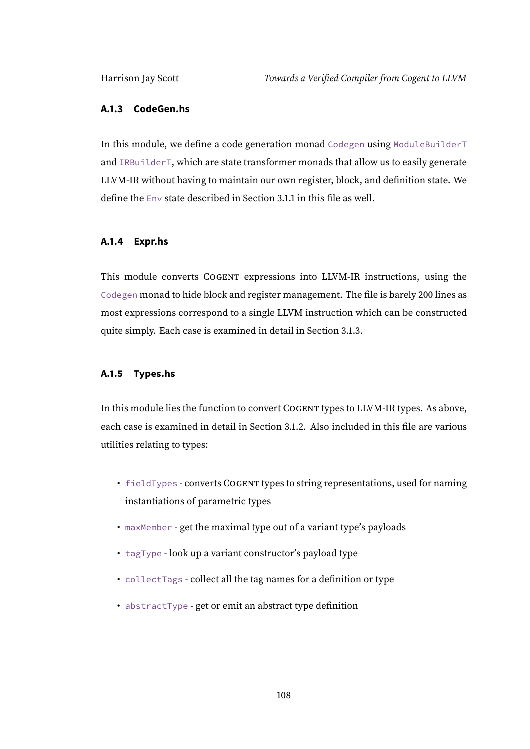### A.1.3 CodeGen.hs

In this module, we define a code generation monad `Codegen` using `ModuleBuilderT` and `IRBuilderT`, which are state transformer monads that allow us to easily generate LLVM-IR without having to maintain our own register, block, and definition state. We define the `Env` state described in Section 3.1.1 in this file as well.

### A.1.4 Expr.hs

This module converts COGENT expressions into LLVM-IR instructions, using the `Codegen` monad to hide block and register management. The file is barely 200 lines as most expressions correspond to a single LLVM instruction which can be constructed quite simply. Each case is examined in detail in Section 3.1.3.

### A.1.5 Types.hs

In this module lies the function to convert COGENT types to LLVM-IR types. As above, each case is examined in detail in Section 3.1.2. Also included in this file are various utilities relating to types:

- `fieldTypes` - converts COGENT types to string representations, used for naming instantiations of parametric types
- `maxMember` - get the maximal type out of a variant type's payloads
- `tagType` - look up a variant constructor's payload type
- `collectTags` - collect all the tag names for a definition or type
- `abstractType` - get or emit an abstract type definition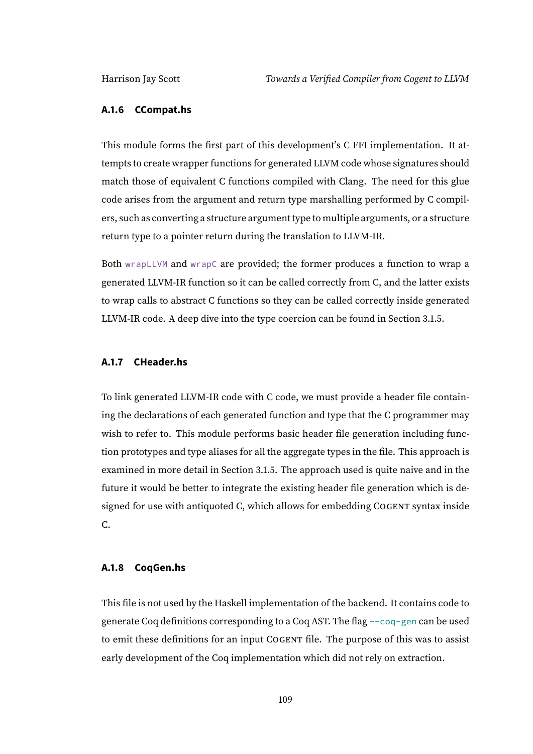### A.1.6 CCompat.hs

This module forms the first part of this development's C FFI implementation. It attempts to create wrapper functions for generated LLVM code whose signatures should match those of equivalent C functions compiled with Clang. The need for this glue code arises from the argument and return type marshalling performed by C compilers, such as converting a structure argument type to multiple arguments, or a structure return type to a pointer return during the translation to LLVM-IR.

Both `wrapLLVM` and `wrapC` are provided; the former produces a function to wrap a generated LLVM-IR function so it can be called correctly from C, and the latter exists to wrap calls to abstract C functions so they can be called correctly inside generated LLVM-IR code. A deep dive into the type coercion can be found in Section 3.1.5.

### A.1.7 CHeader.hs

To link generated LLVM-IR code with C code, we must provide a header file containing the declarations of each generated function and type that the C programmer may wish to refer to. This module performs basic header file generation including function prototypes and type aliases for all the aggregate types in the file. This approach is examined in more detail in Section 3.1.5. The approach used is quite naive and in the future it would be better to integrate the existing header file generation which is designed for use with antiquoted C, which allows for embedding COGENT syntax inside C.

### A.1.8 CoqGen.hs

This file is not used by the Haskell implementation of the backend. It contains code to generate Coq definitions corresponding to a Coq AST. The flag `--coq-gen` can be used to emit these definitions for an input COGENT file. The purpose of this was to assist early development of the Coq implementation which did not rely on extraction.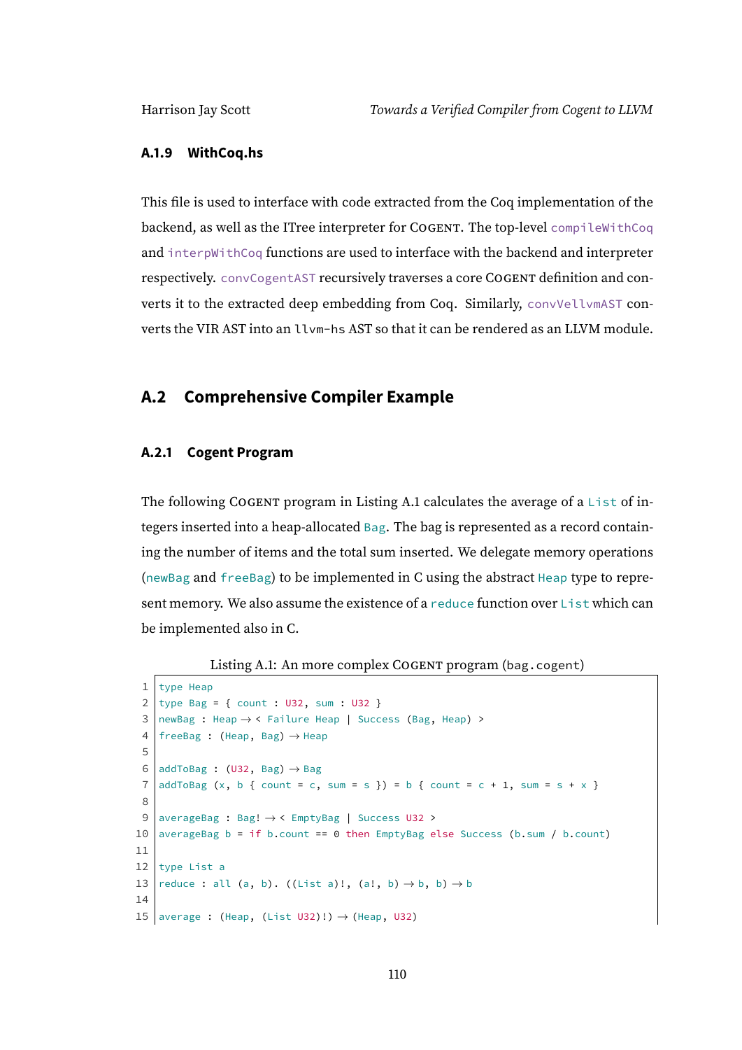### A.1.9 WithCoq.hs

This file is used to interface with code extracted from the Coq implementation of the backend, as well as the ITree interpreter for COGENT. The top-level `compileWithCoq` and `interpWithCoq` functions are used to interface with the backend and interpreter respectively. `convCogentAST` recursively traverses a core COGENT definition and converts it to the extracted deep embedding from Coq. Similarly, `convVellvmAST` converts the VIR AST into an `llvm-hs` AST so that it can be rendered as an LLVM module.

## A.2 Comprehensive Compiler Example

### A.2.1 Cogent Program

The following COGENT program in Listing A.1 calculates the average of a `List` of integers inserted into a heap-allocated `Bag`. The bag is represented as a record containing the number of items and the total sum inserted. We delegate memory operations (`newBag` and `freeBag`) to be implemented in C using the abstract `Heap` type to represent memory. We also assume the existence of a `reduce` function over `List` which can be implemented also in C.

Listing A.1: An more complex COGENT program (`bag.cogent`)

```
1  type Heap
2  type Bag = { count : U32, sum : U32 }
3  newBag : Heap → < Failure Heap | Success (Bag, Heap) >
4  freeBag : (Heap, Bag) → Heap
5
6  addToBag : (U32, Bag) → Bag
7  addToBag (x, b { count = c, sum = s }) = b { count = c + 1, sum = s + x }
8
9  averageBag : Bag! → < EmptyBag | Success U32 >
10 averageBag b = if b.count == 0 then EmptyBag else Success (b.sum / b.count)
11
12 type List a
13 reduce : all (a, b). ((List a)!, (a!, b) → b, b) → b
14
15 average : (Heap, (List U32)!) → (Heap, U32)
```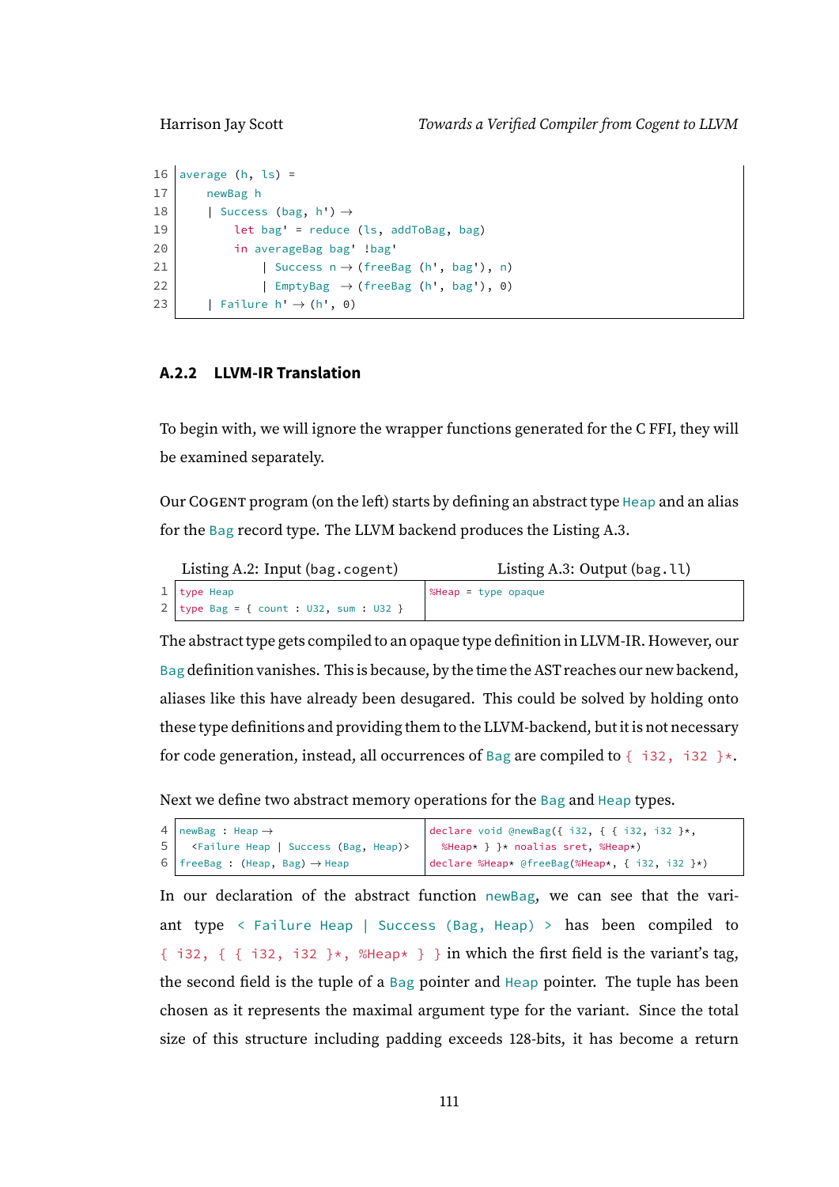```
16 average (h, ls) =
17     newBag h
18     | Success (bag, h') →
19         let bag' = reduce (ls, addToBag, bag)
20         in averageBag bag' !bag'
21             | Success n → (freeBag (h', bag'), n)
22             | EmptyBag  → (freeBag (h', bag'), 0)
23     | Failure h' → (h', 0)
```

### A.2.2 LLVM-IR Translation

To begin with, we will ignore the wrapper functions generated for the C FFI, they will be examined separately.

Our COGENT program (on the left) starts by defining an abstract type `Heap` and an alias for the `Bag` record type. The LLVM backend produces the Listing A.3.

Listing A.2: Input (`bag.cogent`)

```
1 type Heap
2 type Bag = { count : U32, sum : U32 }
```

Listing A.3: Output (`bag.ll`)

```
%Heap = type opaque
```

The abstract type gets compiled to an opaque type definition in LLVM-IR. However, our `Bag` definition vanishes. This is because, by the time the AST reaches our new backend, aliases like this have already been desugared. This could be solved by holding onto these type definitions and providing them to the LLVM-backend, but it is not necessary for code generation, instead, all occurrences of `Bag` are compiled to `{ i32, i32 }*`.

Next we define two abstract memory operations for the `Bag` and `Heap` types.

```
4 newBag : Heap →
5   <Failure Heap | Success (Bag, Heap)>
6 freeBag : (Heap, Bag) → Heap
```

```
declare void @newBag({ i32, { { i32, i32 }*,
  %Heap* } }* noalias sret, %Heap*)
declare %Heap* @freeBag(%Heap*, { i32, i32 }*)
```

In our declaration of the abstract function `newBag`, we can see that the variant type `< Failure Heap | Success (Bag, Heap) >` has been compiled to `{ i32, { { i32, i32 }*, %Heap* } }` in which the first field is the variant's tag, the second field is the tuple of a `Bag` pointer and `Heap` pointer. The tuple has been chosen as it represents the maximal argument type for the variant. Since the total size of this structure including padding exceeds 128-bits, it has become a return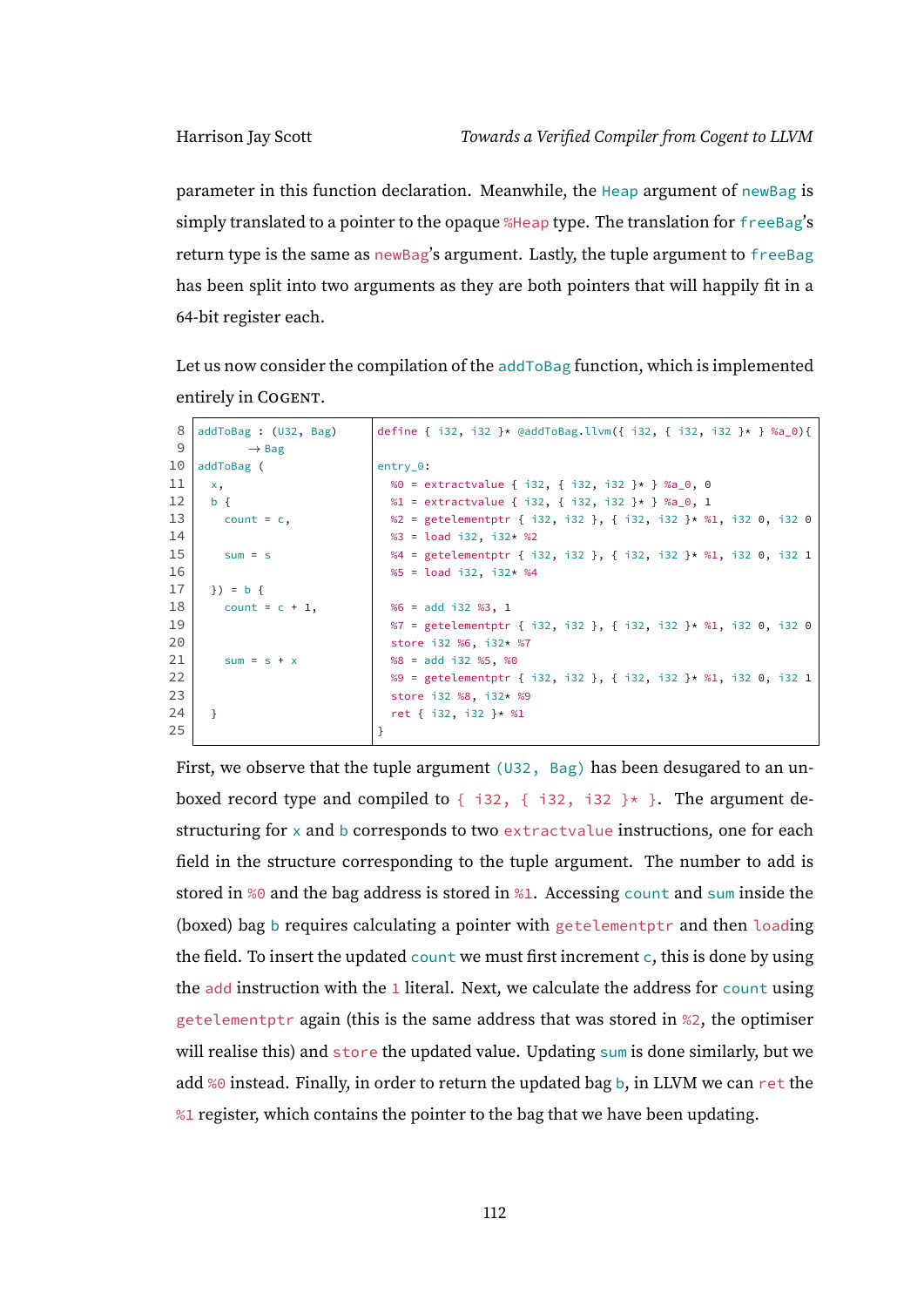parameter in this function declaration. Meanwhile, the `Heap` argument of `newBag` is simply translated to a pointer to the opaque `%Heap` type. The translation for `freeBag`'s return type is the same as `newBag`'s argument. Lastly, the tuple argument to `freeBag` has been split into two arguments as they are both pointers that will happily fit in a 64-bit register each.

Let us now consider the compilation of the `addToBag` function, which is implemented entirely in Cogent.

| | Cogent | LLVM |
|---|---|---|
| 8 | `addToBag : (U32, Bag)` | `define { i32, i32 }* @addToBag.llvm({ i32, { i32, i32 }* } %a_0){` |
| 9 | `        → Bag` | |
| 10 | `addToBag (` | `entry_0:` |
| 11 | `  x,` | `  %0 = extractvalue { i32, { i32, i32 }* } %a_0, 0` |
| 12 | `  b {` | `  %1 = extractvalue { i32, { i32, i32 }* } %a_0, 1` |
| 13 | `    count = c,` | `  %2 = getelementptr { i32, i32 }, { i32, i32 }* %1, i32 0, i32 0` |
| 14 | | `  %3 = load i32, i32* %2` |
| 15 | `    sum = s` | `  %4 = getelementptr { i32, i32 }, { i32, i32 }* %1, i32 0, i32 1` |
| 16 | | `  %5 = load i32, i32* %4` |
| 17 | `  }) = b {` | |
| 18 | `    count = c + 1,` | `  %6 = add i32 %3, 1` |
| 19 | | `  %7 = getelementptr { i32, i32 }, { i32, i32 }* %1, i32 0, i32 0` |
| 20 | | `  store i32 %6, i32* %7` |
| 21 | `    sum = s + x` | `  %8 = add i32 %5, %0` |
| 22 | | `  %9 = getelementptr { i32, i32 }, { i32, i32 }* %1, i32 0, i32 1` |
| 23 | | `  store i32 %8, i32* %9` |
| 24 | `  }` | `  ret { i32, i32 }* %1` |
| 25 | | `}` |

First, we observe that the tuple argument `(U32, Bag)` has been desugared to an unboxed record type and compiled to `{ i32, { i32, i32 }* }`. The argument destructuring for `x` and `b` corresponds to two `extractvalue` instructions, one for each field in the structure corresponding to the tuple argument. The number to add is stored in `%0` and the bag address is stored in `%1`. Accessing `count` and `sum` inside the (boxed) bag `b` requires calculating a pointer with `getelementptr` and then `load`ing the field. To insert the updated `count` we must first increment `c`, this is done by using the `add` instruction with the `1` literal. Next, we calculate the address for `count` using `getelementptr` again (this is the same address that was stored in `%2`, the optimiser will realise this) and `store` the updated value. Updating `sum` is done similarly, but we add `%0` instead. Finally, in order to return the updated bag `b`, in LLVM we can `ret` the `%1` register, which contains the pointer to the bag that we have been updating.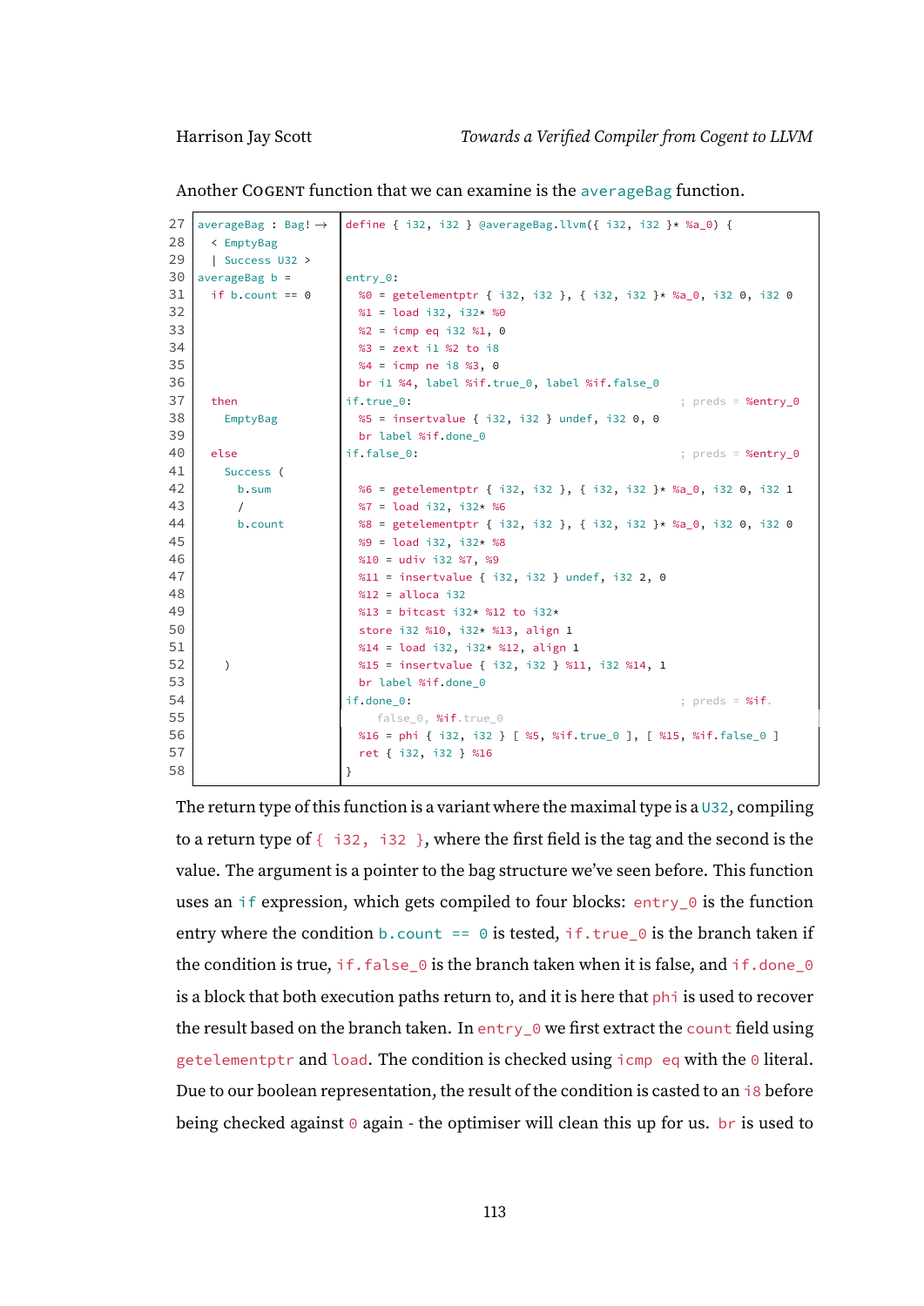Another COGENT function that we can examine is the `averageBag` function.

| | | |
|---|---|---|
| 27 | `averageBag : Bag! -> ` | `define { i32, i32 } @averageBag.llvm({ i32, i32 }* %a_0) {` |
| 28 | `  < EmptyBag` | |
| 29 | `  \| Success U32 >` | |
| 30 | `averageBag b =` | `entry_0:` |
| 31 | `  if b.count == 0` | `  %0 = getelementptr { i32, i32 }, { i32, i32 }* %a_0, i32 0, i32 0` |
| 32 | | `  %1 = load i32, i32* %0` |
| 33 | | `  %2 = icmp eq i32 %1, 0` |
| 34 | | `  %3 = zext i1 %2 to i8` |
| 35 | | `  %4 = icmp ne i8 %3, 0` |
| 36 | | `  br i1 %4, label %if.true_0, label %if.false_0` |
| 37 | `  then` | `if.true_0:                                   ; preds = %entry_0` |
| 38 | `    EmptyBag` | `  %5 = insertvalue { i32, i32 } undef, i32 0, 0` |
| 39 | | `  br label %if.done_0` |
| 40 | `  else` | `if.false_0:                                  ; preds = %entry_0` |
| 41 | `    Success (` | |
| 42 | `      b.sum` | `  %6 = getelementptr { i32, i32 }, { i32, i32 }* %a_0, i32 0, i32 1` |
| 43 | `      /` | `  %7 = load i32, i32* %6` |
| 44 | `      b.count` | `  %8 = getelementptr { i32, i32 }, { i32, i32 }* %a_0, i32 0, i32 0` |
| 45 | | `  %9 = load i32, i32* %8` |
| 46 | | `  %10 = udiv i32 %7, %9` |
| 47 | | `  %11 = insertvalue { i32, i32 } undef, i32 2, 0` |
| 48 | | `  %12 = alloca i32` |
| 49 | | `  %13 = bitcast i32* %12 to i32*` |
| 50 | | `  store i32 %10, i32* %13, align 1` |
| 51 | | `  %14 = load i32, i32* %12, align 1` |
| 52 | `    )` | `  %15 = insertvalue { i32, i32 } %11, i32 %14, 1` |
| 53 | | `  br label %if.done_0` |
| 54 | | `if.done_0:                                   ; preds = %if.` |
| 55 | | `    false_0, %if.true_0` |
| 56 | | `  %16 = phi { i32, i32 } [ %5, %if.true_0 ], [ %15, %if.false_0 ]` |
| 57 | | `  ret { i32, i32 } %16` |
| 58 | | `}` |

The return type of this function is a variant where the maximal type is a `U32`, compiling to a return type of `{ i32, i32 }`, where the first field is the tag and the second is the value. The argument is a pointer to the bag structure we've seen before. This function uses an `if` expression, which gets compiled to four blocks: `entry_0` is the function entry where the condition `b.count == 0` is tested, `if.true_0` is the branch taken if the condition is true, `if.false_0` is the branch taken when it is false, and `if.done_0` is a block that both execution paths return to, and it is here that `phi` is used to recover the result based on the branch taken. In `entry_0` we first extract the `count` field using `getelementptr` and `load`. The condition is checked using `icmp eq` with the `0` literal. Due to our boolean representation, the result of the condition is casted to an `i8` before being checked against `0` again - the optimiser will clean this up for us. `br` is used to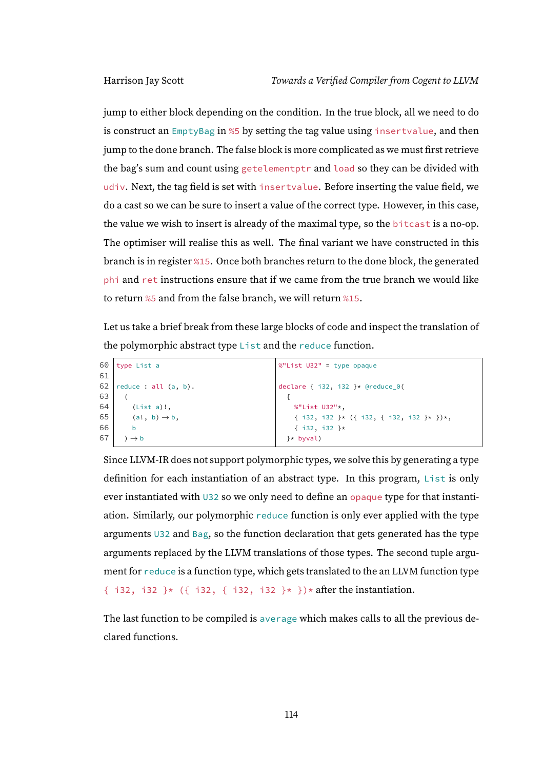jump to either block depending on the condition. In the true block, all we need to do is construct an `EmptyBag` in `%5` by setting the tag value using `insertvalue`, and then jump to the done branch. The false block is more complicated as we must first retrieve the bag's sum and count using `getelementptr` and `load` so they can be divided with `udiv`. Next, the tag field is set with `insertvalue`. Before inserting the value field, we do a cast so we can be sure to insert a value of the correct type. However, in this case, the value we wish to insert is already of the maximal type, so the `bitcast` is a no-op. The optimiser will realise this as well. The final variant we have constructed in this branch is in register `%15`. Once both branches return to the done block, the generated `phi` and `ret` instructions ensure that if we came from the true branch we would like to return `%5` and from the false branch, we will return `%15`.

Let us take a brief break from these large blocks of code and inspect the translation of the polymorphic abstract type `List` and the `reduce` function.

```
60  type List a
61
62  reduce : all (a, b).
63    (
64      (List a)!,
65      (a!, b) → b,
66      b
67    ) → b
```

```
%"List U32" = type opaque

declare { i32, i32 }* @reduce_0(
  {
    %"List U32"*,
    { i32, i32 }* ({ i32, { i32, i32 }* })*,
    { i32, i32 }*
  }* byval)
```

Since LLVM-IR does not support polymorphic types, we solve this by generating a type definition for each instantiation of an abstract type. In this program, `List` is only ever instantiated with `U32` so we only need to define an `opaque` type for that instantiation. Similarly, our polymorphic `reduce` function is only ever applied with the type arguments `U32` and `Bag`, so the function declaration that gets generated has the type arguments replaced by the LLVM translations of those types. The second tuple argument for `reduce` is a function type, which gets translated to the an LLVM function type `{ i32, i32 }* ({ i32, { i32, i32 }* })*` after the instantiation.

The last function to be compiled is `average` which makes calls to all the previous declared functions.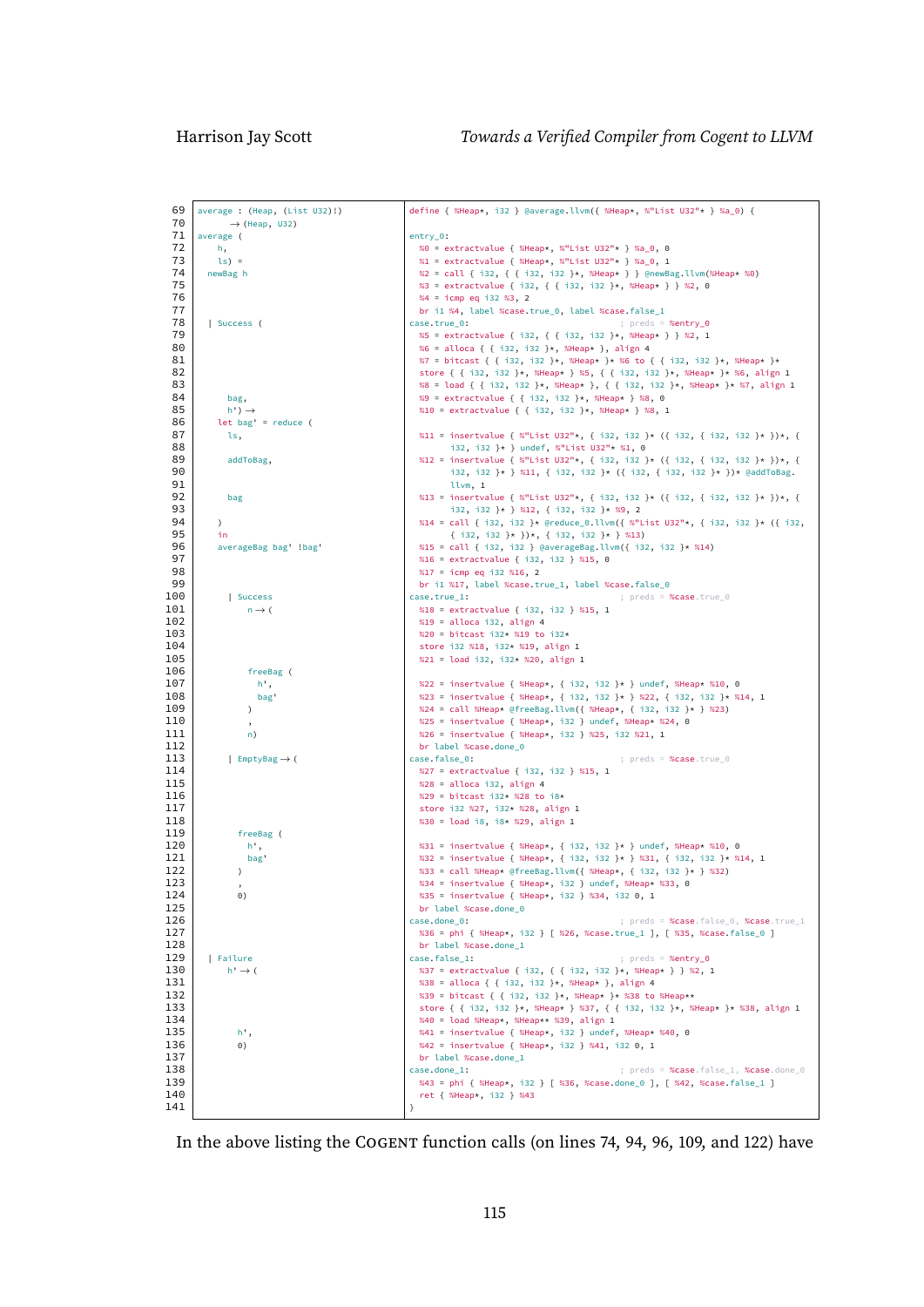```
69  average : (Heap, (List U32)!)
70        → (Heap, U32)
71  average (
72      h,
73      ls) =
74    newBag h
75
76
77
78    | Success (
79
80
81
82
83
84        bag,
85        h') →
86      let bag' = reduce (
87        ls,
88
89        addToBag,
90
91
92        bag
93
94      )
95      in
96      averageBag bag' !bag'
97
98
99
100       | Success
101         n → (
102
103
104
105
106         freeBag (
107           h',
108           bag'
109         )
110         ,
111         n)
112
113       | EmptyBag → (
114
115
116
117
118
119         freeBag (
120           h',
121           bag'
122         )
123         ,
124         0)
125
126
127
128
129   | Failure
130       h' → (
131
132
133
134
135       h',
136       0)
137
138
139
140
141
```

```llvm
define { %Heap*, i32 } @average.llvm({ %Heap*, %"List U32"* } %a_0) {

entry_0:
  %0 = extractvalue { %Heap*, %"List U32"* } %a_0, 0
  %1 = extractvalue { %Heap*, %"List U32"* } %a_0, 1
  %2 = call { i32, { { i32, i32 }*, %Heap* } } @newBag.llvm(%Heap* %0)
  %3 = extractvalue { i32, { { i32, i32 }*, %Heap* } } %2, 0
  %4 = icmp eq i32 %3, 2
  br i1 %4, label %case.true_0, label %case.false_1
case.true_0:                                      ; preds = %entry_0
  %5 = extractvalue { i32, { { i32, i32 }*, %Heap* } } %2, 1
  %6 = alloca { { i32, i32 }*, %Heap* }, align 4
  %7 = bitcast { { i32, i32 }*, %Heap* }* %6 to { { i32, i32 }*, %Heap* }*
  store { { i32, i32 }*, %Heap* } %5, { { i32, i32 }*, %Heap* }* %6, align 1
  %8 = load { { i32, i32 }*, %Heap* }, { { i32, i32 }*, %Heap* }* %7, align 1
  %9 = extractvalue { { i32, i32 }*, %Heap* } %8, 0
  %10 = extractvalue { { i32, i32 }*, %Heap* } %8, 1

  %11 = insertvalue { %"List U32"*, { i32, i32 }* ({ i32, { i32, i32 }* })*, {
        i32, i32 }* } undef, %"List U32"* %1, 0
  %12 = insertvalue { %"List U32"*, { i32, i32 }* ({ i32, { i32, i32 }* })*, {
        i32, i32 }* } %11, { i32, i32 }* ({ i32, { i32, i32 }* })* @addToBag.
        llvm, 1
  %13 = insertvalue { %"List U32"*, { i32, i32 }* ({ i32, { i32, i32 }* })*, {
        i32, i32 }* } %12, { i32, i32 }* %9, 2
  %14 = call { i32, i32 }* @reduce_0.llvm({ %"List U32"*, { i32, i32 }* ({ i32,
        { i32, i32 }* })*, { i32, i32 }* } %13)
  %15 = call { i32, i32 } @averageBag.llvm({ i32, i32 }* %14)
  %16 = extractvalue { i32, i32 } %15, 0
  %17 = icmp eq i32 %16, 2
  br i1 %17, label %case.true_1, label %case.false_0
case.true_1:                                      ; preds = %case.true_0
  %18 = extractvalue { i32, i32 } %15, 1
  %19 = alloca i32, align 4
  %20 = bitcast i32* %19 to i32*
  store i32 %18, i32* %19, align 1
  %21 = load i32, i32* %20, align 1

  %22 = insertvalue { %Heap*, { i32, i32 }* } undef, %Heap* %10, 0
  %23 = insertvalue { %Heap*, { i32, i32 }* } %22, { i32, i32 }* %14, 1
  %24 = call %Heap* @freeBag.llvm({ %Heap*, { i32, i32 }* } %23)
  %25 = insertvalue { %Heap*, i32 } undef, %Heap* %24, 0
  %26 = insertvalue { %Heap*, i32 } %25, i32 %21, 1
  br label %case.done_0
case.false_0:                                     ; preds = %case.true_0
  %27 = extractvalue { i32, i32 } %15, 1
  %28 = alloca i32, align 4
  %29 = bitcast i32* %28 to i8*
  store i32 %27, i32* %28, align 1
  %30 = load i8, i8* %29, align 1

  %31 = insertvalue { %Heap*, { i32, i32 }* } undef, %Heap* %10, 0
  %32 = insertvalue { %Heap*, { i32, i32 }* } %31, { i32, i32 }* %14, 1
  %33 = call %Heap* @freeBag.llvm({ %Heap*, { i32, i32 }* } %32)
  %34 = insertvalue { %Heap*, i32 } undef, %Heap* %33, 0
  %35 = insertvalue { %Heap*, i32 } %34, i32 0, 1
  br label %case.done_0
case.done_0:                                      ; preds = %case.false_0, %case.true_1
  %36 = phi { %Heap*, i32 } [ %26, %case.true_1 ], [ %35, %case.false_0 ]
  br label %case.done_1
case.false_1:                                     ; preds = %entry_0
  %37 = extractvalue { i32, { { i32, i32 }*, %Heap* } } %2, 1
  %38 = alloca { { i32, i32 }*, %Heap* }, align 4
  %39 = bitcast { { i32, i32 }*, %Heap* }* %38 to %Heap**
  store { { i32, i32 }*, %Heap* } %37, { { i32, i32 }*, %Heap* }* %38, align 1
  %40 = load %Heap*, %Heap** %39, align 1
  %41 = insertvalue { %Heap*, i32 } undef, %Heap* %40, 0
  %42 = insertvalue { %Heap*, i32 } %41, i32 0, 1
  br label %case.done_1
case.done_1:                                      ; preds = %case.false_1, %case.done_0
  %43 = phi { %Heap*, i32 } [ %36, %case.done_0 ], [ %42, %case.false_1 ]
  ret { %Heap*, i32 } %43
}
```

In the above listing the COGENT function calls (on lines 74, 94, 96, 109, and 122) have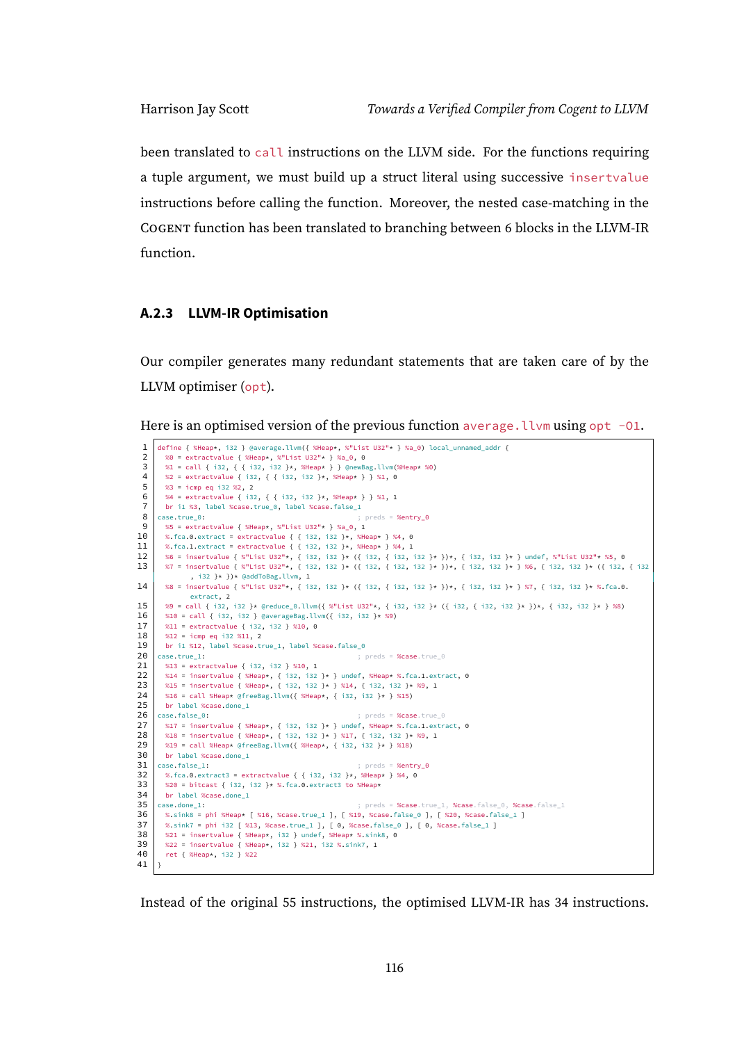been translated to `call` instructions on the LLVM side. For the functions requiring a tuple argument, we must build up a struct literal using successive `insertvalue` instructions before calling the function. Moreover, the nested case-matching in the Cogent function has been translated to branching between 6 blocks in the LLVM-IR function.

### A.2.3 LLVM-IR Optimisation

Our compiler generates many redundant statements that are taken care of by the LLVM optimiser (`opt`).

Here is an optimised version of the previous function `average.llvm` using `opt -O1`.

```
define { %Heap*, i32 } @average.llvm({ %Heap*, %"List U32"* } %a_0) local_unnamed_addr {
  %0 = extractvalue { %Heap*, %"List U32"* } %a_0, 0
  %1 = call { i32, { { i32, i32 }*, %Heap* } } @newBag.llvm(%Heap* %0)
  %2 = extractvalue { i32, { { i32, i32 }*, %Heap* } } %1, 0
  %3 = icmp eq i32 %2, 2
  %4 = extractvalue { i32, { { i32, i32 }*, %Heap* } } %1, 1
  br i1 %3, label %case.true_0, label %case.false_1
case.true_0:                                      ; preds = %entry_0
  %5 = extractvalue { %Heap*, %"List U32"* } %a_0, 1
  %.fca.0.extract = extractvalue { { i32, i32 }*, %Heap* } %4, 0
  %.fca.1.extract = extractvalue { { i32, i32 }*, %Heap* } %4, 1
  %6 = insertvalue { %"List U32"*, { i32, i32 }* ({ i32, { i32, i32 }* })*, { i32, i32 }* } undef, %"List U32"* %5, 0
  %7 = insertvalue { %"List U32"*, { i32, i32 }* ({ i32, { i32, i32 }* })*, { i32, i32 }* } %6, { i32, i32 }* ({ i32, { i32
        , i32 }* })* @addToBag.llvm, 1
  %8 = insertvalue { %"List U32"*, { i32, i32 }* ({ i32, { i32, i32 }* })*, { i32, i32 }* } %7, { i32, i32 }* %.fca.0.
        extract, 2
  %9 = call { i32, i32 }* @reduce_0.llvm({ %"List U32"*, { i32, i32 }* ({ i32, { i32, i32 }* })*, { i32, i32 }* } %8)
  %10 = call { i32, i32 } @averageBag.llvm({ i32, i32 }* %9)
  %11 = extractvalue { i32, i32 } %10, 0
  %12 = icmp eq i32 %11, 2
  br i1 %12, label %case.true_1, label %case.false_0
case.true_1:                                      ; preds = %case.true_0
  %13 = extractvalue { i32, i32 } %10, 1
  %14 = insertvalue { %Heap*, { i32, i32 }* } undef, %Heap* %.fca.1.extract, 0
  %15 = insertvalue { %Heap*, { i32, i32 }* } %14, { i32, i32 }* %9, 1
  %16 = call %Heap* @freeBag.llvm({ %Heap*, { i32, i32 }* } %15)
  br label %case.done_1
case.false_0:                                     ; preds = %case.true_0
  %17 = insertvalue { %Heap*, { i32, i32 }* } undef, %Heap* %.fca.1.extract, 0
  %18 = insertvalue { %Heap*, { i32, i32 }* } %17, { i32, i32 }* %9, 1
  %19 = call %Heap* @freeBag.llvm({ %Heap*, { i32, i32 }* } %18)
  br label %case.done_1
case.false_1:                                     ; preds = %entry_0
  %.fca.0.extract3 = extractvalue { { i32, i32 }*, %Heap* } %4, 0
  %20 = bitcast { i32, i32 }* %.fca.0.extract3 to %Heap*
  br label %case.done_1
case.done_1:                                      ; preds = %case.true_1, %case.false_0, %case.false_1
  %.sink8 = phi %Heap* [ %16, %case.true_1 ], [ %19, %case.false_0 ], [ %20, %case.false_1 ]
  %.sink7 = phi i32 [ %13, %case.true_1 ], [ 0, %case.false_0 ], [ 0, %case.false_1 ]
  %21 = insertvalue { %Heap*, i32 } undef, %Heap* %.sink8, 0
  %22 = insertvalue { %Heap*, i32 } %21, i32 %.sink7, 1
  ret { %Heap*, i32 } %22
}
```

Instead of the original 55 instructions, the optimised LLVM-IR has 34 instructions.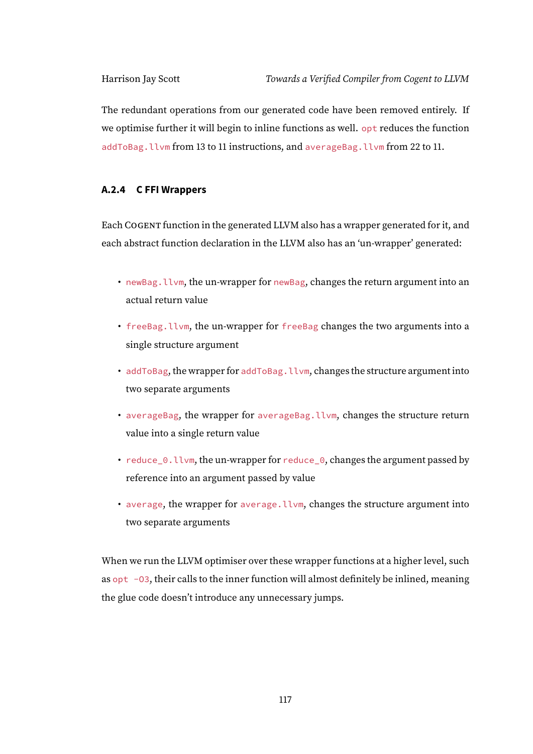The redundant operations from our generated code have been removed entirely. If we optimise further it will begin to inline functions as well. `opt` reduces the function `addToBag.llvm` from 13 to 11 instructions, and `averageBag.llvm` from 22 to 11.

### A.2.4 C FFI Wrappers

Each Cogent function in the generated LLVM also has a wrapper generated for it, and each abstract function declaration in the LLVM also has an 'un-wrapper' generated:

- `newBag.llvm`, the un-wrapper for `newBag`, changes the return argument into an actual return value
- `freeBag.llvm`, the un-wrapper for `freeBag` changes the two arguments into a single structure argument
- `addToBag`, the wrapper for `addToBag.llvm`, changes the structure argument into two separate arguments
- `averageBag`, the wrapper for `averageBag.llvm`, changes the structure return value into a single return value
- `reduce_0.llvm`, the un-wrapper for `reduce_0`, changes the argument passed by reference into an argument passed by value
- `average`, the wrapper for `average.llvm`, changes the structure argument into two separate arguments

When we run the LLVM optimiser over these wrapper functions at a higher level, such as `opt -O3`, their calls to the inner function will almost definitely be inlined, meaning the glue code doesn't introduce any unnecessary jumps.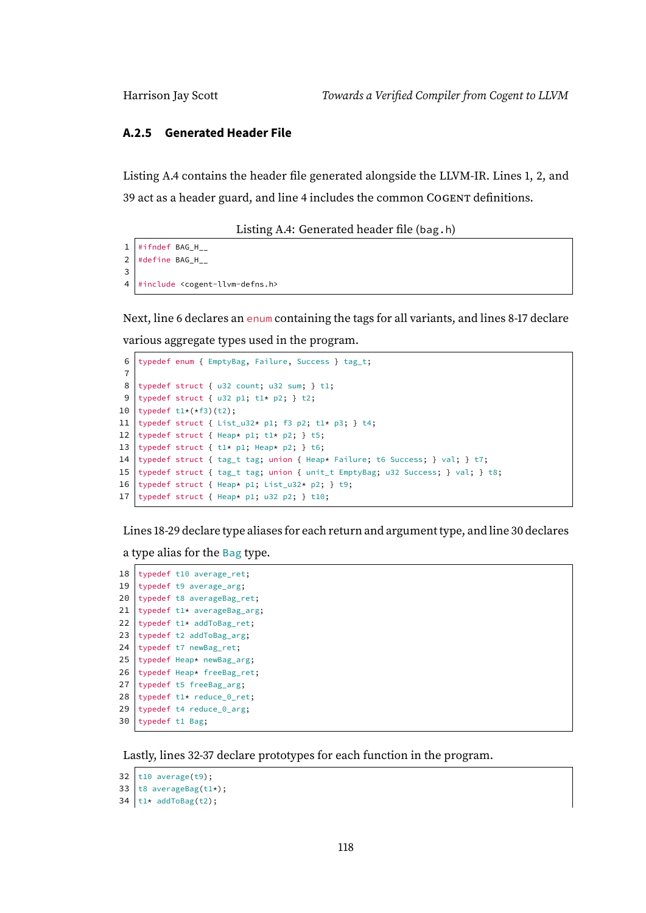### A.2.5 Generated Header File

Listing A.4 contains the header file generated alongside the LLVM-IR. Lines 1, 2, and 39 act as a header guard, and line 4 includes the common COGENT definitions.

Listing A.4: Generated header file (bag.h)

```
1  #ifndef BAG_H__
2  #define BAG_H__
3
4  #include <cogent-llvm-defns.h>
```

Next, line 6 declares an `enum` containing the tags for all variants, and lines 8-17 declare various aggregate types used in the program.

```
6  typedef enum { EmptyBag, Failure, Success } tag_t;
7
8  typedef struct { u32 count; u32 sum; } t1;
9  typedef struct { u32 p1; t1* p2; } t2;
10 typedef t1*(*f3)(t2);
11 typedef struct { List_u32* p1; f3 p2; t1* p3; } t4;
12 typedef struct { Heap* p1; t1* p2; } t5;
13 typedef struct { t1* p1; Heap* p2; } t6;
14 typedef struct { tag_t tag; union { Heap* Failure; t6 Success; } val; } t7;
15 typedef struct { tag_t tag; union { unit_t EmptyBag; u32 Success; } val; } t8;
16 typedef struct { Heap* p1; List_u32* p2; } t9;
17 typedef struct { Heap* p1; u32 p2; } t10;
```

Lines 18-29 declare type aliases for each return and argument type, and line 30 declares a type alias for the `Bag` type.

```
18 typedef t10 average_ret;
19 typedef t9 average_arg;
20 typedef t8 averageBag_ret;
21 typedef t1* averageBag_arg;
22 typedef t1* addToBag_ret;
23 typedef t2 addToBag_arg;
24 typedef t7 newBag_ret;
25 typedef Heap* newBag_arg;
26 typedef Heap* freeBag_ret;
27 typedef t5 freeBag_arg;
28 typedef t1* reduce_0_ret;
29 typedef t4 reduce_0_arg;
30 typedef t1 Bag;
```

Lastly, lines 32-37 declare prototypes for each function in the program.

```
32 t10 average(t9);
33 t8 averageBag(t1*);
34 t1* addToBag(t2);
```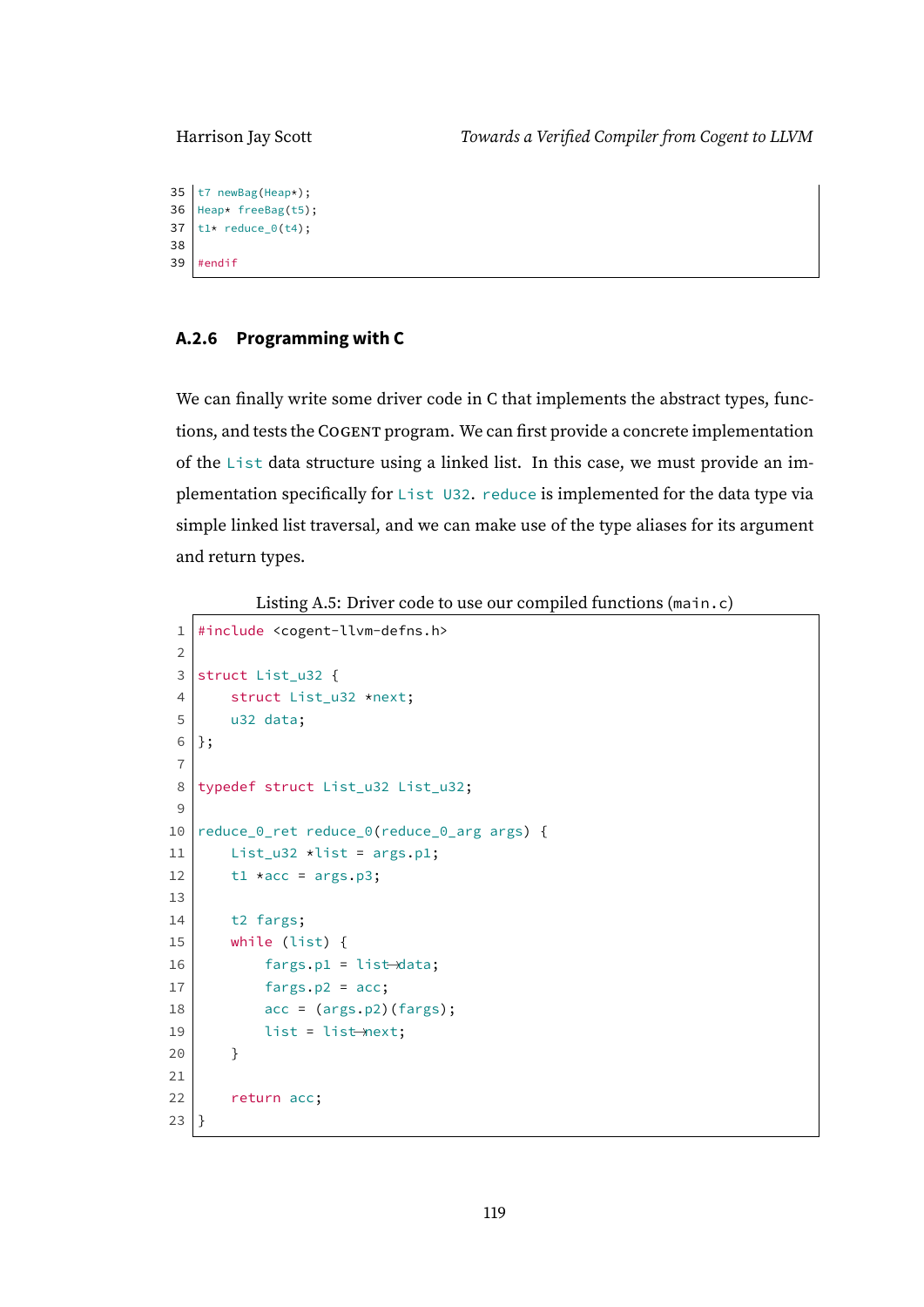```
t7 newBag(Heap*);
Heap* freeBag(t5);
t1* reduce_0(t4);

#endif
```

### A.2.6 Programming with C

We can finally write some driver code in C that implements the abstract types, functions, and tests the COGENT program. We can first provide a concrete implementation of the `List` data structure using a linked list. In this case, we must provide an implementation specifically for `List U32`. `reduce` is implemented for the data type via simple linked list traversal, and we can make use of the type aliases for its argument and return types.

Listing A.5: Driver code to use our compiled functions (`main.c`)

```c
#include <cogent-llvm-defns.h>

struct List_u32 {
    struct List_u32 *next;
    u32 data;
};

typedef struct List_u32 List_u32;

reduce_0_ret reduce_0(reduce_0_arg args) {
    List_u32 *list = args.p1;
    t1 *acc = args.p3;

    t2 fargs;
    while (list) {
        fargs.p1 = list->data;
        fargs.p2 = acc;
        acc = (args.p2)(fargs);
        list = list->next;
    }

    return acc;
}
```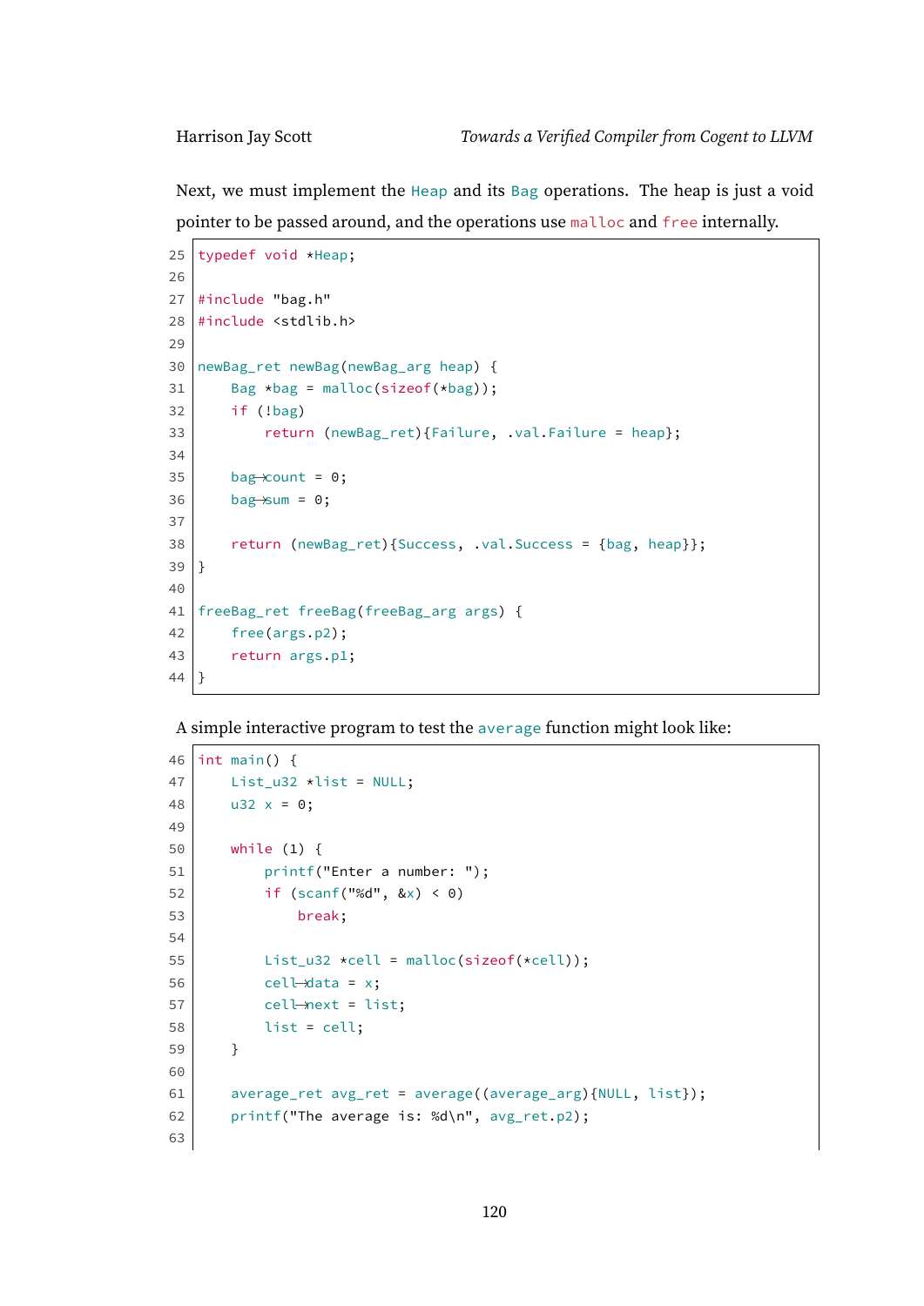Next, we must implement the Heap and its Bag operations. The heap is just a void pointer to be passed around, and the operations use malloc and free internally.

```
25 typedef void *Heap;
26
27 #include "bag.h"
28 #include <stdlib.h>
29
30 newBag_ret newBag(newBag_arg heap) {
31     Bag *bag = malloc(sizeof(*bag));
32     if (!bag)
33         return (newBag_ret){Failure, .val.Failure = heap};
34
35     bag->count = 0;
36     bag->sum = 0;
37
38     return (newBag_ret){Success, .val.Success = {bag, heap}};
39 }
40
41 freeBag_ret freeBag(freeBag_arg args) {
42     free(args.p2);
43     return args.p1;
44 }
```

A simple interactive program to test the average function might look like:

```
46 int main() {
47     List_u32 *list = NULL;
48     u32 x = 0;
49
50     while (1) {
51         printf("Enter a number: ");
52         if (scanf("%d", &x) < 0)
53             break;
54
55         List_u32 *cell = malloc(sizeof(*cell));
56         cell->data = x;
57         cell->next = list;
58         list = cell;
59     }
60
61     average_ret avg_ret = average((average_arg){NULL, list});
62     printf("The average is: %d\n", avg_ret.p2);
63
```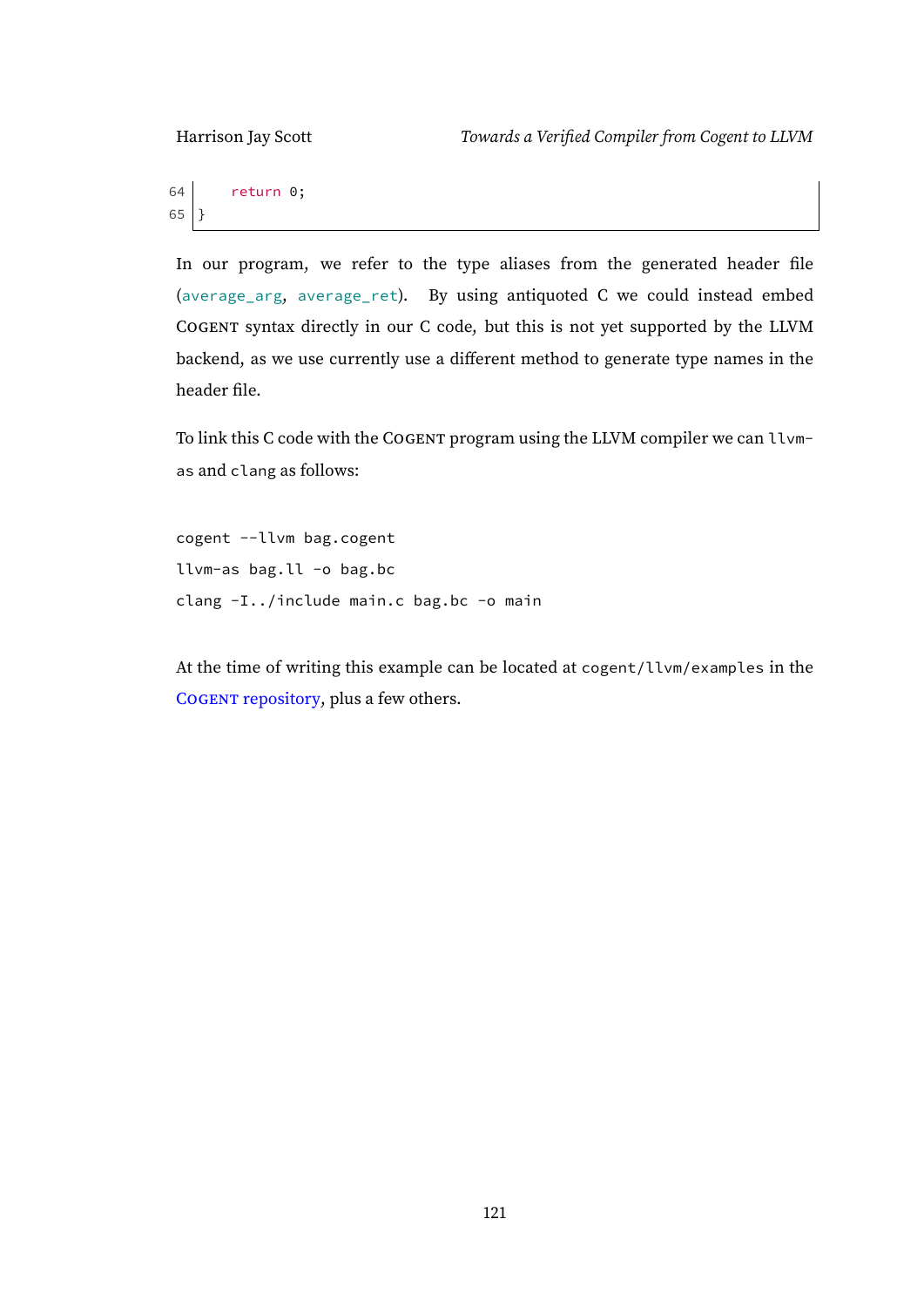```
    return 0;
}
```

In our program, we refer to the type aliases from the generated header file (`average_arg`, `average_ret`). By using antiquoted C we could instead embed Cogent syntax directly in our C code, but this is not yet supported by the LLVM backend, as we use currently use a different method to generate type names in the header file.

To link this C code with the Cogent program using the LLVM compiler we can `llvm-as` and `clang` as follows:

```
cogent --llvm bag.cogent
llvm-as bag.ll -o bag.bc
clang -I../include main.c bag.bc -o main
```

At the time of writing this example can be located at `cogent/llvm/examples` in the Cogent repository, plus a few others.